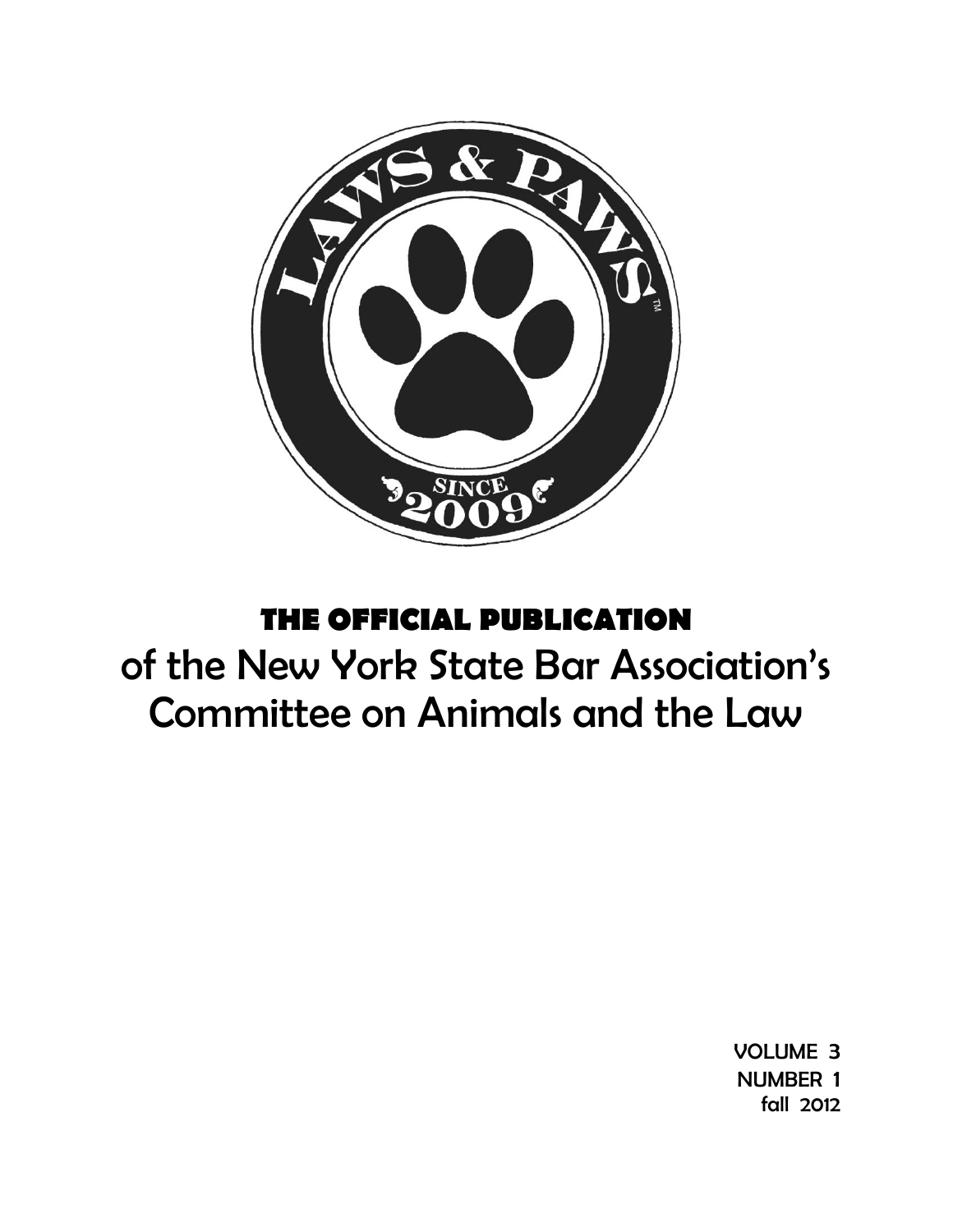LAWS & PAWS™

SINCE 2009

# THE OFFICIAL PUBLICATION

## of the New York State Bar Association's Committee on Animals and the Law

VOLUME 3
NUMBER 1
fall 2012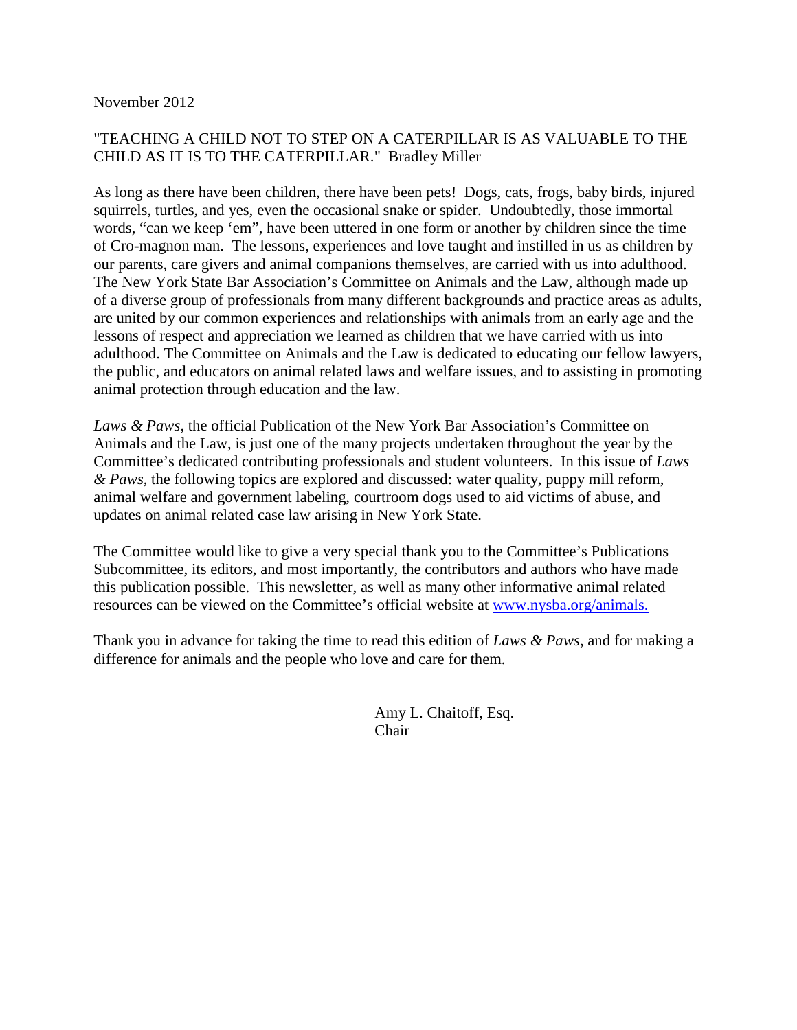November 2012

"TEACHING A CHILD NOT TO STEP ON A CATERPILLAR IS AS VALUABLE TO THE CHILD AS IT IS TO THE CATERPILLAR." Bradley Miller

As long as there have been children, there have been pets! Dogs, cats, frogs, baby birds, injured squirrels, turtles, and yes, even the occasional snake or spider. Undoubtedly, those immortal words, "can we keep 'em", have been uttered in one form or another by children since the time of Cro-magnon man. The lessons, experiences and love taught and instilled in us as children by our parents, care givers and animal companions themselves, are carried with us into adulthood. The New York State Bar Association's Committee on Animals and the Law, although made up of a diverse group of professionals from many different backgrounds and practice areas as adults, are united by our common experiences and relationships with animals from an early age and the lessons of respect and appreciation we learned as children that we have carried with us into adulthood. The Committee on Animals and the Law is dedicated to educating our fellow lawyers, the public, and educators on animal related laws and welfare issues, and to assisting in promoting animal protection through education and the law.

*Laws & Paws,* the official Publication of the New York Bar Association's Committee on Animals and the Law, is just one of the many projects undertaken throughout the year by the Committee's dedicated contributing professionals and student volunteers. In this issue of *Laws & Paws*, the following topics are explored and discussed: water quality, puppy mill reform, animal welfare and government labeling, courtroom dogs used to aid victims of abuse, and updates on animal related case law arising in New York State.

The Committee would like to give a very special thank you to the Committee's Publications Subcommittee, its editors, and most importantly, the contributors and authors who have made this publication possible. This newsletter, as well as many other informative animal related resources can be viewed on the Committee's official website at [www.nysba.org/animals.](http://www.nysba.org/animals)

Thank you in advance for taking the time to read this edition of *Laws & Paws*, and for making a difference for animals and the people who love and care for them.

Amy L. Chaitoff, Esq.
Chair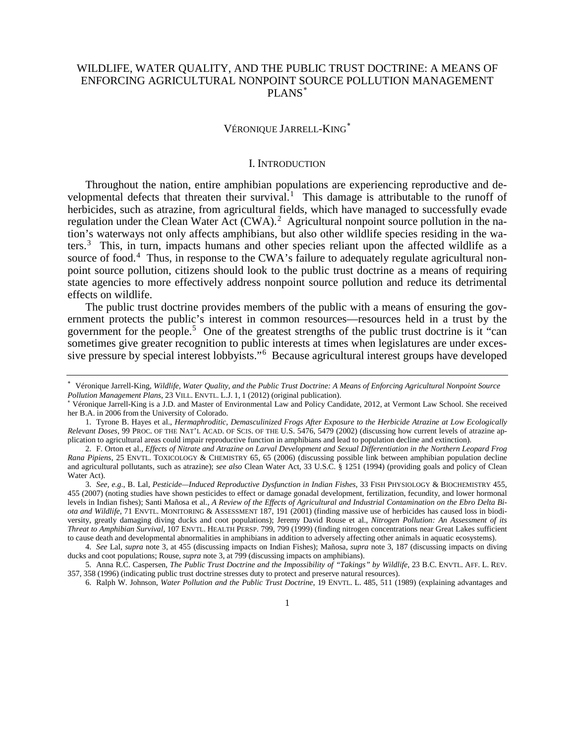# WILDLIFE, WATER QUALITY, AND THE PUBLIC TRUST DOCTRINE: A MEANS OF ENFORCING AGRICULTURAL NONPOINT SOURCE POLLUTION MANAGEMENT PLANS[*]

VÉRONIQUE JARRELL-KING[*]

## I. INTRODUCTION

Throughout the nation, entire amphibian populations are experiencing reproductive and developmental defects that threaten their survival.[1] This damage is attributable to the runoff of herbicides, such as atrazine, from agricultural fields, which have managed to successfully evade regulation under the Clean Water Act (CWA).[2] Agricultural nonpoint source pollution in the nation's waterways not only affects amphibians, but also other wildlife species residing in the waters.[3] This, in turn, impacts humans and other species reliant upon the affected wildlife as a source of food.[4] Thus, in response to the CWA's failure to adequately regulate agricultural nonpoint source pollution, citizens should look to the public trust doctrine as a means of requiring state agencies to more effectively address nonpoint source pollution and reduce its detrimental effects on wildlife.

The public trust doctrine provides members of the public with a means of ensuring the government protects the public's interest in common resources—resources held in a trust by the government for the people.[5] One of the greatest strengths of the public trust doctrine is it "can sometimes give greater recognition to public interests at times when legislatures are under excessive pressure by special interest lobbyists."[6] Because agricultural interest groups have developed

---

[*] Véronique Jarrell-King, *Wildlife, Water Quality, and the Public Trust Doctrine: A Means of Enforcing Agricultural Nonpoint Source Pollution Management Plans*, 23 VILL. ENVTL. L.J. 1, 1 (2012) (original publication).

[*] Véronique Jarrell-King is a J.D. and Master of Environmental Law and Policy Candidate, 2012, at Vermont Law School. She received her B.A. in 2006 from the University of Colorado.

1. Tyrone B. Hayes et al., *Hermaphroditic, Demasculinized Frogs After Exposure to the Herbicide Atrazine at Low Ecologically Relevant Doses*, 99 PROC. OF THE NAT'L ACAD. OF SCIS. OF THE U.S. 5476, 5479 (2002) (discussing how current levels of atrazine application to agricultural areas could impair reproductive function in amphibians and lead to population decline and extinction).

2. F. Orton et al., *Effects of Nitrate and Atrazine on Larval Development and Sexual Differentiation in the Northern Leopard Frog Rana Pipiens*, 25 ENVTL. TOXICOLOGY & CHEMISTRY 65, 65 (2006) (discussing possible link between amphibian population decline and agricultural pollutants, such as atrazine); *see also* Clean Water Act, 33 U.S.C. § 1251 (1994) (providing goals and policy of Clean Water Act).

3. *See, e.g.*, B. Lal, *Pesticide—Induced Reproductive Dysfunction in Indian Fishes*, 33 FISH PHYSIOLOGY & BIOCHEMISTRY 455, 455 (2007) (noting studies have shown pesticides to effect or damage gonadal development, fertilization, fecundity, and lower hormonal levels in Indian fishes); Santi Mañosa et al., *A Review of the Effects of Agricultural and Industrial Contamination on the Ebro Delta Biota and Wildlife*, 71 ENVTL. MONITORING & ASSESSMENT 187, 191 (2001) (finding massive use of herbicides has caused loss in biodiversity, greatly damaging diving ducks and coot populations); Jeremy David Rouse et al., *Nitrogen Pollution: An Assessment of its Threat to Amphibian Survival*, 107 ENVTL. HEALTH PERSP. 799, 799 (1999) (finding nitrogen concentrations near Great Lakes sufficient to cause death and developmental abnormalities in amphibians in addition to adversely affecting other animals in aquatic ecosystems).

4. *See* Lal, *supra* note 3, at 455 (discussing impacts on Indian Fishes); Mañosa, *supra* note 3, 187 (discussing impacts on diving ducks and coot populations; Rouse, *supra* note 3, at 799 (discussing impacts on amphibians).

5. Anna R.C. Caspersen, *The Public Trust Doctrine and the Impossibility of "Takings" by Wildlife*, 23 B.C. ENVTL. AFF. L. REV. 357, 358 (1996) (indicating public trust doctrine stresses duty to protect and preserve natural resources).

6. Ralph W. Johnson, *Water Pollution and the Public Trust Doctrine*, 19 ENVTL. L. 485, 511 (1989) (explaining advantages and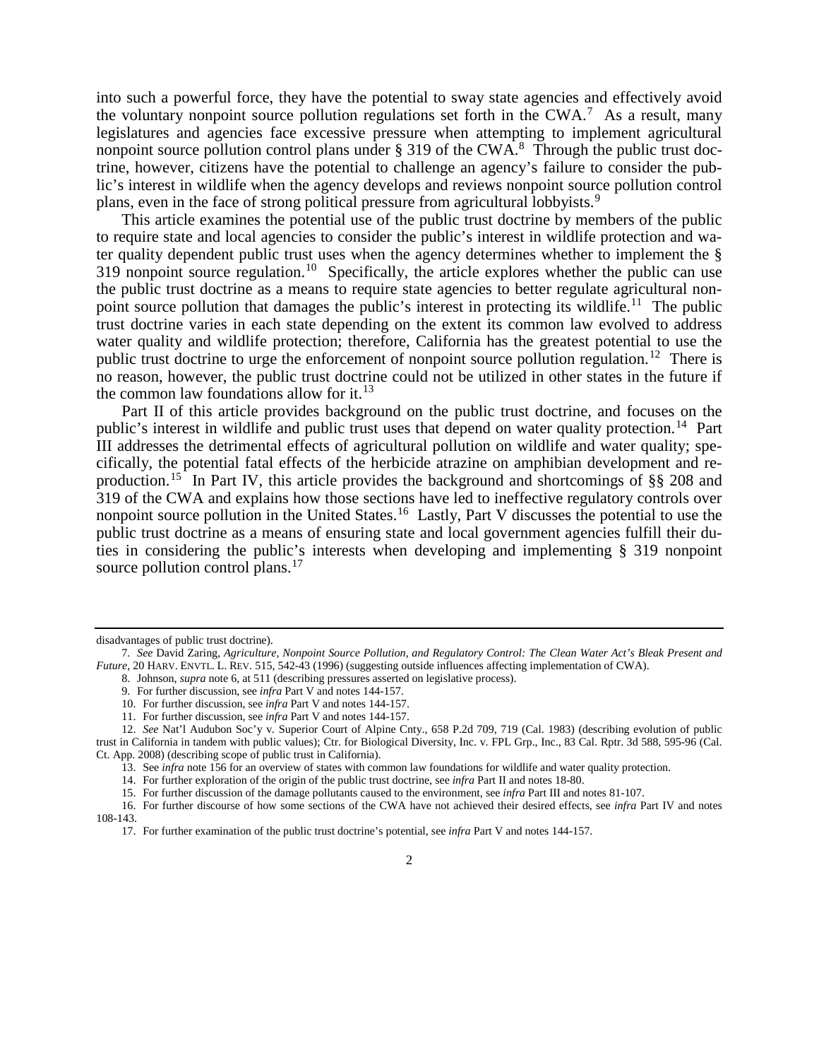into such a powerful force, they have the potential to sway state agencies and effectively avoid the voluntary nonpoint source pollution regulations set forth in the CWA.[7] As a result, many legislatures and agencies face excessive pressure when attempting to implement agricultural nonpoint source pollution control plans under § 319 of the CWA.[8] Through the public trust doctrine, however, citizens have the potential to challenge an agency's failure to consider the public's interest in wildlife when the agency develops and reviews nonpoint source pollution control plans, even in the face of strong political pressure from agricultural lobbyists.[9]

This article examines the potential use of the public trust doctrine by members of the public to require state and local agencies to consider the public's interest in wildlife protection and water quality dependent public trust uses when the agency determines whether to implement the § 319 nonpoint source regulation.[10] Specifically, the article explores whether the public can use the public trust doctrine as a means to require state agencies to better regulate agricultural nonpoint source pollution that damages the public's interest in protecting its wildlife.[11] The public trust doctrine varies in each state depending on the extent its common law evolved to address water quality and wildlife protection; therefore, California has the greatest potential to use the public trust doctrine to urge the enforcement of nonpoint source pollution regulation.[12] There is no reason, however, the public trust doctrine could not be utilized in other states in the future if the common law foundations allow for it.[13]

Part II of this article provides background on the public trust doctrine, and focuses on the public's interest in wildlife and public trust uses that depend on water quality protection.[14] Part III addresses the detrimental effects of agricultural pollution on wildlife and water quality; specifically, the potential fatal effects of the herbicide atrazine on amphibian development and reproduction.[15] In Part IV, this article provides the background and shortcomings of §§ 208 and 319 of the CWA and explains how those sections have led to ineffective regulatory controls over nonpoint source pollution in the United States.[16] Lastly, Part V discusses the potential to use the public trust doctrine as a means of ensuring state and local government agencies fulfill their duties in considering the public's interests when developing and implementing § 319 nonpoint source pollution control plans.[17]

---

disadvantages of public trust doctrine).

7. *See* David Zaring, *Agriculture, Nonpoint Source Pollution, and Regulatory Control: The Clean Water Act's Bleak Present and Future*, 20 HARV. ENVTL. L. REV. 515, 542-43 (1996) (suggesting outside influences affecting implementation of CWA).

8. Johnson, *supra* note 6, at 511 (describing pressures asserted on legislative process).

9. For further discussion, see *infra* Part V and notes 144-157.

10. For further discussion, see *infra* Part V and notes 144-157.

11. For further discussion, see *infra* Part V and notes 144-157.

12. *See* Nat'l Audubon Soc'y v. Superior Court of Alpine Cnty., 658 P.2d 709, 719 (Cal. 1983) (describing evolution of public trust in California in tandem with public values); Ctr. for Biological Diversity, Inc. v. FPL Grp., Inc., 83 Cal. Rptr. 3d 588, 595-96 (Cal. Ct. App. 2008) (describing scope of public trust in California).

13. See *infra* note 156 for an overview of states with common law foundations for wildlife and water quality protection.

14. For further exploration of the origin of the public trust doctrine, see *infra* Part II and notes 18-80.

15. For further discussion of the damage pollutants caused to the environment, see *infra* Part III and notes 81-107.

16. For further discourse of how some sections of the CWA have not achieved their desired effects, see *infra* Part IV and notes 108-143.

17. For further examination of the public trust doctrine's potential, see *infra* Part V and notes 144-157.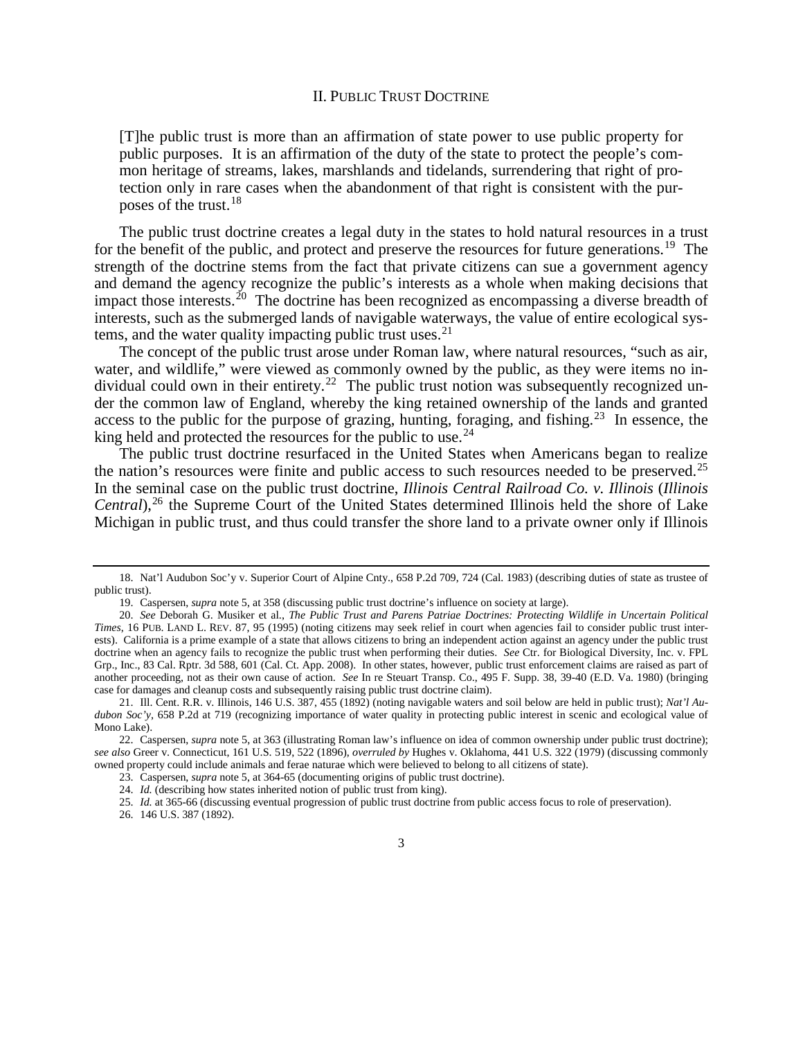## II. Public Trust Doctrine

> [T]he public trust is more than an affirmation of state power to use public property for public purposes. It is an affirmation of the duty of the state to protect the people's common heritage of streams, lakes, marshlands and tidelands, surrendering that right of protection only in rare cases when the abandonment of that right is consistent with the purposes of the trust.[18]

The public trust doctrine creates a legal duty in the states to hold natural resources in a trust for the benefit of the public, and protect and preserve the resources for future generations.[19] The strength of the doctrine stems from the fact that private citizens can sue a government agency and demand the agency recognize the public's interests as a whole when making decisions that impact those interests.[20] The doctrine has been recognized as encompassing a diverse breadth of interests, such as the submerged lands of navigable waterways, the value of entire ecological systems, and the water quality impacting public trust uses.[21]

The concept of the public trust arose under Roman law, where natural resources, "such as air, water, and wildlife," were viewed as commonly owned by the public, as they were items no individual could own in their entirety.[22] The public trust notion was subsequently recognized under the common law of England, whereby the king retained ownership of the lands and granted access to the public for the purpose of grazing, hunting, foraging, and fishing.[23] In essence, the king held and protected the resources for the public to use.[24]

The public trust doctrine resurfaced in the United States when Americans began to realize the nation's resources were finite and public access to such resources needed to be preserved.[25] In the seminal case on the public trust doctrine, *Illinois Central Railroad Co. v. Illinois* (*Illinois Central*),[26] the Supreme Court of the United States determined Illinois held the shore of Lake Michigan in public trust, and thus could transfer the shore land to a private owner only if Illinois

---

18. Nat'l Audubon Soc'y v. Superior Court of Alpine Cnty., 658 P.2d 709, 724 (Cal. 1983) (describing duties of state as trustee of public trust).

19. Caspersen, *supra* note 5, at 358 (discussing public trust doctrine's influence on society at large).

20. *See* Deborah G. Musiker et al., *The Public Trust and Parens Patriae Doctrines: Protecting Wildlife in Uncertain Political Times*, 16 PUB. LAND L. REV. 87, 95 (1995) (noting citizens may seek relief in court when agencies fail to consider public trust interests). California is a prime example of a state that allows citizens to bring an independent action against an agency under the public trust doctrine when an agency fails to recognize the public trust when performing their duties. *See* Ctr. for Biological Diversity, Inc. v. FPL Grp., Inc., 83 Cal. Rptr. 3d 588, 601 (Cal. Ct. App. 2008). In other states, however, public trust enforcement claims are raised as part of another proceeding, not as their own cause of action. *See* In re Steuart Transp. Co., 495 F. Supp. 38, 39-40 (E.D. Va. 1980) (bringing case for damages and cleanup costs and subsequently raising public trust doctrine claim).

21. Ill. Cent. R.R. v. Illinois, 146 U.S. 387, 455 (1892) (noting navigable waters and soil below are held in public trust); *Nat'l Audubon Soc'y*, 658 P.2d at 719 (recognizing importance of water quality in protecting public interest in scenic and ecological value of Mono Lake).

22. Caspersen, *supra* note 5, at 363 (illustrating Roman law's influence on idea of common ownership under public trust doctrine); *see also* Greer v. Connecticut, 161 U.S. 519, 522 (1896), *overruled by* Hughes v. Oklahoma, 441 U.S. 322 (1979) (discussing commonly owned property could include animals and ferae naturae which were believed to belong to all citizens of state).

23. Caspersen, *supra* note 5, at 364-65 (documenting origins of public trust doctrine).

24. *Id.* (describing how states inherited notion of public trust from king).

25. *Id.* at 365-66 (discussing eventual progression of public trust doctrine from public access focus to role of preservation).

26. 146 U.S. 387 (1892).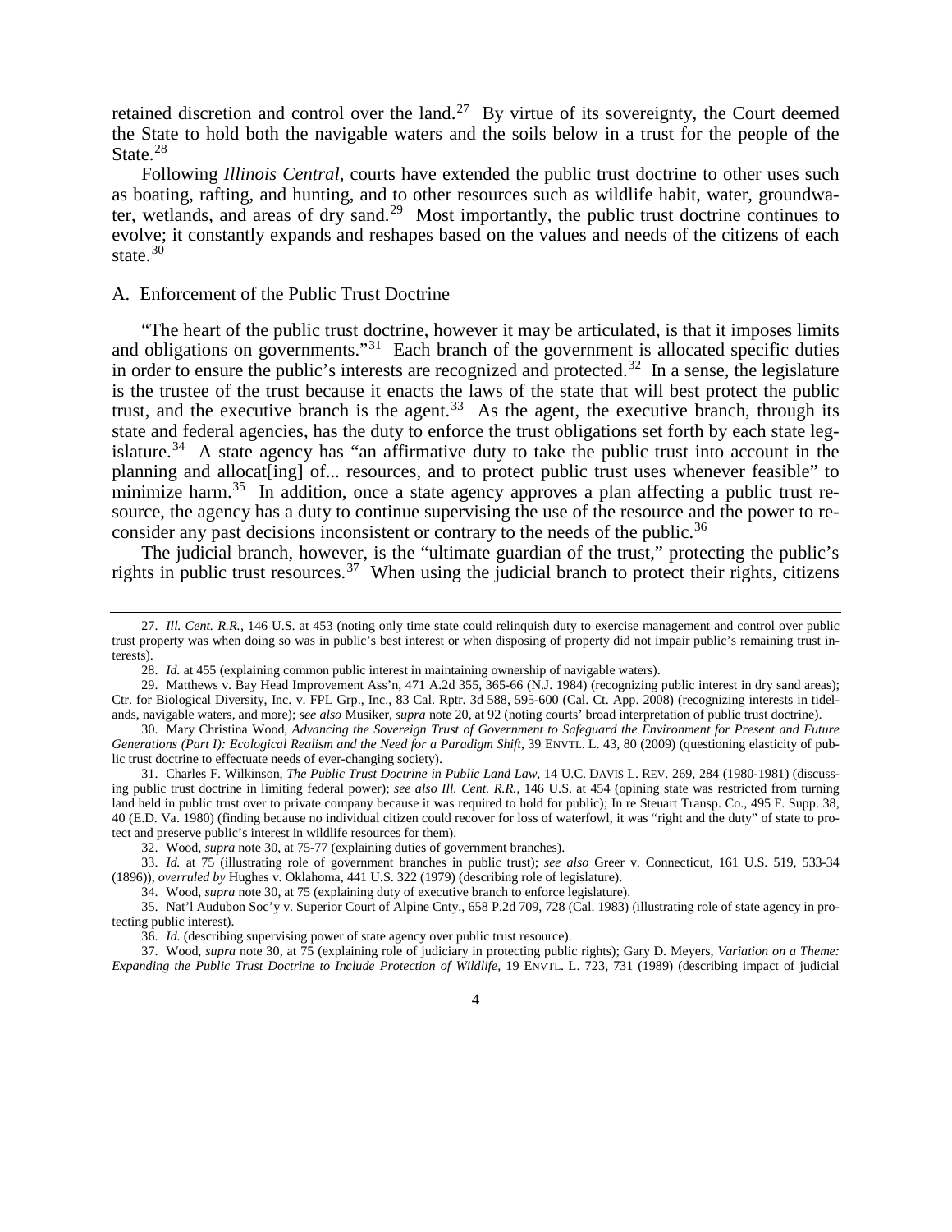retained discretion and control over the land.[27] By virtue of its sovereignty, the Court deemed the State to hold both the navigable waters and the soils below in a trust for the people of the State.[28]

Following *Illinois Central*, courts have extended the public trust doctrine to other uses such as boating, rafting, and hunting, and to other resources such as wildlife habit, water, groundwater, wetlands, and areas of dry sand.[29] Most importantly, the public trust doctrine continues to evolve; it constantly expands and reshapes based on the values and needs of the citizens of each state.[30]

### A. Enforcement of the Public Trust Doctrine

"The heart of the public trust doctrine, however it may be articulated, is that it imposes limits and obligations on governments."[31] Each branch of the government is allocated specific duties in order to ensure the public's interests are recognized and protected.[32] In a sense, the legislature is the trustee of the trust because it enacts the laws of the state that will best protect the public trust, and the executive branch is the agent.[33] As the agent, the executive branch, through its state and federal agencies, has the duty to enforce the trust obligations set forth by each state legislature.[34] A state agency has "an affirmative duty to take the public trust into account in the planning and allocat[ing] of... resources, and to protect public trust uses whenever feasible" to minimize harm.[35] In addition, once a state agency approves a plan affecting a public trust resource, the agency has a duty to continue supervising the use of the resource and the power to reconsider any past decisions inconsistent or contrary to the needs of the public.[36]

The judicial branch, however, is the "ultimate guardian of the trust," protecting the public's rights in public trust resources.[37] When using the judicial branch to protect their rights, citizens

---

27. *Ill. Cent. R.R.*, 146 U.S. at 453 (noting only time state could relinquish duty to exercise management and control over public trust property was when doing so was in public's best interest or when disposing of property did not impair public's remaining trust interests).

28. *Id.* at 455 (explaining common public interest in maintaining ownership of navigable waters).

29. Matthews v. Bay Head Improvement Ass'n, 471 A.2d 355, 365-66 (N.J. 1984) (recognizing public interest in dry sand areas); Ctr. for Biological Diversity, Inc. v. FPL Grp., Inc., 83 Cal. Rptr. 3d 588, 595-600 (Cal. Ct. App. 2008) (recognizing interests in tidelands, navigable waters, and more); *see also* Musiker, *supra* note 20, at 92 (noting courts' broad interpretation of public trust doctrine).

30. Mary Christina Wood, *Advancing the Sovereign Trust of Government to Safeguard the Environment for Present and Future Generations (Part I): Ecological Realism and the Need for a Paradigm Shift*, 39 ENVTL. L. 43, 80 (2009) (questioning elasticity of public trust doctrine to effectuate needs of ever-changing society).

31. Charles F. Wilkinson, *The Public Trust Doctrine in Public Land Law*, 14 U.C. DAVIS L. REV. 269, 284 (1980-1981) (discussing public trust doctrine in limiting federal power); *see also Ill. Cent. R.R.*, 146 U.S. at 454 (opining state was restricted from turning land held in public trust over to private company because it was required to hold for public); In re Steuart Transp. Co., 495 F. Supp. 38, 40 (E.D. Va. 1980) (finding because no individual citizen could recover for loss of waterfowl, it was "right and the duty" of state to protect and preserve public's interest in wildlife resources for them).

32. Wood, *supra* note 30, at 75-77 (explaining duties of government branches).

33. *Id.* at 75 (illustrating role of government branches in public trust); *see also* Greer v. Connecticut, 161 U.S. 519, 533-34 (1896)), *overruled by* Hughes v. Oklahoma, 441 U.S. 322 (1979) (describing role of legislature).

34. Wood, *supra* note 30, at 75 (explaining duty of executive branch to enforce legislature).

35. Nat'l Audubon Soc'y v. Superior Court of Alpine Cnty., 658 P.2d 709, 728 (Cal. 1983) (illustrating role of state agency in protecting public interest).

36. *Id.* (describing supervising power of state agency over public trust resource).

37. Wood, *supra* note 30, at 75 (explaining role of judiciary in protecting public rights); Gary D. Meyers, *Variation on a Theme: Expanding the Public Trust Doctrine to Include Protection of Wildlife*, 19 ENVTL. L. 723, 731 (1989) (describing impact of judicial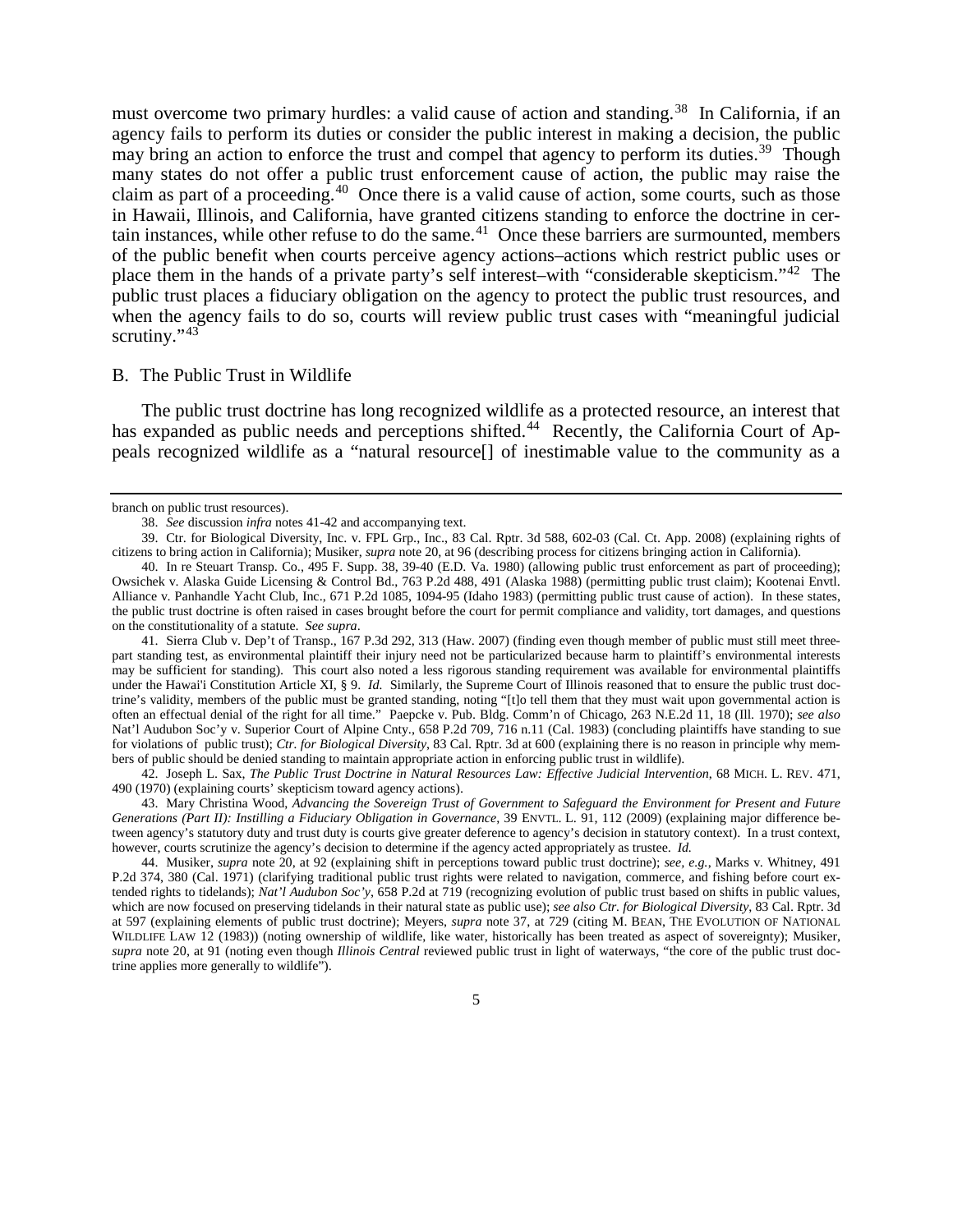must overcome two primary hurdles: a valid cause of action and standing.[38] In California, if an agency fails to perform its duties or consider the public interest in making a decision, the public may bring an action to enforce the trust and compel that agency to perform its duties.[39] Though many states do not offer a public trust enforcement cause of action, the public may raise the claim as part of a proceeding.[40] Once there is a valid cause of action, some courts, such as those in Hawaii, Illinois, and California, have granted citizens standing to enforce the doctrine in certain instances, while other refuse to do the same.[41] Once these barriers are surmounted, members of the public benefit when courts perceive agency actions–actions which restrict public uses or place them in the hands of a private party's self interest–with "considerable skepticism."[42] The public trust places a fiduciary obligation on the agency to protect the public trust resources, and when the agency fails to do so, courts will review public trust cases with "meaningful judicial scrutiny."[43]

B. The Public Trust in Wildlife

The public trust doctrine has long recognized wildlife as a protected resource, an interest that has expanded as public needs and perceptions shifted.[44] Recently, the California Court of Appeals recognized wildlife as a "natural resource[] of inestimable value to the community as a

---

branch on public trust resources).

38. *See* discussion *infra* notes 41-42 and accompanying text.

39. Ctr. for Biological Diversity, Inc. v. FPL Grp., Inc., 83 Cal. Rptr. 3d 588, 602-03 (Cal. Ct. App. 2008) (explaining rights of citizens to bring action in California); Musiker, *supra* note 20, at 96 (describing process for citizens bringing action in California).

40. In re Steuart Transp. Co., 495 F. Supp. 38, 39-40 (E.D. Va. 1980) (allowing public trust enforcement as part of proceeding); Owsichek v. Alaska Guide Licensing & Control Bd., 763 P.2d 488, 491 (Alaska 1988) (permitting public trust claim); Kootenai Envtl. Alliance v. Panhandle Yacht Club, Inc., 671 P.2d 1085, 1094-95 (Idaho 1983) (permitting public trust cause of action). In these states, the public trust doctrine is often raised in cases brought before the court for permit compliance and validity, tort damages, and questions on the constitutionality of a statute. *See supra*.

41. Sierra Club v. Dep't of Transp., 167 P.3d 292, 313 (Haw. 2007) (finding even though member of public must still meet three-part standing test, as environmental plaintiff their injury need not be particularized because harm to plaintiff's environmental interests may be sufficient for standing). This court also noted a less rigorous standing requirement was available for environmental plaintiffs under the Hawai'i Constitution Article XI, § 9. *Id.* Similarly, the Supreme Court of Illinois reasoned that to ensure the public trust doctrine's validity, members of the public must be granted standing, noting "[t]o tell them that they must wait upon governmental action is often an effectual denial of the right for all time." Paepcke v. Pub. Bldg. Comm'n of Chicago, 263 N.E.2d 11, 18 (Ill. 1970); *see also* Nat'l Audubon Soc'y v. Superior Court of Alpine Cnty., 658 P.2d 709, 716 n.11 (Cal. 1983) (concluding plaintiffs have standing to sue for violations of public trust); *Ctr. for Biological Diversity*, 83 Cal. Rptr. 3d at 600 (explaining there is no reason in principle why members of public should be denied standing to maintain appropriate action in enforcing public trust in wildlife).

42. Joseph L. Sax, *The Public Trust Doctrine in Natural Resources Law: Effective Judicial Intervention*, 68 MICH. L. REV. 471, 490 (1970) (explaining courts' skepticism toward agency actions).

43. Mary Christina Wood, *Advancing the Sovereign Trust of Government to Safeguard the Environment for Present and Future Generations (Part II): Instilling a Fiduciary Obligation in Governance*, 39 ENVTL. L. 91, 112 (2009) (explaining major difference between agency's statutory duty and trust duty is courts give greater deference to agency's decision in statutory context). In a trust context, however, courts scrutinize the agency's decision to determine if the agency acted appropriately as trustee. *Id.*

44. Musiker, *supra* note 20, at 92 (explaining shift in perceptions toward public trust doctrine); *see, e.g.*, Marks v. Whitney, 491 P.2d 374, 380 (Cal. 1971) (clarifying traditional public trust rights were related to navigation, commerce, and fishing before court extended rights to tidelands); *Nat'l Audubon Soc'y*, 658 P.2d at 719 (recognizing evolution of public trust based on shifts in public values, which are now focused on preserving tidelands in their natural state as public use); *see also Ctr. for Biological Diversity*, 83 Cal. Rptr. 3d at 597 (explaining elements of public trust doctrine); Meyers, *supra* note 37, at 729 (citing M. BEAN, THE EVOLUTION OF NATIONAL WILDLIFE LAW 12 (1983)) (noting ownership of wildlife, like water, historically has been treated as aspect of sovereignty); Musiker, *supra* note 20, at 91 (noting even though *Illinois Central* reviewed public trust in light of waterways, "the core of the public trust doctrine applies more generally to wildlife").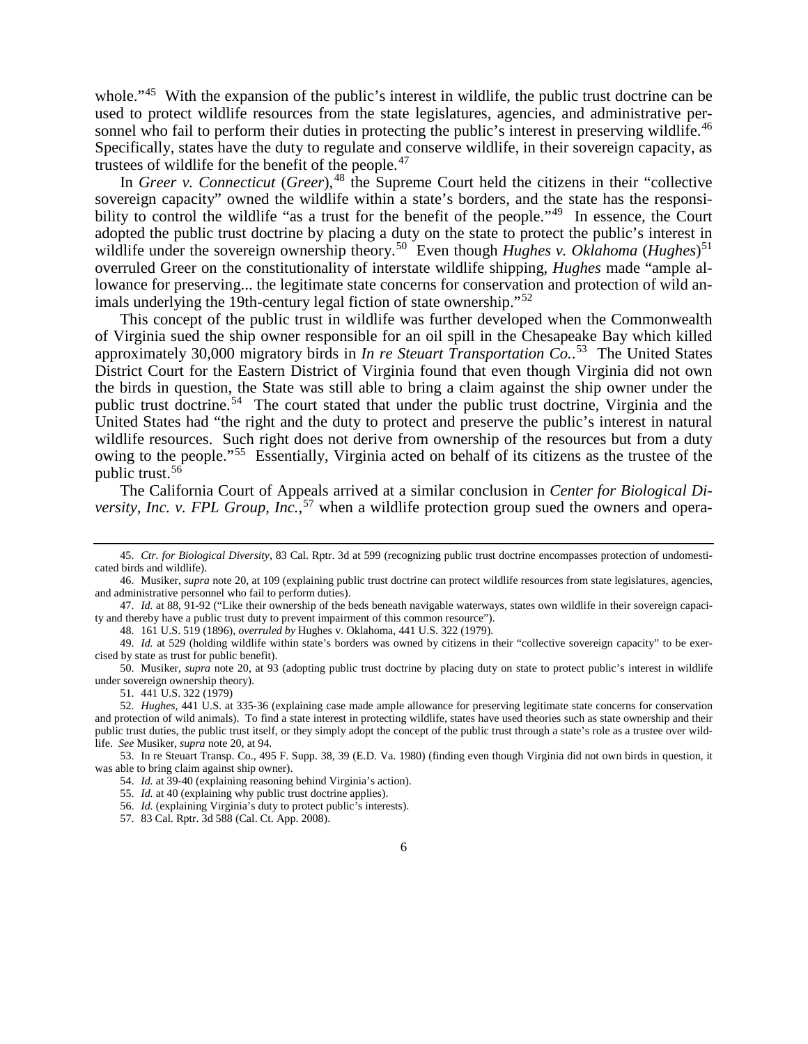whole."[45] With the expansion of the public's interest in wildlife, the public trust doctrine can be used to protect wildlife resources from the state legislatures, agencies, and administrative personnel who fail to perform their duties in protecting the public's interest in preserving wildlife.[46] Specifically, states have the duty to regulate and conserve wildlife, in their sovereign capacity, as trustees of wildlife for the benefit of the people.[47]

In *Greer v. Connecticut* (*Greer*),[48] the Supreme Court held the citizens in their "collective sovereign capacity" owned the wildlife within a state's borders, and the state has the responsibility to control the wildlife "as a trust for the benefit of the people."[49] In essence, the Court adopted the public trust doctrine by placing a duty on the state to protect the public's interest in wildlife under the sovereign ownership theory.[50] Even though *Hughes v. Oklahoma* (*Hughes*)[51] overruled Greer on the constitutionality of interstate wildlife shipping, *Hughes* made "ample allowance for preserving... the legitimate state concerns for conservation and protection of wild animals underlying the 19th-century legal fiction of state ownership."[52]

This concept of the public trust in wildlife was further developed when the Commonwealth of Virginia sued the ship owner responsible for an oil spill in the Chesapeake Bay which killed approximately 30,000 migratory birds in *In re Steuart Transportation Co.*.[53] The United States District Court for the Eastern District of Virginia found that even though Virginia did not own the birds in question, the State was still able to bring a claim against the ship owner under the public trust doctrine.[54] The court stated that under the public trust doctrine, Virginia and the United States had "the right and the duty to protect and preserve the public's interest in natural wildlife resources. Such right does not derive from ownership of the resources but from a duty owing to the people."[55] Essentially, Virginia acted on behalf of its citizens as the trustee of the public trust.[56]

The California Court of Appeals arrived at a similar conclusion in *Center for Biological Diversity, Inc. v. FPL Group, Inc.*,[57] when a wildlife protection group sued the owners and opera-

---

45. *Ctr. for Biological Diversity*, 83 Cal. Rptr. 3d at 599 (recognizing public trust doctrine encompasses protection of undomesticated birds and wildlife).

46. Musiker, *supra* note 20, at 109 (explaining public trust doctrine can protect wildlife resources from state legislatures, agencies, and administrative personnel who fail to perform duties).

47. *Id.* at 88, 91-92 ("Like their ownership of the beds beneath navigable waterways, states own wildlife in their sovereign capacity and thereby have a public trust duty to prevent impairment of this common resource").

48. 161 U.S. 519 (1896), *overruled by* Hughes v. Oklahoma, 441 U.S. 322 (1979).

49. *Id.* at 529 (holding wildlife within state's borders was owned by citizens in their "collective sovereign capacity" to be exercised by state as trust for public benefit).

50. Musiker, *supra* note 20, at 93 (adopting public trust doctrine by placing duty on state to protect public's interest in wildlife under sovereign ownership theory).

51. 441 U.S. 322 (1979)

52. *Hughes*, 441 U.S. at 335-36 (explaining case made ample allowance for preserving legitimate state concerns for conservation and protection of wild animals). To find a state interest in protecting wildlife, states have used theories such as state ownership and their public trust duties, the public trust itself, or they simply adopt the concept of the public trust through a state's role as a trustee over wildlife. *See* Musiker, *supra* note 20, at 94.

53. In re Steuart Transp. Co., 495 F. Supp. 38, 39 (E.D. Va. 1980) (finding even though Virginia did not own birds in question, it was able to bring claim against ship owner).

54. *Id.* at 39-40 (explaining reasoning behind Virginia's action).

55. *Id.* at 40 (explaining why public trust doctrine applies).

56. *Id.* (explaining Virginia's duty to protect public's interests).

57. 83 Cal. Rptr. 3d 588 (Cal. Ct. App. 2008).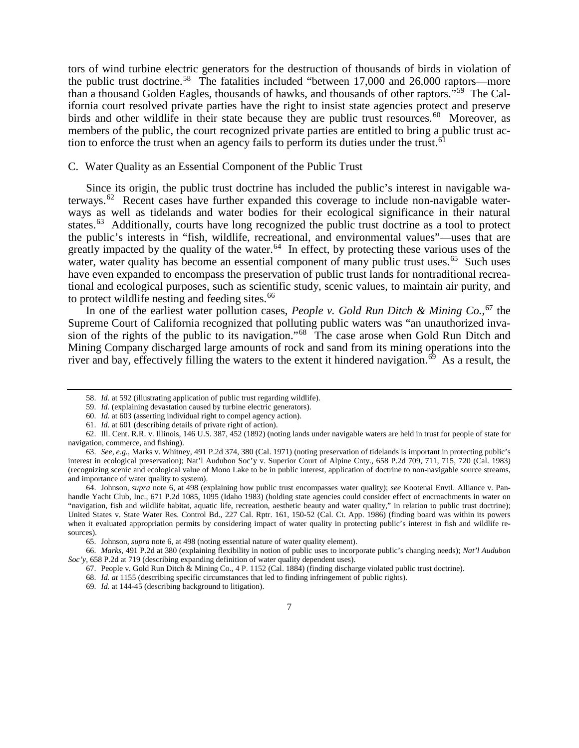tors of wind turbine electric generators for the destruction of thousands of birds in violation of the public trust doctrine.[58] The fatalities included "between 17,000 and 26,000 raptors—more than a thousand Golden Eagles, thousands of hawks, and thousands of other raptors."[59] The California court resolved private parties have the right to insist state agencies protect and preserve birds and other wildlife in their state because they are public trust resources.[60] Moreover, as members of the public, the court recognized private parties are entitled to bring a public trust action to enforce the trust when an agency fails to perform its duties under the trust.[61]

C. Water Quality as an Essential Component of the Public Trust

Since its origin, the public trust doctrine has included the public's interest in navigable waterways.[62] Recent cases have further expanded this coverage to include non-navigable waterways as well as tidelands and water bodies for their ecological significance in their natural states.[63] Additionally, courts have long recognized the public trust doctrine as a tool to protect the public's interests in "fish, wildlife, recreational, and environmental values"—uses that are greatly impacted by the quality of the water.[64] In effect, by protecting these various uses of the water, water quality has become an essential component of many public trust uses.[65] Such uses have even expanded to encompass the preservation of public trust lands for nontraditional recreational and ecological purposes, such as scientific study, scenic values, to maintain air purity, and to protect wildlife nesting and feeding sites.[66]

In one of the earliest water pollution cases, *People v. Gold Run Ditch & Mining Co.*,[67] the Supreme Court of California recognized that polluting public waters was "an unauthorized invasion of the rights of the public to its navigation."[68] The case arose when Gold Run Ditch and Mining Company discharged large amounts of rock and sand from its mining operations into the river and bay, effectively filling the waters to the extent it hindered navigation.[69] As a result, the

---

58. *Id.* at 592 (illustrating application of public trust regarding wildlife).

59. *Id.* (explaining devastation caused by turbine electric generators).

60. *Id.* at 603 (asserting individual right to compel agency action).

61. *Id.* at 601 (describing details of private right of action).

62. Ill. Cent. R.R. v. Illinois, 146 U.S. 387, 452 (1892) (noting lands under navigable waters are held in trust for people of state for navigation, commerce, and fishing).

63. *See, e.g.*, Marks v. Whitney, 491 P.2d 374, 380 (Cal. 1971) (noting preservation of tidelands is important in protecting public's interest in ecological preservation); Nat'l Audubon Soc'y v. Superior Court of Alpine Cnty., 658 P.2d 709, 711, 715, 720 (Cal. 1983) (recognizing scenic and ecological value of Mono Lake to be in public interest, application of doctrine to non-navigable source streams, and importance of water quality to system).

64. Johnson, *supra* note 6, at 498 (explaining how public trust encompasses water quality); *see* Kootenai Envtl. Alliance v. Panhandle Yacht Club, Inc., 671 P.2d 1085, 1095 (Idaho 1983) (holding state agencies could consider effect of encroachments in water on "navigation, fish and wildlife habitat, aquatic life, recreation, aesthetic beauty and water quality," in relation to public trust doctrine); United States v. State Water Res. Control Bd., 227 Cal. Rptr. 161, 150-52 (Cal. Ct. App. 1986) (finding board was within its powers when it evaluated appropriation permits by considering impact of water quality in protecting public's interest in fish and wildlife resources).

65. Johnson, *supra* note 6, at 498 (noting essential nature of water quality element).

66. *Marks*, 491 P.2d at 380 (explaining flexibility in notion of public uses to incorporate public's changing needs); *Nat'l Audubon Soc'y*, 658 P.2d at 719 (describing expanding definition of water quality dependent uses).

67. People v. Gold Run Ditch & Mining Co., 4 P. 1152 (Cal. 1884) (finding discharge violated public trust doctrine).

68. *Id. at* 1155 (describing specific circumstances that led to finding infringement of public rights).

69. *Id.* at 144-45 (describing background to litigation).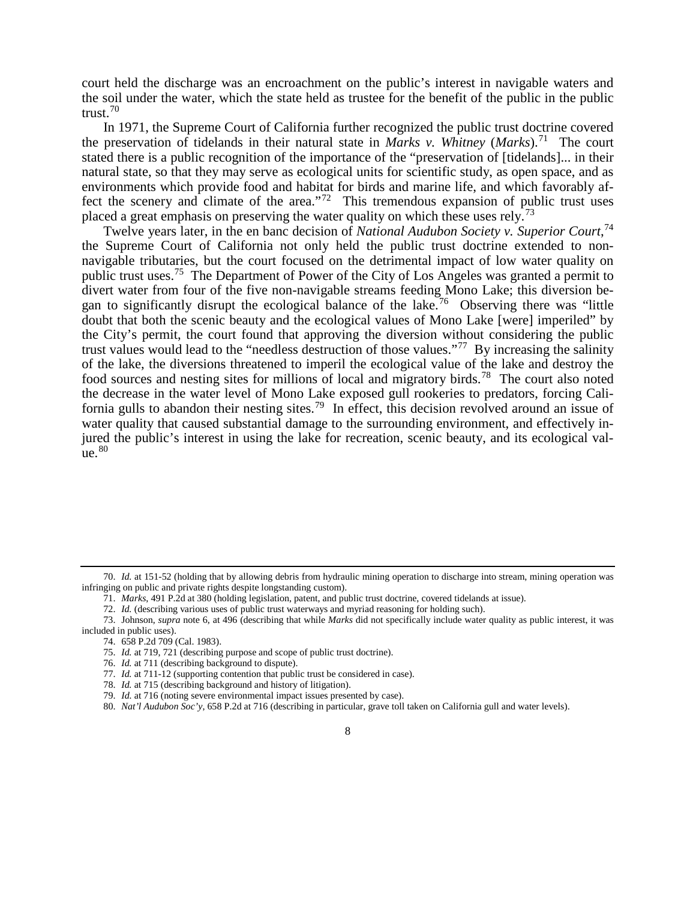court held the discharge was an encroachment on the public's interest in navigable waters and the soil under the water, which the state held as trustee for the benefit of the public in the public trust.[70]

In 1971, the Supreme Court of California further recognized the public trust doctrine covered the preservation of tidelands in their natural state in *Marks v. Whitney* (*Marks*).[71] The court stated there is a public recognition of the importance of the "preservation of [tidelands]... in their natural state, so that they may serve as ecological units for scientific study, as open space, and as environments which provide food and habitat for birds and marine life, and which favorably affect the scenery and climate of the area."[72] This tremendous expansion of public trust uses placed a great emphasis on preserving the water quality on which these uses rely.[73]

Twelve years later, in the en banc decision of *National Audubon Society v. Superior Court*,[74] the Supreme Court of California not only held the public trust doctrine extended to non-navigable tributaries, but the court focused on the detrimental impact of low water quality on public trust uses.[75] The Department of Power of the City of Los Angeles was granted a permit to divert water from four of the five non-navigable streams feeding Mono Lake; this diversion began to significantly disrupt the ecological balance of the lake.[76] Observing there was "little doubt that both the scenic beauty and the ecological values of Mono Lake [were] imperiled" by the City's permit, the court found that approving the diversion without considering the public trust values would lead to the "needless destruction of those values."[77] By increasing the salinity of the lake, the diversions threatened to imperil the ecological value of the lake and destroy the food sources and nesting sites for millions of local and migratory birds.[78] The court also noted the decrease in the water level of Mono Lake exposed gull rookeries to predators, forcing California gulls to abandon their nesting sites.[79] In effect, this decision revolved around an issue of water quality that caused substantial damage to the surrounding environment, and effectively injured the public's interest in using the lake for recreation, scenic beauty, and its ecological value.[80]

---

70. *Id.* at 151-52 (holding that by allowing debris from hydraulic mining operation to discharge into stream, mining operation was infringing on public and private rights despite longstanding custom).

71. *Marks*, 491 P.2d at 380 (holding legislation, patent, and public trust doctrine, covered tidelands at issue).

72. *Id.* (describing various uses of public trust waterways and myriad reasoning for holding such).

73. Johnson, *supra* note 6, at 496 (describing that while *Marks* did not specifically include water quality as public interest, it was included in public uses).

74. 658 P.2d 709 (Cal. 1983).

75. *Id.* at 719, 721 (describing purpose and scope of public trust doctrine).

76. *Id.* at 711 (describing background to dispute).

77. *Id.* at 711-12 (supporting contention that public trust be considered in case).

78. *Id.* at 715 (describing background and history of litigation).

79. *Id.* at 716 (noting severe environmental impact issues presented by case).

80. *Nat'l Audubon Soc'y*, 658 P.2d at 716 (describing in particular, grave toll taken on California gull and water levels).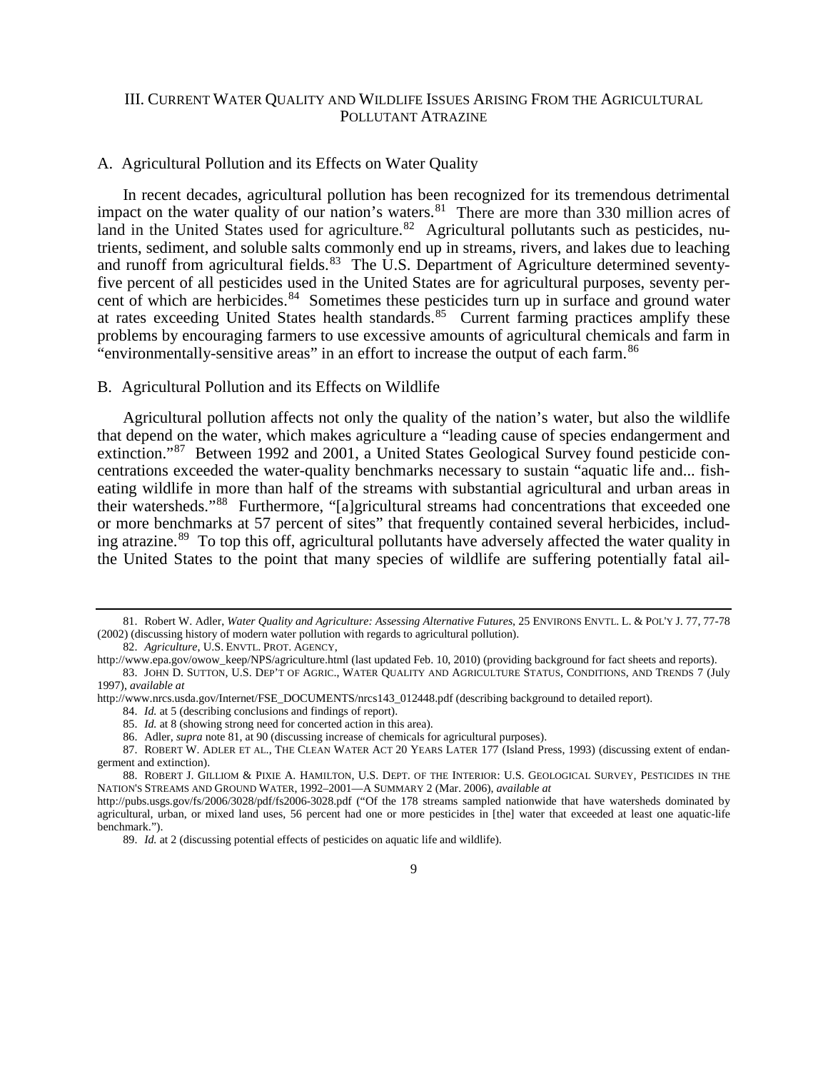## III. Current Water Quality and Wildlife Issues Arising From the Agricultural Pollutant Atrazine

### A. Agricultural Pollution and its Effects on Water Quality

In recent decades, agricultural pollution has been recognized for its tremendous detrimental impact on the water quality of our nation's waters.[81] There are more than 330 million acres of land in the United States used for agriculture.[82] Agricultural pollutants such as pesticides, nutrients, sediment, and soluble salts commonly end up in streams, rivers, and lakes due to leaching and runoff from agricultural fields.[83] The U.S. Department of Agriculture determined seventy-five percent of all pesticides used in the United States are for agricultural purposes, seventy percent of which are herbicides.[84] Sometimes these pesticides turn up in surface and ground water at rates exceeding United States health standards.[85] Current farming practices amplify these problems by encouraging farmers to use excessive amounts of agricultural chemicals and farm in "environmentally-sensitive areas" in an effort to increase the output of each farm.[86]

### B. Agricultural Pollution and its Effects on Wildlife

Agricultural pollution affects not only the quality of the nation's water, but also the wildlife that depend on the water, which makes agriculture a "leading cause of species endangerment and extinction."[87] Between 1992 and 2001, a United States Geological Survey found pesticide concentrations exceeded the water-quality benchmarks necessary to sustain "aquatic life and... fish-eating wildlife in more than half of the streams with substantial agricultural and urban areas in their watersheds."[88] Furthermore, "[a]gricultural streams had concentrations that exceeded one or more benchmarks at 57 percent of sites" that frequently contained several herbicides, including atrazine.[89] To top this off, agricultural pollutants have adversely affected the water quality in the United States to the point that many species of wildlife are suffering potentially fatal ail-

---

81. Robert W. Adler, *Water Quality and Agriculture: Assessing Alternative Futures*, 25 ENVIRONS ENVTL. L. & POL'Y J. 77, 77-78 (2002) (discussing history of modern water pollution with regards to agricultural pollution).

82. *Agriculture*, U.S. ENVTL. PROT. AGENCY, http://www.epa.gov/owow_keep/NPS/agriculture.html (last updated Feb. 10, 2010) (providing background for fact sheets and reports).

83. JOHN D. SUTTON, U.S. DEP'T OF AGRIC., WATER QUALITY AND AGRICULTURE STATUS, CONDITIONS, AND TRENDS 7 (July 1997), *available at* http://www.nrcs.usda.gov/Internet/FSE_DOCUMENTS/nrcs143_012448.pdf (describing background to detailed report).

84. *Id.* at 5 (describing conclusions and findings of report).

85. *Id.* at 8 (showing strong need for concerted action in this area).

86. Adler, *supra* note 81, at 90 (discussing increase of chemicals for agricultural purposes).

87. ROBERT W. ADLER ET AL., THE CLEAN WATER ACT 20 YEARS LATER 177 (Island Press, 1993) (discussing extent of endangerment and extinction).

88. ROBERT J. GILLIOM & PIXIE A. HAMILTON, U.S. DEPT. OF THE INTERIOR: U.S. GEOLOGICAL SURVEY, PESTICIDES IN THE NATION'S STREAMS AND GROUND WATER, 1992–2001—A SUMMARY 2 (Mar. 2006), *available at* http://pubs.usgs.gov/fs/2006/3028/pdf/fs2006-3028.pdf ("Of the 178 streams sampled nationwide that have watersheds dominated by agricultural, urban, or mixed land uses, 56 percent had one or more pesticides in [the] water that exceeded at least one aquatic-life benchmark.").

89. *Id.* at 2 (discussing potential effects of pesticides on aquatic life and wildlife).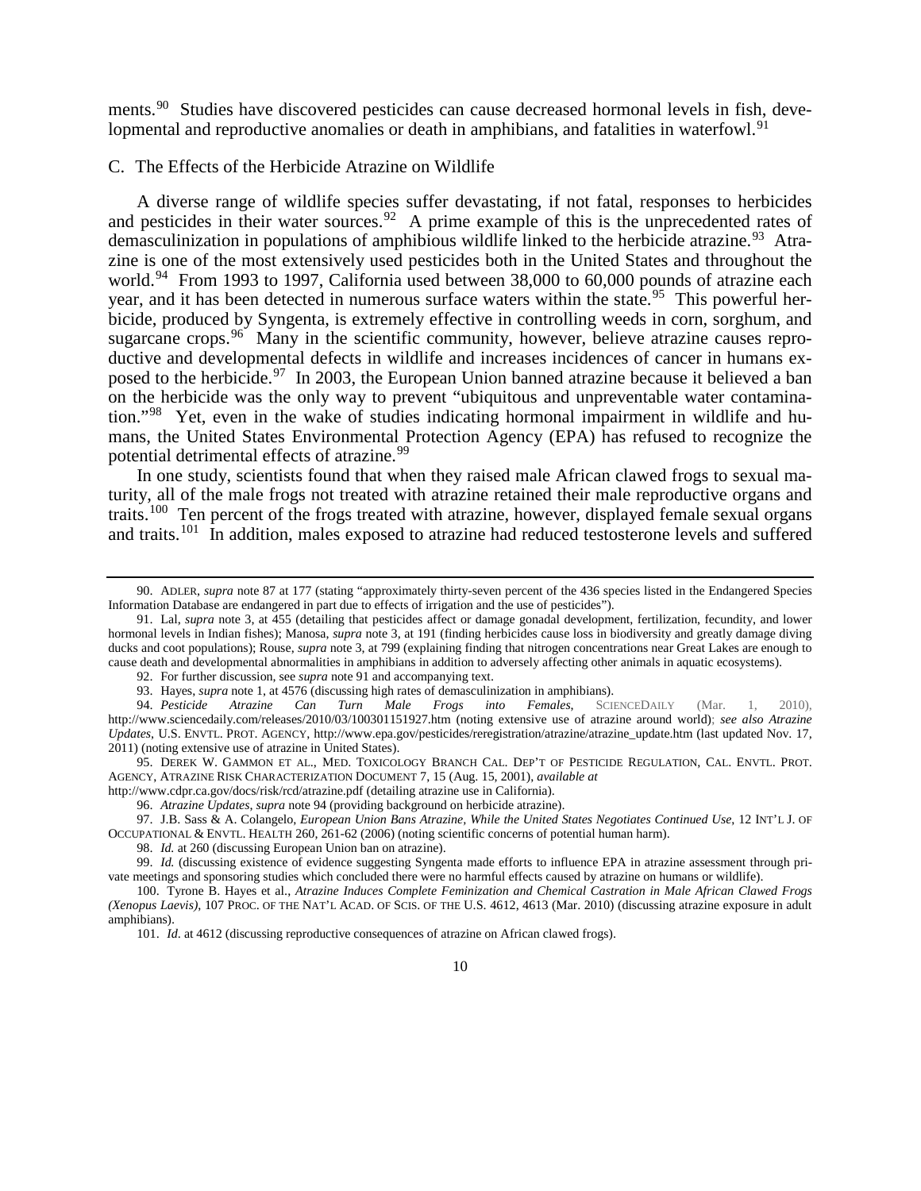ments.[90] Studies have discovered pesticides can cause decreased hormonal levels in fish, developmental and reproductive anomalies or death in amphibians, and fatalities in waterfowl.[91]

### C. The Effects of the Herbicide Atrazine on Wildlife

A diverse range of wildlife species suffer devastating, if not fatal, responses to herbicides and pesticides in their water sources.[92] A prime example of this is the unprecedented rates of demasculinization in populations of amphibious wildlife linked to the herbicide atrazine.[93] Atrazine is one of the most extensively used pesticides both in the United States and throughout the world.[94] From 1993 to 1997, California used between 38,000 to 60,000 pounds of atrazine each year, and it has been detected in numerous surface waters within the state.[95] This powerful herbicide, produced by Syngenta, is extremely effective in controlling weeds in corn, sorghum, and sugarcane crops.[96] Many in the scientific community, however, believe atrazine causes reproductive and developmental defects in wildlife and increases incidences of cancer in humans exposed to the herbicide.[97] In 2003, the European Union banned atrazine because it believed a ban on the herbicide was the only way to prevent "ubiquitous and unpreventable water contamination."[98] Yet, even in the wake of studies indicating hormonal impairment in wildlife and humans, the United States Environmental Protection Agency (EPA) has refused to recognize the potential detrimental effects of atrazine.[99]

In one study, scientists found that when they raised male African clawed frogs to sexual maturity, all of the male frogs not treated with atrazine retained their male reproductive organs and traits.[100] Ten percent of the frogs treated with atrazine, however, displayed female sexual organs and traits.[101] In addition, males exposed to atrazine had reduced testosterone levels and suffered

---

90. ADLER, *supra* note 87 at 177 (stating "approximately thirty-seven percent of the 436 species listed in the Endangered Species Information Database are endangered in part due to effects of irrigation and the use of pesticides").

91. Lal, *supra* note 3, at 455 (detailing that pesticides affect or damage gonadal development, fertilization, fecundity, and lower hormonal levels in Indian fishes); Manosa, *supra* note 3, at 191 (finding herbicides cause loss in biodiversity and greatly damage diving ducks and coot populations); Rouse, *supra* note 3, at 799 (explaining finding that nitrogen concentrations near Great Lakes are enough to cause death and developmental abnormalities in amphibians in addition to adversely affecting other animals in aquatic ecosystems).

92. For further discussion, see *supra* note 91 and accompanying text.

93. Hayes, *supra* note 1, at 4576 (discussing high rates of demasculinization in amphibians).

94. *Pesticide Atrazine Can Turn Male Frogs into Females*, SCIENCEDAILY (Mar. 1, 2010), http://www.sciencedaily.com/releases/2010/03/100301151927.htm (noting extensive use of atrazine around world); *see also Atrazine Updates*, U.S. ENVTL. PROT. AGENCY, http://www.epa.gov/pesticides/reregistration/atrazine/atrazine_update.htm (last updated Nov. 17, 2011) (noting extensive use of atrazine in United States).

95. DEREK W. GAMMON ET AL., MED. TOXICOLOGY BRANCH CAL. DEP'T OF PESTICIDE REGULATION, CAL. ENVTL. PROT. AGENCY, ATRAZINE RISK CHARACTERIZATION DOCUMENT 7, 15 (Aug. 15, 2001), *available at* http://www.cdpr.ca.gov/docs/risk/rcd/atrazine.pdf (detailing atrazine use in California).

96. *Atrazine Updates*, *supra* note 94 (providing background on herbicide atrazine).

97. J.B. Sass & A. Colangelo, *European Union Bans Atrazine, While the United States Negotiates Continued Use*, 12 INT'L J. OF OCCUPATIONAL & ENVTL. HEALTH 260, 261-62 (2006) (noting scientific concerns of potential human harm).

98. *Id.* at 260 (discussing European Union ban on atrazine).

99. *Id.* (discussing existence of evidence suggesting Syngenta made efforts to influence EPA in atrazine assessment through private meetings and sponsoring studies which concluded there were no harmful effects caused by atrazine on humans or wildlife).

100. Tyrone B. Hayes et al., *Atrazine Induces Complete Feminization and Chemical Castration in Male African Clawed Frogs (Xenopus Laevis)*, 107 PROC. OF THE NAT'L ACAD. OF SCIS. OF THE U.S. 4612, 4613 (Mar. 2010) (discussing atrazine exposure in adult amphibians).

101. *Id.* at 4612 (discussing reproductive consequences of atrazine on African clawed frogs).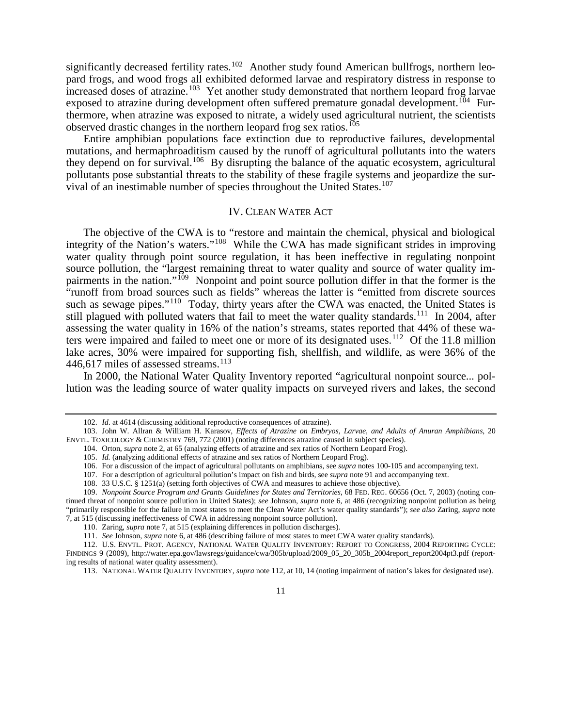significantly decreased fertility rates.[102] Another study found American bullfrogs, northern leopard frogs, and wood frogs all exhibited deformed larvae and respiratory distress in response to increased doses of atrazine.[103] Yet another study demonstrated that northern leopard frog larvae exposed to atrazine during development often suffered premature gonadal development.[104] Furthermore, when atrazine was exposed to nitrate, a widely used agricultural nutrient, the scientists observed drastic changes in the northern leopard frog sex ratios.[105]

Entire amphibian populations face extinction due to reproductive failures, developmental mutations, and hermaphroaditism caused by the runoff of agricultural pollutants into the waters they depend on for survival.[106] By disrupting the balance of the aquatic ecosystem, agricultural pollutants pose substantial threats to the stability of these fragile systems and jeopardize the survival of an inestimable number of species throughout the United States.[107]

## IV. Clean Water Act

The objective of the CWA is to "restore and maintain the chemical, physical and biological integrity of the Nation's waters."[108] While the CWA has made significant strides in improving water quality through point source regulation, it has been ineffective in regulating nonpoint source pollution, the "largest remaining threat to water quality and source of water quality impairments in the nation."[109] Nonpoint and point source pollution differ in that the former is the "runoff from broad sources such as fields" whereas the latter is "emitted from discrete sources such as sewage pipes."[110] Today, thirty years after the CWA was enacted, the United States is still plagued with polluted waters that fail to meet the water quality standards.[111] In 2004, after assessing the water quality in 16% of the nation's streams, states reported that 44% of these waters were impaired and failed to meet one or more of its designated uses.[112] Of the 11.8 million lake acres, 30% were impaired for supporting fish, shellfish, and wildlife, as were 36% of the 446,617 miles of assessed streams.[113]

In 2000, the National Water Quality Inventory reported "agricultural nonpoint source... pollution was the leading source of water quality impacts on surveyed rivers and lakes, the second

---

102. *Id*. at 4614 (discussing additional reproductive consequences of atrazine).

103. John W. Allran & William H. Karasov, *Effects of Atrazine on Embryos, Larvae, and Adults of Anuran Amphibians*, 20 ENVTL. TOXICOLOGY & CHEMISTRY 769, 772 (2001) (noting differences atrazine caused in subject species).

104. Orton, *supra* note 2, at 65 (analyzing effects of atrazine and sex ratios of Northern Leopard Frog).

105. *Id.* (analyzing additional effects of atrazine and sex ratios of Northern Leopard Frog).

106. For a discussion of the impact of agricultural pollutants on amphibians, see *supra* notes 100-105 and accompanying text.

107. For a description of agricultural pollution's impact on fish and birds, see *supra* note 91 and accompanying text.

108. 33 U.S.C. § 1251(a) (setting forth objectives of CWA and measures to achieve those objective).

109. *Nonpoint Source Program and Grants Guidelines for States and Territories*, 68 FED. REG. 60656 (Oct. 7, 2003) (noting continued threat of nonpoint source pollution in United States); *see* Johnson, *supra* note 6, at 486 (recognizing nonpoint pollution as being "primarily responsible for the failure in most states to meet the Clean Water Act's water quality standards"); *see also* Zaring, *supra* note 7, at 515 (discussing ineffectiveness of CWA in addressing nonpoint source pollution).

110. Zaring, *supra* note 7, at 515 (explaining differences in pollution discharges).

111. *See* Johnson, *supra* note 6, at 486 (describing failure of most states to meet CWA water quality standards).

112. U.S. ENVTL. PROT. AGENCY, NATIONAL WATER QUALITY INVENTORY: REPORT TO CONGRESS, 2004 REPORTING CYCLE: FINDINGS 9 (2009), http://water.epa.gov/lawsregs/guidance/cwa/305b/upload/2009_05_20_305b_2004report_report2004pt3.pdf (reporting results of national water quality assessment).

113. NATIONAL WATER QUALITY INVENTORY, *supra* note 112, at 10, 14 (noting impairment of nation's lakes for designated use).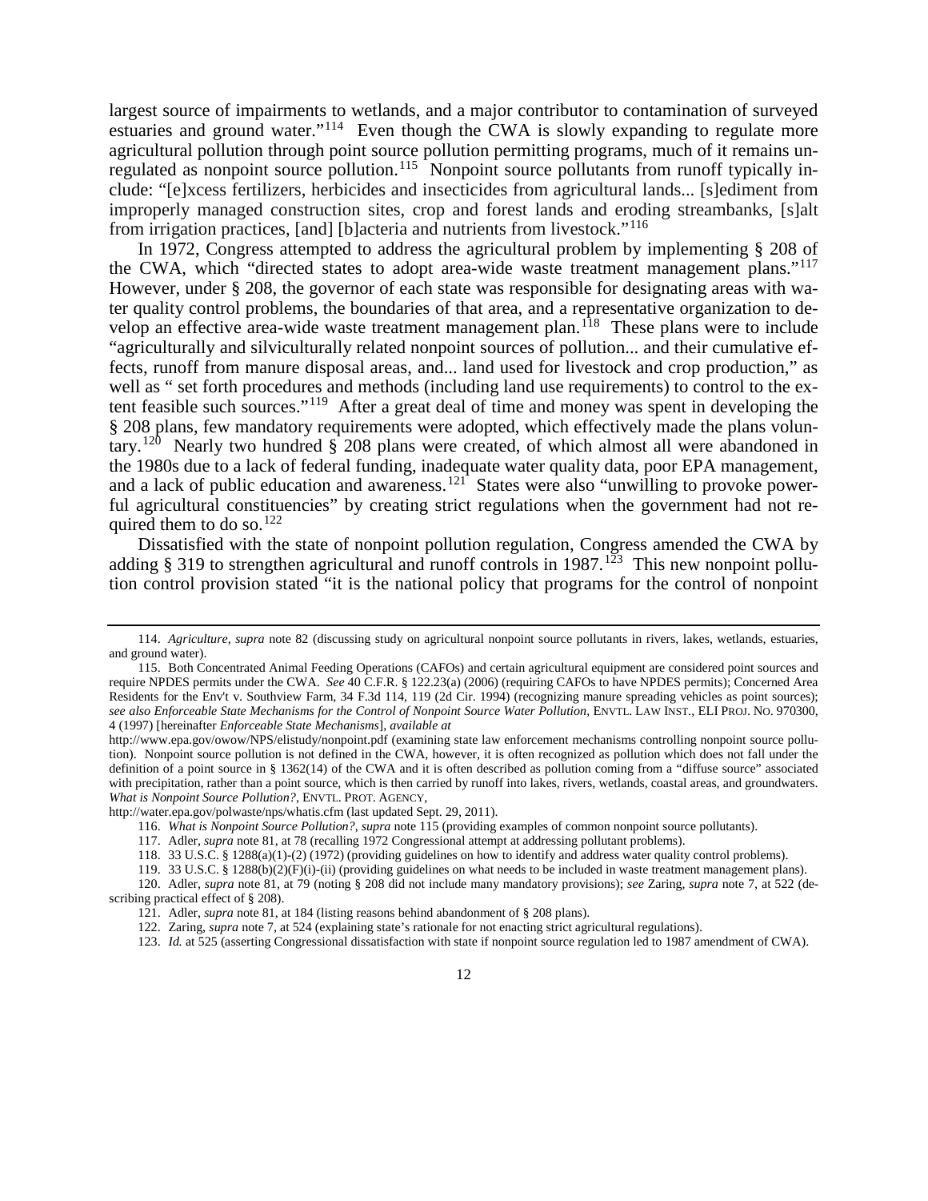largest source of impairments to wetlands, and a major contributor to contamination of surveyed estuaries and ground water."[114] Even though the CWA is slowly expanding to regulate more agricultural pollution through point source pollution permitting programs, much of it remains unregulated as nonpoint source pollution.[115] Nonpoint source pollutants from runoff typically include: "[e]xcess fertilizers, herbicides and insecticides from agricultural lands... [s]ediment from improperly managed construction sites, crop and forest lands and eroding streambanks, [s]alt from irrigation practices, [and] [b]acteria and nutrients from livestock."[116]

In 1972, Congress attempted to address the agricultural problem by implementing § 208 of the CWA, which "directed states to adopt area-wide waste treatment management plans."[117] However, under § 208, the governor of each state was responsible for designating areas with water quality control problems, the boundaries of that area, and a representative organization to develop an effective area-wide waste treatment management plan.[118] These plans were to include "agriculturally and silviculturally related nonpoint sources of pollution... and their cumulative effects, runoff from manure disposal areas, and... land used for livestock and crop production," as well as " set forth procedures and methods (including land use requirements) to control to the extent feasible such sources."[119] After a great deal of time and money was spent in developing the § 208 plans, few mandatory requirements were adopted, which effectively made the plans voluntary.[120] Nearly two hundred § 208 plans were created, of which almost all were abandoned in the 1980s due to a lack of federal funding, inadequate water quality data, poor EPA management, and a lack of public education and awareness.[121] States were also "unwilling to provoke powerful agricultural constituencies" by creating strict regulations when the government had not required them to do so.[122]

Dissatisfied with the state of nonpoint pollution regulation, Congress amended the CWA by adding § 319 to strengthen agricultural and runoff controls in 1987.[123] This new nonpoint pollution control provision stated "it is the national policy that programs for the control of nonpoint

---

114. *Agriculture*, *supra* note 82 (discussing study on agricultural nonpoint source pollutants in rivers, lakes, wetlands, estuaries, and ground water).

115. Both Concentrated Animal Feeding Operations (CAFOs) and certain agricultural equipment are considered point sources and require NPDES permits under the CWA. *See* 40 C.F.R. § 122.23(a) (2006) (requiring CAFOs to have NPDES permits); Concerned Area Residents for the Env't v. Southview Farm, 34 F.3d 114, 119 (2d Cir. 1994) (recognizing manure spreading vehicles as point sources); *see also Enforceable State Mechanisms for the Control of Nonpoint Source Water Pollution*, ENVTL. LAW INST., ELI PROJ. NO. 970300, 4 (1997) [hereinafter *Enforceable State Mechanisms*], *available at* http://www.epa.gov/owow/NPS/elistudy/nonpoint.pdf (examining state law enforcement mechanisms controlling nonpoint source pollution). Nonpoint source pollution is not defined in the CWA, however, it is often recognized as pollution which does not fall under the definition of a point source in § 1362(14) of the CWA and it is often described as pollution coming from a "diffuse source" associated with precipitation, rather than a point source, which is then carried by runoff into lakes, rivers, wetlands, coastal areas, and groundwaters. *What is Nonpoint Source Pollution?*, ENVTL. PROT. AGENCY, http://water.epa.gov/polwaste/nps/whatis.cfm (last updated Sept. 29, 2011).

116. *What is Nonpoint Source Pollution?*, *supra* note 115 (providing examples of common nonpoint source pollutants).

117. Adler, *supra* note 81, at 78 (recalling 1972 Congressional attempt at addressing pollutant problems).

118. 33 U.S.C. § 1288(a)(1)-(2) (1972) (providing guidelines on how to identify and address water quality control problems).

119. 33 U.S.C. § 1288(b)(2)(F)(i)-(ii) (providing guidelines on what needs to be included in waste treatment management plans).

120. Adler, *supra* note 81, at 79 (noting § 208 did not include many mandatory provisions); *see* Zaring, *supra* note 7, at 522 (describing practical effect of § 208).

121. Adler, *supra* note 81, at 184 (listing reasons behind abandonment of § 208 plans).

122. Zaring, *supra* note 7, at 524 (explaining state's rationale for not enacting strict agricultural regulations).

123. *Id.* at 525 (asserting Congressional dissatisfaction with state if nonpoint source regulation led to 1987 amendment of CWA).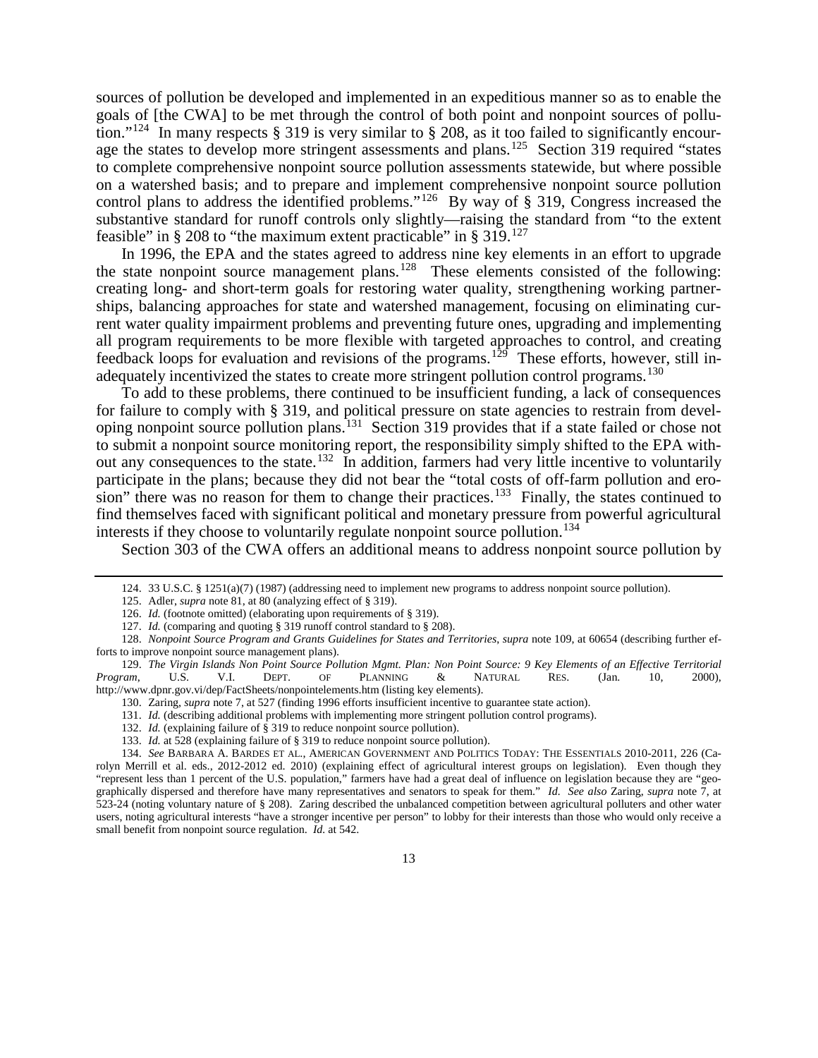sources of pollution be developed and implemented in an expeditious manner so as to enable the goals of [the CWA] to be met through the control of both point and nonpoint sources of pollution."[124] In many respects § 319 is very similar to § 208, as it too failed to significantly encourage the states to develop more stringent assessments and plans.[125] Section 319 required "states to complete comprehensive nonpoint source pollution assessments statewide, but where possible on a watershed basis; and to prepare and implement comprehensive nonpoint source pollution control plans to address the identified problems."[126] By way of § 319, Congress increased the substantive standard for runoff controls only slightly—raising the standard from "to the extent feasible" in § 208 to "the maximum extent practicable" in § 319.[127]

In 1996, the EPA and the states agreed to address nine key elements in an effort to upgrade the state nonpoint source management plans.[128] These elements consisted of the following: creating long- and short-term goals for restoring water quality, strengthening working partnerships, balancing approaches for state and watershed management, focusing on eliminating current water quality impairment problems and preventing future ones, upgrading and implementing all program requirements to be more flexible with targeted approaches to control, and creating feedback loops for evaluation and revisions of the programs.[129] These efforts, however, still inadequately incentivized the states to create more stringent pollution control programs.[130]

To add to these problems, there continued to be insufficient funding, a lack of consequences for failure to comply with § 319, and political pressure on state agencies to restrain from developing nonpoint source pollution plans.[131] Section 319 provides that if a state failed or chose not to submit a nonpoint source monitoring report, the responsibility simply shifted to the EPA without any consequences to the state.[132] In addition, farmers had very little incentive to voluntarily participate in the plans; because they did not bear the "total costs of off-farm pollution and erosion" there was no reason for them to change their practices.[133] Finally, the states continued to find themselves faced with significant political and monetary pressure from powerful agricultural interests if they choose to voluntarily regulate nonpoint source pollution.[134]

Section 303 of the CWA offers an additional means to address nonpoint source pollution by

---

124. 33 U.S.C. § 1251(a)(7) (1987) (addressing need to implement new programs to address nonpoint source pollution).

125. Adler, *supra* note 81, at 80 (analyzing effect of § 319).

126. *Id.* (footnote omitted) (elaborating upon requirements of § 319).

127. *Id.* (comparing and quoting § 319 runoff control standard to § 208).

128. *Nonpoint Source Program and Grants Guidelines for States and Territories*, *supra* note 109, at 60654 (describing further efforts to improve nonpoint source management plans).

129. *The Virgin Islands Non Point Source Pollution Mgmt. Plan: Non Point Source: 9 Key Elements of an Effective Territorial Program*, U.S. V.I. DEPT. OF PLANNING & NATURAL RES. (Jan. 10, 2000), http://www.dpnr.gov.vi/dep/FactSheets/nonpointelements.htm (listing key elements).

130. Zaring, *supra* note 7, at 527 (finding 1996 efforts insufficient incentive to guarantee state action).

131. *Id.* (describing additional problems with implementing more stringent pollution control programs).

132. *Id.* (explaining failure of § 319 to reduce nonpoint source pollution).

133. *Id.* at 528 (explaining failure of § 319 to reduce nonpoint source pollution).

134. *See* BARBARA A. BARDES ET AL., AMERICAN GOVERNMENT AND POLITICS TODAY: THE ESSENTIALS 2010-2011, 226 (Carolyn Merrill et al. eds., 2012-2012 ed. 2010) (explaining effect of agricultural interest groups on legislation). Even though they "represent less than 1 percent of the U.S. population," farmers have had a great deal of influence on legislation because they are "geographically dispersed and therefore have many representatives and senators to speak for them." *Id.* *See also* Zaring, *supra* note 7, at 523-24 (noting voluntary nature of § 208). Zaring described the unbalanced competition between agricultural polluters and other water users, noting agricultural interests "have a stronger incentive per person" to lobby for their interests than those who would only receive a small benefit from nonpoint source regulation. *Id.* at 542.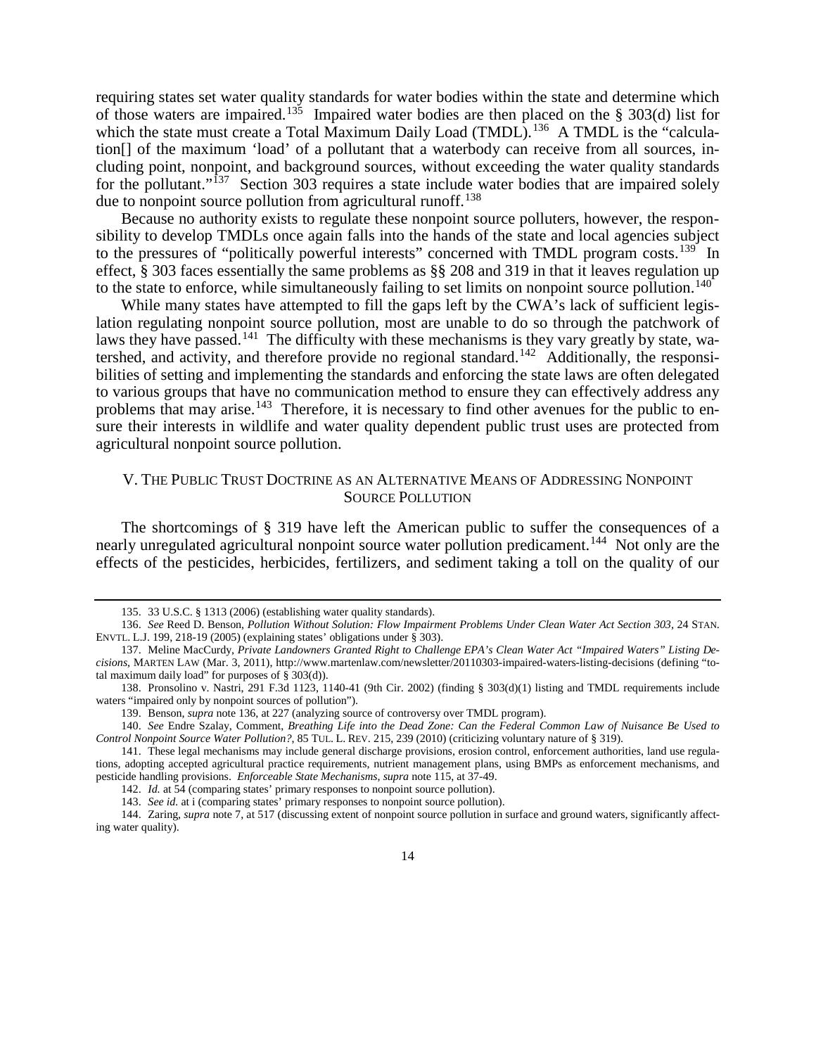requiring states set water quality standards for water bodies within the state and determine which of those waters are impaired.[135] Impaired water bodies are then placed on the § 303(d) list for which the state must create a Total Maximum Daily Load (TMDL).[136] A TMDL is the "calculation[] of the maximum 'load' of a pollutant that a waterbody can receive from all sources, including point, nonpoint, and background sources, without exceeding the water quality standards for the pollutant."[137] Section 303 requires a state include water bodies that are impaired solely due to nonpoint source pollution from agricultural runoff.[138]

Because no authority exists to regulate these nonpoint source polluters, however, the responsibility to develop TMDLs once again falls into the hands of the state and local agencies subject to the pressures of "politically powerful interests" concerned with TMDL program costs.[139] In effect, § 303 faces essentially the same problems as §§ 208 and 319 in that it leaves regulation up to the state to enforce, while simultaneously failing to set limits on nonpoint source pollution.[140]

While many states have attempted to fill the gaps left by the CWA's lack of sufficient legislation regulating nonpoint source pollution, most are unable to do so through the patchwork of laws they have passed.[141] The difficulty with these mechanisms is they vary greatly by state, watershed, and activity, and therefore provide no regional standard.[142] Additionally, the responsibilities of setting and implementing the standards and enforcing the state laws are often delegated to various groups that have no communication method to ensure they can effectively address any problems that may arise.[143] Therefore, it is necessary to find other avenues for the public to ensure their interests in wildlife and water quality dependent public trust uses are protected from agricultural nonpoint source pollution.

## V. THE PUBLIC TRUST DOCTRINE AS AN ALTERNATIVE MEANS OF ADDRESSING NONPOINT SOURCE POLLUTION

The shortcomings of § 319 have left the American public to suffer the consequences of a nearly unregulated agricultural nonpoint source water pollution predicament.[144] Not only are the effects of the pesticides, herbicides, fertilizers, and sediment taking a toll on the quality of our

---

135. 33 U.S.C. § 1313 (2006) (establishing water quality standards).

136. *See* Reed D. Benson, *Pollution Without Solution: Flow Impairment Problems Under Clean Water Act Section 303*, 24 STAN. ENVTL. L.J. 199, 218-19 (2005) (explaining states' obligations under § 303).

137. Meline MacCurdy, *Private Landowners Granted Right to Challenge EPA's Clean Water Act "Impaired Waters" Listing Decisions*, MARTEN LAW (Mar. 3, 2011), http://www.martenlaw.com/newsletter/20110303-impaired-waters-listing-decisions (defining "total maximum daily load" for purposes of § 303(d)).

138. Pronsolino v. Nastri, 291 F.3d 1123, 1140-41 (9th Cir. 2002) (finding § 303(d)(1) listing and TMDL requirements include waters "impaired only by nonpoint sources of pollution").

139. Benson, *supra* note 136, at 227 (analyzing source of controversy over TMDL program).

140. *See* Endre Szalay, Comment, *Breathing Life into the Dead Zone: Can the Federal Common Law of Nuisance Be Used to Control Nonpoint Source Water Pollution?*, 85 TUL. L. REV. 215, 239 (2010) (criticizing voluntary nature of § 319).

141. These legal mechanisms may include general discharge provisions, erosion control, enforcement authorities, land use regulations, adopting accepted agricultural practice requirements, nutrient management plans, using BMPs as enforcement mechanisms, and pesticide handling provisions. *Enforceable State Mechanisms*, *supra* note 115, at 37-49.

142. *Id.* at 54 (comparing states' primary responses to nonpoint source pollution).

143. *See id.* at i (comparing states' primary responses to nonpoint source pollution).

144. Zaring, *supra* note 7, at 517 (discussing extent of nonpoint source pollution in surface and ground waters, significantly affecting water quality).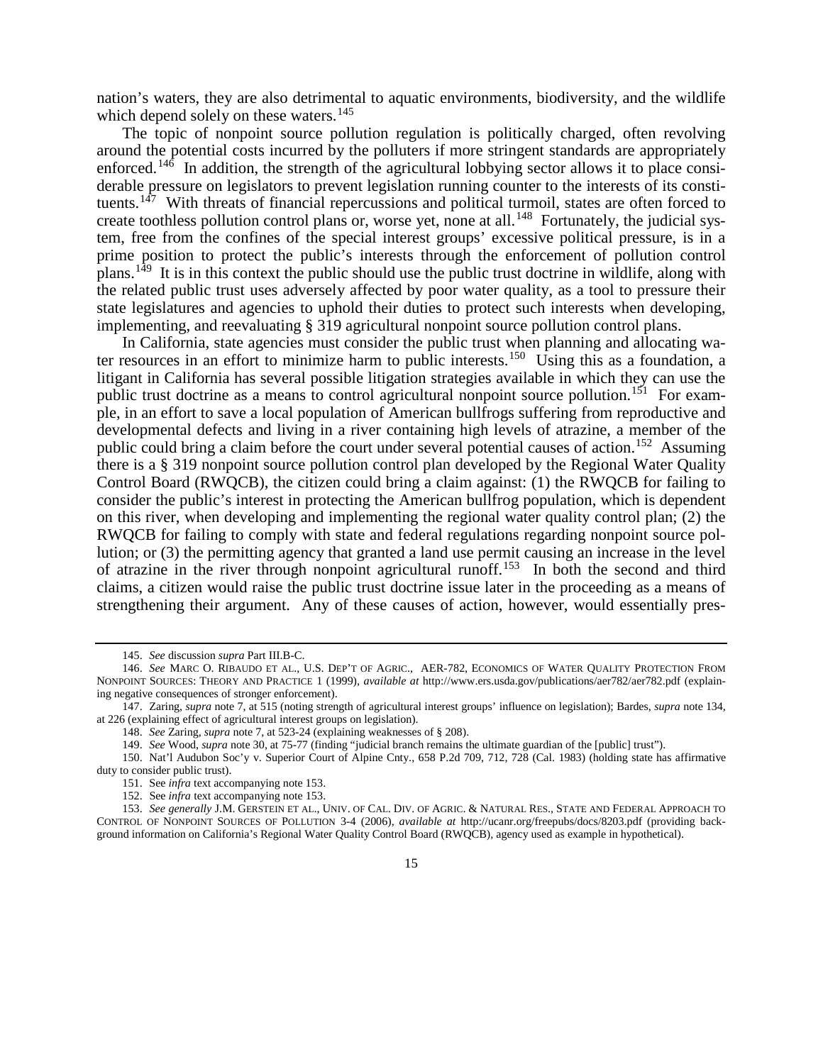nation's waters, they are also detrimental to aquatic environments, biodiversity, and the wildlife which depend solely on these waters.[145]

The topic of nonpoint source pollution regulation is politically charged, often revolving around the potential costs incurred by the polluters if more stringent standards are appropriately enforced.[146] In addition, the strength of the agricultural lobbying sector allows it to place considerable pressure on legislators to prevent legislation running counter to the interests of its constituents.[147] With threats of financial repercussions and political turmoil, states are often forced to create toothless pollution control plans or, worse yet, none at all.[148] Fortunately, the judicial system, free from the confines of the special interest groups' excessive political pressure, is in a prime position to protect the public's interests through the enforcement of pollution control plans.[149] It is in this context the public should use the public trust doctrine in wildlife, along with the related public trust uses adversely affected by poor water quality, as a tool to pressure their state legislatures and agencies to uphold their duties to protect such interests when developing, implementing, and reevaluating § 319 agricultural nonpoint source pollution control plans.

In California, state agencies must consider the public trust when planning and allocating water resources in an effort to minimize harm to public interests.[150] Using this as a foundation, a litigant in California has several possible litigation strategies available in which they can use the public trust doctrine as a means to control agricultural nonpoint source pollution.[151] For example, in an effort to save a local population of American bullfrogs suffering from reproductive and developmental defects and living in a river containing high levels of atrazine, a member of the public could bring a claim before the court under several potential causes of action.[152] Assuming there is a § 319 nonpoint source pollution control plan developed by the Regional Water Quality Control Board (RWQCB), the citizen could bring a claim against: (1) the RWQCB for failing to consider the public's interest in protecting the American bullfrog population, which is dependent on this river, when developing and implementing the regional water quality control plan; (2) the RWQCB for failing to comply with state and federal regulations regarding nonpoint source pollution; or (3) the permitting agency that granted a land use permit causing an increase in the level of atrazine in the river through nonpoint agricultural runoff.[153] In both the second and third claims, a citizen would raise the public trust doctrine issue later in the proceeding as a means of strengthening their argument. Any of these causes of action, however, would essentially pres-

---

145. *See* discussion *supra* Part III.B-C.

146. *See* MARC O. RIBAUDO ET AL., U.S. DEP'T OF AGRIC., AER-782, ECONOMICS OF WATER QUALITY PROTECTION FROM NONPOINT SOURCES: THEORY AND PRACTICE 1 (1999), *available at* http://www.ers.usda.gov/publications/aer782/aer782.pdf (explaining negative consequences of stronger enforcement).

147. Zaring, *supra* note 7, at 515 (noting strength of agricultural interest groups' influence on legislation); Bardes, *supra* note 134, at 226 (explaining effect of agricultural interest groups on legislation).

148. *See* Zaring, *supra* note 7, at 523-24 (explaining weaknesses of § 208).

149. *See* Wood, *supra* note 30, at 75-77 (finding "judicial branch remains the ultimate guardian of the [public] trust").

150. Nat'l Audubon Soc'y v. Superior Court of Alpine Cnty., 658 P.2d 709, 712, 728 (Cal. 1983) (holding state has affirmative duty to consider public trust).

151. See *infra* text accompanying note 153.

152. See *infra* text accompanying note 153.

153. *See generally* J.M. GERSTEIN ET AL., UNIV. OF CAL. DIV. OF AGRIC. & NATURAL RES., STATE AND FEDERAL APPROACH TO CONTROL OF NONPOINT SOURCES OF POLLUTION 3-4 (2006), *available at* http://ucanr.org/freepubs/docs/8203.pdf (providing background information on California's Regional Water Quality Control Board (RWQCB), agency used as example in hypothetical).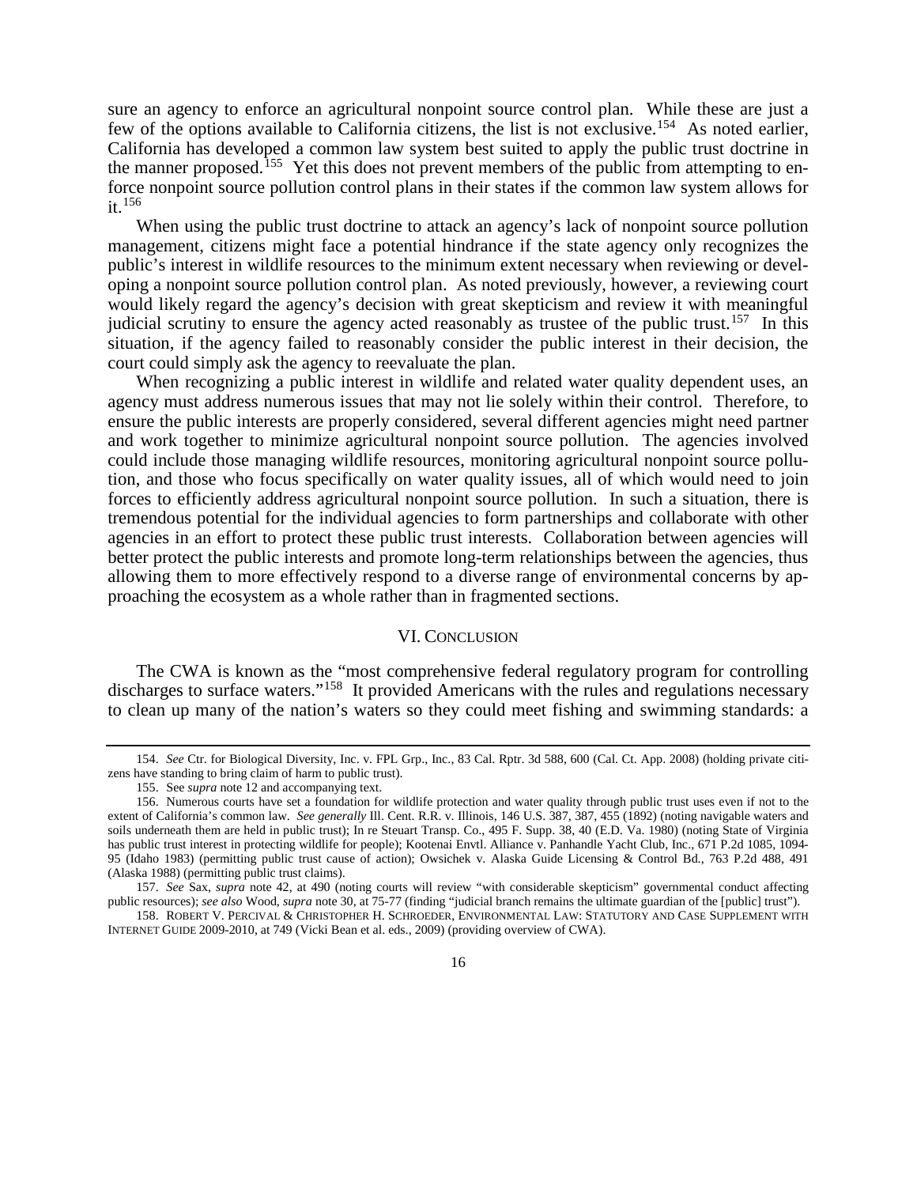sure an agency to enforce an agricultural nonpoint source control plan. While these are just a few of the options available to California citizens, the list is not exclusive.[154] As noted earlier, California has developed a common law system best suited to apply the public trust doctrine in the manner proposed.[155] Yet this does not prevent members of the public from attempting to enforce nonpoint source pollution control plans in their states if the common law system allows for it.[156]

When using the public trust doctrine to attack an agency's lack of nonpoint source pollution management, citizens might face a potential hindrance if the state agency only recognizes the public's interest in wildlife resources to the minimum extent necessary when reviewing or developing a nonpoint source pollution control plan. As noted previously, however, a reviewing court would likely regard the agency's decision with great skepticism and review it with meaningful judicial scrutiny to ensure the agency acted reasonably as trustee of the public trust.[157] In this situation, if the agency failed to reasonably consider the public interest in their decision, the court could simply ask the agency to reevaluate the plan.

When recognizing a public interest in wildlife and related water quality dependent uses, an agency must address numerous issues that may not lie solely within their control. Therefore, to ensure the public interests are properly considered, several different agencies might need partner and work together to minimize agricultural nonpoint source pollution. The agencies involved could include those managing wildlife resources, monitoring agricultural nonpoint source pollution, and those who focus specifically on water quality issues, all of which would need to join forces to efficiently address agricultural nonpoint source pollution. In such a situation, there is tremendous potential for the individual agencies to form partnerships and collaborate with other agencies in an effort to protect these public trust interests. Collaboration between agencies will better protect the public interests and promote long-term relationships between the agencies, thus allowing them to more effectively respond to a diverse range of environmental concerns by approaching the ecosystem as a whole rather than in fragmented sections.

## VI. Conclusion

The CWA is known as the "most comprehensive federal regulatory program for controlling discharges to surface waters."[158] It provided Americans with the rules and regulations necessary to clean up many of the nation's waters so they could meet fishing and swimming standards: a

---

154. *See* Ctr. for Biological Diversity, Inc. v. FPL Grp., Inc., 83 Cal. Rptr. 3d 588, 600 (Cal. Ct. App. 2008) (holding private citizens have standing to bring claim of harm to public trust).

155. See *supra* note 12 and accompanying text.

156. Numerous courts have set a foundation for wildlife protection and water quality through public trust uses even if not to the extent of California's common law. *See generally* Ill. Cent. R.R. v. Illinois, 146 U.S. 387, 387, 455 (1892) (noting navigable waters and soils underneath them are held in public trust); In re Steuart Transp. Co., 495 F. Supp. 38, 40 (E.D. Va. 1980) (noting State of Virginia has public trust interest in protecting wildlife for people); Kootenai Envtl. Alliance v. Panhandle Yacht Club, Inc., 671 P.2d 1085, 1094-95 (Idaho 1983) (permitting public trust cause of action); Owsichek v. Alaska Guide Licensing & Control Bd., 763 P.2d 488, 491 (Alaska 1988) (permitting public trust claims).

157. *See* Sax, *supra* note 42, at 490 (noting courts will review "with considerable skepticism" governmental conduct affecting public resources); *see also* Wood, *supra* note 30, at 75-77 (finding "judicial branch remains the ultimate guardian of the [public] trust").

158. Robert V. Percival & Christopher H. Schroeder, Environmental Law: Statutory and Case Supplement with Internet Guide 2009-2010, at 749 (Vicki Bean et al. eds., 2009) (providing overview of CWA).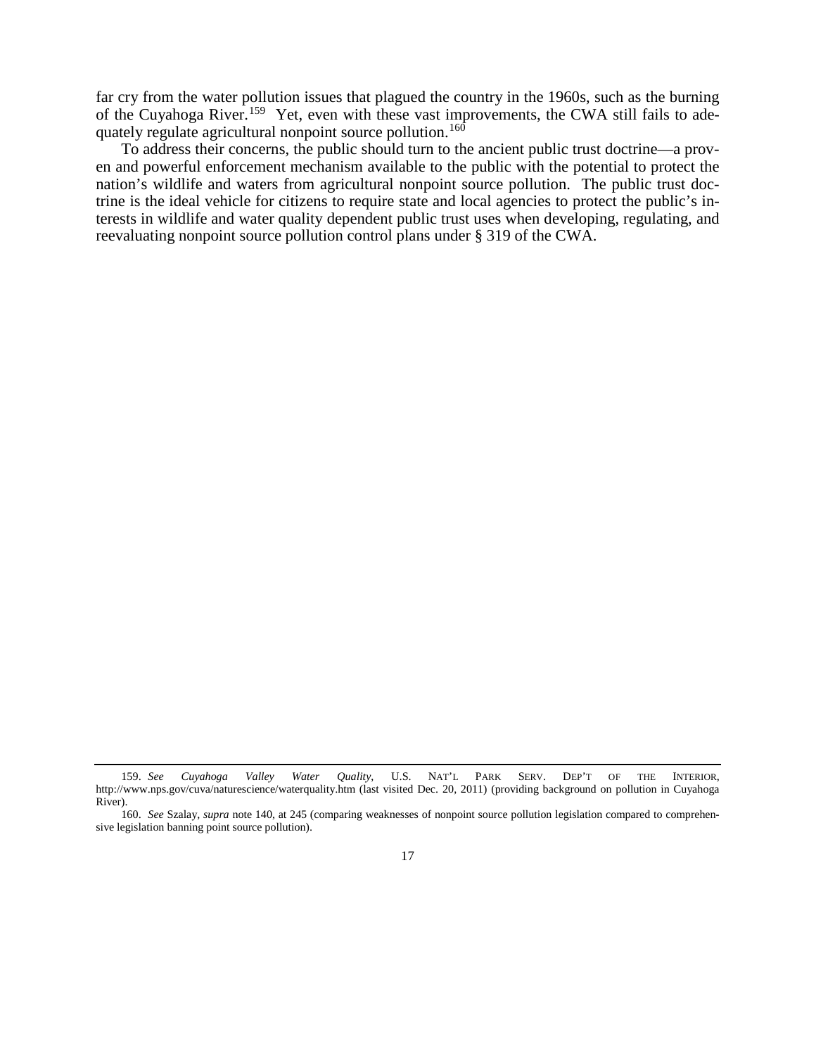far cry from the water pollution issues that plagued the country in the 1960s, such as the burning of the Cuyahoga River.[159] Yet, even with these vast improvements, the CWA still fails to adequately regulate agricultural nonpoint source pollution.[160]

To address their concerns, the public should turn to the ancient public trust doctrine—a proven and powerful enforcement mechanism available to the public with the potential to protect the nation's wildlife and waters from agricultural nonpoint source pollution. The public trust doctrine is the ideal vehicle for citizens to require state and local agencies to protect the public's interests in wildlife and water quality dependent public trust uses when developing, regulating, and reevaluating nonpoint source pollution control plans under § 319 of the CWA.

---

159. *See Cuyahoga Valley Water Quality*, U.S. NAT'L PARK SERV. DEP'T OF THE INTERIOR, http://www.nps.gov/cuva/naturescience/waterquality.htm (last visited Dec. 20, 2011) (providing background on pollution in Cuyahoga River).

160. *See* Szalay, *supra* note 140, at 245 (comparing weaknesses of nonpoint source pollution legislation compared to comprehensive legislation banning point source pollution).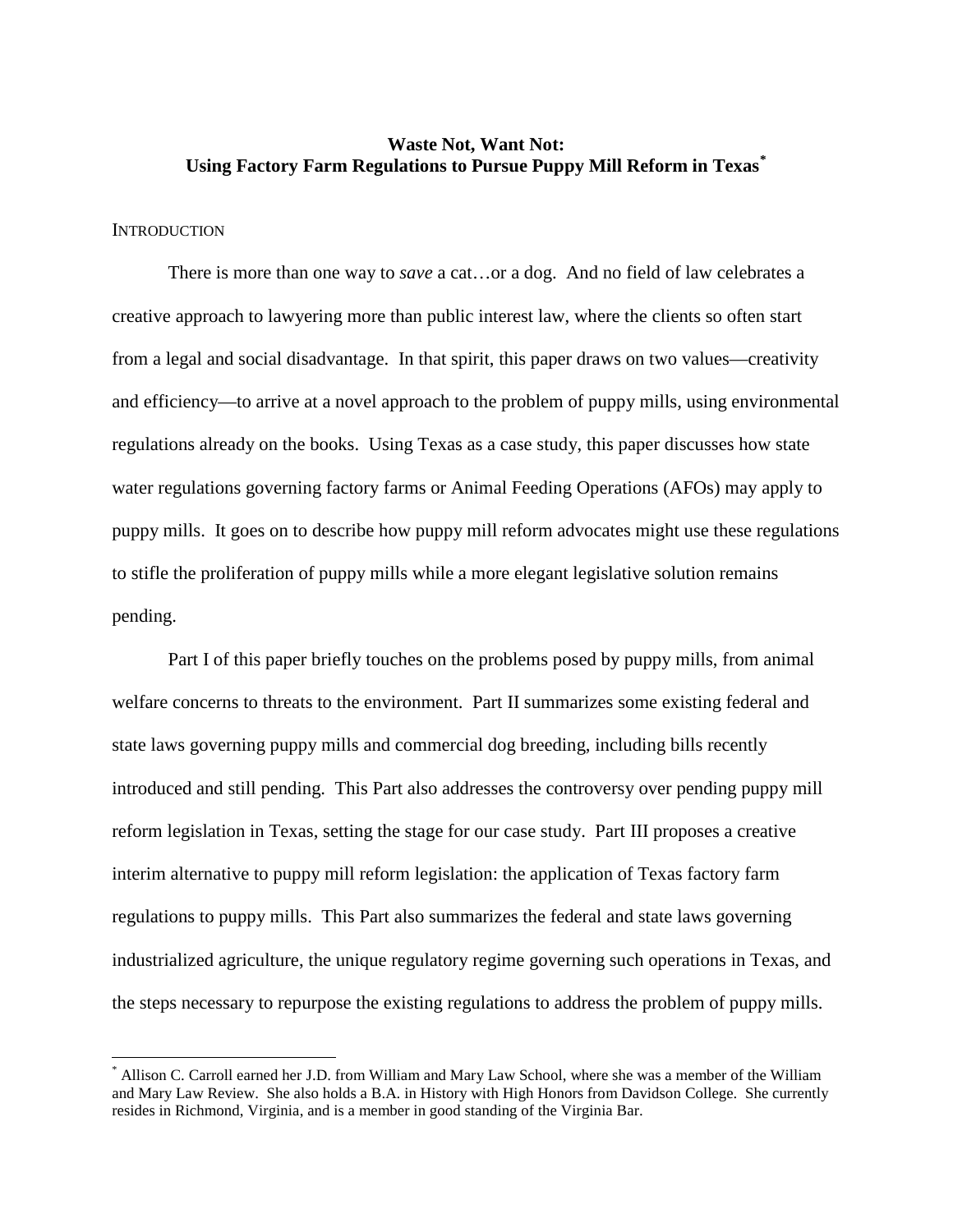# Waste Not, Want Not: Using Factory Farm Regulations to Pursue Puppy Mill Reform in Texas[*]

INTRODUCTION

There is more than one way to *save* a cat…or a dog. And no field of law celebrates a creative approach to lawyering more than public interest law, where the clients so often start from a legal and social disadvantage. In that spirit, this paper draws on two values—creativity and efficiency—to arrive at a novel approach to the problem of puppy mills, using environmental regulations already on the books. Using Texas as a case study, this paper discusses how state water regulations governing factory farms or Animal Feeding Operations (AFOs) may apply to puppy mills. It goes on to describe how puppy mill reform advocates might use these regulations to stifle the proliferation of puppy mills while a more elegant legislative solution remains pending.

Part I of this paper briefly touches on the problems posed by puppy mills, from animal welfare concerns to threats to the environment. Part II summarizes some existing federal and state laws governing puppy mills and commercial dog breeding, including bills recently introduced and still pending. This Part also addresses the controversy over pending puppy mill reform legislation in Texas, setting the stage for our case study. Part III proposes a creative interim alternative to puppy mill reform legislation: the application of Texas factory farm regulations to puppy mills. This Part also summarizes the federal and state laws governing industrialized agriculture, the unique regulatory regime governing such operations in Texas, and the steps necessary to repurpose the existing regulations to address the problem of puppy mills.

[*] Allison C. Carroll earned her J.D. from William and Mary Law School, where she was a member of the William and Mary Law Review. She also holds a B.A. in History with High Honors from Davidson College. She currently resides in Richmond, Virginia, and is a member in good standing of the Virginia Bar.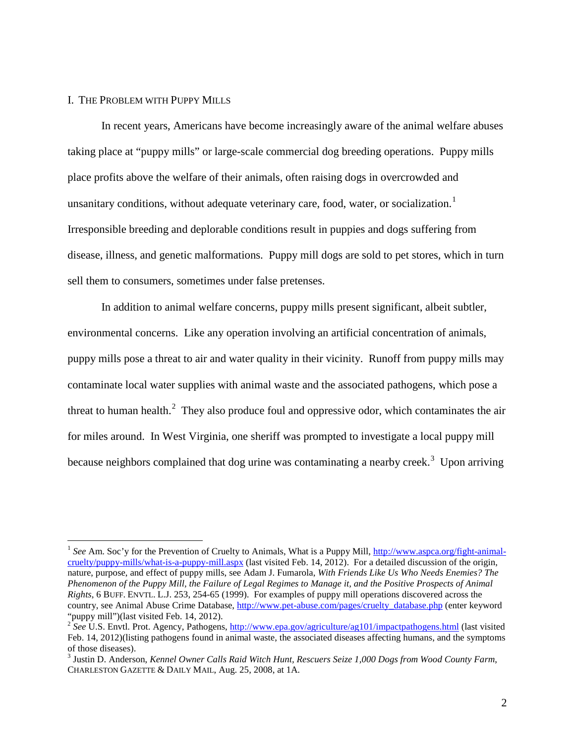## I. THE PROBLEM WITH PUPPY MILLS

In recent years, Americans have become increasingly aware of the animal welfare abuses taking place at "puppy mills" or large-scale commercial dog breeding operations. Puppy mills place profits above the welfare of their animals, often raising dogs in overcrowded and unsanitary conditions, without adequate veterinary care, food, water, or socialization.[1] Irresponsible breeding and deplorable conditions result in puppies and dogs suffering from disease, illness, and genetic malformations. Puppy mill dogs are sold to pet stores, which in turn sell them to consumers, sometimes under false pretenses.

In addition to animal welfare concerns, puppy mills present significant, albeit subtler, environmental concerns. Like any operation involving an artificial concentration of animals, puppy mills pose a threat to air and water quality in their vicinity. Runoff from puppy mills may contaminate local water supplies with animal waste and the associated pathogens, which pose a threat to human health.[2] They also produce foul and oppressive odor, which contaminates the air for miles around. In West Virginia, one sheriff was prompted to investigate a local puppy mill because neighbors complained that dog urine was contaminating a nearby creek.[3] Upon arriving

---

[1] *See* Am. Soc'y for the Prevention of Cruelty to Animals, What is a Puppy Mill, http://www.aspca.org/fight-animal-cruelty/puppy-mills/what-is-a-puppy-mill.aspx (last visited Feb. 14, 2012). For a detailed discussion of the origin, nature, purpose, and effect of puppy mills, see Adam J. Fumarola, *With Friends Like Us Who Needs Enemies? The Phenomenon of the Puppy Mill, the Failure of Legal Regimes to Manage it, and the Positive Prospects of Animal Rights*, 6 BUFF. ENVTL. L.J. 253, 254-65 (1999). For examples of puppy mill operations discovered across the country, see Animal Abuse Crime Database, http://www.pet-abuse.com/pages/cruelty_database.php (enter keyword "puppy mill")(last visited Feb. 14, 2012).

[2] *See* U.S. Envtl. Prot. Agency, Pathogens, http://www.epa.gov/agriculture/ag101/impactpathogens.html (last visited Feb. 14, 2012)(listing pathogens found in animal waste, the associated diseases affecting humans, and the symptoms of those diseases).

[3] Justin D. Anderson, *Kennel Owner Calls Raid Witch Hunt, Rescuers Seize 1,000 Dogs from Wood County Farm*, CHARLESTON GAZETTE & DAILY MAIL, Aug. 25, 2008, at 1A.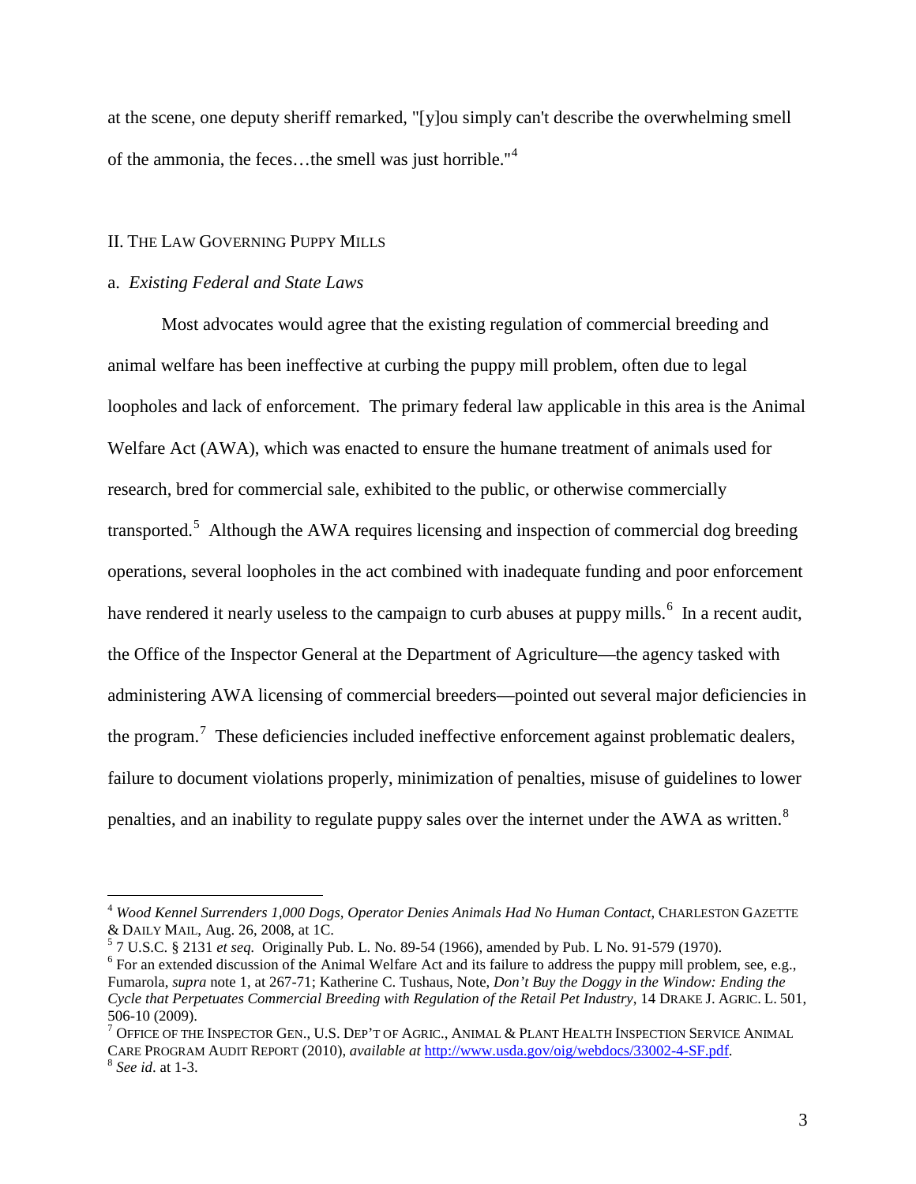at the scene, one deputy sheriff remarked, "[y]ou simply can't describe the overwhelming smell of the ammonia, the feces…the smell was just horrible."[4]

## II. The Law Governing Puppy Mills

### a. *Existing Federal and State Laws*

Most advocates would agree that the existing regulation of commercial breeding and animal welfare has been ineffective at curbing the puppy mill problem, often due to legal loopholes and lack of enforcement. The primary federal law applicable in this area is the Animal Welfare Act (AWA), which was enacted to ensure the humane treatment of animals used for research, bred for commercial sale, exhibited to the public, or otherwise commercially transported.[5] Although the AWA requires licensing and inspection of commercial dog breeding operations, several loopholes in the act combined with inadequate funding and poor enforcement have rendered it nearly useless to the campaign to curb abuses at puppy mills.[6] In a recent audit, the Office of the Inspector General at the Department of Agriculture—the agency tasked with administering AWA licensing of commercial breeders—pointed out several major deficiencies in the program.[7] These deficiencies included ineffective enforcement against problematic dealers, failure to document violations properly, minimization of penalties, misuse of guidelines to lower penalties, and an inability to regulate puppy sales over the internet under the AWA as written.[8]

---

[4] *Wood Kennel Surrenders 1,000 Dogs, Operator Denies Animals Had No Human Contact*, Charleston Gazette & Daily Mail, Aug. 26, 2008, at 1C.

[5] 7 U.S.C. § 2131 *et seq.* Originally Pub. L. No. 89-54 (1966), amended by Pub. L No. 91-579 (1970).

[6] For an extended discussion of the Animal Welfare Act and its failure to address the puppy mill problem, see, e.g., Fumarola, *supra* note 1, at 267-71; Katherine C. Tushaus, Note, *Don't Buy the Doggy in the Window: Ending the Cycle that Perpetuates Commercial Breeding with Regulation of the Retail Pet Industry*, 14 Drake J. Agric. L. 501, 506-10 (2009).

[7] Office of the Inspector Gen., U.S. Dep't of Agric., Animal & Plant Health Inspection Service Animal Care Program Audit Report (2010), *available at* http://www.usda.gov/oig/webdocs/33002-4-SF.pdf.

[8] *See id*. at 1-3.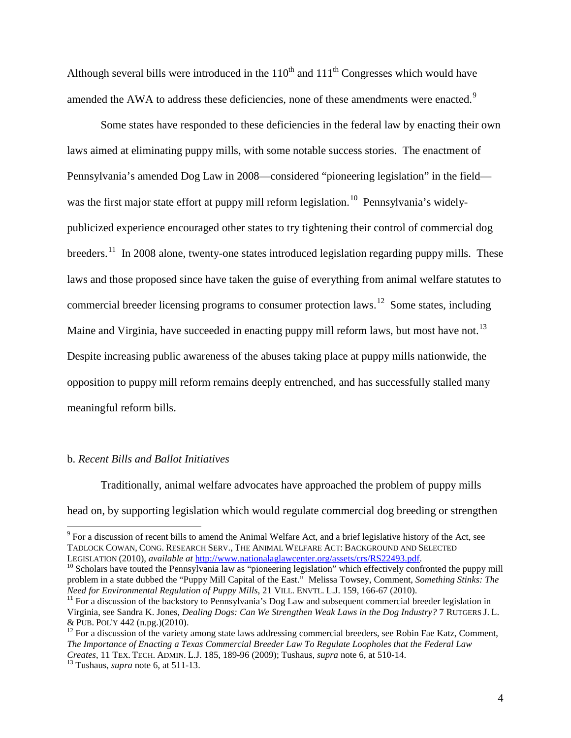Although several bills were introduced in the 110th and 111th Congresses which would have amended the AWA to address these deficiencies, none of these amendments were enacted.[9]

Some states have responded to these deficiencies in the federal law by enacting their own laws aimed at eliminating puppy mills, with some notable success stories. The enactment of Pennsylvania's amended Dog Law in 2008—considered "pioneering legislation" in the field—was the first major state effort at puppy mill reform legislation.[10] Pennsylvania's widely-publicized experience encouraged other states to try tightening their control of commercial dog breeders.[11] In 2008 alone, twenty-one states introduced legislation regarding puppy mills. These laws and those proposed since have taken the guise of everything from animal welfare statutes to commercial breeder licensing programs to consumer protection laws.[12] Some states, including Maine and Virginia, have succeeded in enacting puppy mill reform laws, but most have not.[13] Despite increasing public awareness of the abuses taking place at puppy mills nationwide, the opposition to puppy mill reform remains deeply entrenched, and has successfully stalled many meaningful reform bills.

b. *Recent Bills and Ballot Initiatives*

Traditionally, animal welfare advocates have approached the problem of puppy mills head on, by supporting legislation which would regulate commercial dog breeding or strengthen

---

[9] For a discussion of recent bills to amend the Animal Welfare Act, and a brief legislative history of the Act, see TADLOCK COWAN, CONG. RESEARCH SERV., THE ANIMAL WELFARE ACT: BACKGROUND AND SELECTED LEGISLATION (2010), *available at* http://www.nationalaglawcenter.org/assets/crs/RS22493.pdf.

[10] Scholars have touted the Pennsylvania law as "pioneering legislation" which effectively confronted the puppy mill problem in a state dubbed the "Puppy Mill Capital of the East." Melissa Towsey, Comment, *Something Stinks: The Need for Environmental Regulation of Puppy Mills*, 21 VILL. ENVTL. L.J. 159, 166-67 (2010).

[11] For a discussion of the backstory to Pennsylvania's Dog Law and subsequent commercial breeder legislation in Virginia, see Sandra K. Jones, *Dealing Dogs: Can We Strengthen Weak Laws in the Dog Industry?* 7 RUTGERS J. L. & PUB. POL'Y 442 (n.pg.)(2010).

[12] For a discussion of the variety among state laws addressing commercial breeders, see Robin Fae Katz, Comment, *The Importance of Enacting a Texas Commercial Breeder Law To Regulate Loopholes that the Federal Law Creates*, 11 TEX. TECH. ADMIN. L.J. 185, 189-96 (2009); Tushaus, *supra* note 6, at 510-14.

[13] Tushaus, *supra* note 6, at 511-13.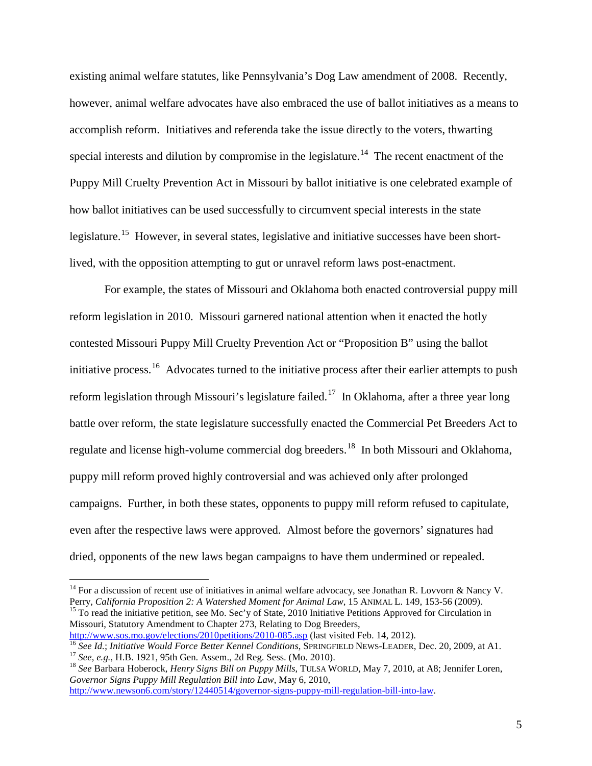existing animal welfare statutes, like Pennsylvania's Dog Law amendment of 2008. Recently, however, animal welfare advocates have also embraced the use of ballot initiatives as a means to accomplish reform. Initiatives and referenda take the issue directly to the voters, thwarting special interests and dilution by compromise in the legislature.[14] The recent enactment of the Puppy Mill Cruelty Prevention Act in Missouri by ballot initiative is one celebrated example of how ballot initiatives can be used successfully to circumvent special interests in the state legislature.[15] However, in several states, legislative and initiative successes have been short-lived, with the opposition attempting to gut or unravel reform laws post-enactment.

For example, the states of Missouri and Oklahoma both enacted controversial puppy mill reform legislation in 2010. Missouri garnered national attention when it enacted the hotly contested Missouri Puppy Mill Cruelty Prevention Act or "Proposition B" using the ballot initiative process.[16] Advocates turned to the initiative process after their earlier attempts to push reform legislation through Missouri's legislature failed.[17] In Oklahoma, after a three year long battle over reform, the state legislature successfully enacted the Commercial Pet Breeders Act to regulate and license high-volume commercial dog breeders.[18] In both Missouri and Oklahoma, puppy mill reform proved highly controversial and was achieved only after prolonged campaigns. Further, in both these states, opponents to puppy mill reform refused to capitulate, even after the respective laws were approved. Almost before the governors' signatures had dried, opponents of the new laws began campaigns to have them undermined or repealed.

---

[14] For a discussion of recent use of initiatives in animal welfare advocacy, see Jonathan R. Lovvorn & Nancy V. Perry, *California Proposition 2: A Watershed Moment for Animal Law*, 15 ANIMAL L. 149, 153-56 (2009).

[15] To read the initiative petition, see Mo. Sec'y of State, 2010 Initiative Petitions Approved for Circulation in Missouri, Statutory Amendment to Chapter 273, Relating to Dog Breeders, http://www.sos.mo.gov/elections/2010petitions/2010-085.asp (last visited Feb. 14, 2012).

[16] *See Id.*; *Initiative Would Force Better Kennel Conditions*, SPRINGFIELD NEWS-LEADER, Dec. 20, 2009, at A1.

[17] *See, e.g.*, H.B. 1921, 95th Gen. Assem., 2d Reg. Sess. (Mo. 2010).

[18] *See* Barbara Hoberock, *Henry Signs Bill on Puppy Mills*, TULSA WORLD, May 7, 2010, at A8; Jennifer Loren, *Governor Signs Puppy Mill Regulation Bill into Law*, May 6, 2010, http://www.newson6.com/story/12440514/governor-signs-puppy-mill-regulation-bill-into-law.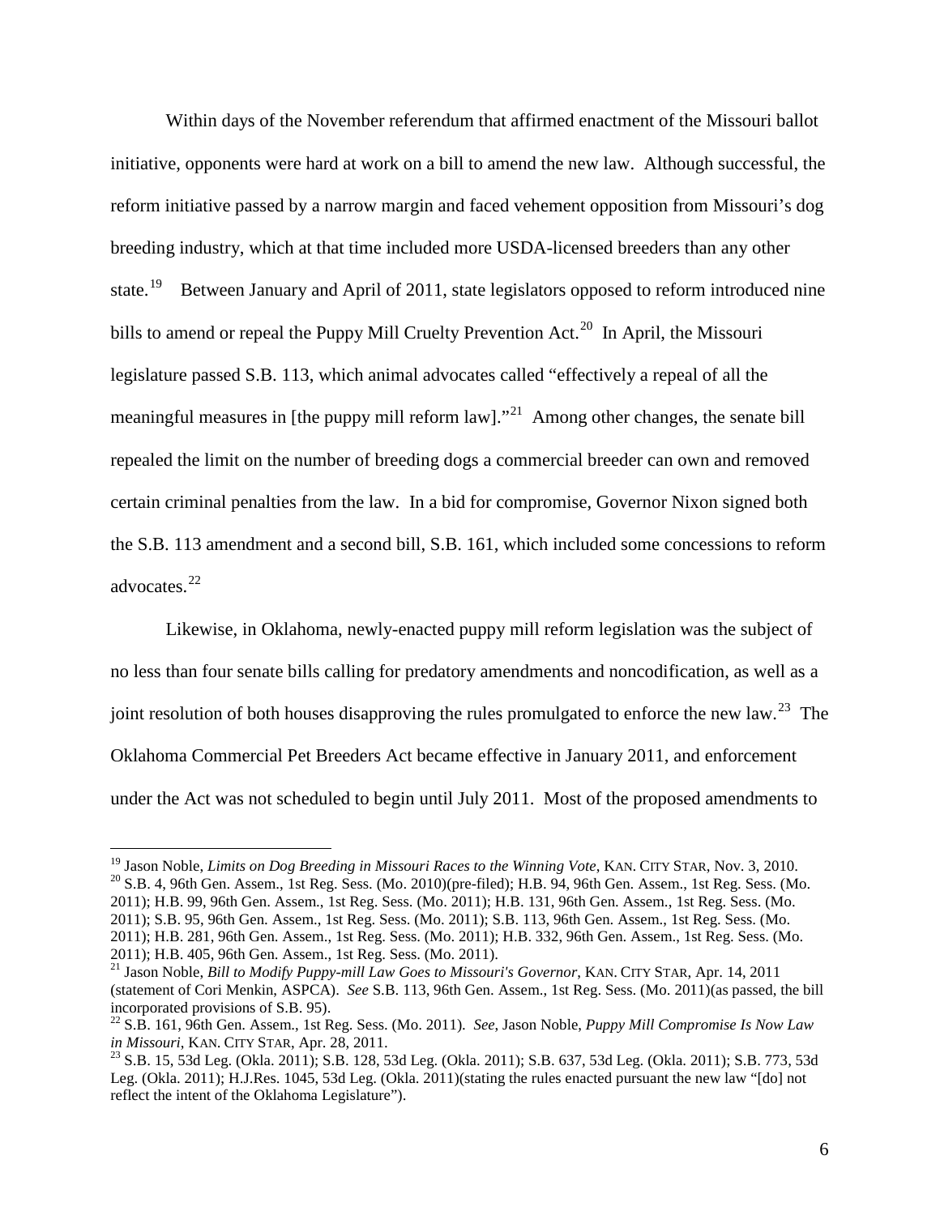Within days of the November referendum that affirmed enactment of the Missouri ballot initiative, opponents were hard at work on a bill to amend the new law. Although successful, the reform initiative passed by a narrow margin and faced vehement opposition from Missouri's dog breeding industry, which at that time included more USDA-licensed breeders than any other state.[19] Between January and April of 2011, state legislators opposed to reform introduced nine bills to amend or repeal the Puppy Mill Cruelty Prevention Act.[20] In April, the Missouri legislature passed S.B. 113, which animal advocates called "effectively a repeal of all the meaningful measures in [the puppy mill reform law]."[21] Among other changes, the senate bill repealed the limit on the number of breeding dogs a commercial breeder can own and removed certain criminal penalties from the law. In a bid for compromise, Governor Nixon signed both the S.B. 113 amendment and a second bill, S.B. 161, which included some concessions to reform advocates.[22]

Likewise, in Oklahoma, newly-enacted puppy mill reform legislation was the subject of no less than four senate bills calling for predatory amendments and noncodification, as well as a joint resolution of both houses disapproving the rules promulgated to enforce the new law.[23] The Oklahoma Commercial Pet Breeders Act became effective in January 2011, and enforcement under the Act was not scheduled to begin until July 2011. Most of the proposed amendments to

---

[19] Jason Noble, *Limits on Dog Breeding in Missouri Races to the Winning Vote*, KAN. CITY STAR, Nov. 3, 2010.

[20] S.B. 4, 96th Gen. Assem., 1st Reg. Sess. (Mo. 2010)(pre-filed); H.B. 94, 96th Gen. Assem., 1st Reg. Sess. (Mo. 2011); H.B. 99, 96th Gen. Assem., 1st Reg. Sess. (Mo. 2011); H.B. 131, 96th Gen. Assem., 1st Reg. Sess. (Mo. 2011); S.B. 95, 96th Gen. Assem., 1st Reg. Sess. (Mo. 2011); S.B. 113, 96th Gen. Assem., 1st Reg. Sess. (Mo. 2011); H.B. 281, 96th Gen. Assem., 1st Reg. Sess. (Mo. 2011); H.B. 332, 96th Gen. Assem., 1st Reg. Sess. (Mo. 2011); H.B. 405, 96th Gen. Assem., 1st Reg. Sess. (Mo. 2011).

[21] Jason Noble, *Bill to Modify Puppy-mill Law Goes to Missouri's Governor*, KAN. CITY STAR, Apr. 14, 2011 (statement of Cori Menkin, ASPCA). *See* S.B. 113, 96th Gen. Assem., 1st Reg. Sess. (Mo. 2011)(as passed, the bill incorporated provisions of S.B. 95).

[22] S.B. 161, 96th Gen. Assem., 1st Reg. Sess. (Mo. 2011). *See,* Jason Noble, *Puppy Mill Compromise Is Now Law in Missouri*, KAN. CITY STAR, Apr. 28, 2011.

[23] S.B. 15, 53d Leg. (Okla. 2011); S.B. 128, 53d Leg. (Okla. 2011); S.B. 637, 53d Leg. (Okla. 2011); S.B. 773, 53d Leg. (Okla. 2011); H.J.Res. 1045, 53d Leg. (Okla. 2011)(stating the rules enacted pursuant the new law "[do] not reflect the intent of the Oklahoma Legislature").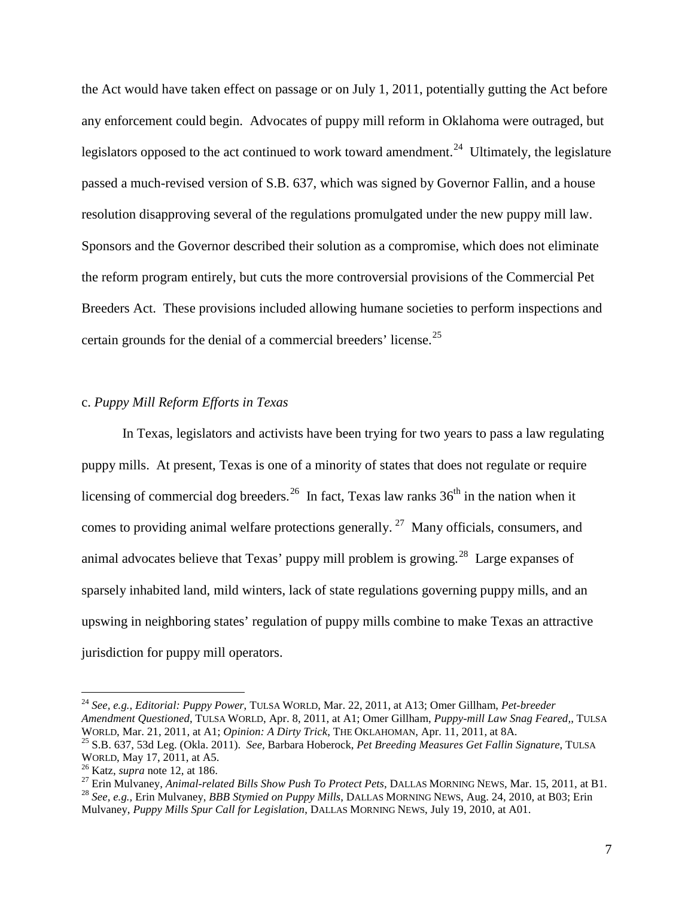the Act would have taken effect on passage or on July 1, 2011, potentially gutting the Act before any enforcement could begin. Advocates of puppy mill reform in Oklahoma were outraged, but legislators opposed to the act continued to work toward amendment.[24] Ultimately, the legislature passed a much-revised version of S.B. 637, which was signed by Governor Fallin, and a house resolution disapproving several of the regulations promulgated under the new puppy mill law. Sponsors and the Governor described their solution as a compromise, which does not eliminate the reform program entirely, but cuts the more controversial provisions of the Commercial Pet Breeders Act. These provisions included allowing humane societies to perform inspections and certain grounds for the denial of a commercial breeders' license.[25]

c. *Puppy Mill Reform Efforts in Texas*

In Texas, legislators and activists have been trying for two years to pass a law regulating puppy mills. At present, Texas is one of a minority of states that does not regulate or require licensing of commercial dog breeders.[26] In fact, Texas law ranks 36th in the nation when it comes to providing animal welfare protections generally.[27] Many officials, consumers, and animal advocates believe that Texas' puppy mill problem is growing.[28] Large expanses of sparsely inhabited land, mild winters, lack of state regulations governing puppy mills, and an upswing in neighboring states' regulation of puppy mills combine to make Texas an attractive jurisdiction for puppy mill operators.

---

[24] *See, e.g., Editorial: Puppy Power*, TULSA WORLD, Mar. 22, 2011, at A13; Omer Gillham, *Pet-breeder Amendment Questioned*, TULSA WORLD, Apr. 8, 2011, at A1; Omer Gillham, *Puppy-mill Law Snag Feared,*, TULSA WORLD, Mar. 21, 2011, at A1; *Opinion: A Dirty Trick*, THE OKLAHOMAN, Apr. 11, 2011, at 8A.

[25] S.B. 637, 53d Leg. (Okla. 2011). *See,* Barbara Hoberock, *Pet Breeding Measures Get Fallin Signature*, TULSA WORLD, May 17, 2011, at A5.

[26] Katz, *supra* note 12, at 186.

[27] Erin Mulvaney, *Animal-related Bills Show Push To Protect Pets*, DALLAS MORNING NEWS, Mar. 15, 2011, at B1.

[28] *See, e.g.,* Erin Mulvaney, *BBB Stymied on Puppy Mills*, DALLAS MORNING NEWS, Aug. 24, 2010, at B03; Erin Mulvaney, *Puppy Mills Spur Call for Legislation*, DALLAS MORNING NEWS, July 19, 2010, at A01.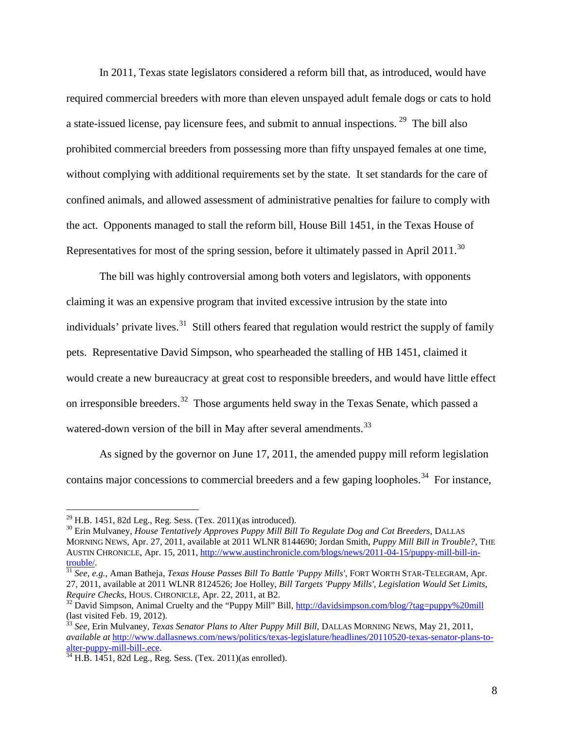In 2011, Texas state legislators considered a reform bill that, as introduced, would have required commercial breeders with more than eleven unspayed adult female dogs or cats to hold a state-issued license, pay licensure fees, and submit to annual inspections.[29] The bill also prohibited commercial breeders from possessing more than fifty unspayed females at one time, without complying with additional requirements set by the state. It set standards for the care of confined animals, and allowed assessment of administrative penalties for failure to comply with the act. Opponents managed to stall the reform bill, House Bill 1451, in the Texas House of Representatives for most of the spring session, before it ultimately passed in April 2011.[30]

The bill was highly controversial among both voters and legislators, with opponents claiming it was an expensive program that invited excessive intrusion by the state into individuals' private lives.[31] Still others feared that regulation would restrict the supply of family pets. Representative David Simpson, who spearheaded the stalling of HB 1451, claimed it would create a new bureaucracy at great cost to responsible breeders, and would have little effect on irresponsible breeders.[32] Those arguments held sway in the Texas Senate, which passed a watered-down version of the bill in May after several amendments.[33]

As signed by the governor on June 17, 2011, the amended puppy mill reform legislation contains major concessions to commercial breeders and a few gaping loopholes.[34] For instance,

---

[29] H.B. 1451, 82d Leg., Reg. Sess. (Tex. 2011)(as introduced).

[30] Erin Mulvaney, *House Tentatively Approves Puppy Mill Bill To Regulate Dog and Cat Breeders*, DALLAS MORNING NEWS, Apr. 27, 2011, available at 2011 WLNR 8144690; Jordan Smith, *Puppy Mill Bill in Trouble?*, THE AUSTIN CHRONICLE, Apr. 15, 2011, http://www.austinchronicle.com/blogs/news/2011-04-15/puppy-mill-bill-in-trouble/.

[31] *See, e.g.*, Aman Batheja, *Texas House Passes Bill To Battle 'Puppy Mills'*, FORT WORTH STAR-TELEGRAM, Apr. 27, 2011, available at 2011 WLNR 8124526; Joe Holley, *Bill Targets 'Puppy Mills', Legislation Would Set Limits, Require Checks*, HOUS. CHRONICLE, Apr. 22, 2011, at B2.

[32] David Simpson, Animal Cruelty and the "Puppy Mill" Bill, http://davidsimpson.com/blog/?tag=puppy%20mill (last visited Feb. 19, 2012).

[33] *See*, Erin Mulvaney, *Texas Senator Plans to Alter Puppy Mill Bill*, DALLAS MORNING NEWS, May 21, 2011, *available at* http://www.dallasnews.com/news/politics/texas-legislature/headlines/20110520-texas-senator-plans-to-alter-puppy-mill-bill-.ece.

[34] H.B. 1451, 82d Leg., Reg. Sess. (Tex. 2011)(as enrolled).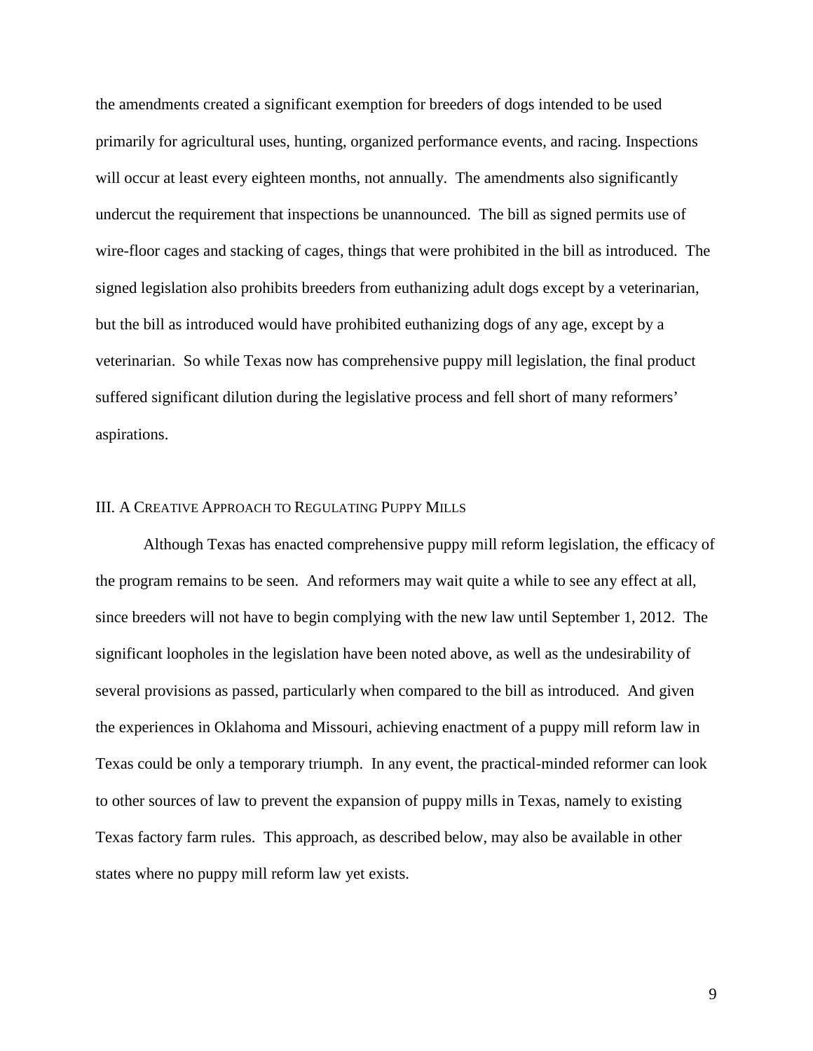the amendments created a significant exemption for breeders of dogs intended to be used primarily for agricultural uses, hunting, organized performance events, and racing. Inspections will occur at least every eighteen months, not annually. The amendments also significantly undercut the requirement that inspections be unannounced. The bill as signed permits use of wire-floor cages and stacking of cages, things that were prohibited in the bill as introduced. The signed legislation also prohibits breeders from euthanizing adult dogs except by a veterinarian, but the bill as introduced would have prohibited euthanizing dogs of any age, except by a veterinarian. So while Texas now has comprehensive puppy mill legislation, the final product suffered significant dilution during the legislative process and fell short of many reformers' aspirations.

## III. A Creative Approach to Regulating Puppy Mills

Although Texas has enacted comprehensive puppy mill reform legislation, the efficacy of the program remains to be seen. And reformers may wait quite a while to see any effect at all, since breeders will not have to begin complying with the new law until September 1, 2012. The significant loopholes in the legislation have been noted above, as well as the undesirability of several provisions as passed, particularly when compared to the bill as introduced. And given the experiences in Oklahoma and Missouri, achieving enactment of a puppy mill reform law in Texas could be only a temporary triumph. In any event, the practical-minded reformer can look to other sources of law to prevent the expansion of puppy mills in Texas, namely to existing Texas factory farm rules. This approach, as described below, may also be available in other states where no puppy mill reform law yet exists.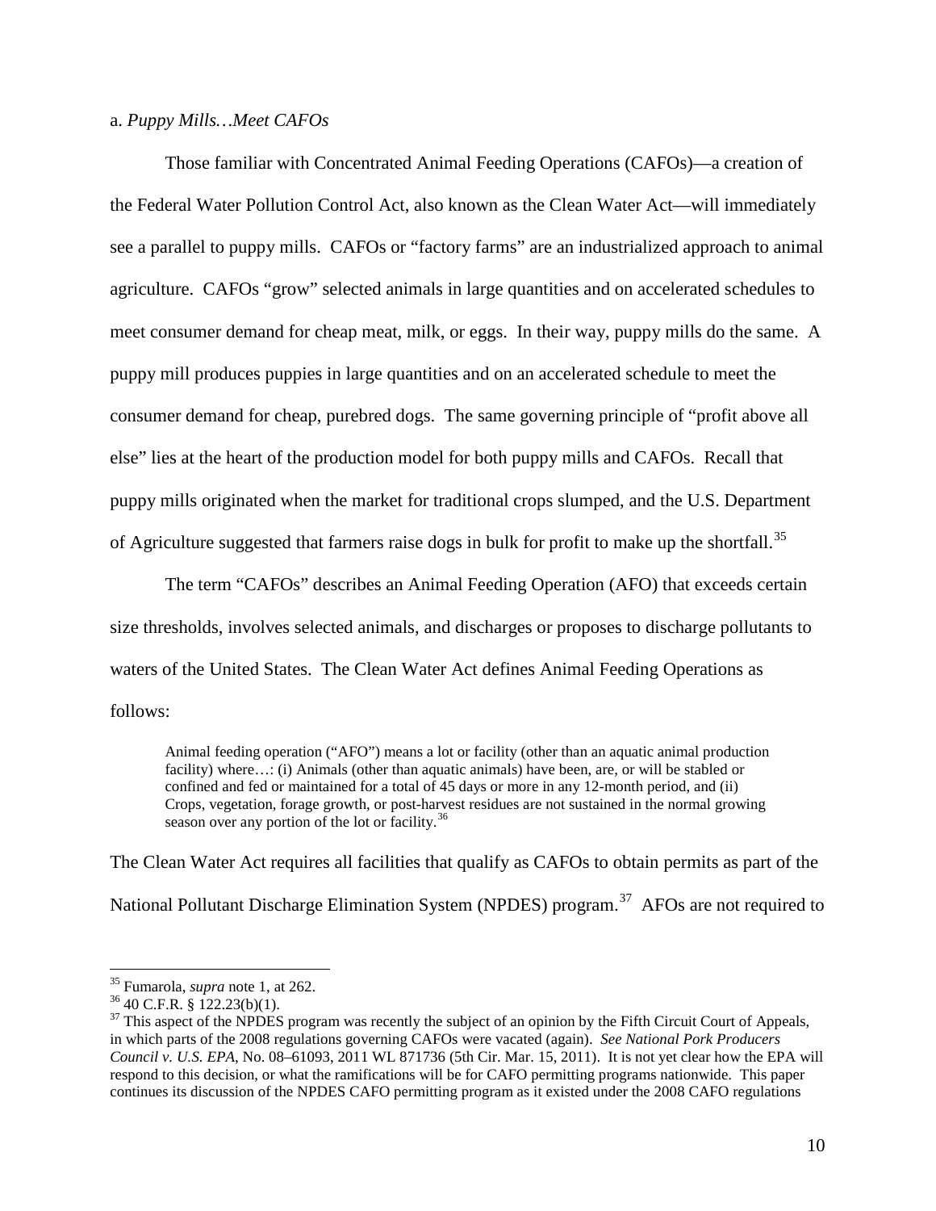a. *Puppy Mills…Meet CAFOs*

Those familiar with Concentrated Animal Feeding Operations (CAFOs)—a creation of the Federal Water Pollution Control Act, also known as the Clean Water Act—will immediately see a parallel to puppy mills. CAFOs or "factory farms" are an industrialized approach to animal agriculture. CAFOs "grow" selected animals in large quantities and on accelerated schedules to meet consumer demand for cheap meat, milk, or eggs. In their way, puppy mills do the same. A puppy mill produces puppies in large quantities and on an accelerated schedule to meet the consumer demand for cheap, purebred dogs. The same governing principle of "profit above all else" lies at the heart of the production model for both puppy mills and CAFOs. Recall that puppy mills originated when the market for traditional crops slumped, and the U.S. Department of Agriculture suggested that farmers raise dogs in bulk for profit to make up the shortfall.[35]

The term "CAFOs" describes an Animal Feeding Operation (AFO) that exceeds certain size thresholds, involves selected animals, and discharges or proposes to discharge pollutants to waters of the United States. The Clean Water Act defines Animal Feeding Operations as follows:

> Animal feeding operation ("AFO") means a lot or facility (other than an aquatic animal production facility) where…: (i) Animals (other than aquatic animals) have been, are, or will be stabled or confined and fed or maintained for a total of 45 days or more in any 12-month period, and (ii) Crops, vegetation, forage growth, or post-harvest residues are not sustained in the normal growing season over any portion of the lot or facility.[36]

The Clean Water Act requires all facilities that qualify as CAFOs to obtain permits as part of the National Pollutant Discharge Elimination System (NPDES) program.[37] AFOs are not required to

---

[35] Fumarola, *supra* note 1, at 262.

[36] 40 C.F.R. § 122.23(b)(1).

[37] This aspect of the NPDES program was recently the subject of an opinion by the Fifth Circuit Court of Appeals, in which parts of the 2008 regulations governing CAFOs were vacated (again). *See National Pork Producers Council v. U.S. EPA*, No. 08–61093, 2011 WL 871736 (5th Cir. Mar. 15, 2011). It is not yet clear how the EPA will respond to this decision, or what the ramifications will be for CAFO permitting programs nationwide. This paper continues its discussion of the NPDES CAFO permitting program as it existed under the 2008 CAFO regulations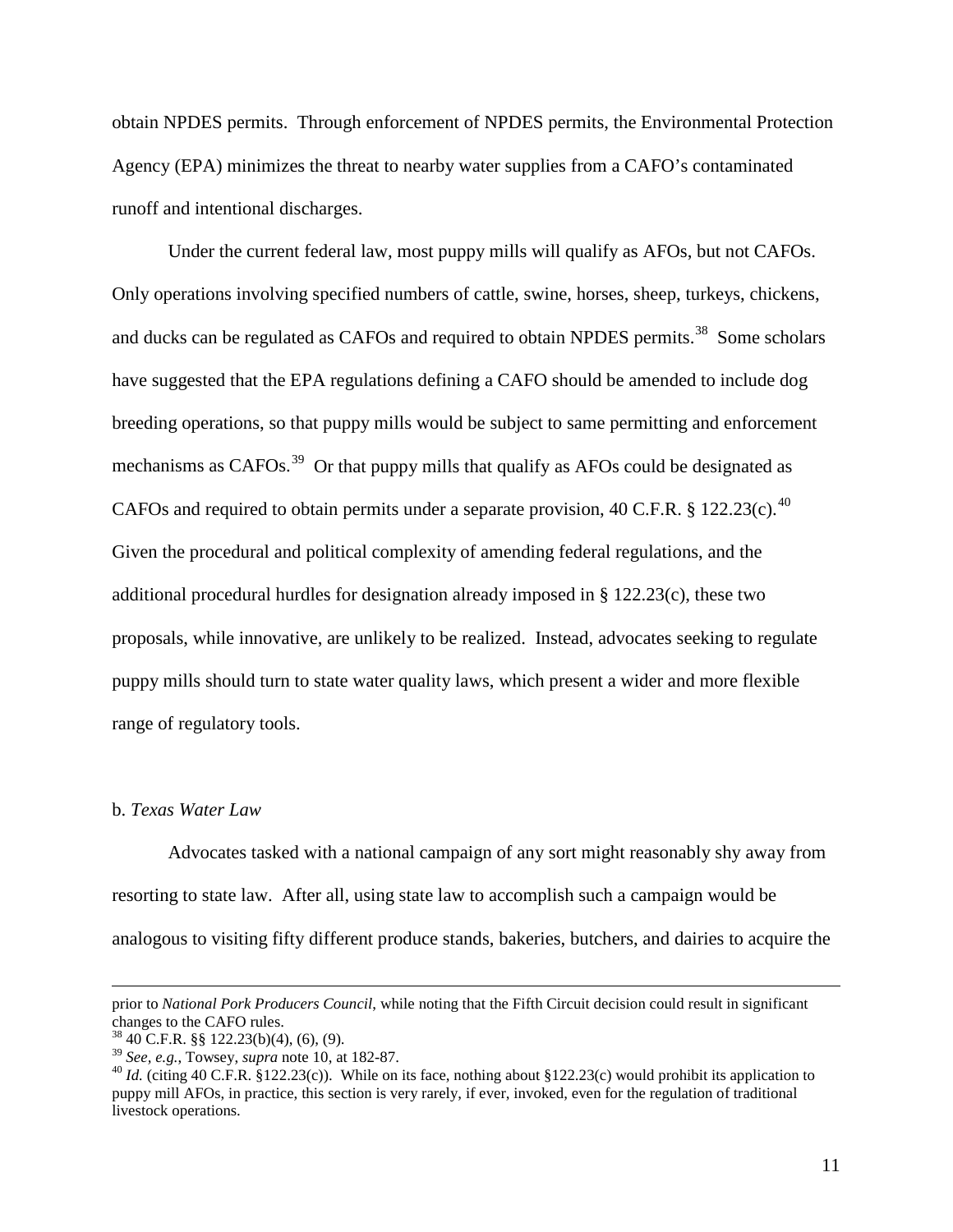obtain NPDES permits. Through enforcement of NPDES permits, the Environmental Protection Agency (EPA) minimizes the threat to nearby water supplies from a CAFO's contaminated runoff and intentional discharges.

Under the current federal law, most puppy mills will qualify as AFOs, but not CAFOs. Only operations involving specified numbers of cattle, swine, horses, sheep, turkeys, chickens, and ducks can be regulated as CAFOs and required to obtain NPDES permits.[38] Some scholars have suggested that the EPA regulations defining a CAFO should be amended to include dog breeding operations, so that puppy mills would be subject to same permitting and enforcement mechanisms as CAFOs.[39] Or that puppy mills that qualify as AFOs could be designated as CAFOs and required to obtain permits under a separate provision, 40 C.F.R. § 122.23(c).[40] Given the procedural and political complexity of amending federal regulations, and the additional procedural hurdles for designation already imposed in § 122.23(c), these two proposals, while innovative, are unlikely to be realized. Instead, advocates seeking to regulate puppy mills should turn to state water quality laws, which present a wider and more flexible range of regulatory tools.

b. *Texas Water Law*

Advocates tasked with a national campaign of any sort might reasonably shy away from resorting to state law. After all, using state law to accomplish such a campaign would be analogous to visiting fifty different produce stands, bakeries, butchers, and dairies to acquire the

---

prior to *National Pork Producers Council*, while noting that the Fifth Circuit decision could result in significant changes to the CAFO rules.

[38] 40 C.F.R. §§ 122.23(b)(4), (6), (9).

[39] *See, e.g.*, Towsey, *supra* note 10, at 182-87.

[40] *Id.* (citing 40 C.F.R. §122.23(c)). While on its face, nothing about §122.23(c) would prohibit its application to puppy mill AFOs, in practice, this section is very rarely, if ever, invoked, even for the regulation of traditional livestock operations.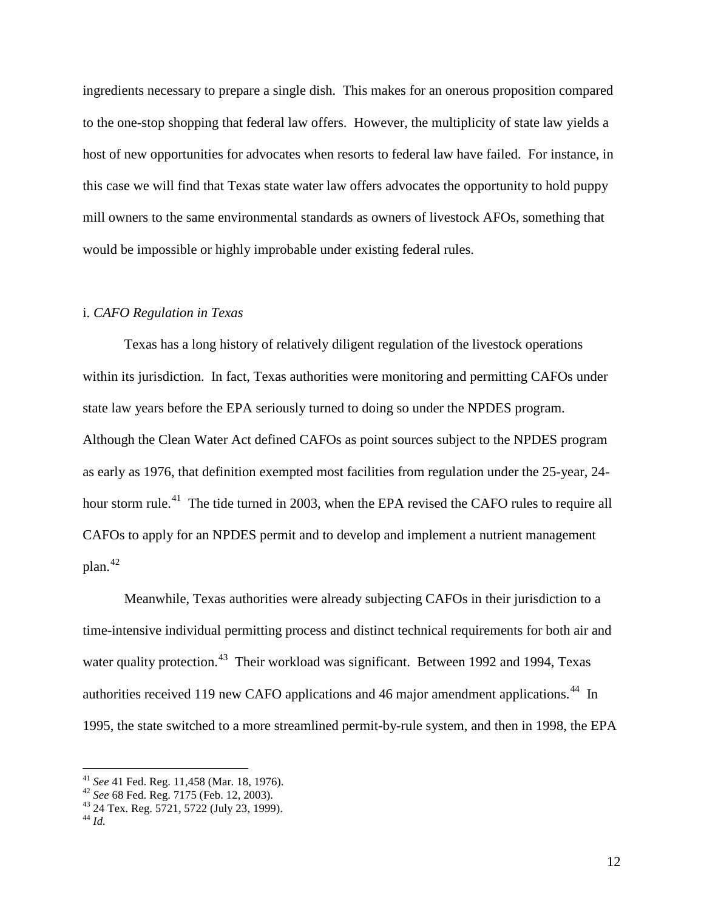ingredients necessary to prepare a single dish. This makes for an onerous proposition compared to the one-stop shopping that federal law offers. However, the multiplicity of state law yields a host of new opportunities for advocates when resorts to federal law have failed. For instance, in this case we will find that Texas state water law offers advocates the opportunity to hold puppy mill owners to the same environmental standards as owners of livestock AFOs, something that would be impossible or highly improbable under existing federal rules.

i. *CAFO Regulation in Texas*

Texas has a long history of relatively diligent regulation of the livestock operations within its jurisdiction. In fact, Texas authorities were monitoring and permitting CAFOs under state law years before the EPA seriously turned to doing so under the NPDES program. Although the Clean Water Act defined CAFOs as point sources subject to the NPDES program as early as 1976, that definition exempted most facilities from regulation under the 25-year, 24-hour storm rule.[41] The tide turned in 2003, when the EPA revised the CAFO rules to require all CAFOs to apply for an NPDES permit and to develop and implement a nutrient management plan.[42]

Meanwhile, Texas authorities were already subjecting CAFOs in their jurisdiction to a time-intensive individual permitting process and distinct technical requirements for both air and water quality protection.[43] Their workload was significant. Between 1992 and 1994, Texas authorities received 119 new CAFO applications and 46 major amendment applications.[44] In 1995, the state switched to a more streamlined permit-by-rule system, and then in 1998, the EPA

---

[41] *See* 41 Fed. Reg. 11,458 (Mar. 18, 1976).

[42] *See* 68 Fed. Reg. 7175 (Feb. 12, 2003).

[43] 24 Tex. Reg. 5721, 5722 (July 23, 1999).

[44] *Id.*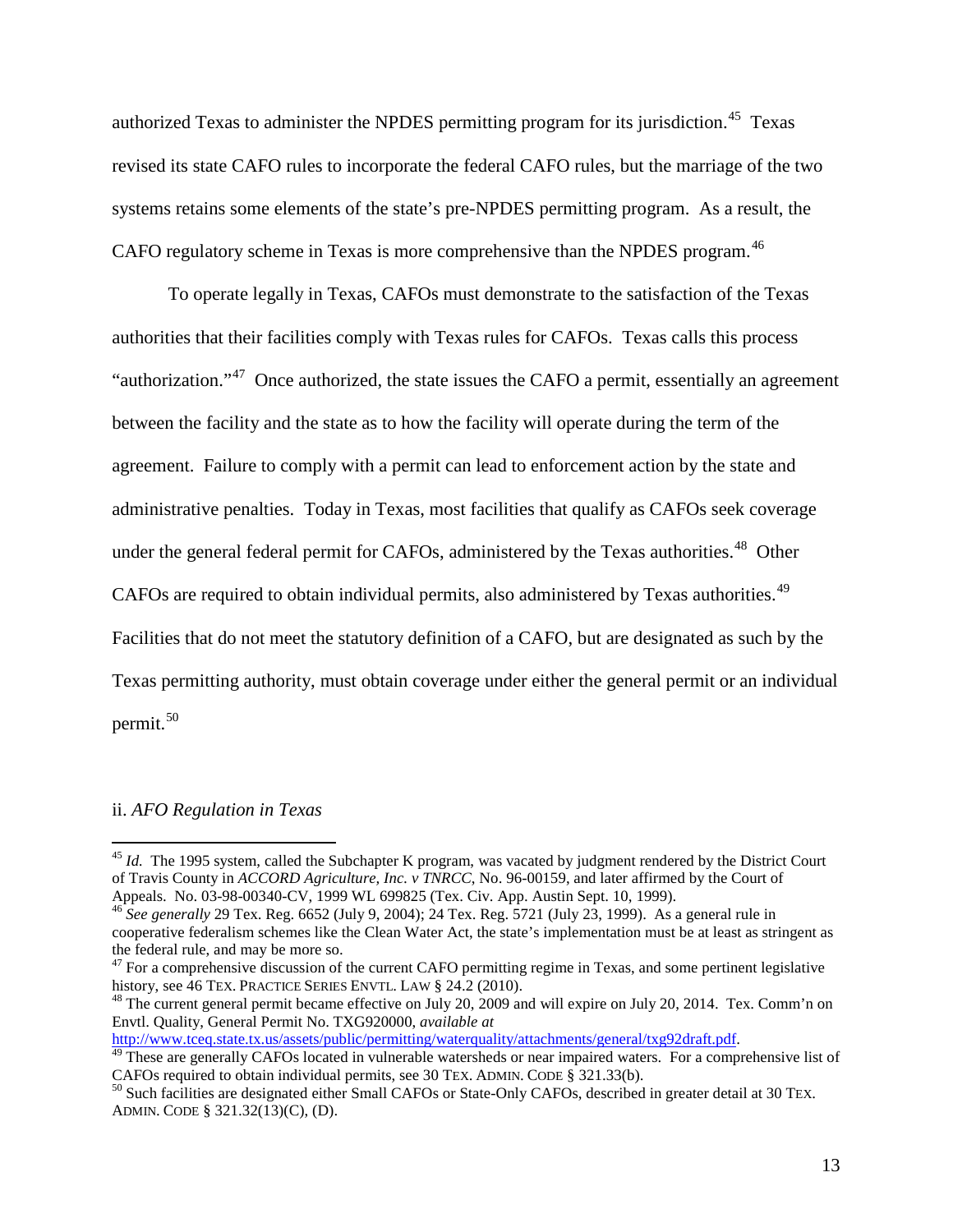authorized Texas to administer the NPDES permitting program for its jurisdiction.[45] Texas revised its state CAFO rules to incorporate the federal CAFO rules, but the marriage of the two systems retains some elements of the state's pre-NPDES permitting program. As a result, the CAFO regulatory scheme in Texas is more comprehensive than the NPDES program.[46]

To operate legally in Texas, CAFOs must demonstrate to the satisfaction of the Texas authorities that their facilities comply with Texas rules for CAFOs. Texas calls this process "authorization."[47] Once authorized, the state issues the CAFO a permit, essentially an agreement between the facility and the state as to how the facility will operate during the term of the agreement. Failure to comply with a permit can lead to enforcement action by the state and administrative penalties. Today in Texas, most facilities that qualify as CAFOs seek coverage under the general federal permit for CAFOs, administered by the Texas authorities.[48] Other CAFOs are required to obtain individual permits, also administered by Texas authorities.[49] Facilities that do not meet the statutory definition of a CAFO, but are designated as such by the Texas permitting authority, must obtain coverage under either the general permit or an individual permit.[50]

ii. *AFO Regulation in Texas*

---

[45] *Id.* The 1995 system, called the Subchapter K program, was vacated by judgment rendered by the District Court of Travis County in *ACCORD Agriculture, Inc. v TNRCC*, No. 96-00159, and later affirmed by the Court of Appeals. No. 03-98-00340-CV, 1999 WL 699825 (Tex. Civ. App. Austin Sept. 10, 1999).

[46] *See generally* 29 Tex. Reg. 6652 (July 9, 2004); 24 Tex. Reg. 5721 (July 23, 1999). As a general rule in cooperative federalism schemes like the Clean Water Act, the state's implementation must be at least as stringent as the federal rule, and may be more so.

[47] For a comprehensive discussion of the current CAFO permitting regime in Texas, and some pertinent legislative history, see 46 TEX. PRACTICE SERIES ENVTL. LAW § 24.2 (2010).

[48] The current general permit became effective on July 20, 2009 and will expire on July 20, 2014. Tex. Comm'n on Envtl. Quality, General Permit No. TXG920000, *available at* http://www.tceq.state.tx.us/assets/public/permitting/waterquality/attachments/general/txg92draft.pdf.

[49] These are generally CAFOs located in vulnerable watersheds or near impaired waters. For a comprehensive list of CAFOs required to obtain individual permits, see 30 TEX. ADMIN. CODE § 321.33(b).

[50] Such facilities are designated either Small CAFOs or State-Only CAFOs, described in greater detail at 30 TEX. ADMIN. CODE § 321.32(13)(C), (D).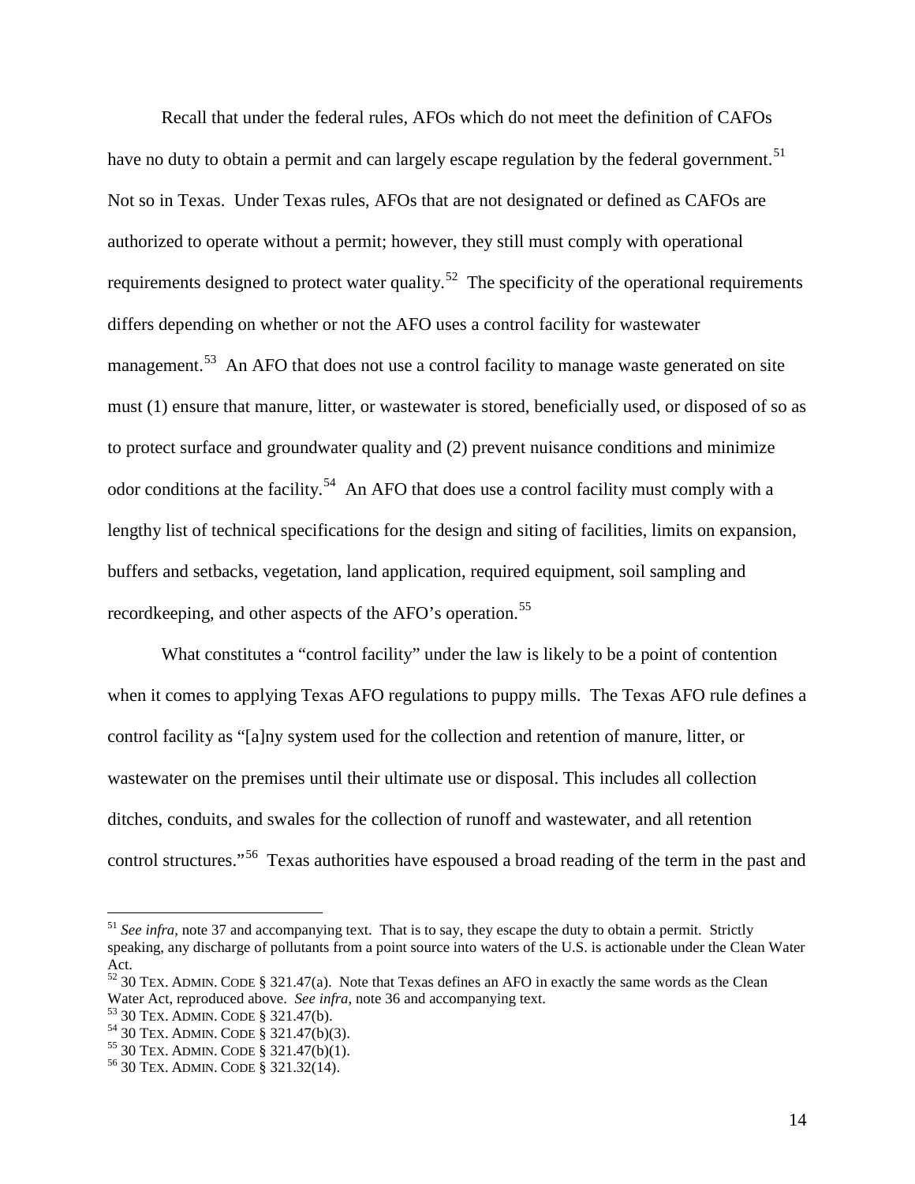Recall that under the federal rules, AFOs which do not meet the definition of CAFOs have no duty to obtain a permit and can largely escape regulation by the federal government.[51] Not so in Texas. Under Texas rules, AFOs that are not designated or defined as CAFOs are authorized to operate without a permit; however, they still must comply with operational requirements designed to protect water quality.[52] The specificity of the operational requirements differs depending on whether or not the AFO uses a control facility for wastewater management.[53] An AFO that does not use a control facility to manage waste generated on site must (1) ensure that manure, litter, or wastewater is stored, beneficially used, or disposed of so as to protect surface and groundwater quality and (2) prevent nuisance conditions and minimize odor conditions at the facility.[54] An AFO that does use a control facility must comply with a lengthy list of technical specifications for the design and siting of facilities, limits on expansion, buffers and setbacks, vegetation, land application, required equipment, soil sampling and recordkeeping, and other aspects of the AFO's operation.[55]

What constitutes a "control facility" under the law is likely to be a point of contention when it comes to applying Texas AFO regulations to puppy mills. The Texas AFO rule defines a control facility as "[a]ny system used for the collection and retention of manure, litter, or wastewater on the premises until their ultimate use or disposal. This includes all collection ditches, conduits, and swales for the collection of runoff and wastewater, and all retention control structures."[56] Texas authorities have espoused a broad reading of the term in the past and

---

[51] *See infra*, note 37 and accompanying text. That is to say, they escape the duty to obtain a permit. Strictly speaking, any discharge of pollutants from a point source into waters of the U.S. is actionable under the Clean Water Act.

[52] 30 TEX. ADMIN. CODE § 321.47(a). Note that Texas defines an AFO in exactly the same words as the Clean Water Act, reproduced above. *See infra*, note 36 and accompanying text.

[53] 30 TEX. ADMIN. CODE § 321.47(b).

[54] 30 TEX. ADMIN. CODE § 321.47(b)(3).

[55] 30 TEX. ADMIN. CODE § 321.47(b)(1).

[56] 30 TEX. ADMIN. CODE § 321.32(14).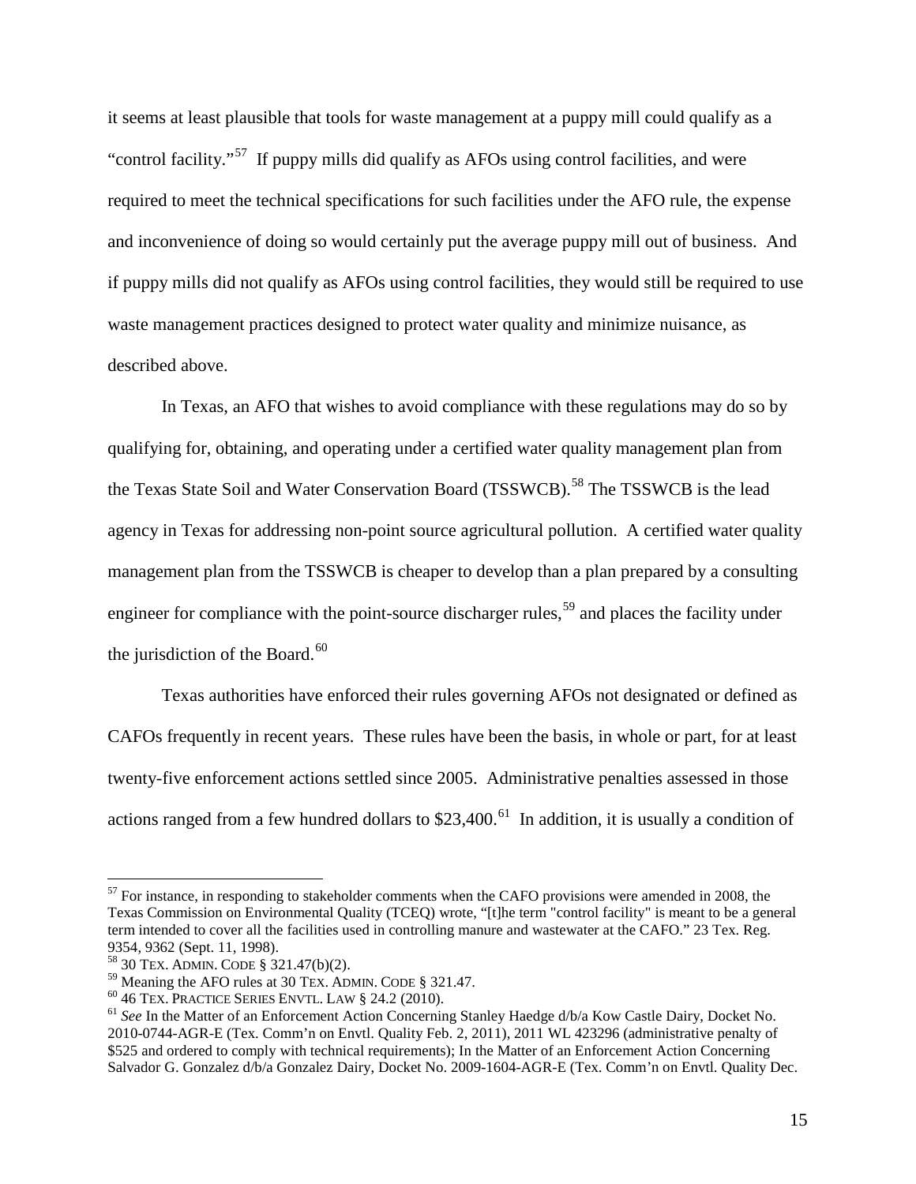it seems at least plausible that tools for waste management at a puppy mill could qualify as a "control facility."[57] If puppy mills did qualify as AFOs using control facilities, and were required to meet the technical specifications for such facilities under the AFO rule, the expense and inconvenience of doing so would certainly put the average puppy mill out of business. And if puppy mills did not qualify as AFOs using control facilities, they would still be required to use waste management practices designed to protect water quality and minimize nuisance, as described above.

In Texas, an AFO that wishes to avoid compliance with these regulations may do so by qualifying for, obtaining, and operating under a certified water quality management plan from the Texas State Soil and Water Conservation Board (TSSWCB).[58] The TSSWCB is the lead agency in Texas for addressing non-point source agricultural pollution. A certified water quality management plan from the TSSWCB is cheaper to develop than a plan prepared by a consulting engineer for compliance with the point-source discharger rules,[59] and places the facility under the jurisdiction of the Board.[60]

Texas authorities have enforced their rules governing AFOs not designated or defined as CAFOs frequently in recent years. These rules have been the basis, in whole or part, for at least twenty-five enforcement actions settled since 2005. Administrative penalties assessed in those actions ranged from a few hundred dollars to $23,400.[61] In addition, it is usually a condition of

---

[57] For instance, in responding to stakeholder comments when the CAFO provisions were amended in 2008, the Texas Commission on Environmental Quality (TCEQ) wrote, "[t]he term "control facility" is meant to be a general term intended to cover all the facilities used in controlling manure and wastewater at the CAFO." 23 Tex. Reg. 9354, 9362 (Sept. 11, 1998).

[58] 30 TEX. ADMIN. CODE § 321.47(b)(2).

[59] Meaning the AFO rules at 30 TEX. ADMIN. CODE § 321.47.

[60] 46 TEX. PRACTICE SERIES ENVTL. LAW § 24.2 (2010).

[61] *See* In the Matter of an Enforcement Action Concerning Stanley Haedge d/b/a Kow Castle Dairy, Docket No. 2010-0744-AGR-E (Tex. Comm'n on Envtl. Quality Feb. 2, 2011), 2011 WL 423296 (administrative penalty of $525 and ordered to comply with technical requirements); In the Matter of an Enforcement Action Concerning Salvador G. Gonzalez d/b/a Gonzalez Dairy, Docket No. 2009-1604-AGR-E (Tex. Comm'n on Envtl. Quality Dec.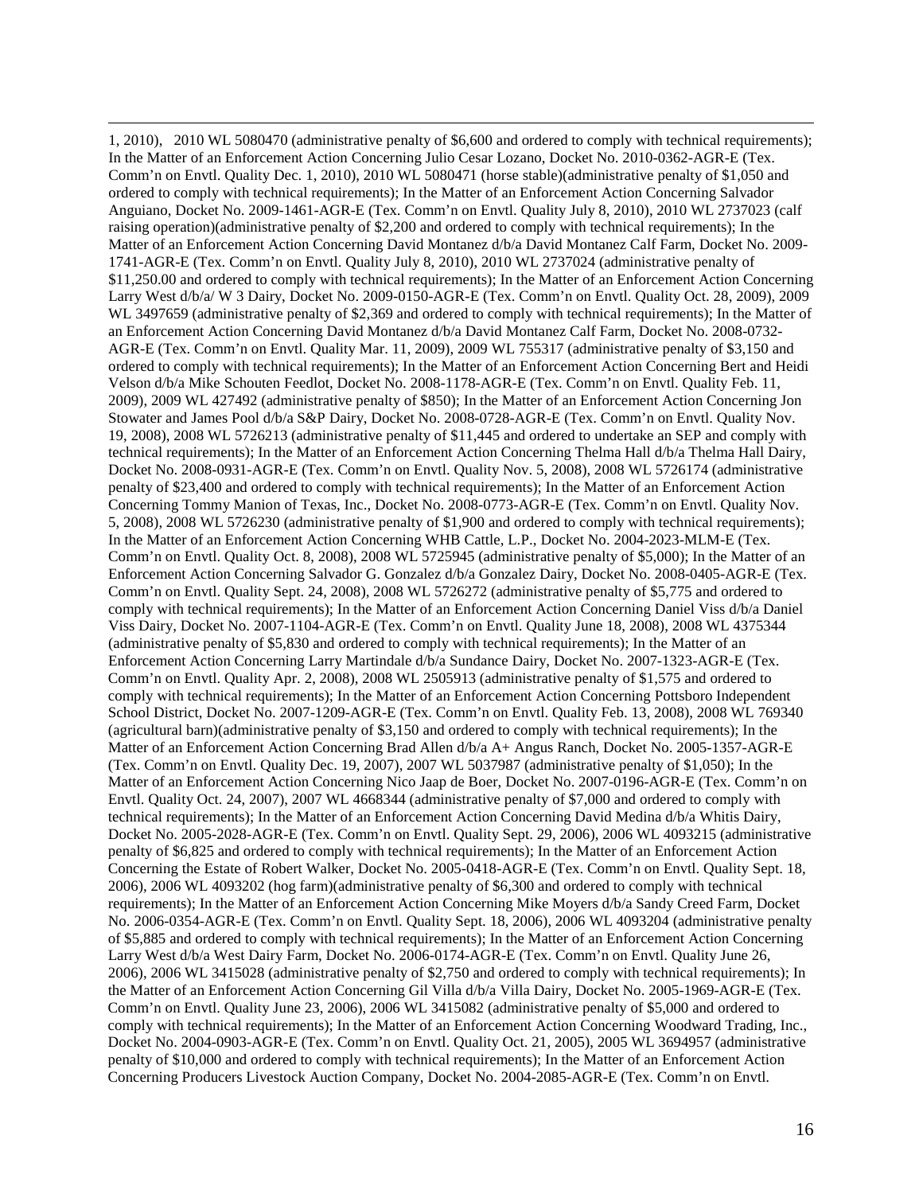1, 2010), 2010 WL 5080470 (administrative penalty of $6,600 and ordered to comply with technical requirements); In the Matter of an Enforcement Action Concerning Julio Cesar Lozano, Docket No. 2010-0362-AGR-E (Tex. Comm'n on Envtl. Quality Dec. 1, 2010), 2010 WL 5080471 (horse stable)(administrative penalty of $1,050 and ordered to comply with technical requirements); In the Matter of an Enforcement Action Concerning Salvador Anguiano, Docket No. 2009-1461-AGR-E (Tex. Comm'n on Envtl. Quality July 8, 2010), 2010 WL 2737023 (calf raising operation)(administrative penalty of $2,200 and ordered to comply with technical requirements); In the Matter of an Enforcement Action Concerning David Montanez d/b/a David Montanez Calf Farm, Docket No. 2009-1741-AGR-E (Tex. Comm'n on Envtl. Quality July 8, 2010), 2010 WL 2737024 (administrative penalty of $11,250.00 and ordered to comply with technical requirements); In the Matter of an Enforcement Action Concerning Larry West d/b/a/ W 3 Dairy, Docket No. 2009-0150-AGR-E (Tex. Comm'n on Envtl. Quality Oct. 28, 2009), 2009 WL 3497659 (administrative penalty of $2,369 and ordered to comply with technical requirements); In the Matter of an Enforcement Action Concerning David Montanez d/b/a David Montanez Calf Farm, Docket No. 2008-0732-AGR-E (Tex. Comm'n on Envtl. Quality Mar. 11, 2009), 2009 WL 755317 (administrative penalty of $3,150 and ordered to comply with technical requirements); In the Matter of an Enforcement Action Concerning Bert and Heidi Velson d/b/a Mike Schouten Feedlot, Docket No. 2008-1178-AGR-E (Tex. Comm'n on Envtl. Quality Feb. 11, 2009), 2009 WL 427492 (administrative penalty of $850); In the Matter of an Enforcement Action Concerning Jon Stowater and James Pool d/b/a S&P Dairy, Docket No. 2008-0728-AGR-E (Tex. Comm'n on Envtl. Quality Nov. 19, 2008), 2008 WL 5726213 (administrative penalty of $11,445 and ordered to undertake an SEP and comply with technical requirements); In the Matter of an Enforcement Action Concerning Thelma Hall d/b/a Thelma Hall Dairy, Docket No. 2008-0931-AGR-E (Tex. Comm'n on Envtl. Quality Nov. 5, 2008), 2008 WL 5726174 (administrative penalty of $23,400 and ordered to comply with technical requirements); In the Matter of an Enforcement Action Concerning Tommy Manion of Texas, Inc., Docket No. 2008-0773-AGR-E (Tex. Comm'n on Envtl. Quality Nov. 5, 2008), 2008 WL 5726230 (administrative penalty of $1,900 and ordered to comply with technical requirements); In the Matter of an Enforcement Action Concerning WHB Cattle, L.P., Docket No. 2004-2023-MLM-E (Tex. Comm'n on Envtl. Quality Oct. 8, 2008), 2008 WL 5725945 (administrative penalty of $5,000); In the Matter of an Enforcement Action Concerning Salvador G. Gonzalez d/b/a Gonzalez Dairy, Docket No. 2008-0405-AGR-E (Tex. Comm'n on Envtl. Quality Sept. 24, 2008), 2008 WL 5726272 (administrative penalty of $5,775 and ordered to comply with technical requirements); In the Matter of an Enforcement Action Concerning Daniel Viss d/b/a Daniel Viss Dairy, Docket No. 2007-1104-AGR-E (Tex. Comm'n on Envtl. Quality June 18, 2008), 2008 WL 4375344 (administrative penalty of $5,830 and ordered to comply with technical requirements); In the Matter of an Enforcement Action Concerning Larry Martindale d/b/a Sundance Dairy, Docket No. 2007-1323-AGR-E (Tex. Comm'n on Envtl. Quality Apr. 2, 2008), 2008 WL 2505913 (administrative penalty of $1,575 and ordered to comply with technical requirements); In the Matter of an Enforcement Action Concerning Pottsboro Independent School District, Docket No. 2007-1209-AGR-E (Tex. Comm'n on Envtl. Quality Feb. 13, 2008), 2008 WL 769340 (agricultural barn)(administrative penalty of $3,150 and ordered to comply with technical requirements); In the Matter of an Enforcement Action Concerning Brad Allen d/b/a A+ Angus Ranch, Docket No. 2005-1357-AGR-E (Tex. Comm'n on Envtl. Quality Dec. 19, 2007), 2007 WL 5037987 (administrative penalty of $1,050); In the Matter of an Enforcement Action Concerning Nico Jaap de Boer, Docket No. 2007-0196-AGR-E (Tex. Comm'n on Envtl. Quality Oct. 24, 2007), 2007 WL 4668344 (administrative penalty of $7,000 and ordered to comply with technical requirements); In the Matter of an Enforcement Action Concerning David Medina d/b/a Whitis Dairy, Docket No. 2005-2028-AGR-E (Tex. Comm'n on Envtl. Quality Sept. 29, 2006), 2006 WL 4093215 (administrative penalty of $6,825 and ordered to comply with technical requirements); In the Matter of an Enforcement Action Concerning the Estate of Robert Walker, Docket No. 2005-0418-AGR-E (Tex. Comm'n on Envtl. Quality Sept. 18, 2006), 2006 WL 4093202 (hog farm)(administrative penalty of $6,300 and ordered to comply with technical requirements); In the Matter of an Enforcement Action Concerning Mike Moyers d/b/a Sandy Creed Farm, Docket No. 2006-0354-AGR-E (Tex. Comm'n on Envtl. Quality Sept. 18, 2006), 2006 WL 4093204 (administrative penalty of $5,885 and ordered to comply with technical requirements); In the Matter of an Enforcement Action Concerning Larry West d/b/a West Dairy Farm, Docket No. 2006-0174-AGR-E (Tex. Comm'n on Envtl. Quality June 26, 2006), 2006 WL 3415028 (administrative penalty of $2,750 and ordered to comply with technical requirements); In the Matter of an Enforcement Action Concerning Gil Villa d/b/a Villa Dairy, Docket No. 2005-1969-AGR-E (Tex. Comm'n on Envtl. Quality June 23, 2006), 2006 WL 3415082 (administrative penalty of $5,000 and ordered to comply with technical requirements); In the Matter of an Enforcement Action Concerning Woodward Trading, Inc., Docket No. 2004-0903-AGR-E (Tex. Comm'n on Envtl. Quality Oct. 21, 2005), 2005 WL 3694957 (administrative penalty of $10,000 and ordered to comply with technical requirements); In the Matter of an Enforcement Action Concerning Producers Livestock Auction Company, Docket No. 2004-2085-AGR-E (Tex. Comm'n on Envtl.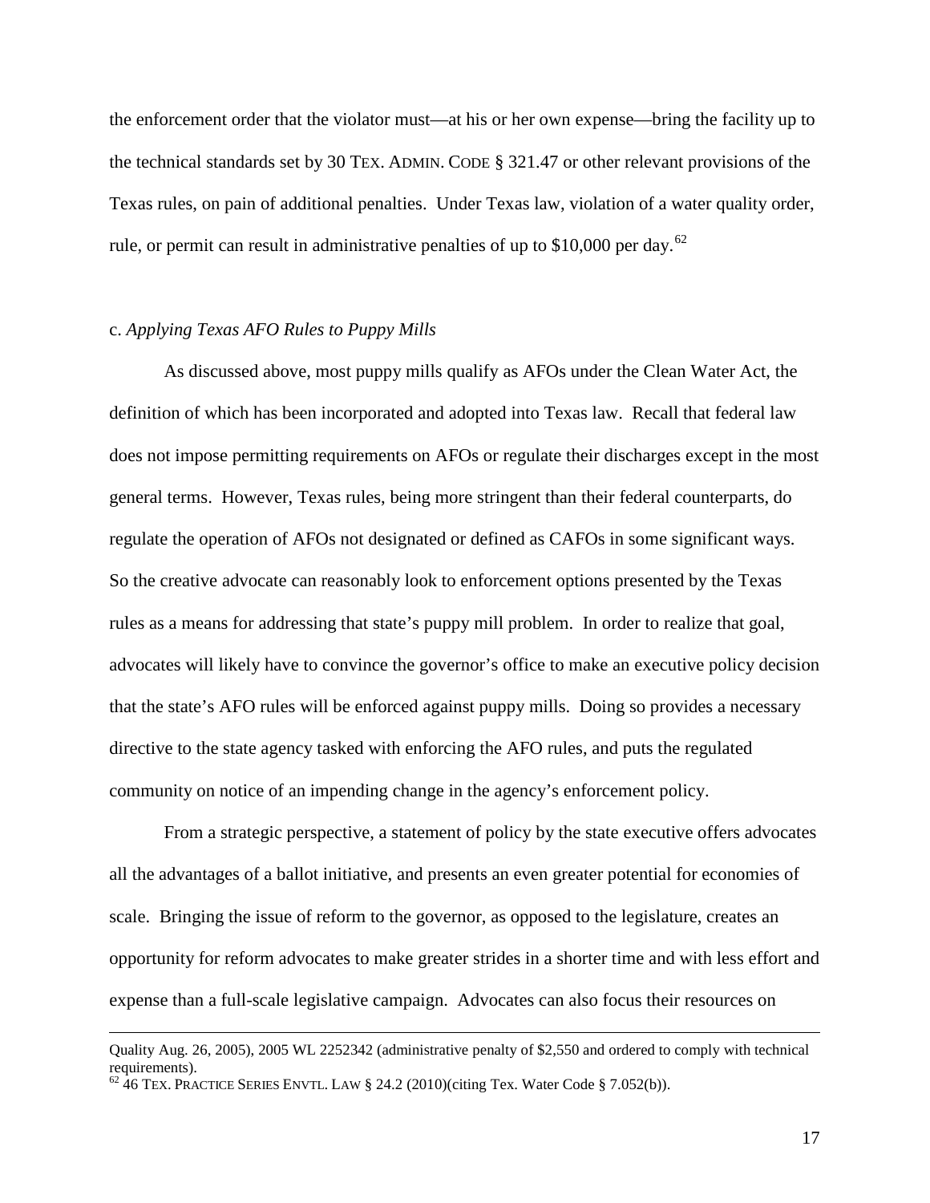the enforcement order that the violator must—at his or her own expense—bring the facility up to the technical standards set by 30 TEX. ADMIN. CODE § 321.47 or other relevant provisions of the Texas rules, on pain of additional penalties. Under Texas law, violation of a water quality order, rule, or permit can result in administrative penalties of up to $10,000 per day.[62]

c. *Applying Texas AFO Rules to Puppy Mills*

As discussed above, most puppy mills qualify as AFOs under the Clean Water Act, the definition of which has been incorporated and adopted into Texas law. Recall that federal law does not impose permitting requirements on AFOs or regulate their discharges except in the most general terms. However, Texas rules, being more stringent than their federal counterparts, do regulate the operation of AFOs not designated or defined as CAFOs in some significant ways. So the creative advocate can reasonably look to enforcement options presented by the Texas rules as a means for addressing that state's puppy mill problem. In order to realize that goal, advocates will likely have to convince the governor's office to make an executive policy decision that the state's AFO rules will be enforced against puppy mills. Doing so provides a necessary directive to the state agency tasked with enforcing the AFO rules, and puts the regulated community on notice of an impending change in the agency's enforcement policy.

From a strategic perspective, a statement of policy by the state executive offers advocates all the advantages of a ballot initiative, and presents an even greater potential for economies of scale. Bringing the issue of reform to the governor, as opposed to the legislature, creates an opportunity for reform advocates to make greater strides in a shorter time and with less effort and expense than a full-scale legislative campaign. Advocates can also focus their resources on

---

Quality Aug. 26, 2005), 2005 WL 2252342 (administrative penalty of $2,550 and ordered to comply with technical requirements).

[62] 46 TEX. PRACTICE SERIES ENVTL. LAW § 24.2 (2010)(citing Tex. Water Code § 7.052(b)).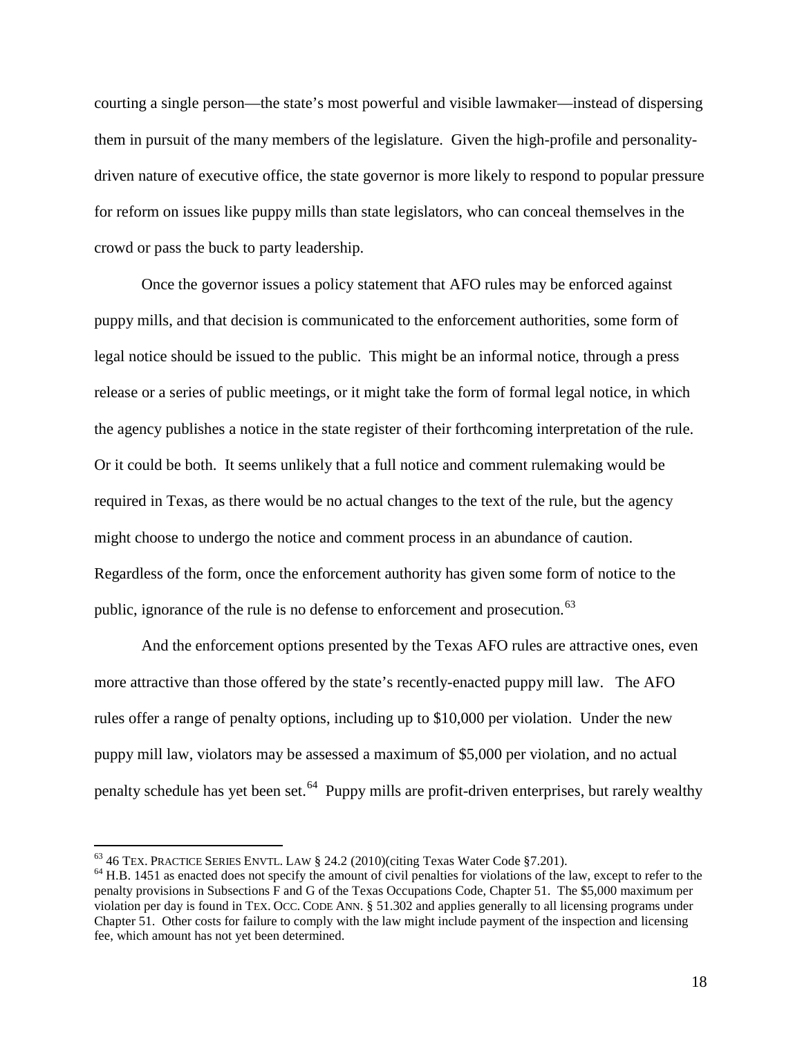courting a single person—the state's most powerful and visible lawmaker—instead of dispersing them in pursuit of the many members of the legislature. Given the high-profile and personality-driven nature of executive office, the state governor is more likely to respond to popular pressure for reform on issues like puppy mills than state legislators, who can conceal themselves in the crowd or pass the buck to party leadership.

Once the governor issues a policy statement that AFO rules may be enforced against puppy mills, and that decision is communicated to the enforcement authorities, some form of legal notice should be issued to the public. This might be an informal notice, through a press release or a series of public meetings, or it might take the form of formal legal notice, in which the agency publishes a notice in the state register of their forthcoming interpretation of the rule. Or it could be both. It seems unlikely that a full notice and comment rulemaking would be required in Texas, as there would be no actual changes to the text of the rule, but the agency might choose to undergo the notice and comment process in an abundance of caution. Regardless of the form, once the enforcement authority has given some form of notice to the public, ignorance of the rule is no defense to enforcement and prosecution.[63]

And the enforcement options presented by the Texas AFO rules are attractive ones, even more attractive than those offered by the state's recently-enacted puppy mill law. The AFO rules offer a range of penalty options, including up to $10,000 per violation. Under the new puppy mill law, violators may be assessed a maximum of $5,000 per violation, and no actual penalty schedule has yet been set.[64] Puppy mills are profit-driven enterprises, but rarely wealthy

---

[63] 46 TEX. PRACTICE SERIES ENVTL. LAW § 24.2 (2010)(citing Texas Water Code §7.201).

[64] H.B. 1451 as enacted does not specify the amount of civil penalties for violations of the law, except to refer to the penalty provisions in Subsections F and G of the Texas Occupations Code, Chapter 51. The $5,000 maximum per violation per day is found in TEX. OCC. CODE ANN. § 51.302 and applies generally to all licensing programs under Chapter 51. Other costs for failure to comply with the law might include payment of the inspection and licensing fee, which amount has not yet been determined.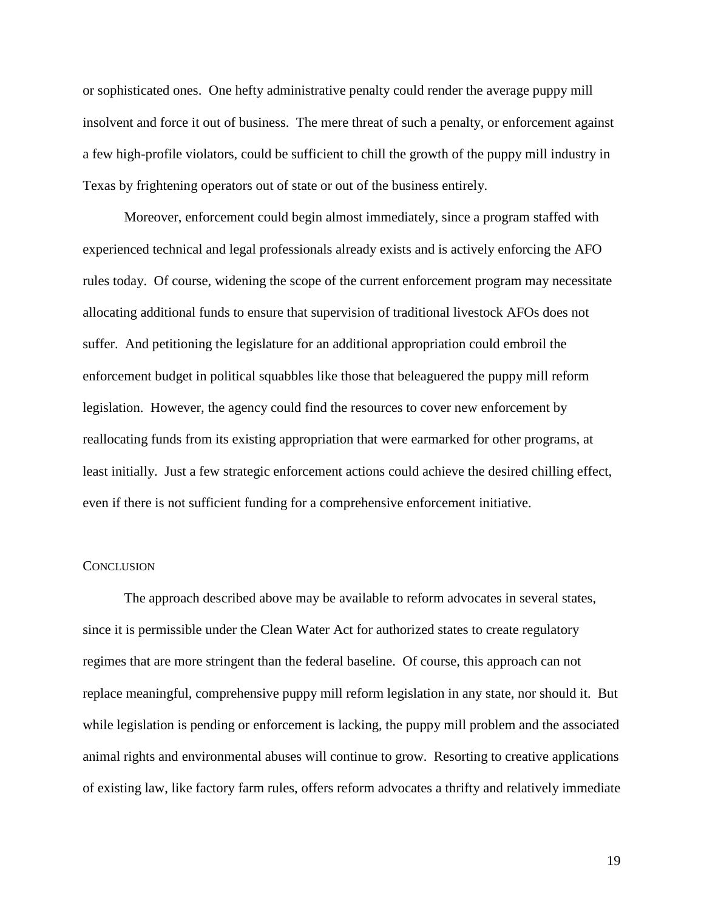or sophisticated ones. One hefty administrative penalty could render the average puppy mill insolvent and force it out of business. The mere threat of such a penalty, or enforcement against a few high-profile violators, could be sufficient to chill the growth of the puppy mill industry in Texas by frightening operators out of state or out of the business entirely.

Moreover, enforcement could begin almost immediately, since a program staffed with experienced technical and legal professionals already exists and is actively enforcing the AFO rules today. Of course, widening the scope of the current enforcement program may necessitate allocating additional funds to ensure that supervision of traditional livestock AFOs does not suffer. And petitioning the legislature for an additional appropriation could embroil the enforcement budget in political squabbles like those that beleaguered the puppy mill reform legislation. However, the agency could find the resources to cover new enforcement by reallocating funds from its existing appropriation that were earmarked for other programs, at least initially. Just a few strategic enforcement actions could achieve the desired chilling effect, even if there is not sufficient funding for a comprehensive enforcement initiative.

## CONCLUSION

The approach described above may be available to reform advocates in several states, since it is permissible under the Clean Water Act for authorized states to create regulatory regimes that are more stringent than the federal baseline. Of course, this approach can not replace meaningful, comprehensive puppy mill reform legislation in any state, nor should it. But while legislation is pending or enforcement is lacking, the puppy mill problem and the associated animal rights and environmental abuses will continue to grow. Resorting to creative applications of existing law, like factory farm rules, offers reform advocates a thrifty and relatively immediate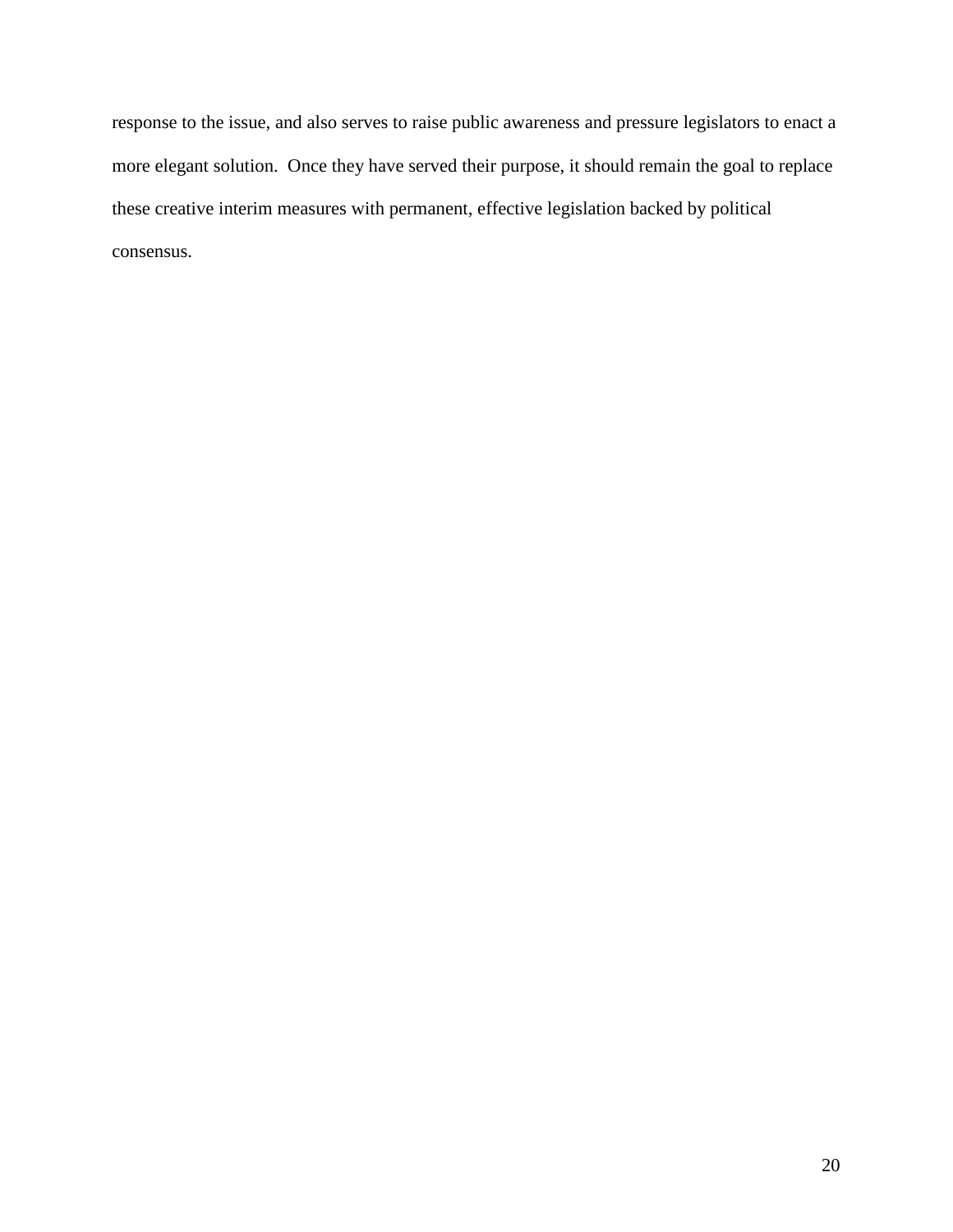response to the issue, and also serves to raise public awareness and pressure legislators to enact a more elegant solution. Once they have served their purpose, it should remain the goal to replace these creative interim measures with permanent, effective legislation backed by political consensus.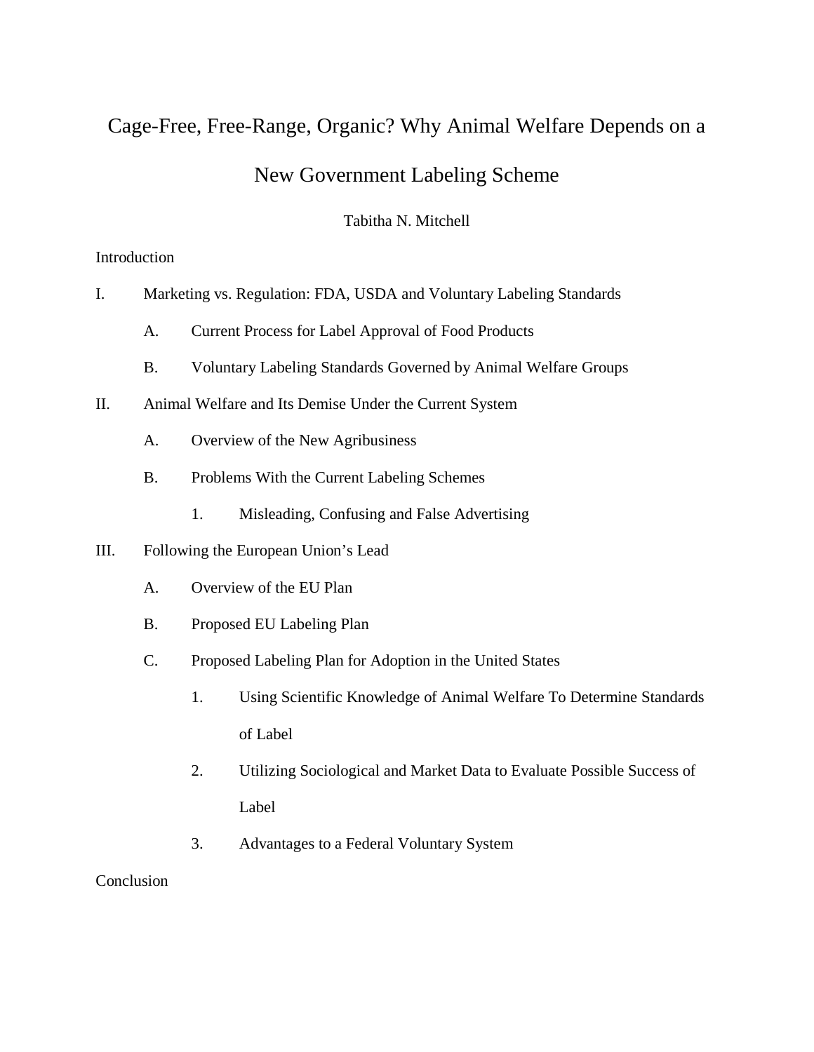# Cage-Free, Free-Range, Organic? Why Animal Welfare Depends on a New Government Labeling Scheme

Tabitha N. Mitchell

Introduction

I. Marketing vs. Regulation: FDA, USDA and Voluntary Labeling Standards

- A. Current Process for Label Approval of Food Products
- B. Voluntary Labeling Standards Governed by Animal Welfare Groups

II. Animal Welfare and Its Demise Under the Current System

- A. Overview of the New Agribusiness
- B. Problems With the Current Labeling Schemes
  1. Misleading, Confusing and False Advertising

III. Following the European Union's Lead

- A. Overview of the EU Plan
- B. Proposed EU Labeling Plan
- C. Proposed Labeling Plan for Adoption in the United States
  1. Using Scientific Knowledge of Animal Welfare To Determine Standards of Label
  2. Utilizing Sociological and Market Data to Evaluate Possible Success of Label
  3. Advantages to a Federal Voluntary System

Conclusion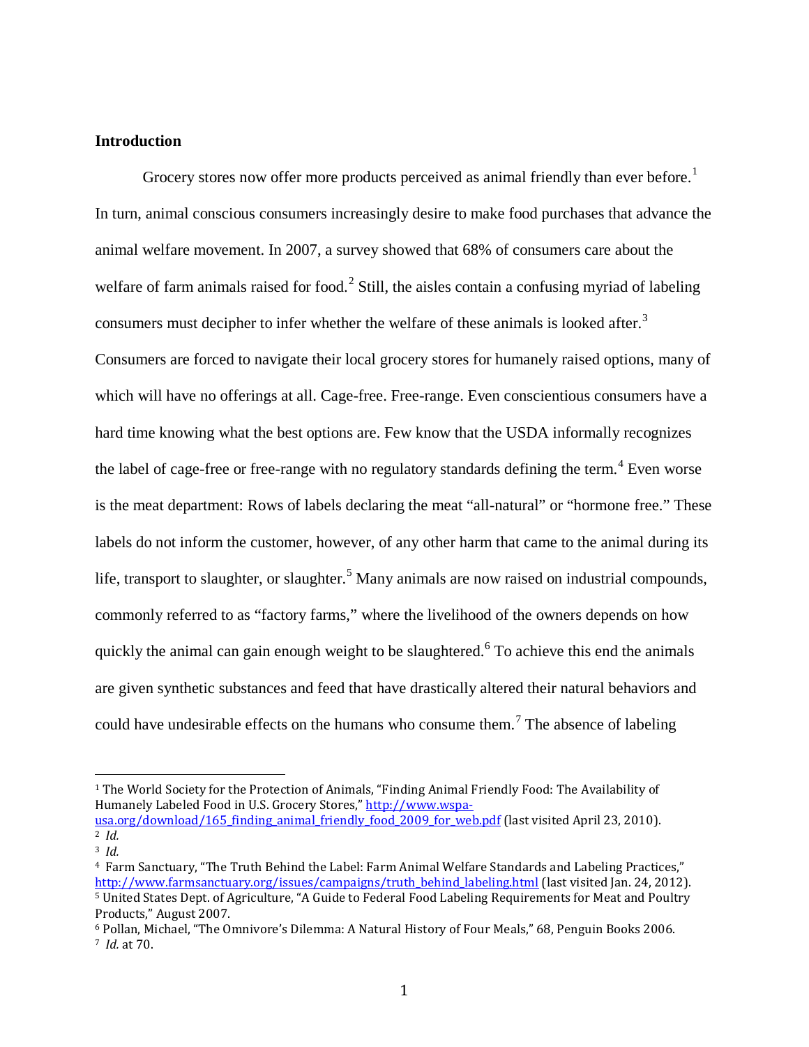**Introduction**

Grocery stores now offer more products perceived as animal friendly than ever before.[1] In turn, animal conscious consumers increasingly desire to make food purchases that advance the animal welfare movement. In 2007, a survey showed that 68% of consumers care about the welfare of farm animals raised for food.[2] Still, the aisles contain a confusing myriad of labeling consumers must decipher to infer whether the welfare of these animals is looked after.[3] Consumers are forced to navigate their local grocery stores for humanely raised options, many of which will have no offerings at all. Cage-free. Free-range. Even conscientious consumers have a hard time knowing what the best options are. Few know that the USDA informally recognizes the label of cage-free or free-range with no regulatory standards defining the term.[4] Even worse is the meat department: Rows of labels declaring the meat "all-natural" or "hormone free." These labels do not inform the customer, however, of any other harm that came to the animal during its life, transport to slaughter, or slaughter.[5] Many animals are now raised on industrial compounds, commonly referred to as "factory farms," where the livelihood of the owners depends on how quickly the animal can gain enough weight to be slaughtered.[6] To achieve this end the animals are given synthetic substances and feed that have drastically altered their natural behaviors and could have undesirable effects on the humans who consume them.[7] The absence of labeling

---

[1] The World Society for the Protection of Animals, "Finding Animal Friendly Food: The Availability of Humanely Labeled Food in U.S. Grocery Stores," http://www.wspa-usa.org/download/165_finding_animal_friendly_food_2009_for_web.pdf (last visited April 23, 2010).

[2] *Id.*

[3] *Id.*

[4] Farm Sanctuary, "The Truth Behind the Label: Farm Animal Welfare Standards and Labeling Practices," http://www.farmsanctuary.org/issues/campaigns/truth_behind_labeling.html (last visited Jan. 24, 2012).

[5] United States Dept. of Agriculture, "A Guide to Federal Food Labeling Requirements for Meat and Poultry Products," August 2007.

[6] Pollan, Michael, "The Omnivore's Dilemma: A Natural History of Four Meals," 68, Penguin Books 2006.

[7] *Id.* at 70.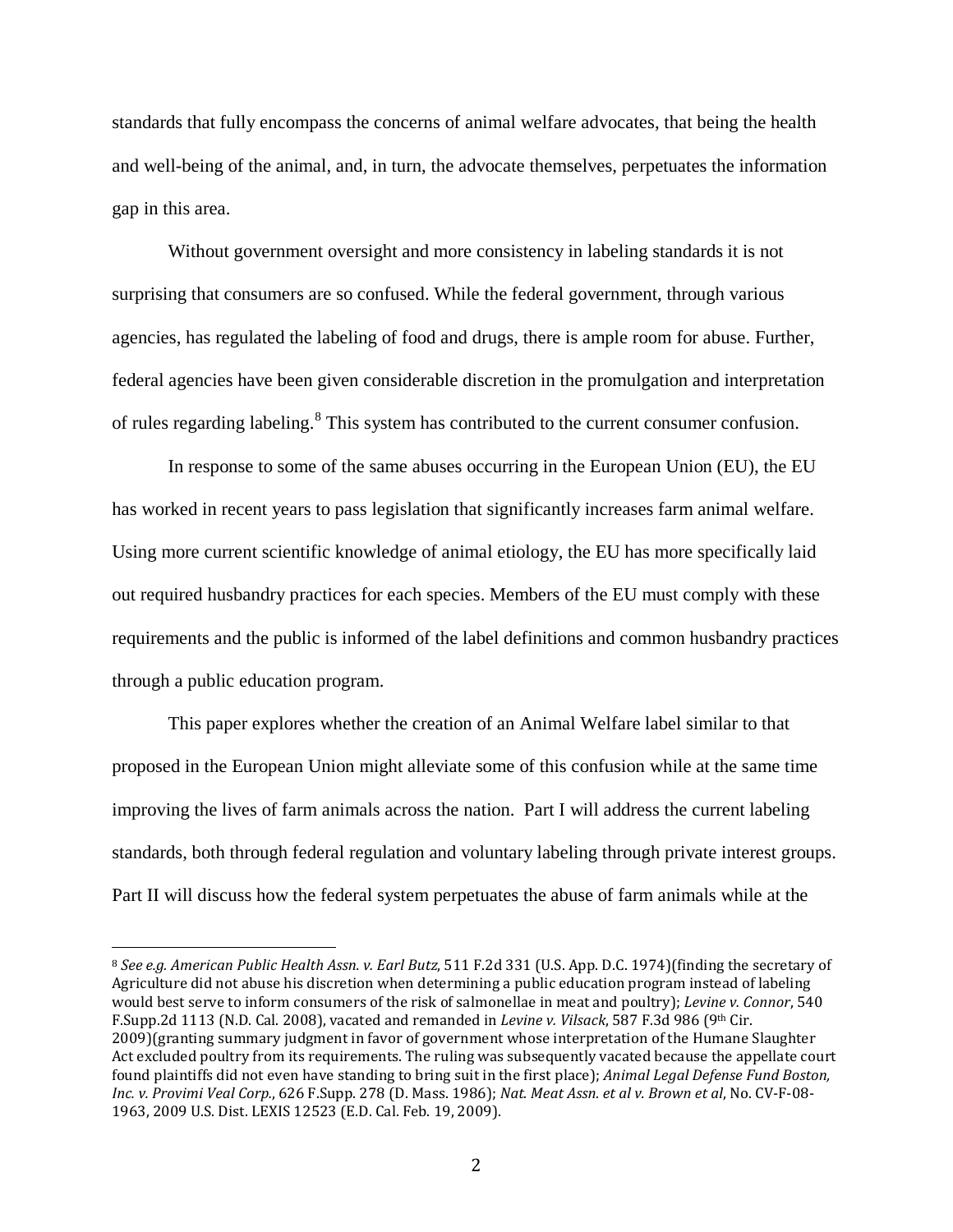standards that fully encompass the concerns of animal welfare advocates, that being the health and well-being of the animal, and, in turn, the advocate themselves, perpetuates the information gap in this area.

Without government oversight and more consistency in labeling standards it is not surprising that consumers are so confused. While the federal government, through various agencies, has regulated the labeling of food and drugs, there is ample room for abuse. Further, federal agencies have been given considerable discretion in the promulgation and interpretation of rules regarding labeling.[8] This system has contributed to the current consumer confusion.

In response to some of the same abuses occurring in the European Union (EU), the EU has worked in recent years to pass legislation that significantly increases farm animal welfare. Using more current scientific knowledge of animal etiology, the EU has more specifically laid out required husbandry practices for each species. Members of the EU must comply with these requirements and the public is informed of the label definitions and common husbandry practices through a public education program.

This paper explores whether the creation of an Animal Welfare label similar to that proposed in the European Union might alleviate some of this confusion while at the same time improving the lives of farm animals across the nation. Part I will address the current labeling standards, both through federal regulation and voluntary labeling through private interest groups. Part II will discuss how the federal system perpetuates the abuse of farm animals while at the

[8] *See e.g. American Public Health Assn. v. Earl Butz,* 511 F.2d 331 (U.S. App. D.C. 1974)(finding the secretary of Agriculture did not abuse his discretion when determining a public education program instead of labeling would best serve to inform consumers of the risk of salmonellae in meat and poultry); *Levine v. Connor*, 540 F.Supp.2d 1113 (N.D. Cal. 2008), vacated and remanded in *Levine v. Vilsack*, 587 F.3d 986 (9th Cir. 2009)(granting summary judgment in favor of government whose interpretation of the Humane Slaughter Act excluded poultry from its requirements. The ruling was subsequently vacated because the appellate court found plaintiffs did not even have standing to bring suit in the first place); *Animal Legal Defense Fund Boston, Inc. v. Provimi Veal Corp.*, 626 F.Supp. 278 (D. Mass. 1986); *Nat. Meat Assn. et al v. Brown et al*, No. CV-F-08-1963, 2009 U.S. Dist. LEXIS 12523 (E.D. Cal. Feb. 19, 2009).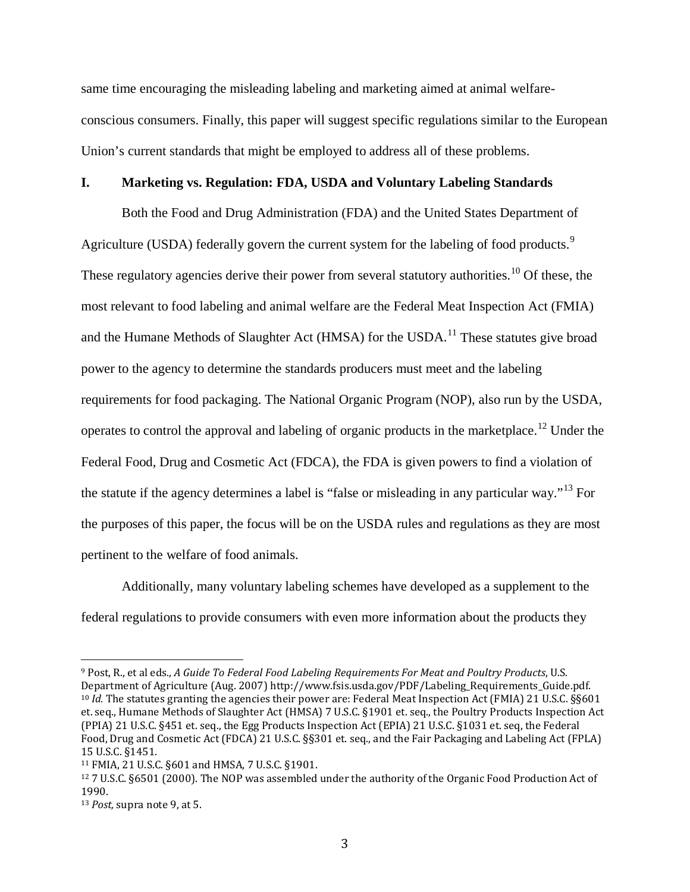same time encouraging the misleading labeling and marketing aimed at animal welfare-conscious consumers. Finally, this paper will suggest specific regulations similar to the European Union's current standards that might be employed to address all of these problems.

## I. Marketing vs. Regulation: FDA, USDA and Voluntary Labeling Standards

Both the Food and Drug Administration (FDA) and the United States Department of Agriculture (USDA) federally govern the current system for the labeling of food products.[9] These regulatory agencies derive their power from several statutory authorities.[10] Of these, the most relevant to food labeling and animal welfare are the Federal Meat Inspection Act (FMIA) and the Humane Methods of Slaughter Act (HMSA) for the USDA.[11] These statutes give broad power to the agency to determine the standards producers must meet and the labeling requirements for food packaging. The National Organic Program (NOP), also run by the USDA, operates to control the approval and labeling of organic products in the marketplace.[12] Under the Federal Food, Drug and Cosmetic Act (FDCA), the FDA is given powers to find a violation of the statute if the agency determines a label is "false or misleading in any particular way."[13] For the purposes of this paper, the focus will be on the USDA rules and regulations as they are most pertinent to the welfare of food animals.

Additionally, many voluntary labeling schemes have developed as a supplement to the federal regulations to provide consumers with even more information about the products they

---

[9] Post, R., et al eds., *A Guide To Federal Food Labeling Requirements For Meat and Poultry Products*, U.S. Department of Agriculture (Aug. 2007) http://www.fsis.usda.gov/PDF/Labeling_Requirements_Guide.pdf.

[10] *Id.* The statutes granting the agencies their power are: Federal Meat Inspection Act (FMIA) 21 U.S.C. §§601 et. seq., Humane Methods of Slaughter Act (HMSA) 7 U.S.C. §1901 et. seq., the Poultry Products Inspection Act (PPIA) 21 U.S.C. §451 et. seq., the Egg Products Inspection Act (EPIA) 21 U.S.C. §1031 et. seq, the Federal Food, Drug and Cosmetic Act (FDCA) 21 U.S.C. §§301 et. seq., and the Fair Packaging and Labeling Act (FPLA) 15 U.S.C. §1451.

[11] FMIA, 21 U.S.C. §601 and HMSA, 7 U.S.C. §1901.

[12] 7 U.S.C. §6501 (2000). The NOP was assembled under the authority of the Organic Food Production Act of 1990.

[13] *Post,* supra note 9, at 5.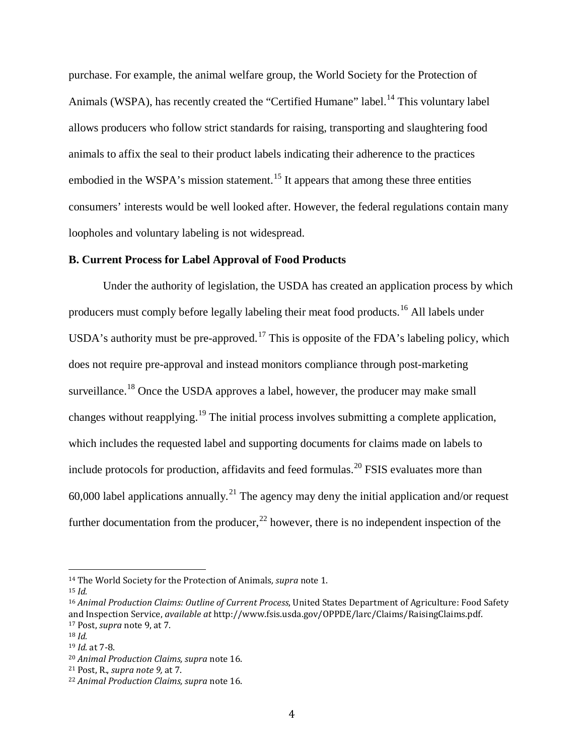purchase. For example, the animal welfare group, the World Society for the Protection of Animals (WSPA), has recently created the "Certified Humane" label.[14] This voluntary label allows producers who follow strict standards for raising, transporting and slaughtering food animals to affix the seal to their product labels indicating their adherence to the practices embodied in the WSPA's mission statement.[15] It appears that among these three entities consumers' interests would be well looked after. However, the federal regulations contain many loopholes and voluntary labeling is not widespread.

**B. Current Process for Label Approval of Food Products**

Under the authority of legislation, the USDA has created an application process by which producers must comply before legally labeling their meat food products.[16] All labels under USDA's authority must be pre-approved.[17] This is opposite of the FDA's labeling policy, which does not require pre-approval and instead monitors compliance through post-marketing surveillance.[18] Once the USDA approves a label, however, the producer may make small changes without reapplying.[19] The initial process involves submitting a complete application, which includes the requested label and supporting documents for claims made on labels to include protocols for production, affidavits and feed formulas.[20] FSIS evaluates more than 60,000 label applications annually.[21] The agency may deny the initial application and/or request further documentation from the producer,[22] however, there is no independent inspection of the

---

[14] The World Society for the Protection of Animals*, supra* note 1.

[15] *Id.*

[16] *Animal Production Claims: Outline of Current Process*, United States Department of Agriculture: Food Safety and Inspection Service, *available at* http://www.fsis.usda.gov/OPPDE/larc/Claims/RaisingClaims.pdf.

[17] Post, *supra* note 9, at 7.

[18] *Id.*

[19] *Id.* at 7-8.

[20] *Animal Production Claims, supra* note 16.

[21] Post, R., *supra note 9,* at 7.

[22] *Animal Production Claims, supra* note 16.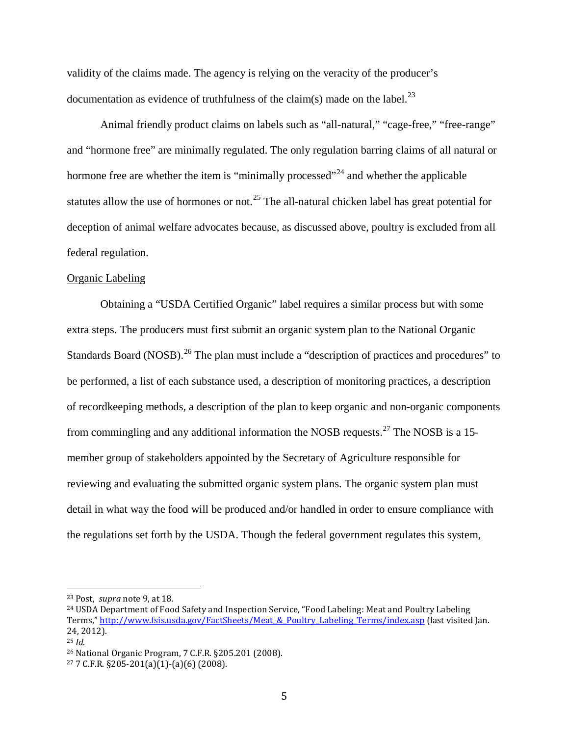validity of the claims made. The agency is relying on the veracity of the producer's documentation as evidence of truthfulness of the claim(s) made on the label.[23]

Animal friendly product claims on labels such as "all-natural," "cage-free," "free-range" and "hormone free" are minimally regulated. The only regulation barring claims of all natural or hormone free are whether the item is "minimally processed"[24] and whether the applicable statutes allow the use of hormones or not.[25] The all-natural chicken label has great potential for deception of animal welfare advocates because, as discussed above, poultry is excluded from all federal regulation.

<u>Organic Labeling</u>

Obtaining a "USDA Certified Organic" label requires a similar process but with some extra steps. The producers must first submit an organic system plan to the National Organic Standards Board (NOSB).[26] The plan must include a "description of practices and procedures" to be performed, a list of each substance used, a description of monitoring practices, a description of recordkeeping methods, a description of the plan to keep organic and non-organic components from commingling and any additional information the NOSB requests.[27] The NOSB is a 15-member group of stakeholders appointed by the Secretary of Agriculture responsible for reviewing and evaluating the submitted organic system plans. The organic system plan must detail in what way the food will be produced and/or handled in order to ensure compliance with the regulations set forth by the USDA. Though the federal government regulates this system,

---

[23] Post, *supra* note 9, at 18.

[24] USDA Department of Food Safety and Inspection Service, "Food Labeling: Meat and Poultry Labeling Terms," http://www.fsis.usda.gov/FactSheets/Meat_&_Poultry_Labeling_Terms/index.asp (last visited Jan. 24, 2012).

[25] *Id.*

[26] National Organic Program, 7 C.F.R. §205.201 (2008).

[27] 7 C.F.R. §205-201(a)(1)-(a)(6) (2008).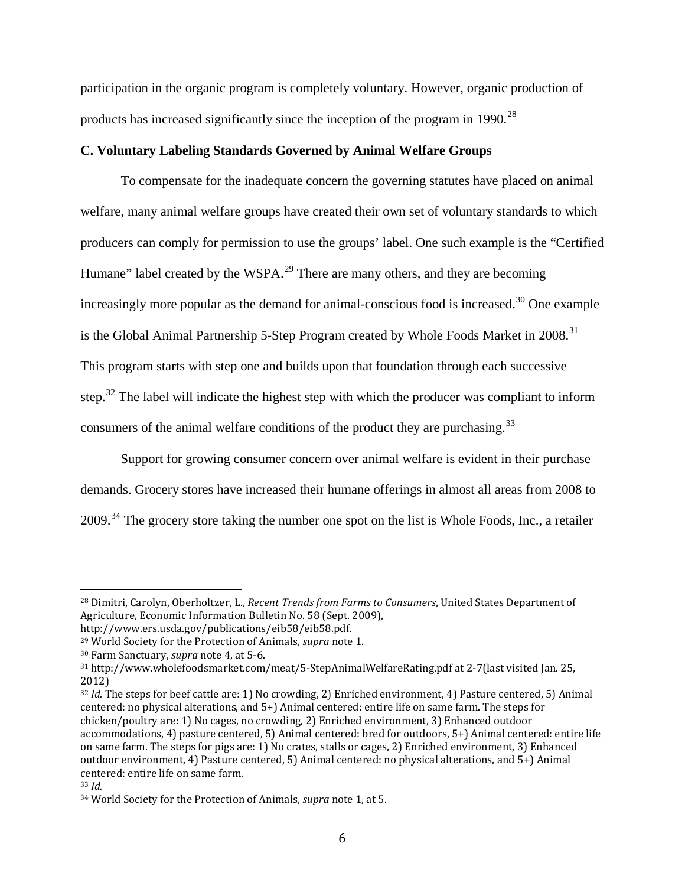participation in the organic program is completely voluntary. However, organic production of products has increased significantly since the inception of the program in 1990.[28]

### C. Voluntary Labeling Standards Governed by Animal Welfare Groups

To compensate for the inadequate concern the governing statutes have placed on animal welfare, many animal welfare groups have created their own set of voluntary standards to which producers can comply for permission to use the groups' label. One such example is the "Certified Humane" label created by the WSPA.[29] There are many others, and they are becoming increasingly more popular as the demand for animal-conscious food is increased.[30] One example is the Global Animal Partnership 5-Step Program created by Whole Foods Market in 2008.[31] This program starts with step one and builds upon that foundation through each successive step.[32] The label will indicate the highest step with which the producer was compliant to inform consumers of the animal welfare conditions of the product they are purchasing.[33]

Support for growing consumer concern over animal welfare is evident in their purchase demands. Grocery stores have increased their humane offerings in almost all areas from 2008 to 2009.[34] The grocery store taking the number one spot on the list is Whole Foods, Inc., a retailer

---

[28] Dimitri, Carolyn, Oberholtzer, L., *Recent Trends from Farms to Consumers*, United States Department of Agriculture, Economic Information Bulletin No. 58 (Sept. 2009), http://www.ers.usda.gov/publications/eib58/eib58.pdf.

[29] World Society for the Protection of Animals, *supra* note 1.

[30] Farm Sanctuary, *supra* note 4, at 5-6.

[31] http://www.wholefoodsmarket.com/meat/5-StepAnimalWelfareRating.pdf at 2-7(last visited Jan. 25, 2012)

[32] *Id.* The steps for beef cattle are: 1) No crowding, 2) Enriched environment, 4) Pasture centered, 5) Animal centered: no physical alterations, and 5+) Animal centered: entire life on same farm. The steps for chicken/poultry are: 1) No cages, no crowding, 2) Enriched environment, 3) Enhanced outdoor accommodations, 4) pasture centered, 5) Animal centered: bred for outdoors, 5+) Animal centered: entire life on same farm. The steps for pigs are: 1) No crates, stalls or cages, 2) Enriched environment, 3) Enhanced outdoor environment, 4) Pasture centered, 5) Animal centered: no physical alterations, and 5+) Animal centered: entire life on same farm.

[33] *Id.*

[34] World Society for the Protection of Animals, *supra* note 1, at 5.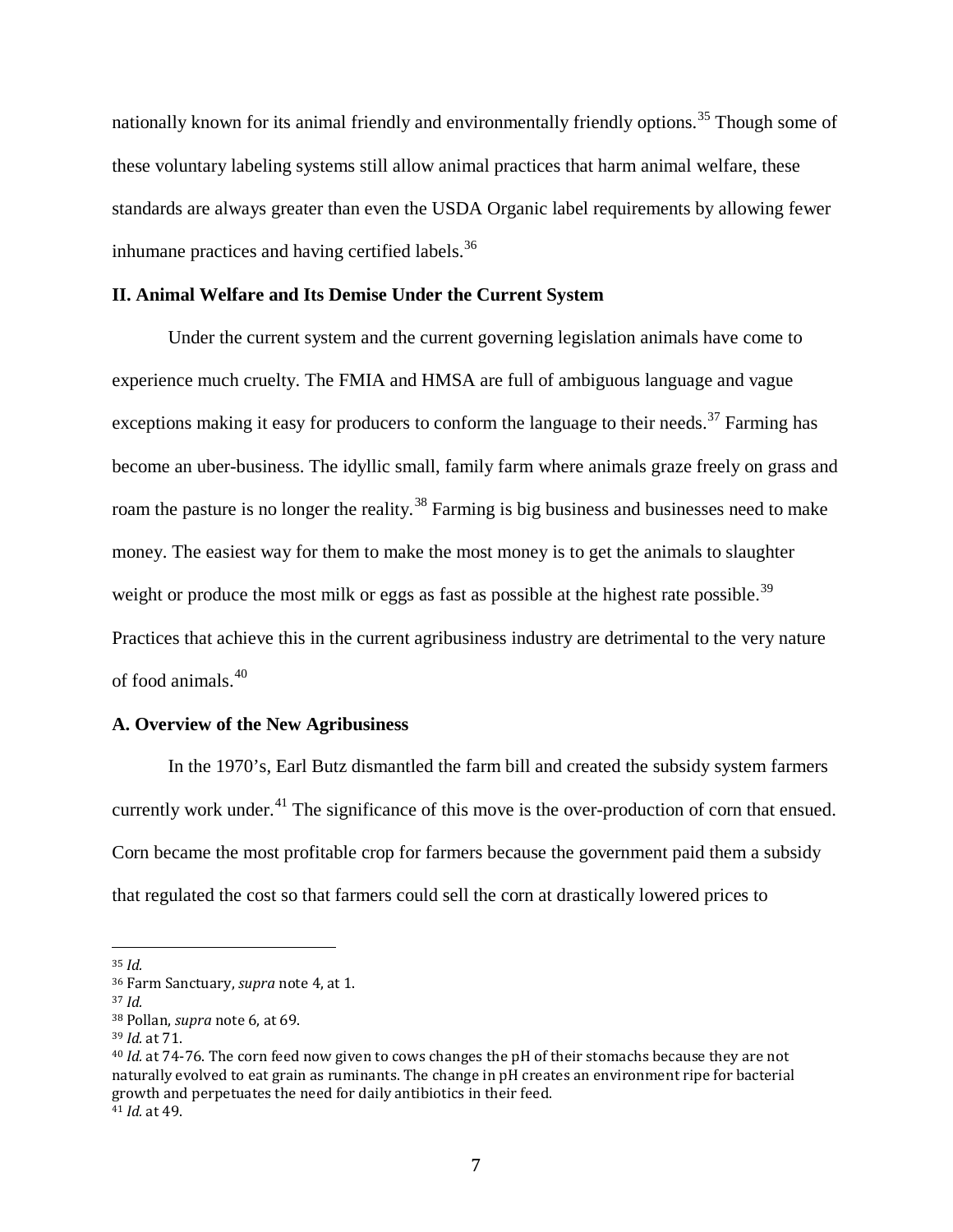nationally known for its animal friendly and environmentally friendly options.[35] Though some of these voluntary labeling systems still allow animal practices that harm animal welfare, these standards are always greater than even the USDA Organic label requirements by allowing fewer inhumane practices and having certified labels.[36]

## II. Animal Welfare and Its Demise Under the Current System

Under the current system and the current governing legislation animals have come to experience much cruelty. The FMIA and HMSA are full of ambiguous language and vague exceptions making it easy for producers to conform the language to their needs.[37] Farming has become an uber-business. The idyllic small, family farm where animals graze freely on grass and roam the pasture is no longer the reality.[38] Farming is big business and businesses need to make money. The easiest way for them to make the most money is to get the animals to slaughter weight or produce the most milk or eggs as fast as possible at the highest rate possible.[39] Practices that achieve this in the current agribusiness industry are detrimental to the very nature of food animals.[40]

### A. Overview of the New Agribusiness

In the 1970's, Earl Butz dismantled the farm bill and created the subsidy system farmers currently work under.[41] The significance of this move is the over-production of corn that ensued. Corn became the most profitable crop for farmers because the government paid them a subsidy that regulated the cost so that farmers could sell the corn at drastically lowered prices to

---

[35] *Id.*

[36] Farm Sanctuary, *supra* note 4, at 1.

[37] *Id.*

[38] Pollan, *supra* note 6, at 69.

[39] *Id.* at 71.

[40] *Id.* at 74-76. The corn feed now given to cows changes the pH of their stomachs because they are not naturally evolved to eat grain as ruminants. The change in pH creates an environment ripe for bacterial growth and perpetuates the need for daily antibiotics in their feed.

[41] *Id.* at 49.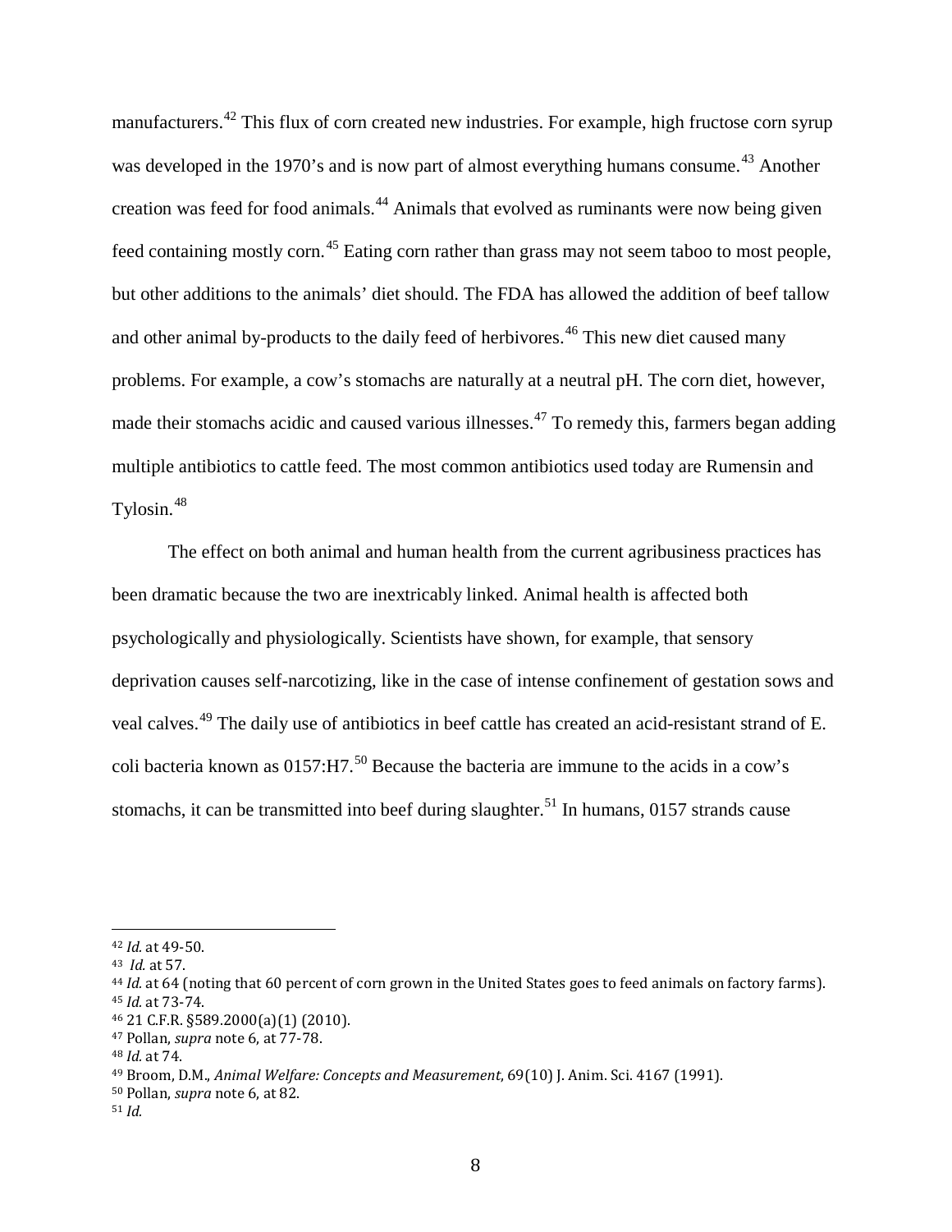manufacturers.[42] This flux of corn created new industries. For example, high fructose corn syrup was developed in the 1970's and is now part of almost everything humans consume.[43] Another creation was feed for food animals.[44] Animals that evolved as ruminants were now being given feed containing mostly corn.[45] Eating corn rather than grass may not seem taboo to most people, but other additions to the animals' diet should. The FDA has allowed the addition of beef tallow and other animal by-products to the daily feed of herbivores.[46] This new diet caused many problems. For example, a cow's stomachs are naturally at a neutral pH. The corn diet, however, made their stomachs acidic and caused various illnesses.[47] To remedy this, farmers began adding multiple antibiotics to cattle feed. The most common antibiotics used today are Rumensin and Tylosin.[48]

The effect on both animal and human health from the current agribusiness practices has been dramatic because the two are inextricably linked. Animal health is affected both psychologically and physiologically. Scientists have shown, for example, that sensory deprivation causes self-narcotizing, like in the case of intense confinement of gestation sows and veal calves.[49] The daily use of antibiotics in beef cattle has created an acid-resistant strand of E. coli bacteria known as 0157:H7.[50] Because the bacteria are immune to the acids in a cow's stomachs, it can be transmitted into beef during slaughter.[51] In humans, 0157 strands cause

---

[42] *Id.* at 49-50.

[43] *Id.* at 57.

[44] *Id.* at 64 (noting that 60 percent of corn grown in the United States goes to feed animals on factory farms).

[45] *Id.* at 73-74.

[46] 21 C.F.R. §589.2000(a)(1) (2010).

[47] Pollan, *supra* note 6, at 77-78.

[48] *Id.* at 74.

[49] Broom, D.M., *Animal Welfare: Concepts and Measurement*, 69(10) J. Anim. Sci. 4167 (1991).

[50] Pollan, *supra* note 6, at 82.

[51] *Id.*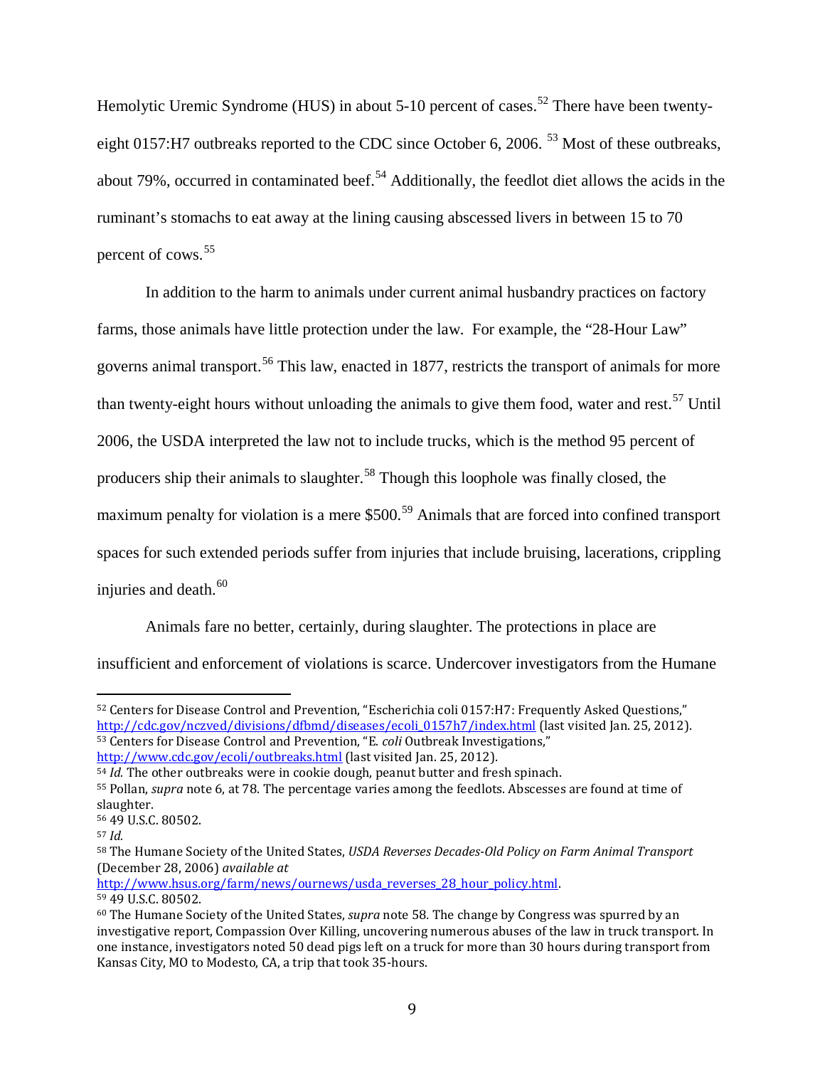Hemolytic Uremic Syndrome (HUS) in about 5-10 percent of cases.[52] There have been twenty-eight 0157:H7 outbreaks reported to the CDC since October 6, 2006. [53] Most of these outbreaks, about 79%, occurred in contaminated beef.[54] Additionally, the feedlot diet allows the acids in the ruminant's stomachs to eat away at the lining causing abscessed livers in between 15 to 70 percent of cows.[55]

In addition to the harm to animals under current animal husbandry practices on factory farms, those animals have little protection under the law. For example, the "28-Hour Law" governs animal transport.[56] This law, enacted in 1877, restricts the transport of animals for more than twenty-eight hours without unloading the animals to give them food, water and rest.[57] Until 2006, the USDA interpreted the law not to include trucks, which is the method 95 percent of producers ship their animals to slaughter.[58] Though this loophole was finally closed, the maximum penalty for violation is a mere $500.[59] Animals that are forced into confined transport spaces for such extended periods suffer from injuries that include bruising, lacerations, crippling injuries and death.[60]

Animals fare no better, certainly, during slaughter. The protections in place are insufficient and enforcement of violations is scarce. Undercover investigators from the Humane

---

[52] Centers for Disease Control and Prevention, "Escherichia coli 0157:H7: Frequently Asked Questions," http://cdc.gov/nczved/divisions/dfbmd/diseases/ecoli_0157h7/index.html (last visited Jan. 25, 2012).

[53] Centers for Disease Control and Prevention, "E. *coli* Outbreak Investigations," http://www.cdc.gov/ecoli/outbreaks.html (last visited Jan. 25, 2012).

[54] *Id.* The other outbreaks were in cookie dough, peanut butter and fresh spinach.

[55] Pollan, *supra* note 6, at 78. The percentage varies among the feedlots. Abscesses are found at time of slaughter.

[56] 49 U.S.C. 80502.

[57] *Id.*

[58] The Humane Society of the United States, *USDA Reverses Decades-Old Policy on Farm Animal Transport* (December 28, 2006) *available at* http://www.hsus.org/farm/news/ournews/usda_reverses_28_hour_policy.html.

[59] 49 U.S.C. 80502.

[60] The Humane Society of the United States, *supra* note 58. The change by Congress was spurred by an investigative report, Compassion Over Killing, uncovering numerous abuses of the law in truck transport. In one instance, investigators noted 50 dead pigs left on a truck for more than 30 hours during transport from Kansas City, MO to Modesto, CA, a trip that took 35-hours.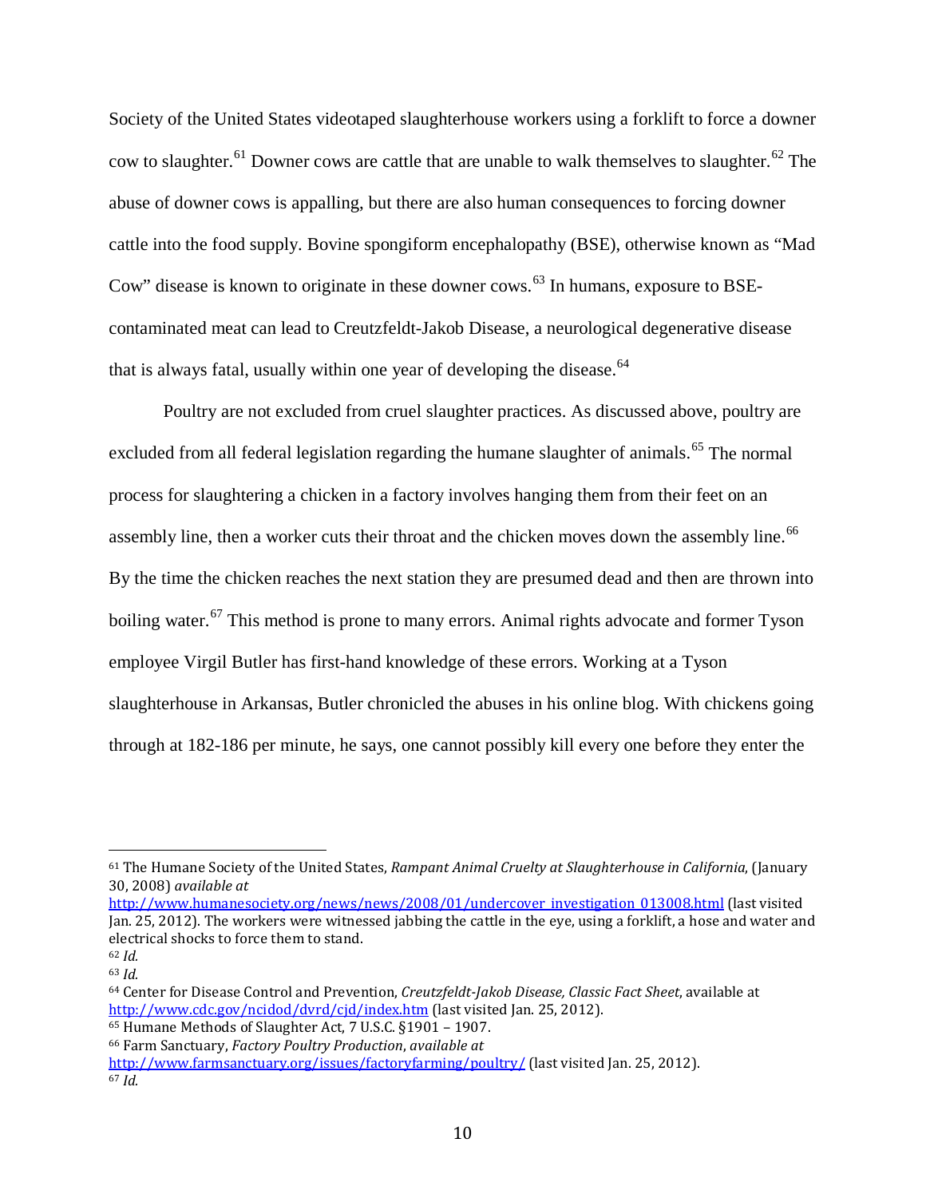Society of the United States videotaped slaughterhouse workers using a forklift to force a downer cow to slaughter.[61] Downer cows are cattle that are unable to walk themselves to slaughter.[62] The abuse of downer cows is appalling, but there are also human consequences to forcing downer cattle into the food supply. Bovine spongiform encephalopathy (BSE), otherwise known as "Mad Cow" disease is known to originate in these downer cows.[63] In humans, exposure to BSE-contaminated meat can lead to Creutzfeldt-Jakob Disease, a neurological degenerative disease that is always fatal, usually within one year of developing the disease.[64]

Poultry are not excluded from cruel slaughter practices. As discussed above, poultry are excluded from all federal legislation regarding the humane slaughter of animals.[65] The normal process for slaughtering a chicken in a factory involves hanging them from their feet on an assembly line, then a worker cuts their throat and the chicken moves down the assembly line.[66] By the time the chicken reaches the next station they are presumed dead and then are thrown into boiling water.[67] This method is prone to many errors. Animal rights advocate and former Tyson employee Virgil Butler has first-hand knowledge of these errors. Working at a Tyson slaughterhouse in Arkansas, Butler chronicled the abuses in his online blog. With chickens going through at 182-186 per minute, he says, one cannot possibly kill every one before they enter the

---

[61] The Humane Society of the United States, *Rampant Animal Cruelty at Slaughterhouse in California*, (January 30, 2008) *available at* http://www.humanesociety.org/news/news/2008/01/undercover_investigation_013008.html (last visited Jan. 25, 2012). The workers were witnessed jabbing the cattle in the eye, using a forklift, a hose and water and electrical shocks to force them to stand.

[62] *Id.*

[63] *Id.*

[64] Center for Disease Control and Prevention, *Creutzfeldt-Jakob Disease, Classic Fact Sheet*, available at http://www.cdc.gov/ncidod/dvrd/cjd/index.htm (last visited Jan. 25, 2012).

[65] Humane Methods of Slaughter Act, 7 U.S.C. §1901 – 1907.

[66] Farm Sanctuary, *Factory Poultry Production*, *available at* http://www.farmsanctuary.org/issues/factoryfarming/poultry/ (last visited Jan. 25, 2012).

[67] *Id.*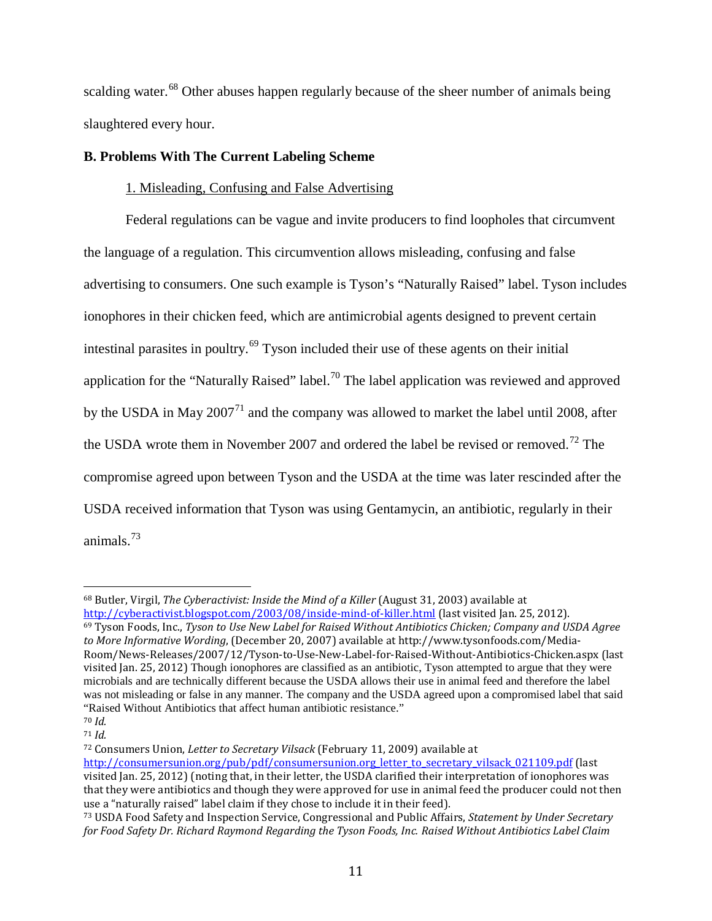scalding water.[68] Other abuses happen regularly because of the sheer number of animals being slaughtered every hour.

**B. Problems With The Current Labeling Scheme**

1. Misleading, Confusing and False Advertising

Federal regulations can be vague and invite producers to find loopholes that circumvent the language of a regulation. This circumvention allows misleading, confusing and false advertising to consumers. One such example is Tyson's "Naturally Raised" label. Tyson includes ionophores in their chicken feed, which are antimicrobial agents designed to prevent certain intestinal parasites in poultry.[69] Tyson included their use of these agents on their initial application for the "Naturally Raised" label.[70] The label application was reviewed and approved by the USDA in May 2007[71] and the company was allowed to market the label until 2008, after the USDA wrote them in November 2007 and ordered the label be revised or removed.[72] The compromise agreed upon between Tyson and the USDA at the time was later rescinded after the USDA received information that Tyson was using Gentamycin, an antibiotic, regularly in their animals.[73]

---

[68] Butler, Virgil, *The Cyberactivist: Inside the Mind of a Killer* (August 31, 2003) available at http://cyberactivist.blogspot.com/2003/08/inside-mind-of-killer.html (last visited Jan. 25, 2012).

[69] Tyson Foods, Inc., *Tyson to Use New Label for Raised Without Antibiotics Chicken; Company and USDA Agree to More Informative Wording*, (December 20, 2007) available at http://www.tysonfoods.com/Media-Room/News-Releases/2007/12/Tyson-to-Use-New-Label-for-Raised-Without-Antibiotics-Chicken.aspx (last visited Jan. 25, 2012) Though ionophores are classified as an antibiotic, Tyson attempted to argue that they were microbials and are technically different because the USDA allows their use in animal feed and therefore the label was not misleading or false in any manner. The company and the USDA agreed upon a compromised label that said "Raised Without Antibiotics that affect human antibiotic resistance."

[70] *Id.*

[71] *Id.*

[72] Consumers Union, *Letter to Secretary Vilsack* (February 11, 2009) available at http://consumersunion.org/pub/pdf/consumersunion.org_letter_to_secretary_vilsack_021109.pdf (last visited Jan. 25, 2012) (noting that, in their letter, the USDA clarified their interpretation of ionophores was that they were antibiotics and though they were approved for use in animal feed the producer could not then use a "naturally raised" label claim if they chose to include it in their feed).

[73] USDA Food Safety and Inspection Service, Congressional and Public Affairs, *Statement by Under Secretary for Food Safety Dr. Richard Raymond Regarding the Tyson Foods, Inc. Raised Without Antibiotics Label Claim*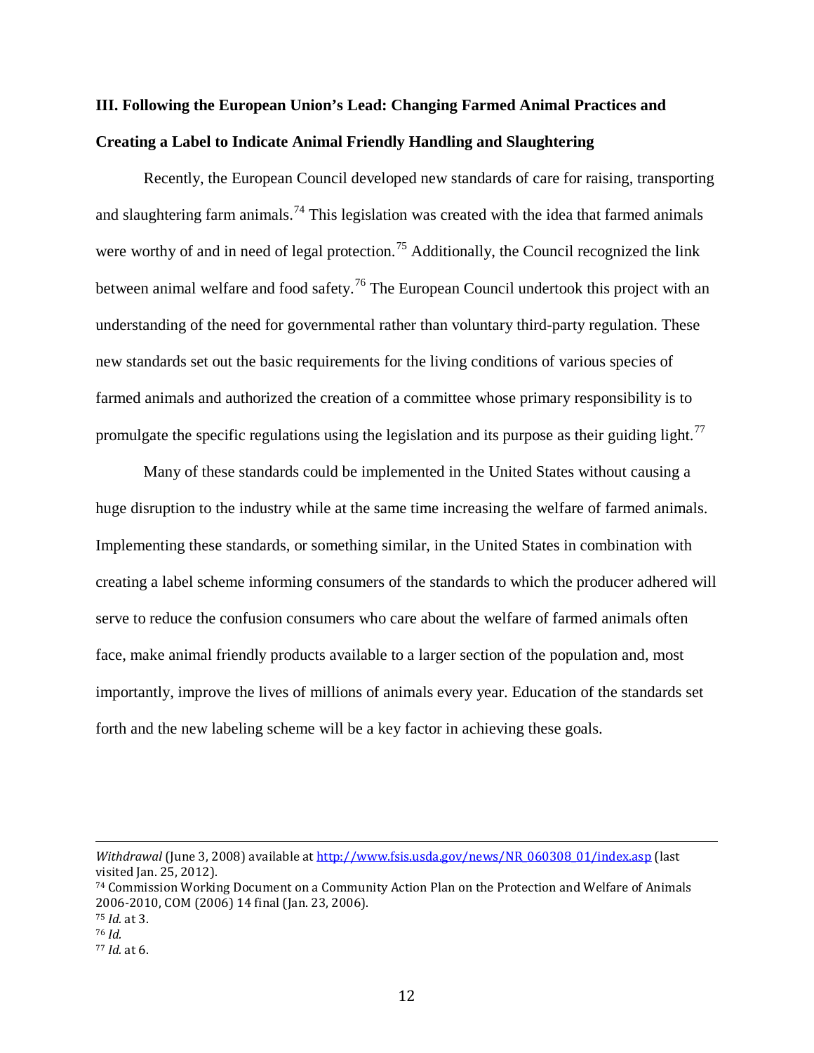### III. Following the European Union's Lead: Changing Farmed Animal Practices and Creating a Label to Indicate Animal Friendly Handling and Slaughtering

Recently, the European Council developed new standards of care for raising, transporting and slaughtering farm animals.[74] This legislation was created with the idea that farmed animals were worthy of and in need of legal protection.[75] Additionally, the Council recognized the link between animal welfare and food safety.[76] The European Council undertook this project with an understanding of the need for governmental rather than voluntary third-party regulation. These new standards set out the basic requirements for the living conditions of various species of farmed animals and authorized the creation of a committee whose primary responsibility is to promulgate the specific regulations using the legislation and its purpose as their guiding light.[77]

Many of these standards could be implemented in the United States without causing a huge disruption to the industry while at the same time increasing the welfare of farmed animals. Implementing these standards, or something similar, in the United States in combination with creating a label scheme informing consumers of the standards to which the producer adhered will serve to reduce the confusion consumers who care about the welfare of farmed animals often face, make animal friendly products available to a larger section of the population and, most importantly, improve the lives of millions of animals every year. Education of the standards set forth and the new labeling scheme will be a key factor in achieving these goals.

---

*Withdrawal* (June 3, 2008) available at http://www.fsis.usda.gov/news/NR_060308_01/index.asp (last visited Jan. 25, 2012).

[74] Commission Working Document on a Community Action Plan on the Protection and Welfare of Animals 2006-2010, COM (2006) 14 final (Jan. 23, 2006).

[75] *Id.* at 3.

[76] *Id.*

[77] *Id.* at 6.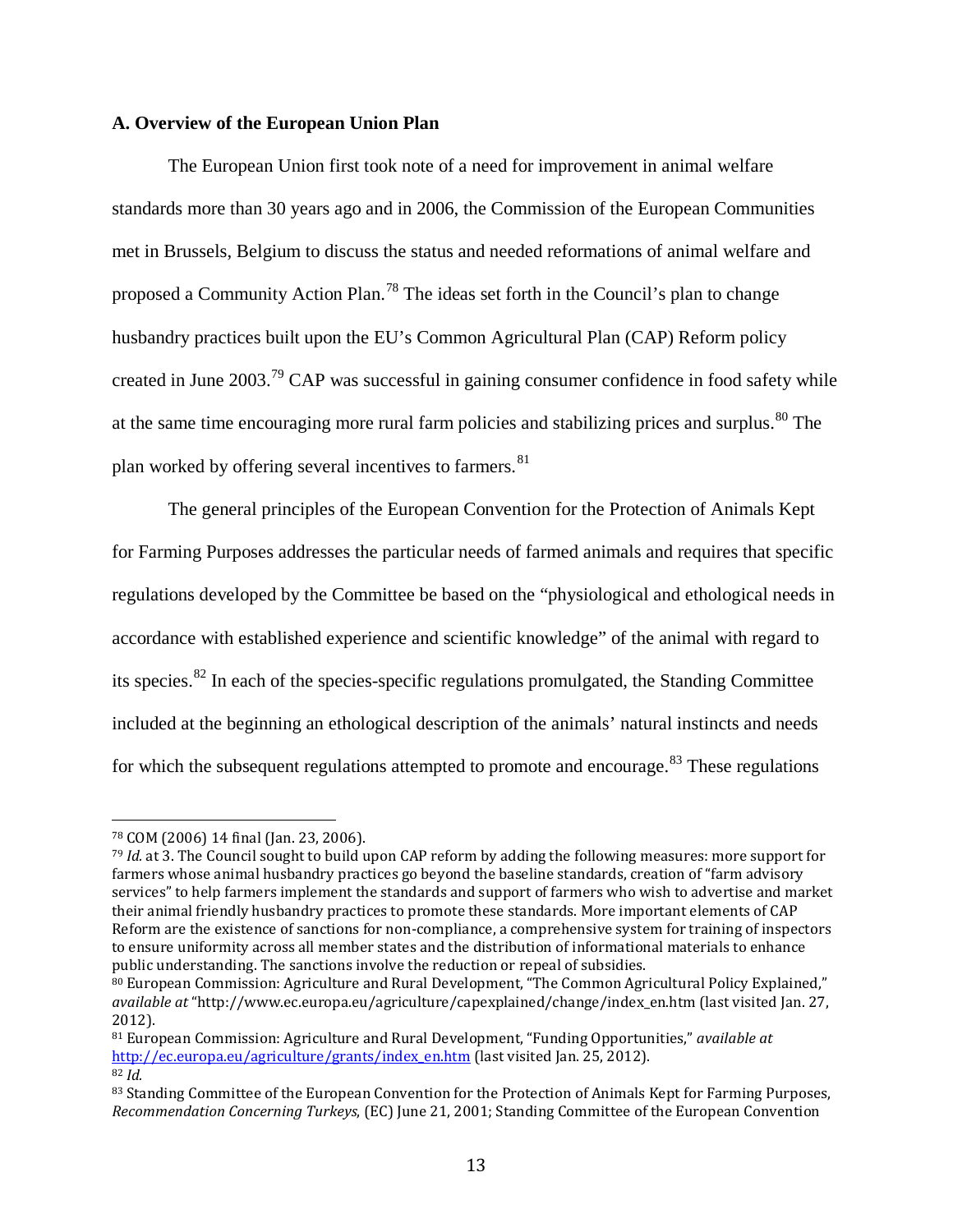### A. Overview of the European Union Plan

The European Union first took note of a need for improvement in animal welfare standards more than 30 years ago and in 2006, the Commission of the European Communities met in Brussels, Belgium to discuss the status and needed reformations of animal welfare and proposed a Community Action Plan.[78] The ideas set forth in the Council's plan to change husbandry practices built upon the EU's Common Agricultural Plan (CAP) Reform policy created in June 2003.[79] CAP was successful in gaining consumer confidence in food safety while at the same time encouraging more rural farm policies and stabilizing prices and surplus.[80] The plan worked by offering several incentives to farmers.[81]

The general principles of the European Convention for the Protection of Animals Kept for Farming Purposes addresses the particular needs of farmed animals and requires that specific regulations developed by the Committee be based on the "physiological and ethological needs in accordance with established experience and scientific knowledge" of the animal with regard to its species.[82] In each of the species-specific regulations promulgated, the Standing Committee included at the beginning an ethological description of the animals' natural instincts and needs for which the subsequent regulations attempted to promote and encourage.[83] These regulations

---

[78] COM (2006) 14 final (Jan. 23, 2006).

[79] *Id.* at 3. The Council sought to build upon CAP reform by adding the following measures: more support for farmers whose animal husbandry practices go beyond the baseline standards, creation of "farm advisory services" to help farmers implement the standards and support of farmers who wish to advertise and market their animal friendly husbandry practices to promote these standards. More important elements of CAP Reform are the existence of sanctions for non-compliance, a comprehensive system for training of inspectors to ensure uniformity across all member states and the distribution of informational materials to enhance public understanding. The sanctions involve the reduction or repeal of subsidies.

[80] European Commission: Agriculture and Rural Development, "The Common Agricultural Policy Explained," *available at* "http://www.ec.europa.eu/agriculture/capexplained/change/index_en.htm (last visited Jan. 27, 2012).

[81] European Commission: Agriculture and Rural Development, "Funding Opportunities," *available at* http://ec.europa.eu/agriculture/grants/index_en.htm (last visited Jan. 25, 2012).

[82] *Id.*

[83] Standing Committee of the European Convention for the Protection of Animals Kept for Farming Purposes, *Recommendation Concerning Turkeys*, (EC) June 21, 2001; Standing Committee of the European Convention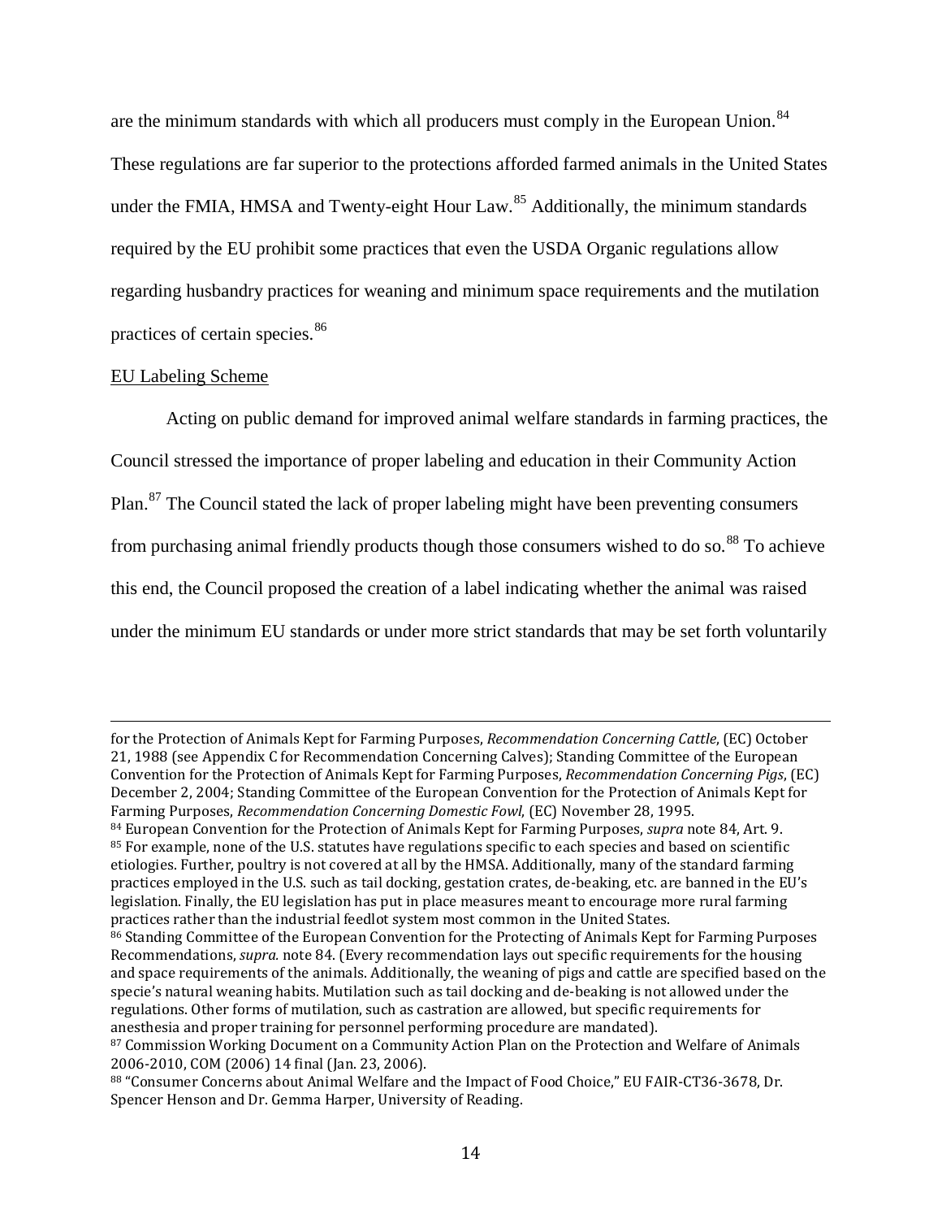are the minimum standards with which all producers must comply in the European Union.[84] These regulations are far superior to the protections afforded farmed animals in the United States under the FMIA, HMSA and Twenty-eight Hour Law.[85] Additionally, the minimum standards required by the EU prohibit some practices that even the USDA Organic regulations allow regarding husbandry practices for weaning and minimum space requirements and the mutilation practices of certain species.[86]

<u>EU Labeling Scheme</u>

Acting on public demand for improved animal welfare standards in farming practices, the Council stressed the importance of proper labeling and education in their Community Action Plan.[87] The Council stated the lack of proper labeling might have been preventing consumers from purchasing animal friendly products though those consumers wished to do so.[88] To achieve this end, the Council proposed the creation of a label indicating whether the animal was raised under the minimum EU standards or under more strict standards that may be set forth voluntarily

---

for the Protection of Animals Kept for Farming Purposes, *Recommendation Concerning Cattle*, (EC) October 21, 1988 (see Appendix C for Recommendation Concerning Calves); Standing Committee of the European Convention for the Protection of Animals Kept for Farming Purposes, *Recommendation Concerning Pigs*, (EC) December 2, 2004; Standing Committee of the European Convention for the Protection of Animals Kept for Farming Purposes, *Recommendation Concerning Domestic Fowl*, (EC) November 28, 1995.

[84] European Convention for the Protection of Animals Kept for Farming Purposes, *supra* note 84, Art. 9.

[85] For example, none of the U.S. statutes have regulations specific to each species and based on scientific etiologies. Further, poultry is not covered at all by the HMSA. Additionally, many of the standard farming practices employed in the U.S. such as tail docking, gestation crates, de-beaking, etc. are banned in the EU's legislation. Finally, the EU legislation has put in place measures meant to encourage more rural farming practices rather than the industrial feedlot system most common in the United States.

[86] Standing Committee of the European Convention for the Protection of Animals Kept for Farming Purposes Recommendations, *supra.* note 84. (Every recommendation lays out specific requirements for the housing and space requirements of the animals. Additionally, the weaning of pigs and cattle are specified based on the specie's natural weaning habits. Mutilation such as tail docking and de-beaking is not allowed under the regulations. Other forms of mutilation, such as castration are allowed, but specific requirements for anesthesia and proper training for personnel performing procedure are mandated).

[87] Commission Working Document on a Community Action Plan on the Protection and Welfare of Animals 2006-2010, COM (2006) 14 final (Jan. 23, 2006).

[88] "Consumer Concerns about Animal Welfare and the Impact of Food Choice," EU FAIR-CT36-3678, Dr. Spencer Henson and Dr. Gemma Harper, University of Reading.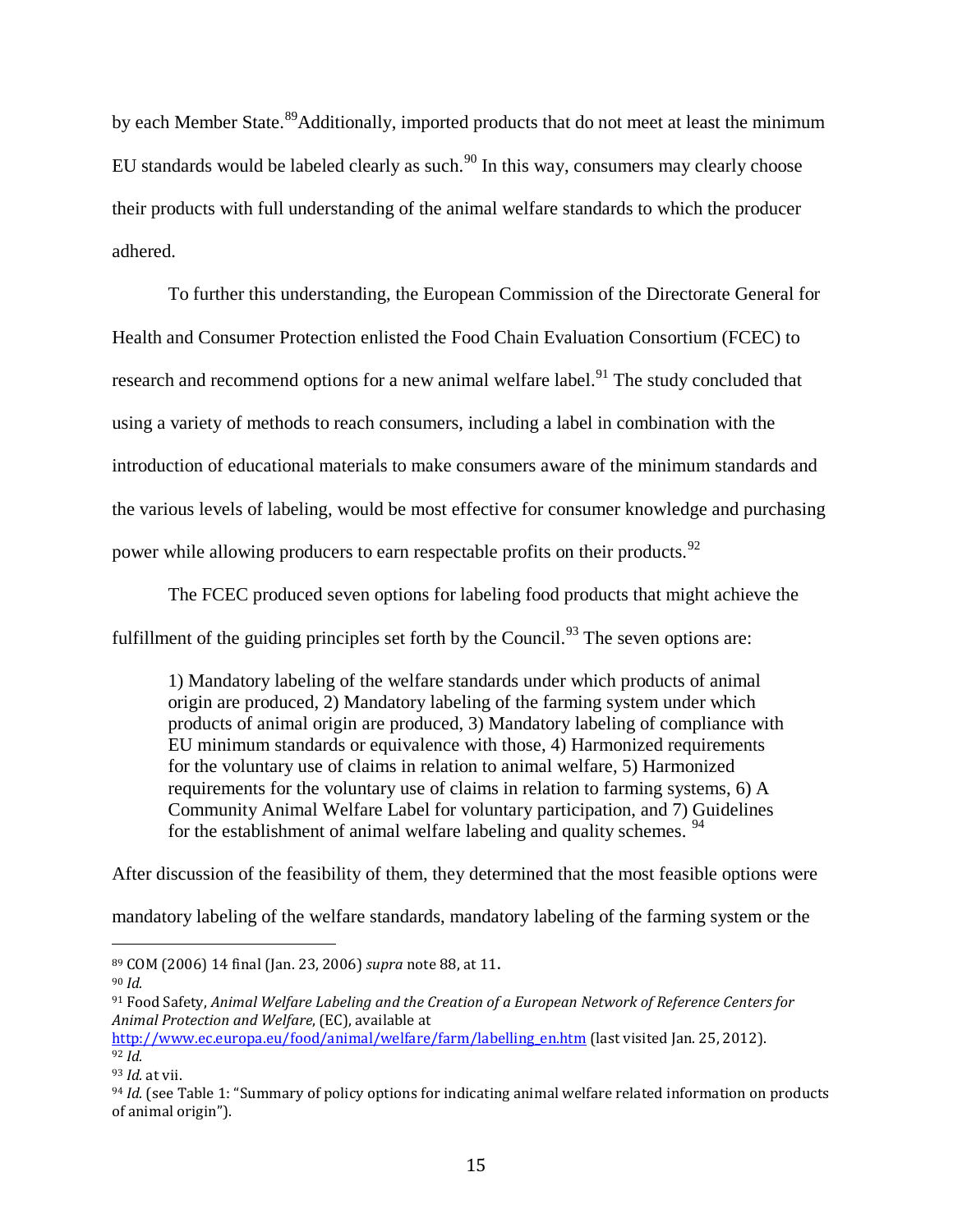by each Member State.[89]Additionally, imported products that do not meet at least the minimum EU standards would be labeled clearly as such.[90] In this way, consumers may clearly choose their products with full understanding of the animal welfare standards to which the producer adhered.

To further this understanding, the European Commission of the Directorate General for Health and Consumer Protection enlisted the Food Chain Evaluation Consortium (FCEC) to research and recommend options for a new animal welfare label.[91] The study concluded that using a variety of methods to reach consumers, including a label in combination with the introduction of educational materials to make consumers aware of the minimum standards and the various levels of labeling, would be most effective for consumer knowledge and purchasing power while allowing producers to earn respectable profits on their products.[92]

The FCEC produced seven options for labeling food products that might achieve the fulfillment of the guiding principles set forth by the Council.[93] The seven options are:

> 1) Mandatory labeling of the welfare standards under which products of animal origin are produced, 2) Mandatory labeling of the farming system under which products of animal origin are produced, 3) Mandatory labeling of compliance with EU minimum standards or equivalence with those, 4) Harmonized requirements for the voluntary use of claims in relation to animal welfare, 5) Harmonized requirements for the voluntary use of claims in relation to farming systems, 6) A Community Animal Welfare Label for voluntary participation, and 7) Guidelines for the establishment of animal welfare labeling and quality schemes. [94]

After discussion of the feasibility of them, they determined that the most feasible options were mandatory labeling of the welfare standards, mandatory labeling of the farming system or the

---

[89] COM (2006) 14 final (Jan. 23, 2006) *supra* note 88, at 11.

[90] *Id.*

[91] Food Safety, *Animal Welfare Labeling and the Creation of a European Network of Reference Centers for Animal Protection and Welfare*, (EC), available at http://www.ec.europa.eu/food/animal/welfare/farm/labelling_en.htm (last visited Jan. 25, 2012).

[92] *Id.*

[93] *Id.* at vii.

[94] *Id.* (see Table 1: "Summary of policy options for indicating animal welfare related information on products of animal origin").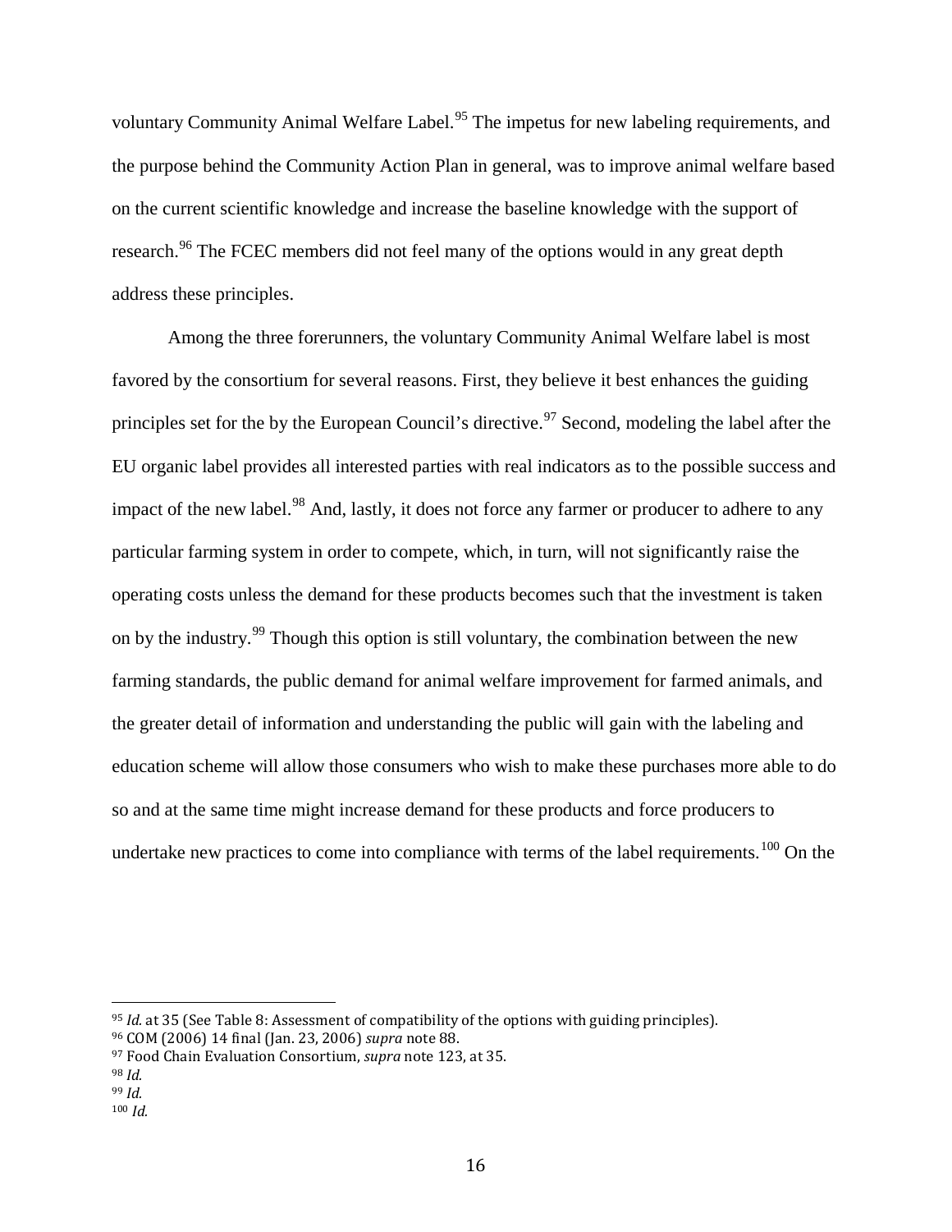voluntary Community Animal Welfare Label.[95] The impetus for new labeling requirements, and the purpose behind the Community Action Plan in general, was to improve animal welfare based on the current scientific knowledge and increase the baseline knowledge with the support of research.[96] The FCEC members did not feel many of the options would in any great depth address these principles.

Among the three forerunners, the voluntary Community Animal Welfare label is most favored by the consortium for several reasons. First, they believe it best enhances the guiding principles set for the by the European Council's directive.[97] Second, modeling the label after the EU organic label provides all interested parties with real indicators as to the possible success and impact of the new label.[98] And, lastly, it does not force any farmer or producer to adhere to any particular farming system in order to compete, which, in turn, will not significantly raise the operating costs unless the demand for these products becomes such that the investment is taken on by the industry.[99] Though this option is still voluntary, the combination between the new farming standards, the public demand for animal welfare improvement for farmed animals, and the greater detail of information and understanding the public will gain with the labeling and education scheme will allow those consumers who wish to make these purchases more able to do so and at the same time might increase demand for these products and force producers to undertake new practices to come into compliance with terms of the label requirements.[100] On the

---

[95] *Id.* at 35 (See Table 8: Assessment of compatibility of the options with guiding principles).
[96] COM (2006) 14 final (Jan. 23, 2006) *supra* note 88.
[97] Food Chain Evaluation Consortium, *supra* note 123, at 35.
[98] *Id.*
[99] *Id.*
[100] *Id.*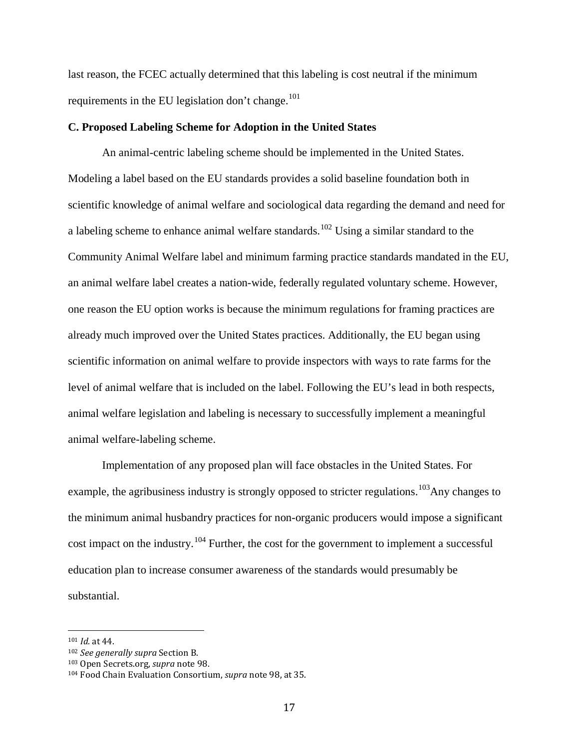last reason, the FCEC actually determined that this labeling is cost neutral if the minimum requirements in the EU legislation don't change.[101]

**C. Proposed Labeling Scheme for Adoption in the United States**

An animal-centric labeling scheme should be implemented in the United States. Modeling a label based on the EU standards provides a solid baseline foundation both in scientific knowledge of animal welfare and sociological data regarding the demand and need for a labeling scheme to enhance animal welfare standards.[102] Using a similar standard to the Community Animal Welfare label and minimum farming practice standards mandated in the EU, an animal welfare label creates a nation-wide, federally regulated voluntary scheme. However, one reason the EU option works is because the minimum regulations for framing practices are already much improved over the United States practices. Additionally, the EU began using scientific information on animal welfare to provide inspectors with ways to rate farms for the level of animal welfare that is included on the label. Following the EU's lead in both respects, animal welfare legislation and labeling is necessary to successfully implement a meaningful animal welfare-labeling scheme.

Implementation of any proposed plan will face obstacles in the United States. For example, the agribusiness industry is strongly opposed to stricter regulations.[103]Any changes to the minimum animal husbandry practices for non-organic producers would impose a significant cost impact on the industry.[104] Further, the cost for the government to implement a successful education plan to increase consumer awareness of the standards would presumably be substantial.

---

[101] *Id.* at 44.

[102] *See generally supra* Section B.

[103] Open Secrets.org, *supra* note 98.

[104] Food Chain Evaluation Consortium, *supra* note 98, at 35.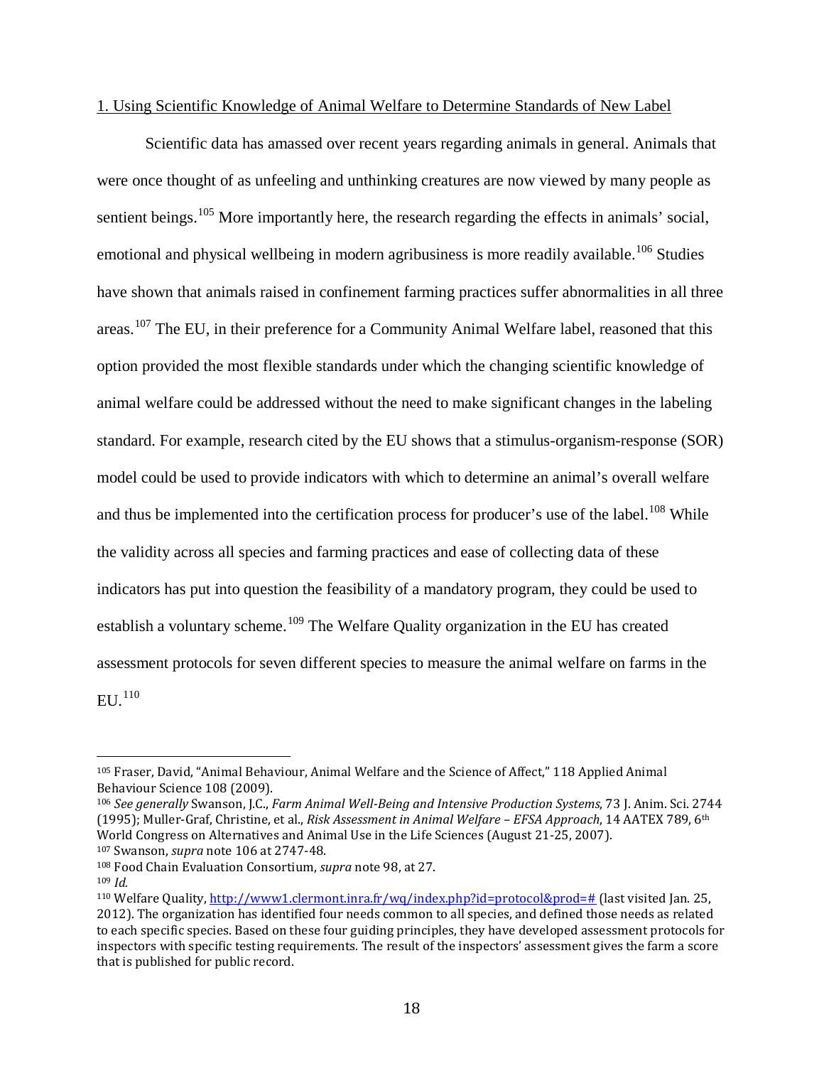1. Using Scientific Knowledge of Animal Welfare to Determine Standards of New Label

Scientific data has amassed over recent years regarding animals in general. Animals that were once thought of as unfeeling and unthinking creatures are now viewed by many people as sentient beings.[105] More importantly here, the research regarding the effects in animals' social, emotional and physical wellbeing in modern agribusiness is more readily available.[106] Studies have shown that animals raised in confinement farming practices suffer abnormalities in all three areas.[107] The EU, in their preference for a Community Animal Welfare label, reasoned that this option provided the most flexible standards under which the changing scientific knowledge of animal welfare could be addressed without the need to make significant changes in the labeling standard. For example, research cited by the EU shows that a stimulus-organism-response (SOR) model could be used to provide indicators with which to determine an animal's overall welfare and thus be implemented into the certification process for producer's use of the label.[108] While the validity across all species and farming practices and ease of collecting data of these indicators has put into question the feasibility of a mandatory program, they could be used to establish a voluntary scheme.[109] The Welfare Quality organization in the EU has created assessment protocols for seven different species to measure the animal welfare on farms in the EU.[110]

---

105 Fraser, David, "Animal Behaviour, Animal Welfare and the Science of Affect," 118 Applied Animal Behaviour Science 108 (2009).

106 *See generally* Swanson, J.C., *Farm Animal Well-Being and Intensive Production Systems*, 73 J. Anim. Sci. 2744 (1995); Muller-Graf, Christine, et al., *Risk Assessment in Animal Welfare – EFSA Approach*, 14 AATEX 789, 6th World Congress on Alternatives and Animal Use in the Life Sciences (August 21-25, 2007).

107 Swanson, *supra* note 106 at 2747-48.

108 Food Chain Evaluation Consortium, *supra* note 98, at 27.

109 *Id.*

110 Welfare Quality, http://www1.clermont.inra.fr/wq/index.php?id=protocol&prod=# (last visited Jan. 25, 2012). The organization has identified four needs common to all species, and defined those needs as related to each specific species. Based on these four guiding principles, they have developed assessment protocols for inspectors with specific testing requirements. The result of the inspectors' assessment gives the farm a score that is published for public record.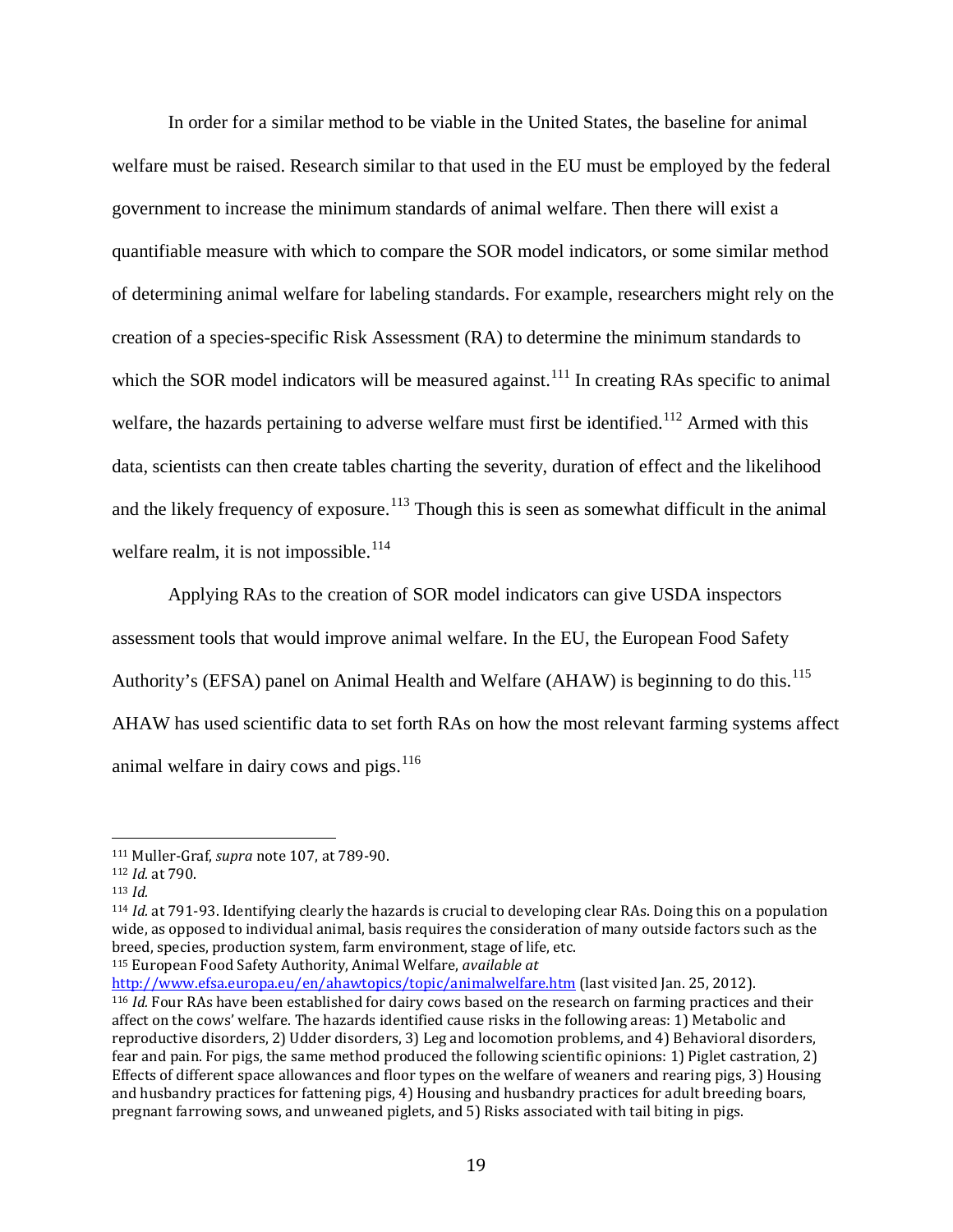In order for a similar method to be viable in the United States, the baseline for animal welfare must be raised. Research similar to that used in the EU must be employed by the federal government to increase the minimum standards of animal welfare. Then there will exist a quantifiable measure with which to compare the SOR model indicators, or some similar method of determining animal welfare for labeling standards. For example, researchers might rely on the creation of a species-specific Risk Assessment (RA) to determine the minimum standards to which the SOR model indicators will be measured against.[111] In creating RAs specific to animal welfare, the hazards pertaining to adverse welfare must first be identified.[112] Armed with this data, scientists can then create tables charting the severity, duration of effect and the likelihood and the likely frequency of exposure.[113] Though this is seen as somewhat difficult in the animal welfare realm, it is not impossible.[114]

Applying RAs to the creation of SOR model indicators can give USDA inspectors assessment tools that would improve animal welfare. In the EU, the European Food Safety Authority's (EFSA) panel on Animal Health and Welfare (AHAW) is beginning to do this.[115] AHAW has used scientific data to set forth RAs on how the most relevant farming systems affect animal welfare in dairy cows and pigs.[116]

---

[111] Muller-Graf, *supra* note 107, at 789-90.

[112] *Id.* at 790.

[113] *Id.*

[114] *Id.* at 791-93. Identifying clearly the hazards is crucial to developing clear RAs. Doing this on a population wide, as opposed to individual animal, basis requires the consideration of many outside factors such as the breed, species, production system, farm environment, stage of life, etc.

[115] European Food Safety Authority, Animal Welfare, *available at* http://www.efsa.europa.eu/en/ahawtopics/topic/animalwelfare.htm (last visited Jan. 25, 2012).

[116] *Id.* Four RAs have been established for dairy cows based on the research on farming practices and their affect on the cows' welfare. The hazards identified cause risks in the following areas: 1) Metabolic and reproductive disorders, 2) Udder disorders, 3) Leg and locomotion problems, and 4) Behavioral disorders, fear and pain. For pigs, the same method produced the following scientific opinions: 1) Piglet castration, 2) Effects of different space allowances and floor types on the welfare of weaners and rearing pigs, 3) Housing and husbandry practices for fattening pigs, 4) Housing and husbandry practices for adult breeding boars, pregnant farrowing sows, and unweaned piglets, and 5) Risks associated with tail biting in pigs.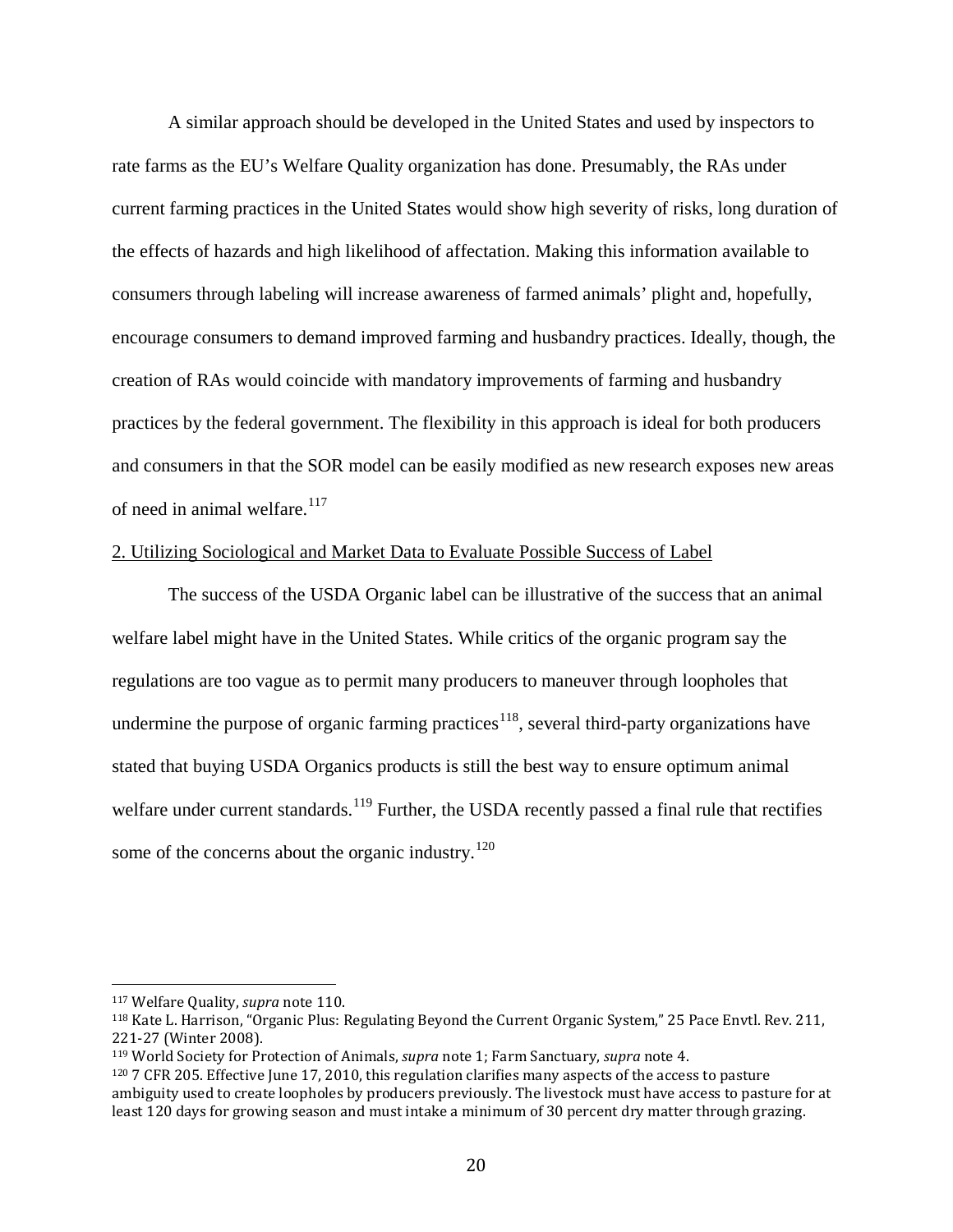A similar approach should be developed in the United States and used by inspectors to rate farms as the EU's Welfare Quality organization has done. Presumably, the RAs under current farming practices in the United States would show high severity of risks, long duration of the effects of hazards and high likelihood of affectation. Making this information available to consumers through labeling will increase awareness of farmed animals' plight and, hopefully, encourage consumers to demand improved farming and husbandry practices. Ideally, though, the creation of RAs would coincide with mandatory improvements of farming and husbandry practices by the federal government. The flexibility in this approach is ideal for both producers and consumers in that the SOR model can be easily modified as new research exposes new areas of need in animal welfare.[117]

2. Utilizing Sociological and Market Data to Evaluate Possible Success of Label

The success of the USDA Organic label can be illustrative of the success that an animal welfare label might have in the United States. While critics of the organic program say the regulations are too vague as to permit many producers to maneuver through loopholes that undermine the purpose of organic farming practices[118], several third-party organizations have stated that buying USDA Organics products is still the best way to ensure optimum animal welfare under current standards.[119] Further, the USDA recently passed a final rule that rectifies some of the concerns about the organic industry.[120]

---

[117] Welfare Quality, *supra* note 110.

[118] Kate L. Harrison, "Organic Plus: Regulating Beyond the Current Organic System," 25 Pace Envtl. Rev. 211, 221-27 (Winter 2008).

[119] World Society for Protection of Animals, *supra* note 1; Farm Sanctuary, *supra* note 4.

[120] 7 CFR 205. Effective June 17, 2010, this regulation clarifies many aspects of the access to pasture ambiguity used to create loopholes by producers previously. The livestock must have access to pasture for at least 120 days for growing season and must intake a minimum of 30 percent dry matter through grazing.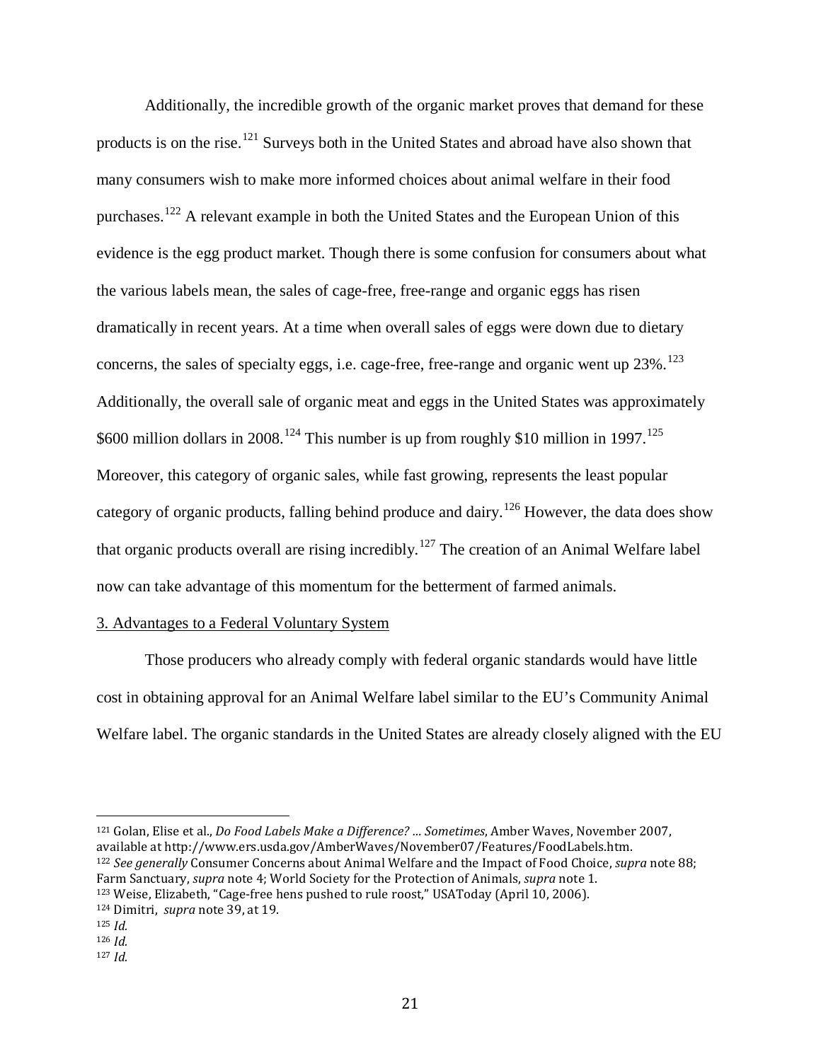Additionally, the incredible growth of the organic market proves that demand for these products is on the rise.[121] Surveys both in the United States and abroad have also shown that many consumers wish to make more informed choices about animal welfare in their food purchases.[122] A relevant example in both the United States and the European Union of this evidence is the egg product market. Though there is some confusion for consumers about what the various labels mean, the sales of cage-free, free-range and organic eggs has risen dramatically in recent years. At a time when overall sales of eggs were down due to dietary concerns, the sales of specialty eggs, i.e. cage-free, free-range and organic went up 23%.[123] Additionally, the overall sale of organic meat and eggs in the United States was approximately \$600 million dollars in 2008.[124] This number is up from roughly \$10 million in 1997.[125] Moreover, this category of organic sales, while fast growing, represents the least popular category of organic products, falling behind produce and dairy.[126] However, the data does show that organic products overall are rising incredibly.[127] The creation of an Animal Welfare label now can take advantage of this momentum for the betterment of farmed animals.

3. Advantages to a Federal Voluntary System

Those producers who already comply with federal organic standards would have little cost in obtaining approval for an Animal Welfare label similar to the EU's Community Animal Welfare label. The organic standards in the United States are already closely aligned with the EU

---

[121] Golan, Elise et al., *Do Food Labels Make a Difference? ... Sometimes*, Amber Waves, November 2007, available at http://www.ers.usda.gov/AmberWaves/November07/Features/FoodLabels.htm.

[122] *See generally* Consumer Concerns about Animal Welfare and the Impact of Food Choice, *supra* note 88; Farm Sanctuary, *supra* note 4; World Society for the Protection of Animals, *supra* note 1.

[123] Weise, Elizabeth, "Cage-free hens pushed to rule roost," USAToday (April 10, 2006).

[124] Dimitri, *supra* note 39, at 19.

[125] *Id.*

[126] *Id.*

[127] *Id.*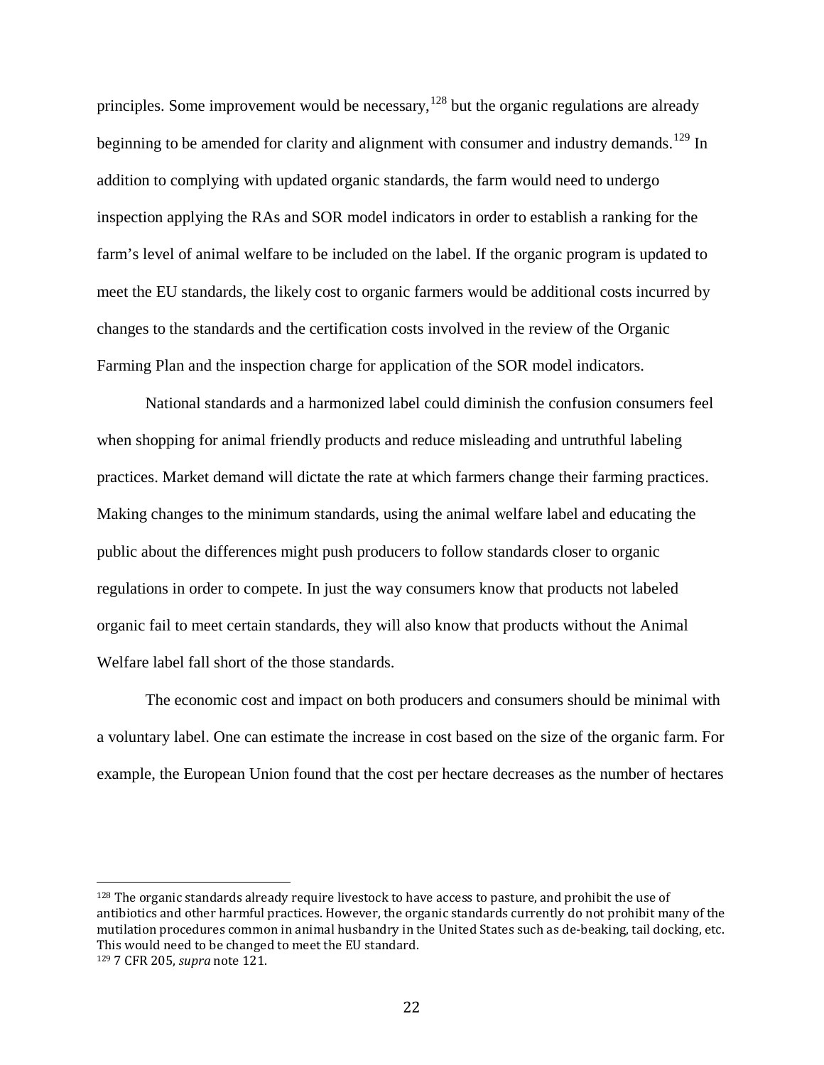principles. Some improvement would be necessary,[128] but the organic regulations are already beginning to be amended for clarity and alignment with consumer and industry demands.[129] In addition to complying with updated organic standards, the farm would need to undergo inspection applying the RAs and SOR model indicators in order to establish a ranking for the farm's level of animal welfare to be included on the label. If the organic program is updated to meet the EU standards, the likely cost to organic farmers would be additional costs incurred by changes to the standards and the certification costs involved in the review of the Organic Farming Plan and the inspection charge for application of the SOR model indicators.

National standards and a harmonized label could diminish the confusion consumers feel when shopping for animal friendly products and reduce misleading and untruthful labeling practices. Market demand will dictate the rate at which farmers change their farming practices. Making changes to the minimum standards, using the animal welfare label and educating the public about the differences might push producers to follow standards closer to organic regulations in order to compete. In just the way consumers know that products not labeled organic fail to meet certain standards, they will also know that products without the Animal Welfare label fall short of the those standards.

The economic cost and impact on both producers and consumers should be minimal with a voluntary label. One can estimate the increase in cost based on the size of the organic farm. For example, the European Union found that the cost per hectare decreases as the number of hectares

---

[128] The organic standards already require livestock to have access to pasture, and prohibit the use of antibiotics and other harmful practices. However, the organic standards currently do not prohibit many of the mutilation procedures common in animal husbandry in the United States such as de-beaking, tail docking, etc. This would need to be changed to meet the EU standard.

[129] 7 CFR 205, *supra* note 121.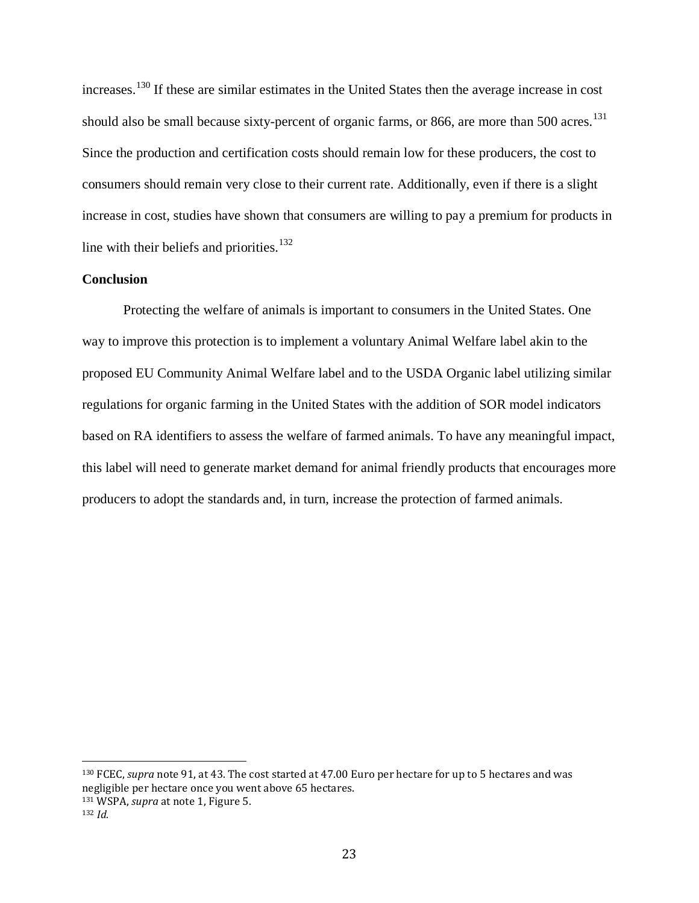increases.[130] If these are similar estimates in the United States then the average increase in cost should also be small because sixty-percent of organic farms, or 866, are more than 500 acres.[131] Since the production and certification costs should remain low for these producers, the cost to consumers should remain very close to their current rate. Additionally, even if there is a slight increase in cost, studies have shown that consumers are willing to pay a premium for products in line with their beliefs and priorities.[132]

**Conclusion**

Protecting the welfare of animals is important to consumers in the United States. One way to improve this protection is to implement a voluntary Animal Welfare label akin to the proposed EU Community Animal Welfare label and to the USDA Organic label utilizing similar regulations for organic farming in the United States with the addition of SOR model indicators based on RA identifiers to assess the welfare of farmed animals. To have any meaningful impact, this label will need to generate market demand for animal friendly products that encourages more producers to adopt the standards and, in turn, increase the protection of farmed animals.

---

[130] FCEC, *supra* note 91, at 43. The cost started at 47.00 Euro per hectare for up to 5 hectares and was negligible per hectare once you went above 65 hectares.

[131] WSPA, *supra* at note 1, Figure 5.

[132] *Id.*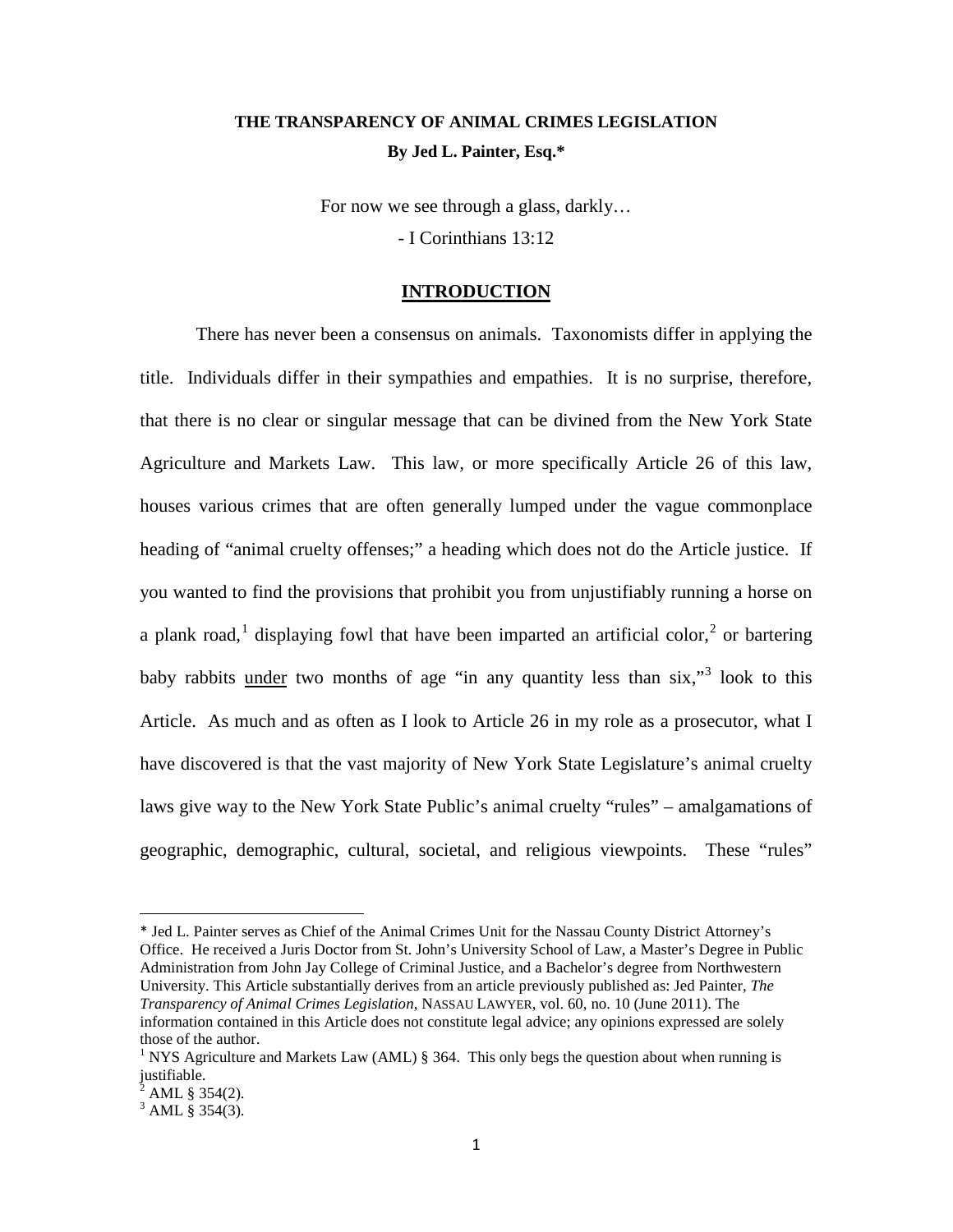# THE TRANSPARENCY OF ANIMAL CRIMES LEGISLATION

**By Jed L. Painter, Esq.***

For now we see through a glass, darkly…

- I Corinthians 13:12

## INTRODUCTION

There has never been a consensus on animals. Taxonomists differ in applying the title. Individuals differ in their sympathies and empathies. It is no surprise, therefore, that there is no clear or singular message that can be divined from the New York State Agriculture and Markets Law. This law, or more specifically Article 26 of this law, houses various crimes that are often generally lumped under the vague commonplace heading of "animal cruelty offenses;" a heading which does not do the Article justice. If you wanted to find the provisions that prohibit you from unjustifiably running a horse on a plank road,[1] displaying fowl that have been imparted an artificial color,[2] or bartering baby rabbits <u>under</u> two months of age "in any quantity less than six,"[3] look to this Article. As much and as often as I look to Article 26 in my role as a prosecutor, what I have discovered is that the vast majority of New York State Legislature's animal cruelty laws give way to the New York State Public's animal cruelty "rules" – amalgamations of geographic, demographic, cultural, societal, and religious viewpoints. These "rules"

---

* Jed L. Painter serves as Chief of the Animal Crimes Unit for the Nassau County District Attorney's Office. He received a Juris Doctor from St. John's University School of Law, a Master's Degree in Public Administration from John Jay College of Criminal Justice, and a Bachelor's degree from Northwestern University. This Article substantially derives from an article previously published as: Jed Painter, *The Transparency of Animal Crimes Legislation*, NASSAU LAWYER, vol. 60, no. 10 (June 2011). The information contained in this Article does not constitute legal advice; any opinions expressed are solely those of the author.

[1] NYS Agriculture and Markets Law (AML) § 364. This only begs the question about when running is justifiable.

[2] AML § 354(2).

[3] AML § 354(3).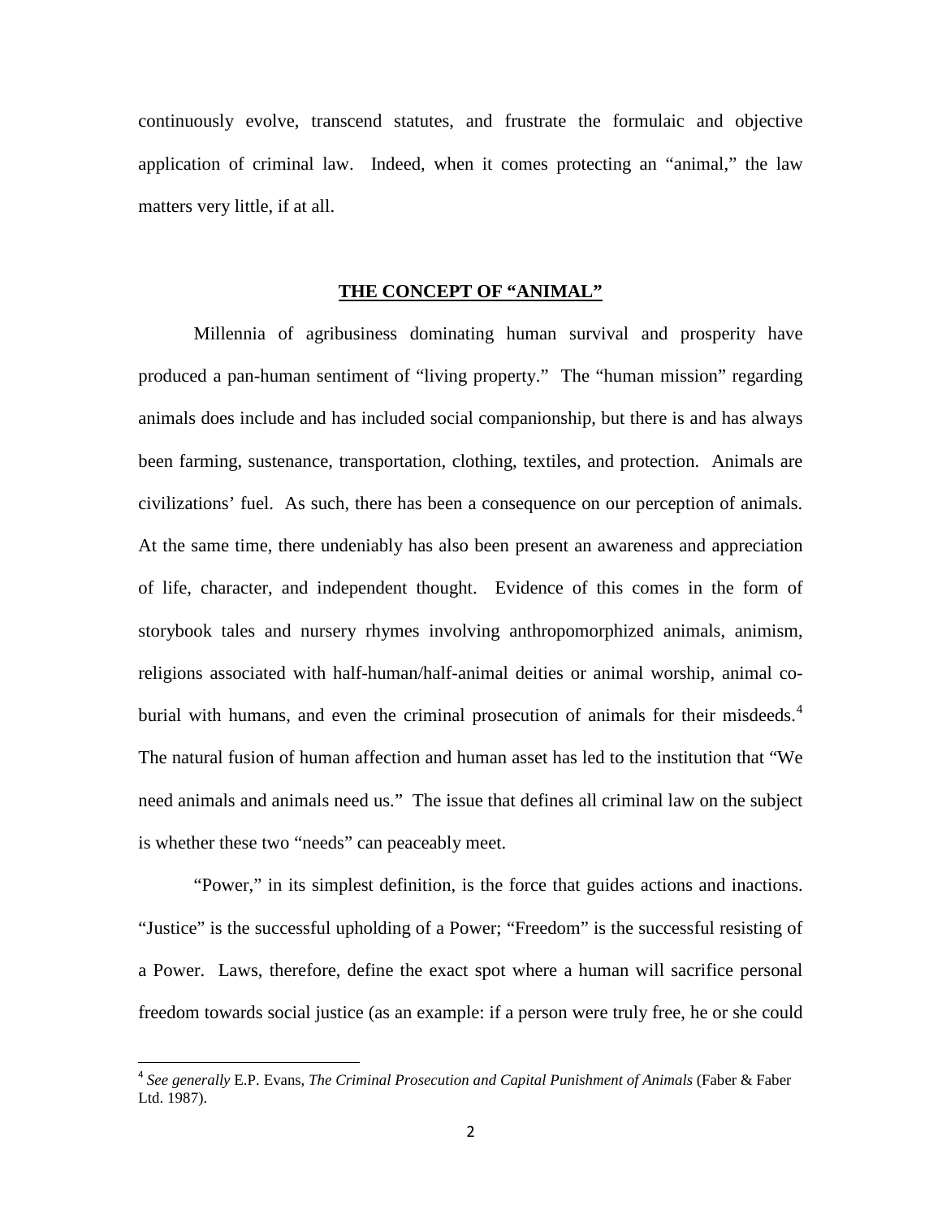continuously evolve, transcend statutes, and frustrate the formulaic and objective application of criminal law. Indeed, when it comes protecting an "animal," the law matters very little, if at all.

## THE CONCEPT OF "ANIMAL"

Millennia of agribusiness dominating human survival and prosperity have produced a pan-human sentiment of "living property." The "human mission" regarding animals does include and has included social companionship, but there is and has always been farming, sustenance, transportation, clothing, textiles, and protection. Animals are civilizations' fuel. As such, there has been a consequence on our perception of animals. At the same time, there undeniably has also been present an awareness and appreciation of life, character, and independent thought. Evidence of this comes in the form of storybook tales and nursery rhymes involving anthropomorphized animals, animism, religions associated with half-human/half-animal deities or animal worship, animal co-burial with humans, and even the criminal prosecution of animals for their misdeeds.[4] The natural fusion of human affection and human asset has led to the institution that "We need animals and animals need us." The issue that defines all criminal law on the subject is whether these two "needs" can peaceably meet.

"Power," in its simplest definition, is the force that guides actions and inactions. "Justice" is the successful upholding of a Power; "Freedom" is the successful resisting of a Power. Laws, therefore, define the exact spot where a human will sacrifice personal freedom towards social justice (as an example: if a person were truly free, he or she could

[4] *See generally* E.P. Evans, *The Criminal Prosecution and Capital Punishment of Animals* (Faber & Faber Ltd. 1987).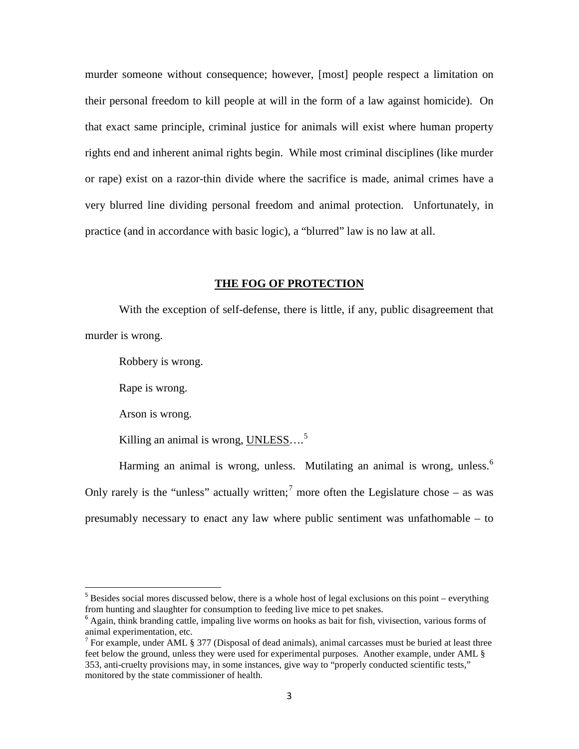murder someone without consequence; however, [most] people respect a limitation on their personal freedom to kill people at will in the form of a law against homicide). On that exact same principle, criminal justice for animals will exist where human property rights end and inherent animal rights begin. While most criminal disciplines (like murder or rape) exist on a razor-thin divide where the sacrifice is made, animal crimes have a very blurred line dividing personal freedom and animal protection. Unfortunately, in practice (and in accordance with basic logic), a "blurred" law is no law at all.

## THE FOG OF PROTECTION

With the exception of self-defense, there is little, if any, public disagreement that murder is wrong.

Robbery is wrong.

Rape is wrong.

Arson is wrong.

Killing an animal is wrong, UNLESS….[5]

Harming an animal is wrong, unless. Mutilating an animal is wrong, unless.[6] Only rarely is the "unless" actually written;[7] more often the Legislature chose – as was presumably necessary to enact any law where public sentiment was unfathomable – to

---

[5] Besides social mores discussed below, there is a whole host of legal exclusions on this point – everything from hunting and slaughter for consumption to feeding live mice to pet snakes.

[6] Again, think branding cattle, impaling live worms on hooks as bait for fish, vivisection, various forms of animal experimentation, etc.

[7] For example, under AML § 377 (Disposal of dead animals), animal carcasses must be buried at least three feet below the ground, unless they were used for experimental purposes. Another example, under AML § 353, anti-cruelty provisions may, in some instances, give way to "properly conducted scientific tests," monitored by the state commissioner of health.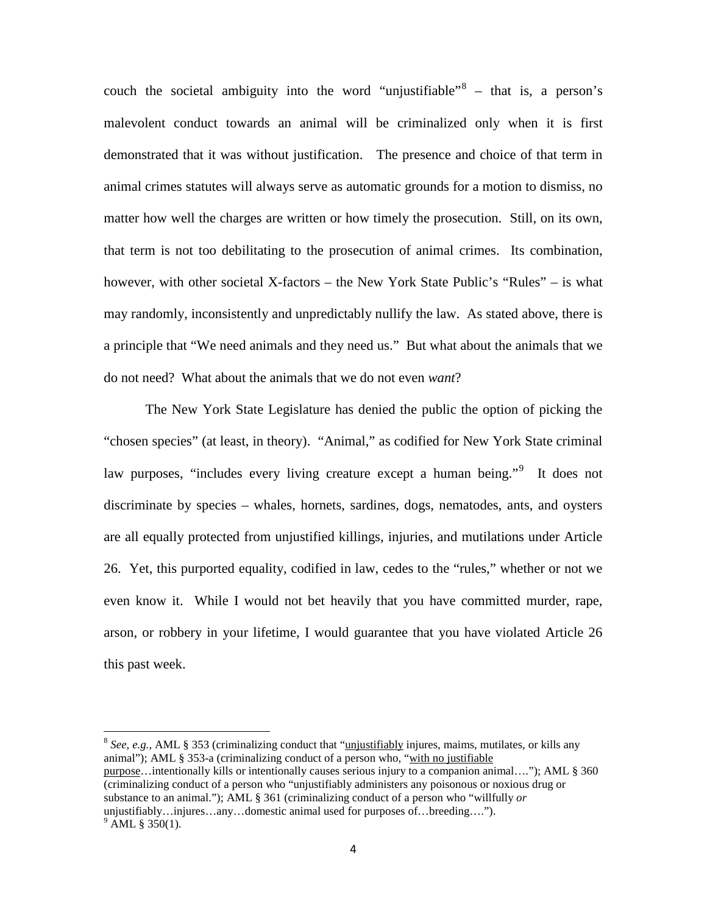couch the societal ambiguity into the word "unjustifiable"[8] – that is, a person's malevolent conduct towards an animal will be criminalized only when it is first demonstrated that it was without justification. The presence and choice of that term in animal crimes statutes will always serve as automatic grounds for a motion to dismiss, no matter how well the charges are written or how timely the prosecution. Still, on its own, that term is not too debilitating to the prosecution of animal crimes. Its combination, however, with other societal X-factors – the New York State Public's "Rules" – is what may randomly, inconsistently and unpredictably nullify the law. As stated above, there is a principle that "We need animals and they need us." But what about the animals that we do not need? What about the animals that we do not even *want*?

The New York State Legislature has denied the public the option of picking the "chosen species" (at least, in theory). "Animal," as codified for New York State criminal law purposes, "includes every living creature except a human being."[9] It does not discriminate by species – whales, hornets, sardines, dogs, nematodes, ants, and oysters are all equally protected from unjustified killings, injuries, and mutilations under Article 26. Yet, this purported equality, codified in law, cedes to the "rules," whether or not we even know it. While I would not bet heavily that you have committed murder, rape, arson, or robbery in your lifetime, I would guarantee that you have violated Article 26 this past week.

---

[8] *See, e.g.*, AML § 353 (criminalizing conduct that "<u>unjustifiably</u> injures, maims, mutilates, or kills any animal"); AML § 353-a (criminalizing conduct of a person who, "<u>with no justifiable purpose</u>…intentionally kills or intentionally causes serious injury to a companion animal…."); AML § 360 (criminalizing conduct of a person who "unjustifiably administers any poisonous or noxious drug or substance to an animal."); AML § 361 (criminalizing conduct of a person who "willfully *or* unjustifiably…injures…any…domestic animal used for purposes of…breeding….").

[9] AML § 350(1).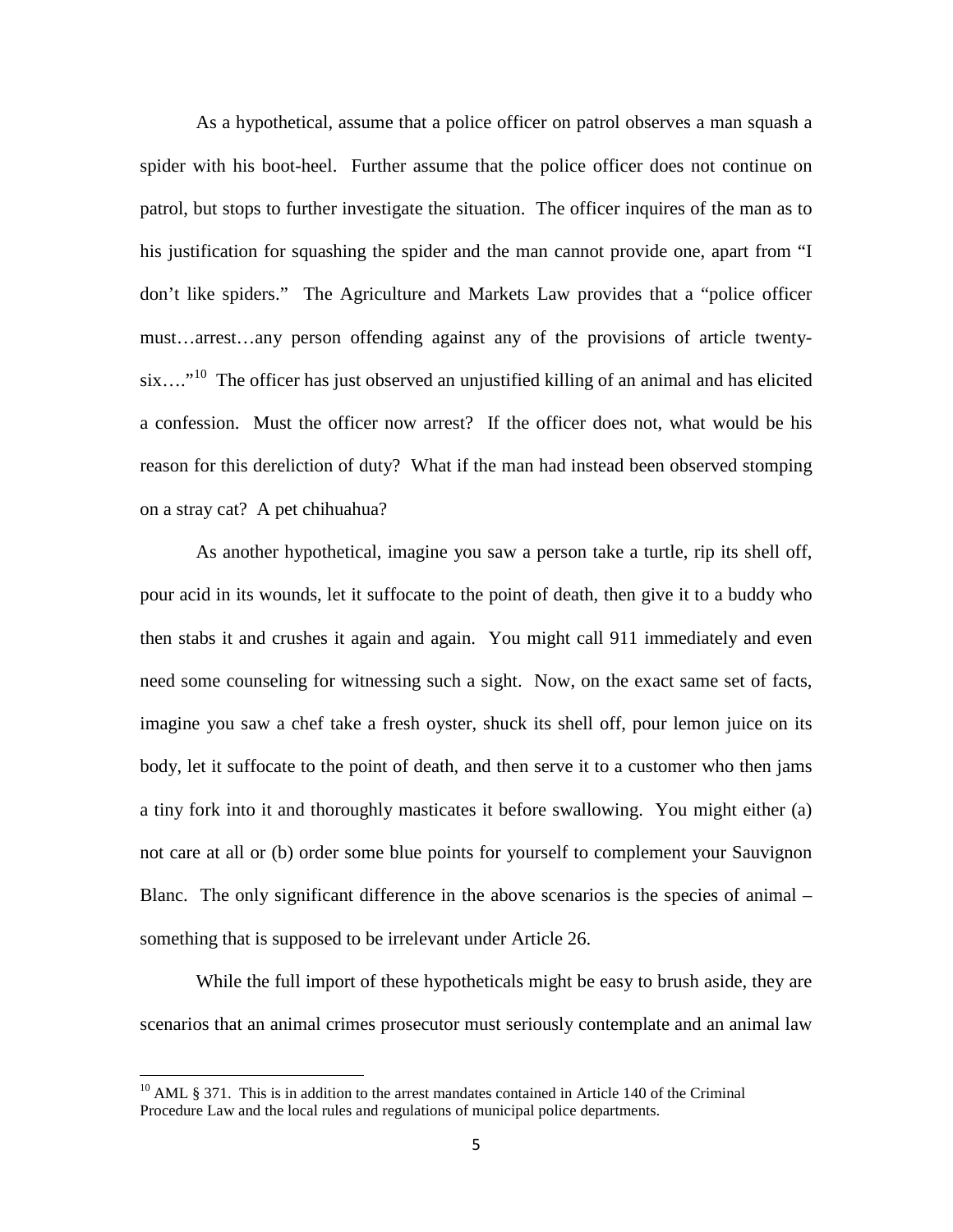As a hypothetical, assume that a police officer on patrol observes a man squash a spider with his boot-heel. Further assume that the police officer does not continue on patrol, but stops to further investigate the situation. The officer inquires of the man as to his justification for squashing the spider and the man cannot provide one, apart from "I don't like spiders." The Agriculture and Markets Law provides that a "police officer must…arrest…any person offending against any of the provisions of article twenty-six…."[10] The officer has just observed an unjustified killing of an animal and has elicited a confession. Must the officer now arrest? If the officer does not, what would be his reason for this dereliction of duty? What if the man had instead been observed stomping on a stray cat? A pet chihuahua?

As another hypothetical, imagine you saw a person take a turtle, rip its shell off, pour acid in its wounds, let it suffocate to the point of death, then give it to a buddy who then stabs it and crushes it again and again. You might call 911 immediately and even need some counseling for witnessing such a sight. Now, on the exact same set of facts, imagine you saw a chef take a fresh oyster, shuck its shell off, pour lemon juice on its body, let it suffocate to the point of death, and then serve it to a customer who then jams a tiny fork into it and thoroughly masticates it before swallowing. You might either (a) not care at all or (b) order some blue points for yourself to complement your Sauvignon Blanc. The only significant difference in the above scenarios is the species of animal – something that is supposed to be irrelevant under Article 26.

While the full import of these hypotheticals might be easy to brush aside, they are scenarios that an animal crimes prosecutor must seriously contemplate and an animal law

---

[10] AML § 371. This is in addition to the arrest mandates contained in Article 140 of the Criminal Procedure Law and the local rules and regulations of municipal police departments.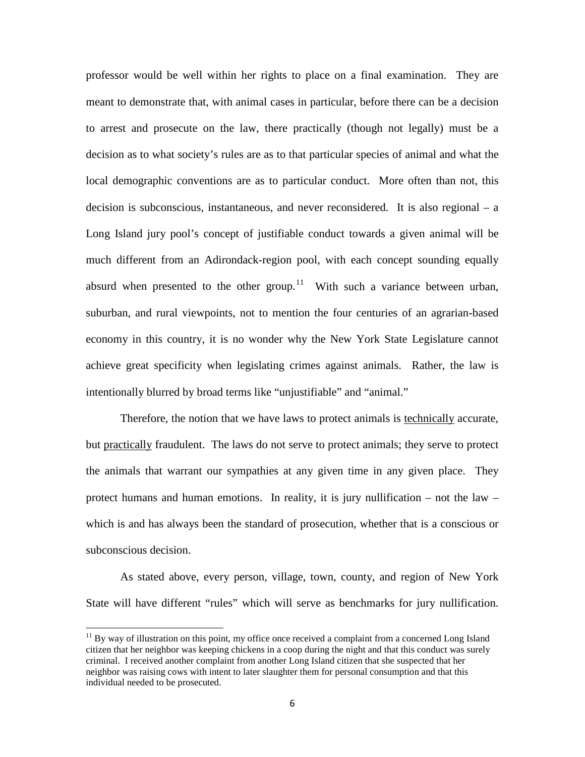professor would be well within her rights to place on a final examination. They are meant to demonstrate that, with animal cases in particular, before there can be a decision to arrest and prosecute on the law, there practically (though not legally) must be a decision as to what society's rules are as to that particular species of animal and what the local demographic conventions are as to particular conduct. More often than not, this decision is subconscious, instantaneous, and never reconsidered. It is also regional – a Long Island jury pool's concept of justifiable conduct towards a given animal will be much different from an Adirondack-region pool, with each concept sounding equally absurd when presented to the other group.[11] With such a variance between urban, suburban, and rural viewpoints, not to mention the four centuries of an agrarian-based economy in this country, it is no wonder why the New York State Legislature cannot achieve great specificity when legislating crimes against animals. Rather, the law is intentionally blurred by broad terms like "unjustifiable" and "animal."

Therefore, the notion that we have laws to protect animals is <u>technically</u> accurate, but <u>practically</u> fraudulent. The laws do not serve to protect animals; they serve to protect the animals that warrant our sympathies at any given time in any given place. They protect humans and human emotions. In reality, it is jury nullification – not the law – which is and has always been the standard of prosecution, whether that is a conscious or subconscious decision.

As stated above, every person, village, town, county, and region of New York State will have different "rules" which will serve as benchmarks for jury nullification.

[11] By way of illustration on this point, my office once received a complaint from a concerned Long Island citizen that her neighbor was keeping chickens in a coop during the night and that this conduct was surely criminal. I received another complaint from another Long Island citizen that she suspected that her neighbor was raising cows with intent to later slaughter them for personal consumption and that this individual needed to be prosecuted.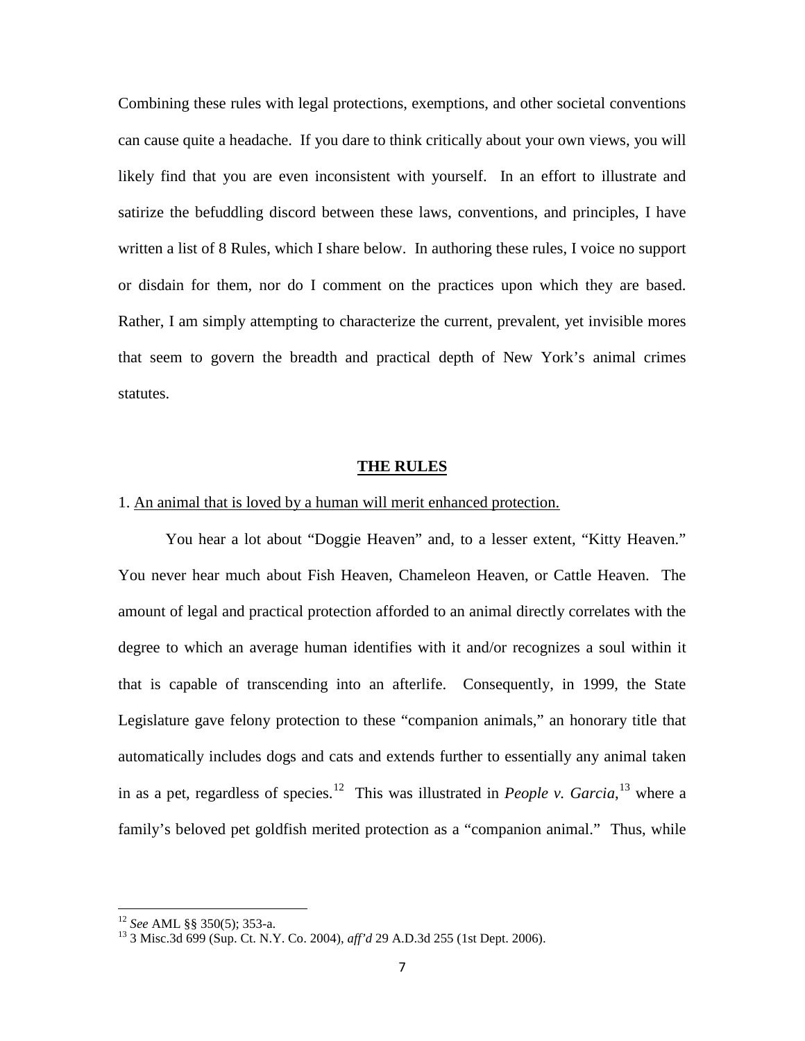Combining these rules with legal protections, exemptions, and other societal conventions can cause quite a headache. If you dare to think critically about your own views, you will likely find that you are even inconsistent with yourself. In an effort to illustrate and satirize the befuddling discord between these laws, conventions, and principles, I have written a list of 8 Rules, which I share below. In authoring these rules, I voice no support or disdain for them, nor do I comment on the practices upon which they are based. Rather, I am simply attempting to characterize the current, prevalent, yet invisible mores that seem to govern the breadth and practical depth of New York's animal crimes statutes.

## **THE RULES**

1. <u>An animal that is loved by a human will merit enhanced protection.</u>

You hear a lot about "Doggie Heaven" and, to a lesser extent, "Kitty Heaven." You never hear much about Fish Heaven, Chameleon Heaven, or Cattle Heaven. The amount of legal and practical protection afforded to an animal directly correlates with the degree to which an average human identifies with it and/or recognizes a soul within it that is capable of transcending into an afterlife. Consequently, in 1999, the State Legislature gave felony protection to these "companion animals," an honorary title that automatically includes dogs and cats and extends further to essentially any animal taken in as a pet, regardless of species.[12] This was illustrated in *People v. Garcia*,[13] where a family's beloved pet goldfish merited protection as a "companion animal." Thus, while

---

[12] *See* AML §§ 350(5); 353-a.

[13] 3 Misc.3d 699 (Sup. Ct. N.Y. Co. 2004), *aff'd* 29 A.D.3d 255 (1st Dept. 2006).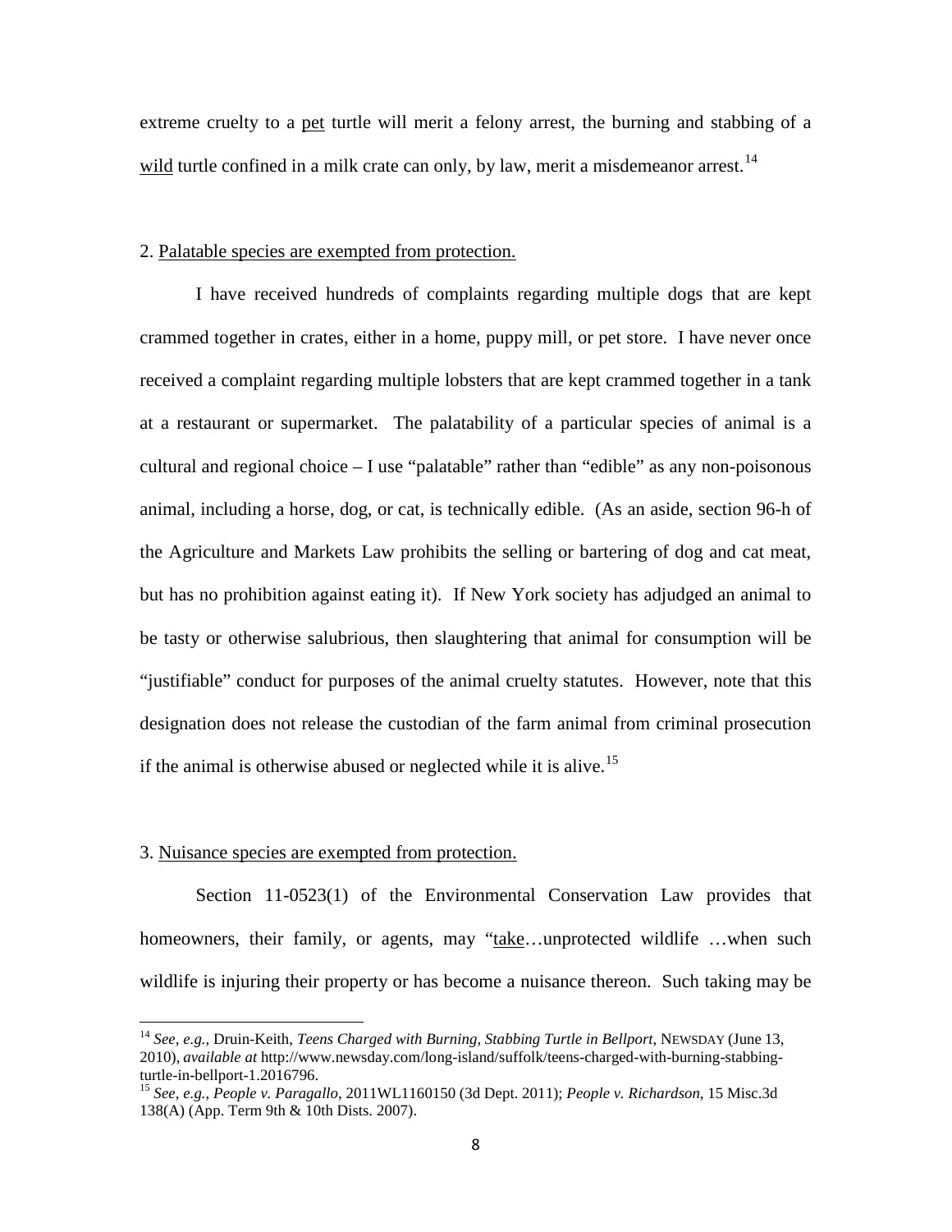extreme cruelty to a <u>pet</u> turtle will merit a felony arrest, the burning and stabbing of a <u>wild</u> turtle confined in a milk crate can only, by law, merit a misdemeanor arrest.[14]

2. <u>Palatable species are exempted from protection.</u>

I have received hundreds of complaints regarding multiple dogs that are kept crammed together in crates, either in a home, puppy mill, or pet store. I have never once received a complaint regarding multiple lobsters that are kept crammed together in a tank at a restaurant or supermarket. The palatability of a particular species of animal is a cultural and regional choice – I use "palatable" rather than "edible" as any non-poisonous animal, including a horse, dog, or cat, is technically edible. (As an aside, section 96-h of the Agriculture and Markets Law prohibits the selling or bartering of dog and cat meat, but has no prohibition against eating it). If New York society has adjudged an animal to be tasty or otherwise salubrious, then slaughtering that animal for consumption will be "justifiable" conduct for purposes of the animal cruelty statutes. However, note that this designation does not release the custodian of the farm animal from criminal prosecution if the animal is otherwise abused or neglected while it is alive.[15]

3. <u>Nuisance species are exempted from protection.</u>

Section 11-0523(1) of the Environmental Conservation Law provides that homeowners, their family, or agents, may "<u>take</u>…unprotected wildlife …when such wildlife is injuring their property or has become a nuisance thereon. Such taking may be

---

[14] *See*, *e.g.*, Druin-Keith, *Teens Charged with Burning, Stabbing Turtle in Bellport*, NEWSDAY (June 13, 2010), *available at* http://www.newsday.com/long-island/suffolk/teens-charged-with-burning-stabbing-turtle-in-bellport-1.2016796.

[15] *See*, *e.g.*, *People v. Paragallo*, 2011WL1160150 (3d Dept. 2011); *People v. Richardson*, 15 Misc.3d 138(A) (App. Term 9th & 10th Dists. 2007).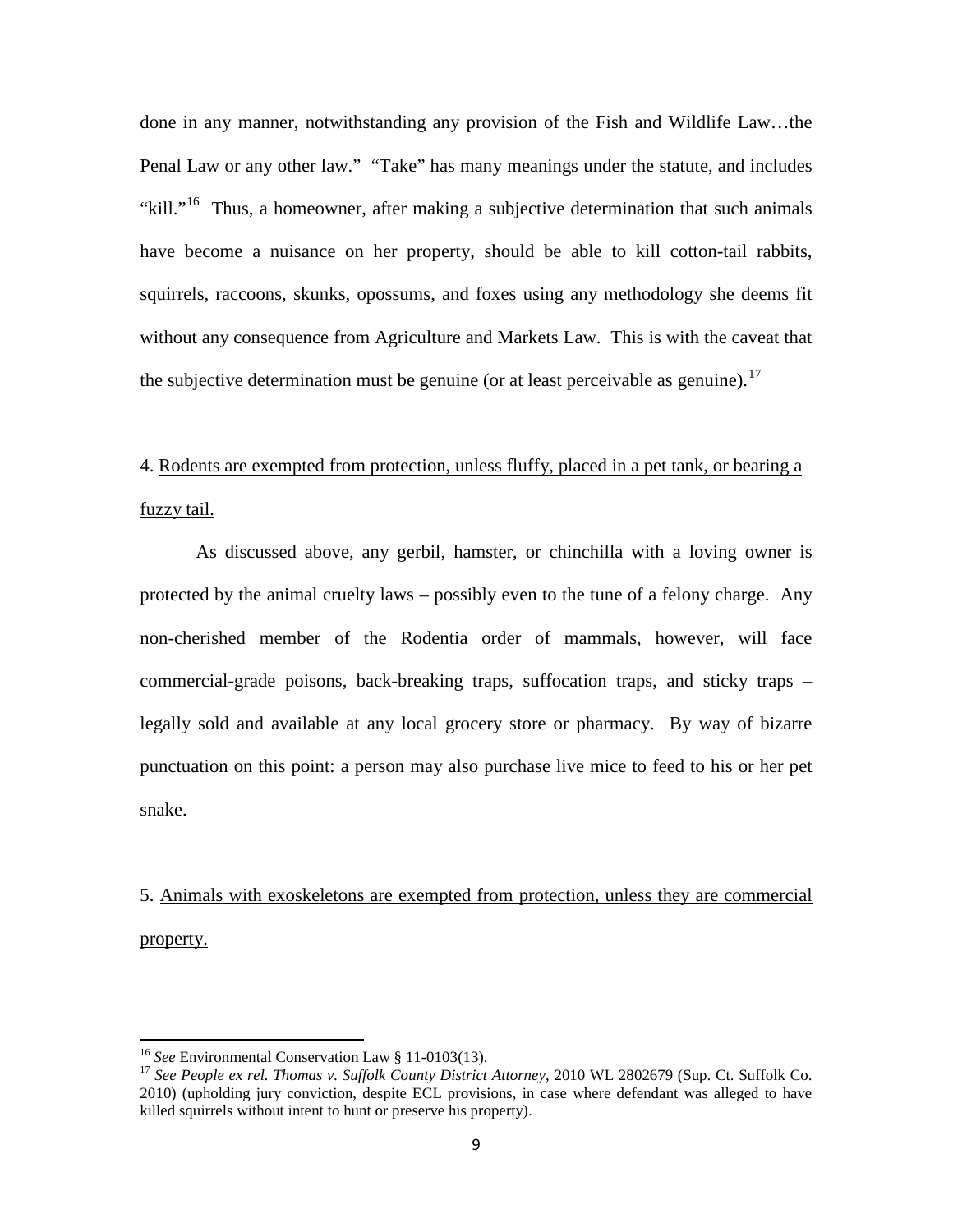done in any manner, notwithstanding any provision of the Fish and Wildlife Law…the Penal Law or any other law." "Take" has many meanings under the statute, and includes "kill."[16] Thus, a homeowner, after making a subjective determination that such animals have become a nuisance on her property, should be able to kill cotton-tail rabbits, squirrels, raccoons, skunks, opossums, and foxes using any methodology she deems fit without any consequence from Agriculture and Markets Law. This is with the caveat that the subjective determination must be genuine (or at least perceivable as genuine).[17]

4. <u>Rodents are exempted from protection, unless fluffy, placed in a pet tank, or bearing a fuzzy tail.</u>

As discussed above, any gerbil, hamster, or chinchilla with a loving owner is protected by the animal cruelty laws – possibly even to the tune of a felony charge. Any non-cherished member of the Rodentia order of mammals, however, will face commercial-grade poisons, back-breaking traps, suffocation traps, and sticky traps – legally sold and available at any local grocery store or pharmacy. By way of bizarre punctuation on this point: a person may also purchase live mice to feed to his or her pet snake.

5. <u>Animals with exoskeletons are exempted from protection, unless they are commercial property.</u>

---

[16] *See* Environmental Conservation Law § 11-0103(13).

[17] *See People ex rel. Thomas v. Suffolk County District Attorney*, 2010 WL 2802679 (Sup. Ct. Suffolk Co. 2010) (upholding jury conviction, despite ECL provisions, in case where defendant was alleged to have killed squirrels without intent to hunt or preserve his property).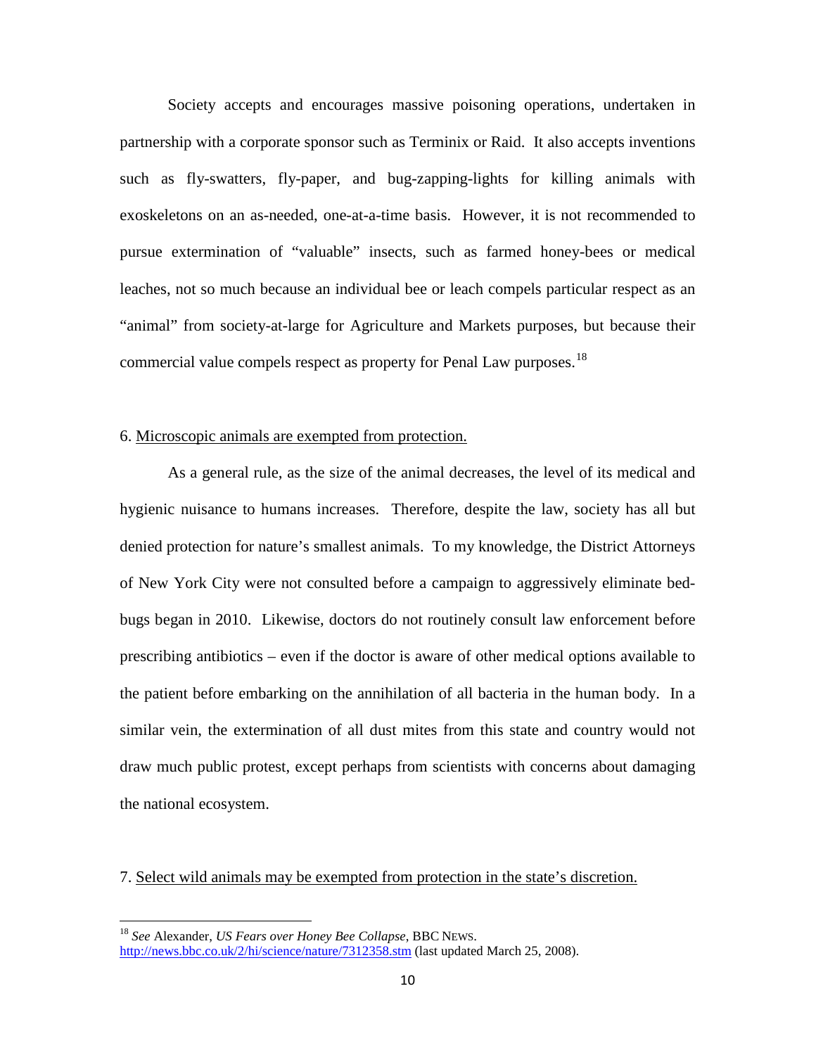Society accepts and encourages massive poisoning operations, undertaken in partnership with a corporate sponsor such as Terminix or Raid. It also accepts inventions such as fly-swatters, fly-paper, and bug-zapping-lights for killing animals with exoskeletons on an as-needed, one-at-a-time basis. However, it is not recommended to pursue extermination of "valuable" insects, such as farmed honey-bees or medical leaches, not so much because an individual bee or leach compels particular respect as an "animal" from society-at-large for Agriculture and Markets purposes, but because their commercial value compels respect as property for Penal Law purposes.[18]

6. <u>Microscopic animals are exempted from protection.</u>

As a general rule, as the size of the animal decreases, the level of its medical and hygienic nuisance to humans increases. Therefore, despite the law, society has all but denied protection for nature's smallest animals. To my knowledge, the District Attorneys of New York City were not consulted before a campaign to aggressively eliminate bed-bugs began in 2010. Likewise, doctors do not routinely consult law enforcement before prescribing antibiotics – even if the doctor is aware of other medical options available to the patient before embarking on the annihilation of all bacteria in the human body. In a similar vein, the extermination of all dust mites from this state and country would not draw much public protest, except perhaps from scientists with concerns about damaging the national ecosystem.

7. <u>Select wild animals may be exempted from protection in the state's discretion.</u>

---

[18] *See* Alexander, *US Fears over Honey Bee Collapse*, BBC NEWS. http://news.bbc.co.uk/2/hi/science/nature/7312358.stm (last updated March 25, 2008).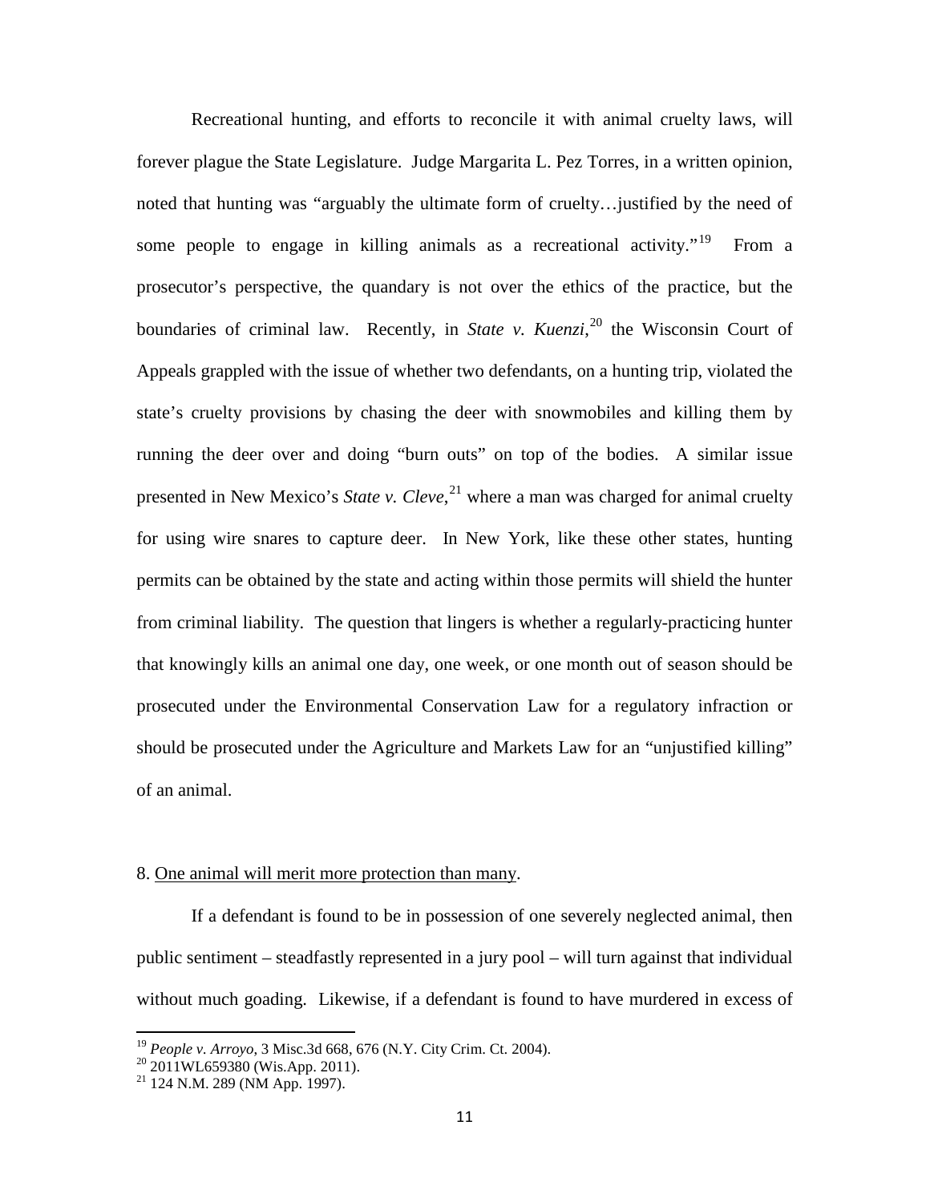Recreational hunting, and efforts to reconcile it with animal cruelty laws, will forever plague the State Legislature. Judge Margarita L. Pez Torres, in a written opinion, noted that hunting was "arguably the ultimate form of cruelty…justified by the need of some people to engage in killing animals as a recreational activity."[19] From a prosecutor's perspective, the quandary is not over the ethics of the practice, but the boundaries of criminal law. Recently, in *State v. Kuenzi*,[20] the Wisconsin Court of Appeals grappled with the issue of whether two defendants, on a hunting trip, violated the state's cruelty provisions by chasing the deer with snowmobiles and killing them by running the deer over and doing "burn outs" on top of the bodies. A similar issue presented in New Mexico's *State v. Cleve*,[21] where a man was charged for animal cruelty for using wire snares to capture deer. In New York, like these other states, hunting permits can be obtained by the state and acting within those permits will shield the hunter from criminal liability. The question that lingers is whether a regularly-practicing hunter that knowingly kills an animal one day, one week, or one month out of season should be prosecuted under the Environmental Conservation Law for a regulatory infraction or should be prosecuted under the Agriculture and Markets Law for an "unjustified killing" of an animal.

8. <u>One animal will merit more protection than many</u>.

If a defendant is found to be in possession of one severely neglected animal, then public sentiment – steadfastly represented in a jury pool – will turn against that individual without much goading. Likewise, if a defendant is found to have murdered in excess of

[19] *People v. Arroyo*, 3 Misc.3d 668, 676 (N.Y. City Crim. Ct. 2004).
[20] 2011WL659380 (Wis.App. 2011).
[21] 124 N.M. 289 (NM App. 1997).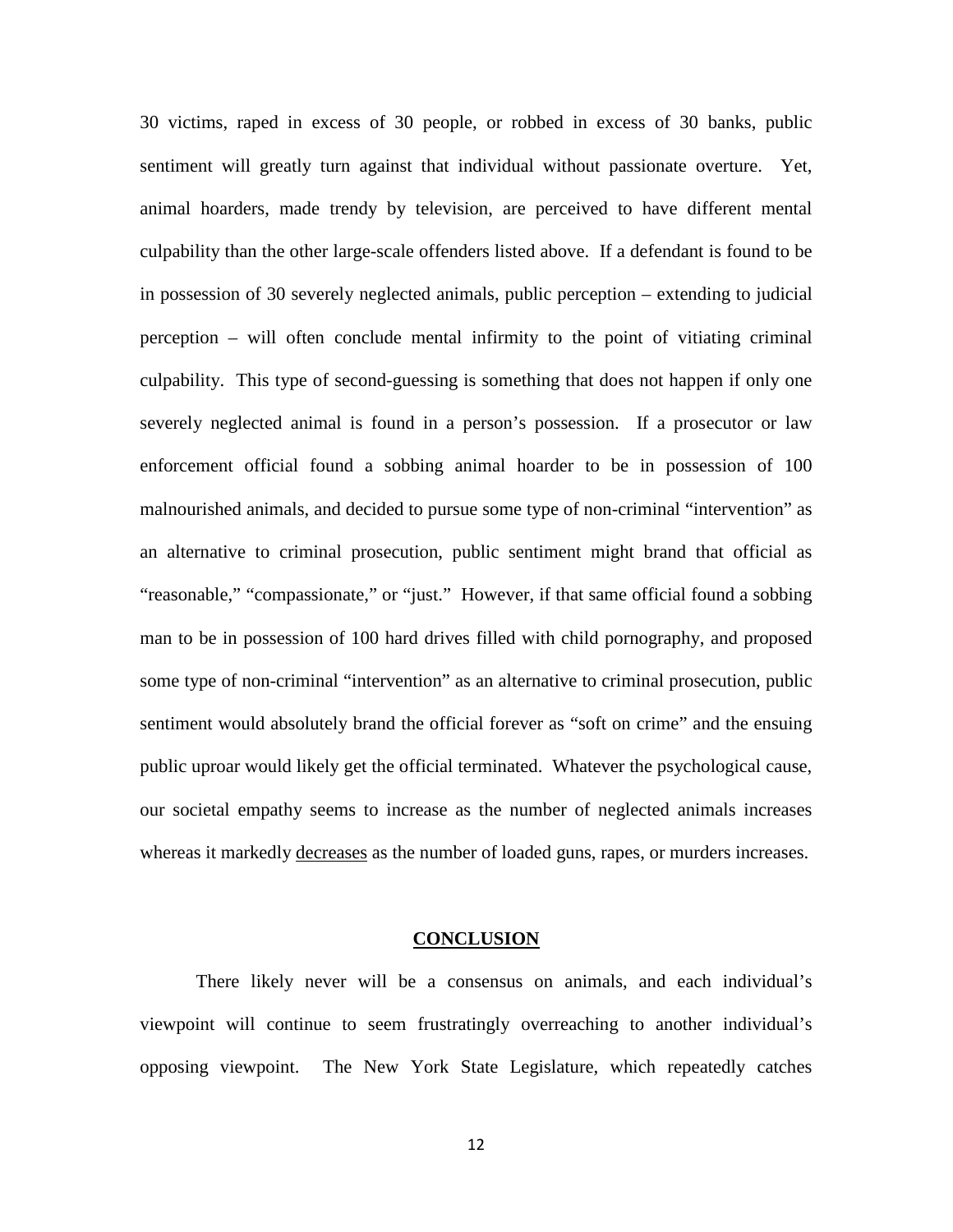30 victims, raped in excess of 30 people, or robbed in excess of 30 banks, public sentiment will greatly turn against that individual without passionate overture. Yet, animal hoarders, made trendy by television, are perceived to have different mental culpability than the other large-scale offenders listed above. If a defendant is found to be in possession of 30 severely neglected animals, public perception – extending to judicial perception – will often conclude mental infirmity to the point of vitiating criminal culpability. This type of second-guessing is something that does not happen if only one severely neglected animal is found in a person's possession. If a prosecutor or law enforcement official found a sobbing animal hoarder to be in possession of 100 malnourished animals, and decided to pursue some type of non-criminal "intervention" as an alternative to criminal prosecution, public sentiment might brand that official as "reasonable," "compassionate," or "just." However, if that same official found a sobbing man to be in possession of 100 hard drives filled with child pornography, and proposed some type of non-criminal "intervention" as an alternative to criminal prosecution, public sentiment would absolutely brand the official forever as "soft on crime" and the ensuing public uproar would likely get the official terminated. Whatever the psychological cause, our societal empathy seems to increase as the number of neglected animals increases whereas it markedly <u>decreases</u> as the number of loaded guns, rapes, or murders increases.

## CONCLUSION

There likely never will be a consensus on animals, and each individual's viewpoint will continue to seem frustratingly overreaching to another individual's opposing viewpoint. The New York State Legislature, which repeatedly catches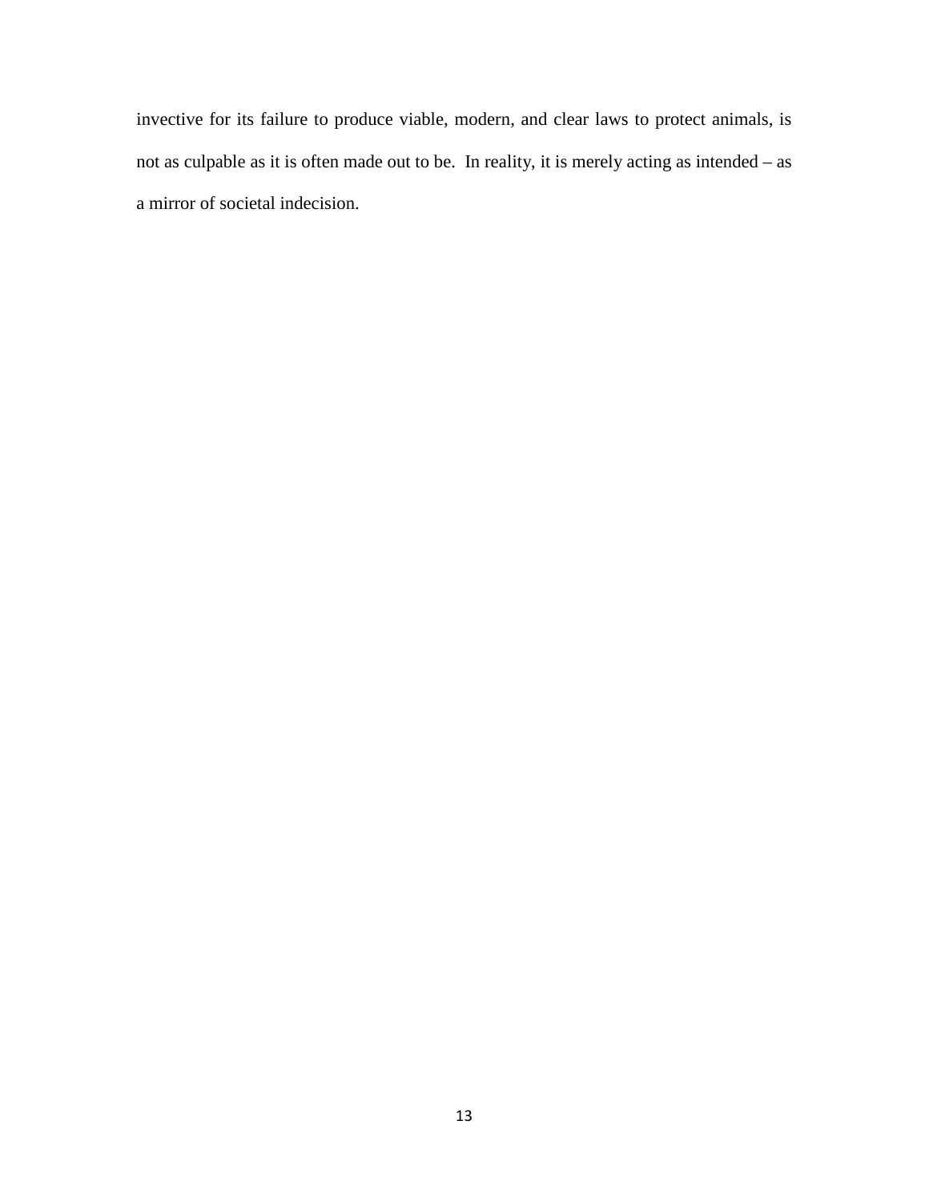invective for its failure to produce viable, modern, and clear laws to protect animals, is not as culpable as it is often made out to be. In reality, it is merely acting as intended – as a mirror of societal indecision.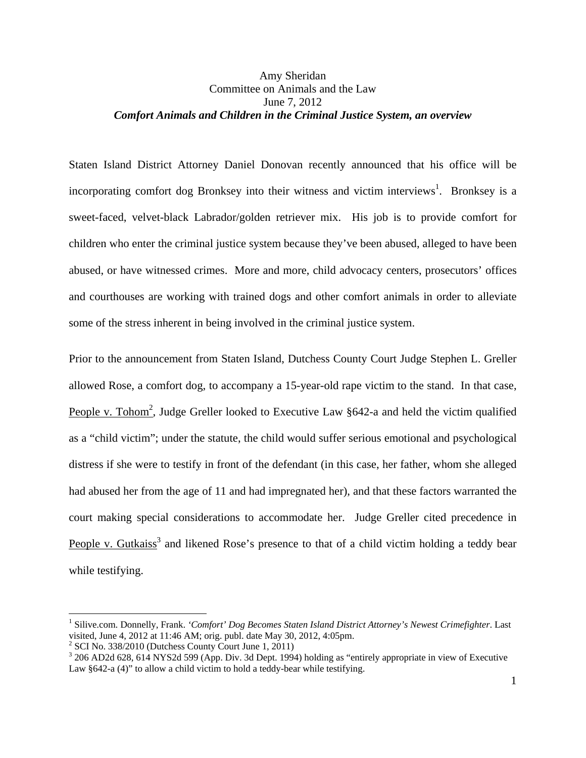Amy Sheridan
Committee on Animals and the Law
June 7, 2012
***Comfort Animals and Children in the Criminal Justice System, an overview***

Staten Island District Attorney Daniel Donovan recently announced that his office will be incorporating comfort dog Bronksey into their witness and victim interviews[1]. Bronksey is a sweet-faced, velvet-black Labrador/golden retriever mix. His job is to provide comfort for children who enter the criminal justice system because they've been abused, alleged to have been abused, or have witnessed crimes. More and more, child advocacy centers, prosecutors' offices and courthouses are working with trained dogs and other comfort animals in order to alleviate some of the stress inherent in being involved in the criminal justice system.

Prior to the announcement from Staten Island, Dutchess County Court Judge Stephen L. Greller allowed Rose, a comfort dog, to accompany a 15-year-old rape victim to the stand. In that case, People v. Tohom[2], Judge Greller looked to Executive Law §642-a and held the victim qualified as a "child victim"; under the statute, the child would suffer serious emotional and psychological distress if she were to testify in front of the defendant (in this case, her father, whom she alleged had abused her from the age of 11 and had impregnated her), and that these factors warranted the court making special considerations to accommodate her. Judge Greller cited precedence in People v. Gutkaiss[3] and likened Rose's presence to that of a child victim holding a teddy bear while testifying.

---

[1] Silive.com. Donnelly, Frank. '*Comfort' Dog Becomes Staten Island District Attorney's Newest Crimefighter*. Last visited, June 4, 2012 at 11:46 AM; orig. publ. date May 30, 2012, 4:05pm.

[2] SCI No. 338/2010 (Dutchess County Court June 1, 2011)

[3] 206 AD2d 628, 614 NYS2d 599 (App. Div. 3d Dept. 1994) holding as "entirely appropriate in view of Executive Law §642-a (4)" to allow a child victim to hold a teddy-bear while testifying.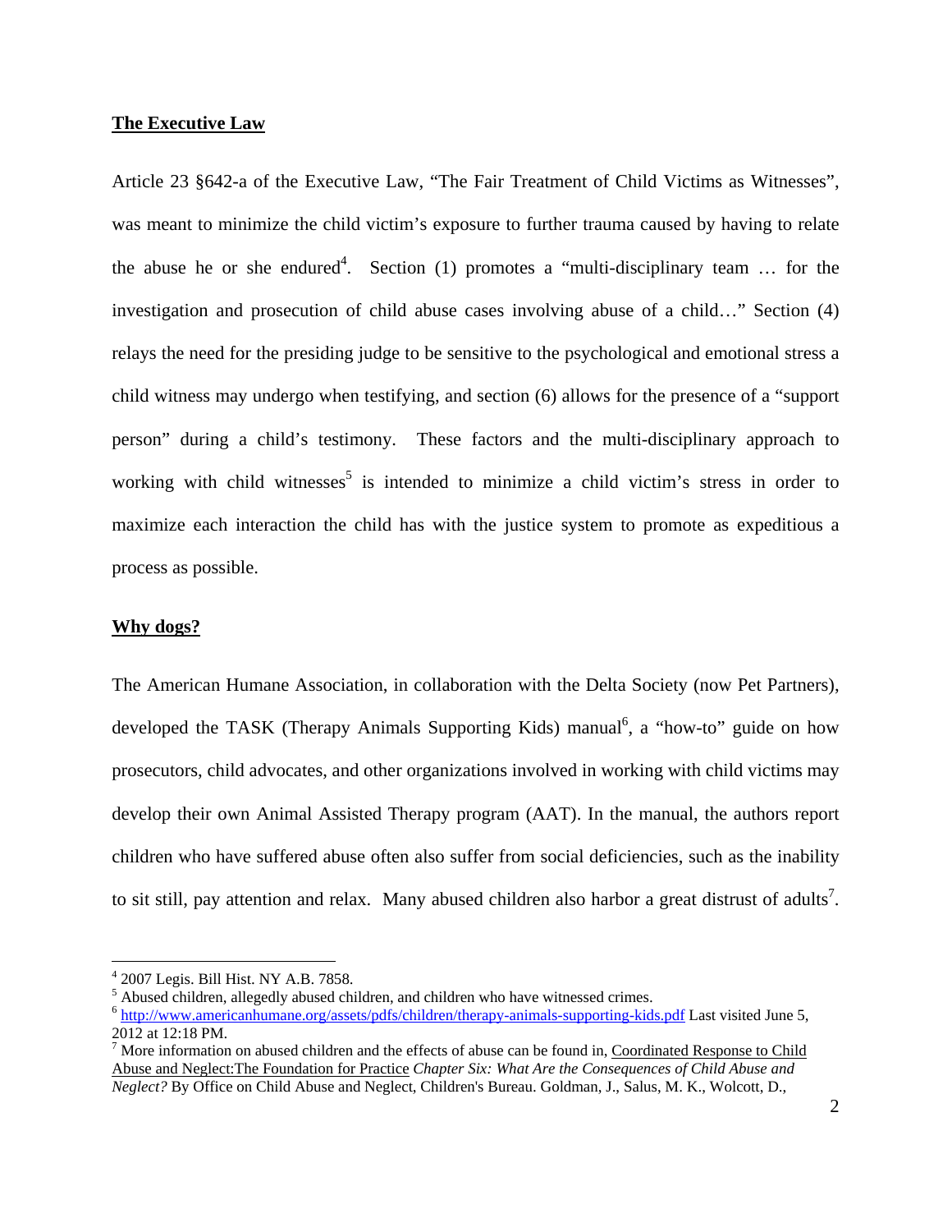**The Executive Law**

Article 23 §642-a of the Executive Law, "The Fair Treatment of Child Victims as Witnesses", was meant to minimize the child victim's exposure to further trauma caused by having to relate the abuse he or she endured[4]. Section (1) promotes a "multi-disciplinary team … for the investigation and prosecution of child abuse cases involving abuse of a child…" Section (4) relays the need for the presiding judge to be sensitive to the psychological and emotional stress a child witness may undergo when testifying, and section (6) allows for the presence of a "support person" during a child's testimony. These factors and the multi-disciplinary approach to working with child witnesses[5] is intended to minimize a child victim's stress in order to maximize each interaction the child has with the justice system to promote as expeditious a process as possible.

**Why dogs?**

The American Humane Association, in collaboration with the Delta Society (now Pet Partners), developed the TASK (Therapy Animals Supporting Kids) manual[6], a "how-to" guide on how prosecutors, child advocates, and other organizations involved in working with child victims may develop their own Animal Assisted Therapy program (AAT). In the manual, the authors report children who have suffered abuse often also suffer from social deficiencies, such as the inability to sit still, pay attention and relax. Many abused children also harbor a great distrust of adults[7].

---

[4] 2007 Legis. Bill Hist. NY A.B. 7858.

[5] Abused children, allegedly abused children, and children who have witnessed crimes.

[6] http://www.americanhumane.org/assets/pdfs/children/therapy-animals-supporting-kids.pdf Last visited June 5, 2012 at 12:18 PM.

[7] More information on abused children and the effects of abuse can be found in, Coordinated Response to Child Abuse and Neglect:The Foundation for Practice *Chapter Six: What Are the Consequences of Child Abuse and Neglect?* By Office on Child Abuse and Neglect, Children's Bureau. Goldman, J., Salus, M. K., Wolcott, D.,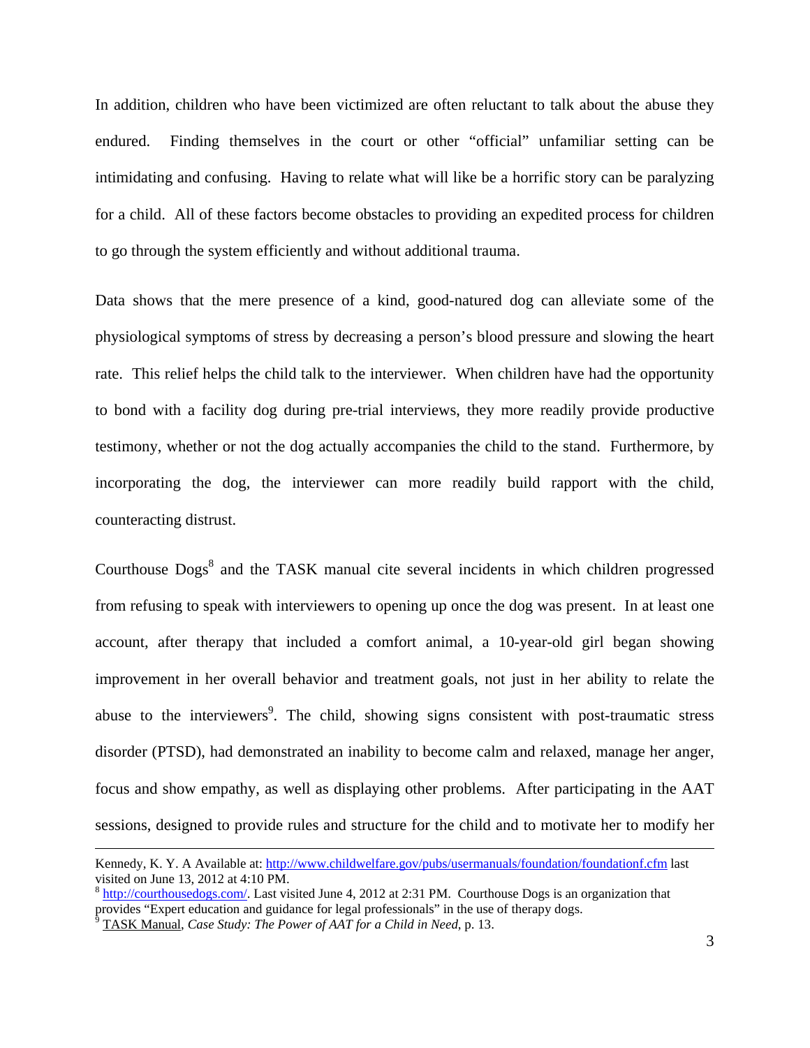In addition, children who have been victimized are often reluctant to talk about the abuse they endured. Finding themselves in the court or other "official" unfamiliar setting can be intimidating and confusing. Having to relate what will like be a horrific story can be paralyzing for a child. All of these factors become obstacles to providing an expedited process for children to go through the system efficiently and without additional trauma.

Data shows that the mere presence of a kind, good-natured dog can alleviate some of the physiological symptoms of stress by decreasing a person's blood pressure and slowing the heart rate. This relief helps the child talk to the interviewer. When children have had the opportunity to bond with a facility dog during pre-trial interviews, they more readily provide productive testimony, whether or not the dog actually accompanies the child to the stand. Furthermore, by incorporating the dog, the interviewer can more readily build rapport with the child, counteracting distrust.

Courthouse Dogs[8] and the TASK manual cite several incidents in which children progressed from refusing to speak with interviewers to opening up once the dog was present. In at least one account, after therapy that included a comfort animal, a 10-year-old girl began showing improvement in her overall behavior and treatment goals, not just in her ability to relate the abuse to the interviewers[9]. The child, showing signs consistent with post-traumatic stress disorder (PTSD), had demonstrated an inability to become calm and relaxed, manage her anger, focus and show empathy, as well as displaying other problems. After participating in the AAT sessions, designed to provide rules and structure for the child and to motivate her to modify her

---

Kennedy, K. Y. A Available at: http://www.childwelfare.gov/pubs/usermanuals/foundation/foundationf.cfm last visited on June 13, 2012 at 4:10 PM.

[8] http://courthousedogs.com/. Last visited June 4, 2012 at 2:31 PM. Courthouse Dogs is an organization that provides "Expert education and guidance for legal professionals" in the use of therapy dogs.

[9] TASK Manual, *Case Study: The Power of AAT for a Child in Need*, p. 13.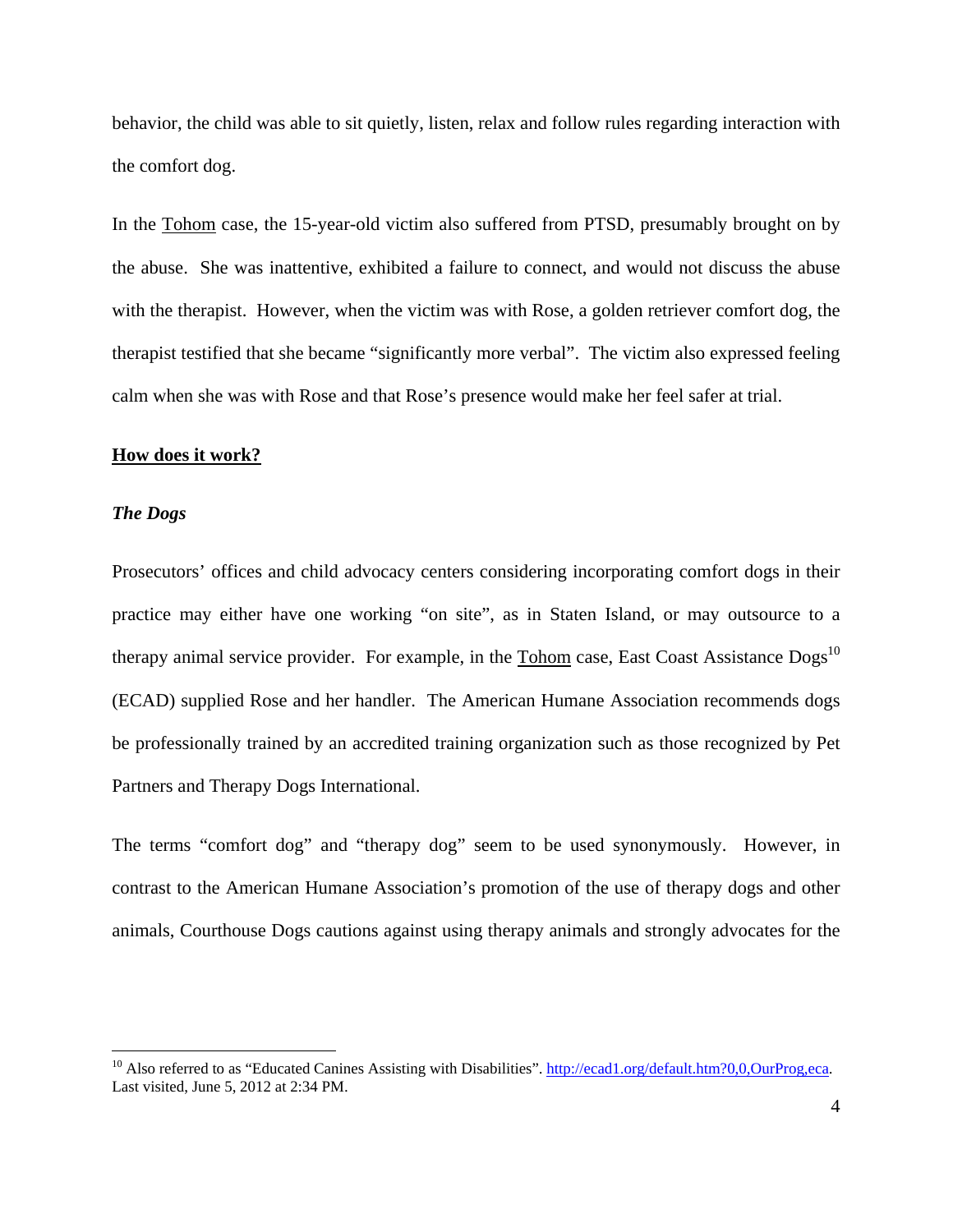behavior, the child was able to sit quietly, listen, relax and follow rules regarding interaction with the comfort dog.

In the Tohom case, the 15-year-old victim also suffered from PTSD, presumably brought on by the abuse. She was inattentive, exhibited a failure to connect, and would not discuss the abuse with the therapist. However, when the victim was with Rose, a golden retriever comfort dog, the therapist testified that she became "significantly more verbal". The victim also expressed feeling calm when she was with Rose and that Rose's presence would make her feel safer at trial.

**How does it work?**

***The Dogs***

Prosecutors' offices and child advocacy centers considering incorporating comfort dogs in their practice may either have one working "on site", as in Staten Island, or may outsource to a therapy animal service provider. For example, in the Tohom case, East Coast Assistance Dogs[10] (ECAD) supplied Rose and her handler. The American Humane Association recommends dogs be professionally trained by an accredited training organization such as those recognized by Pet Partners and Therapy Dogs International.

The terms "comfort dog" and "therapy dog" seem to be used synonymously. However, in contrast to the American Humane Association's promotion of the use of therapy dogs and other animals, Courthouse Dogs cautions against using therapy animals and strongly advocates for the

---

[10] Also referred to as "Educated Canines Assisting with Disabilities". http://ecad1.org/default.htm?0,0,OurProg,eca. Last visited, June 5, 2012 at 2:34 PM.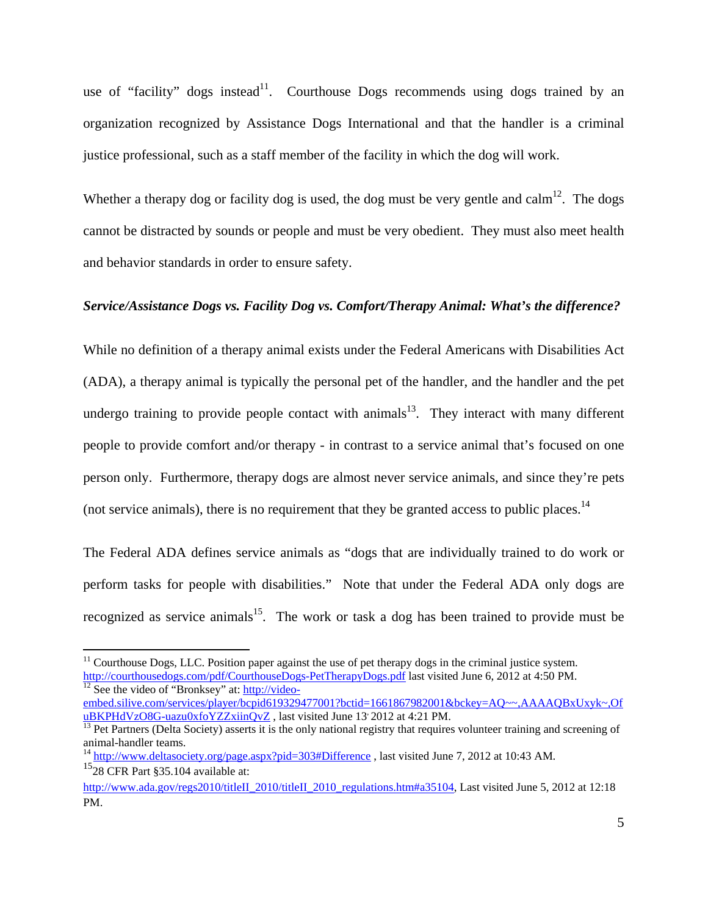use of "facility" dogs instead[11]. Courthouse Dogs recommends using dogs trained by an organization recognized by Assistance Dogs International and that the handler is a criminal justice professional, such as a staff member of the facility in which the dog will work.

Whether a therapy dog or facility dog is used, the dog must be very gentle and calm[12]. The dogs cannot be distracted by sounds or people and must be very obedient. They must also meet health and behavior standards in order to ensure safety.

***Service/Assistance Dogs vs. Facility Dog vs. Comfort/Therapy Animal: What's the difference?***

While no definition of a therapy animal exists under the Federal Americans with Disabilities Act (ADA), a therapy animal is typically the personal pet of the handler, and the handler and the pet undergo training to provide people contact with animals[13]. They interact with many different people to provide comfort and/or therapy - in contrast to a service animal that's focused on one person only. Furthermore, therapy dogs are almost never service animals, and since they're pets (not service animals), there is no requirement that they be granted access to public places.[14]

The Federal ADA defines service animals as "dogs that are individually trained to do work or perform tasks for people with disabilities." Note that under the Federal ADA only dogs are recognized as service animals[15]. The work or task a dog has been trained to provide must be

---

[11] Courthouse Dogs, LLC. Position paper against the use of pet therapy dogs in the criminal justice system. http://courthousedogs.com/pdf/CourthouseDogs-PetTherapyDogs.pdf last visited June 6, 2012 at 4:50 PM.

[12] See the video of "Bronksey" at: http://video-embed.silive.com/services/player/bcpid619329477001?bctid=1661867982001&bckey=AQ~~,AAAAQBxUxyk~,OfuBKPHdVzO8G-uazu0xfoYZZxiinQvZ , last visited June 13, 2012 at 4:21 PM.

[13] Pet Partners (Delta Society) asserts it is the only national registry that requires volunteer training and screening of animal-handler teams.

[14] http://www.deltasociety.org/page.aspx?pid=303#Difference , last visited June 7, 2012 at 10:43 AM.

[15] 28 CFR Part §35.104 available at: http://www.ada.gov/regs2010/titleII_2010/titleII_2010_regulations.htm#a35104, Last visited June 5, 2012 at 12:18 PM.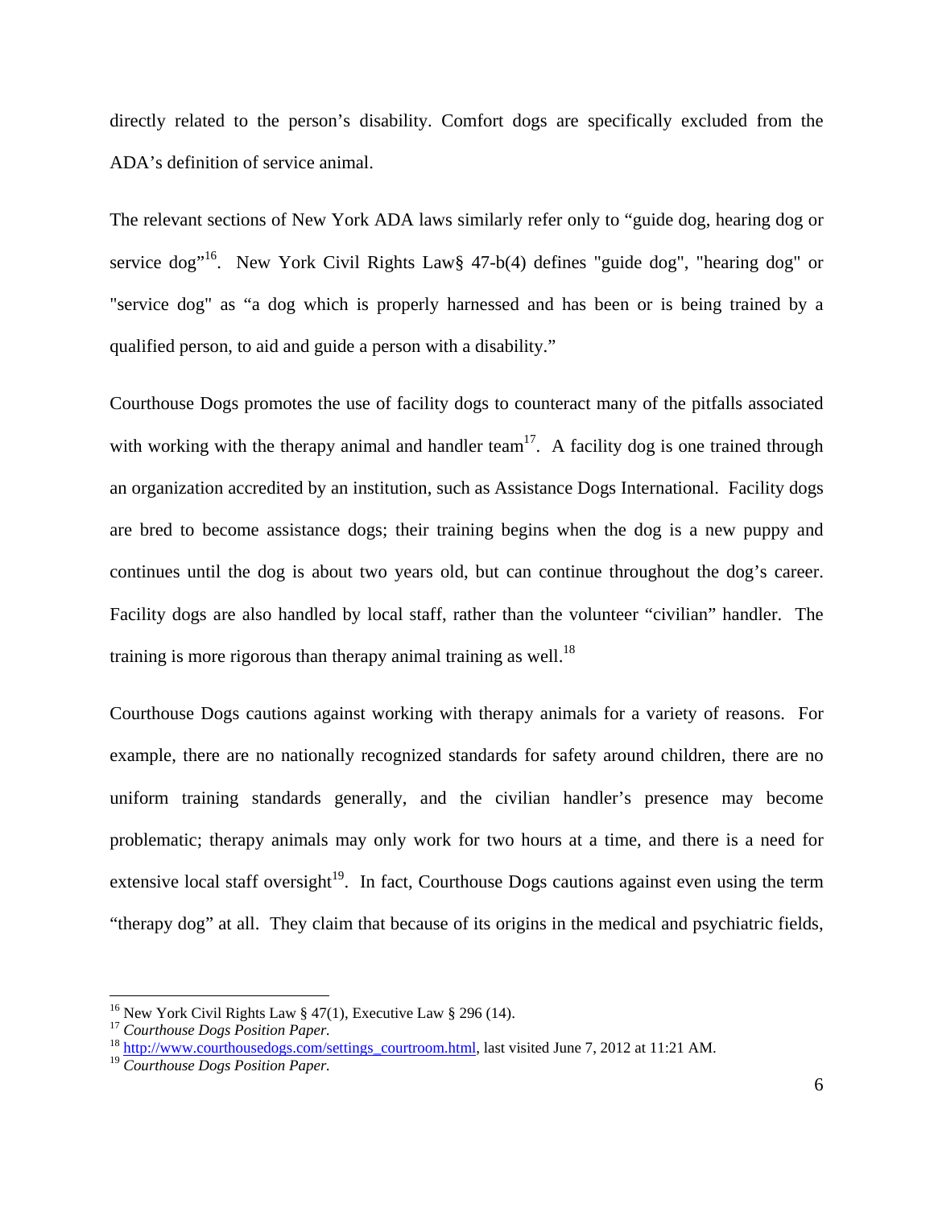directly related to the person's disability. Comfort dogs are specifically excluded from the ADA's definition of service animal.

The relevant sections of New York ADA laws similarly refer only to "guide dog, hearing dog or service dog"[16]. New York Civil Rights Law§ 47-b(4) defines "guide dog", "hearing dog" or "service dog" as "a dog which is properly harnessed and has been or is being trained by a qualified person, to aid and guide a person with a disability."

Courthouse Dogs promotes the use of facility dogs to counteract many of the pitfalls associated with working with the therapy animal and handler team[17]. A facility dog is one trained through an organization accredited by an institution, such as Assistance Dogs International. Facility dogs are bred to become assistance dogs; their training begins when the dog is a new puppy and continues until the dog is about two years old, but can continue throughout the dog's career. Facility dogs are also handled by local staff, rather than the volunteer "civilian" handler. The training is more rigorous than therapy animal training as well.[18]

Courthouse Dogs cautions against working with therapy animals for a variety of reasons. For example, there are no nationally recognized standards for safety around children, there are no uniform training standards generally, and the civilian handler's presence may become problematic; therapy animals may only work for two hours at a time, and there is a need for extensive local staff oversight[19]. In fact, Courthouse Dogs cautions against even using the term "therapy dog" at all. They claim that because of its origins in the medical and psychiatric fields,

---

[16] New York Civil Rights Law § 47(1), Executive Law § 296 (14).

[17] *Courthouse Dogs Position Paper.*

[18] http://www.courthousedogs.com/settings_courtroom.html, last visited June 7, 2012 at 11:21 AM.

[19] *Courthouse Dogs Position Paper.*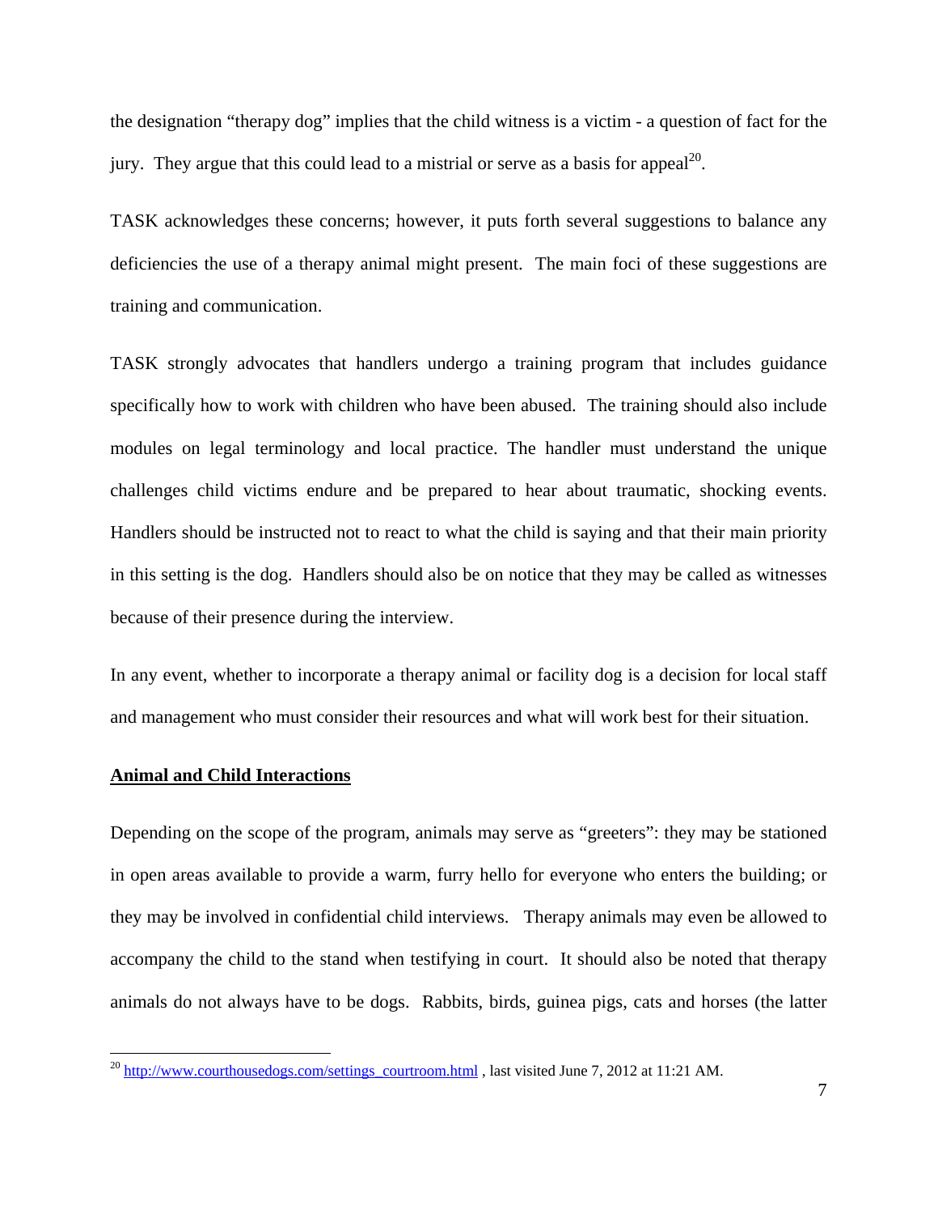the designation "therapy dog" implies that the child witness is a victim - a question of fact for the jury. They argue that this could lead to a mistrial or serve as a basis for appeal[20].

TASK acknowledges these concerns; however, it puts forth several suggestions to balance any deficiencies the use of a therapy animal might present. The main foci of these suggestions are training and communication.

TASK strongly advocates that handlers undergo a training program that includes guidance specifically how to work with children who have been abused. The training should also include modules on legal terminology and local practice. The handler must understand the unique challenges child victims endure and be prepared to hear about traumatic, shocking events. Handlers should be instructed not to react to what the child is saying and that their main priority in this setting is the dog. Handlers should also be on notice that they may be called as witnesses because of their presence during the interview.

In any event, whether to incorporate a therapy animal or facility dog is a decision for local staff and management who must consider their resources and what will work best for their situation.

**Animal and Child Interactions**

Depending on the scope of the program, animals may serve as "greeters": they may be stationed in open areas available to provide a warm, furry hello for everyone who enters the building; or they may be involved in confidential child interviews. Therapy animals may even be allowed to accompany the child to the stand when testifying in court. It should also be noted that therapy animals do not always have to be dogs. Rabbits, birds, guinea pigs, cats and horses (the latter

---

[20] http://www.courthousedogs.com/settings_courtroom.html , last visited June 7, 2012 at 11:21 AM.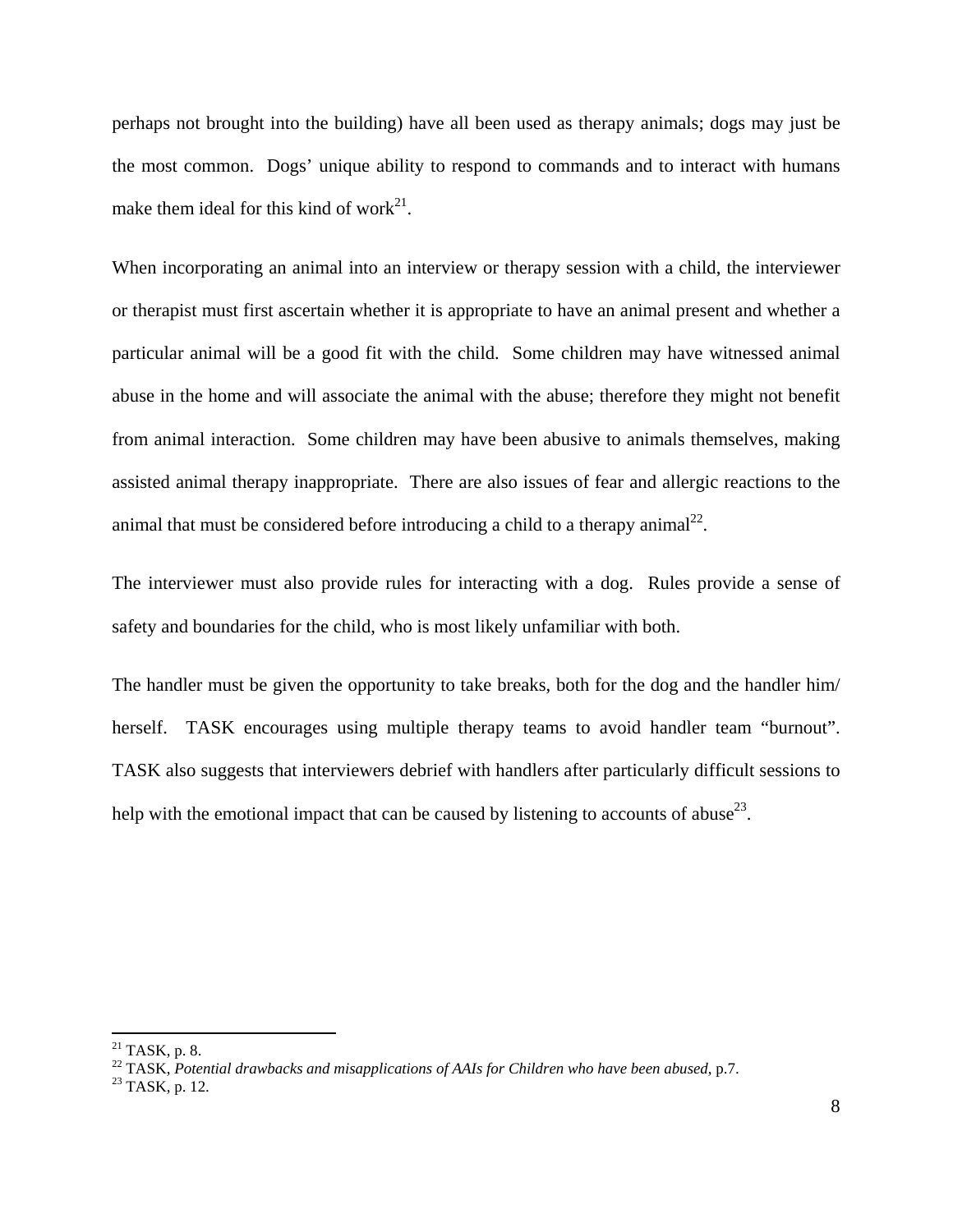perhaps not brought into the building) have all been used as therapy animals; dogs may just be the most common. Dogs' unique ability to respond to commands and to interact with humans make them ideal for this kind of work[21].

When incorporating an animal into an interview or therapy session with a child, the interviewer or therapist must first ascertain whether it is appropriate to have an animal present and whether a particular animal will be a good fit with the child. Some children may have witnessed animal abuse in the home and will associate the animal with the abuse; therefore they might not benefit from animal interaction. Some children may have been abusive to animals themselves, making assisted animal therapy inappropriate. There are also issues of fear and allergic reactions to the animal that must be considered before introducing a child to a therapy animal[22].

The interviewer must also provide rules for interacting with a dog. Rules provide a sense of safety and boundaries for the child, who is most likely unfamiliar with both.

The handler must be given the opportunity to take breaks, both for the dog and the handler him/ herself. TASK encourages using multiple therapy teams to avoid handler team "burnout". TASK also suggests that interviewers debrief with handlers after particularly difficult sessions to help with the emotional impact that can be caused by listening to accounts of abuse[23].

---

[21] TASK, p. 8.

[22] TASK, *Potential drawbacks and misapplications of AAIs for Children who have been abused*, p.7.

[23] TASK, p. 12.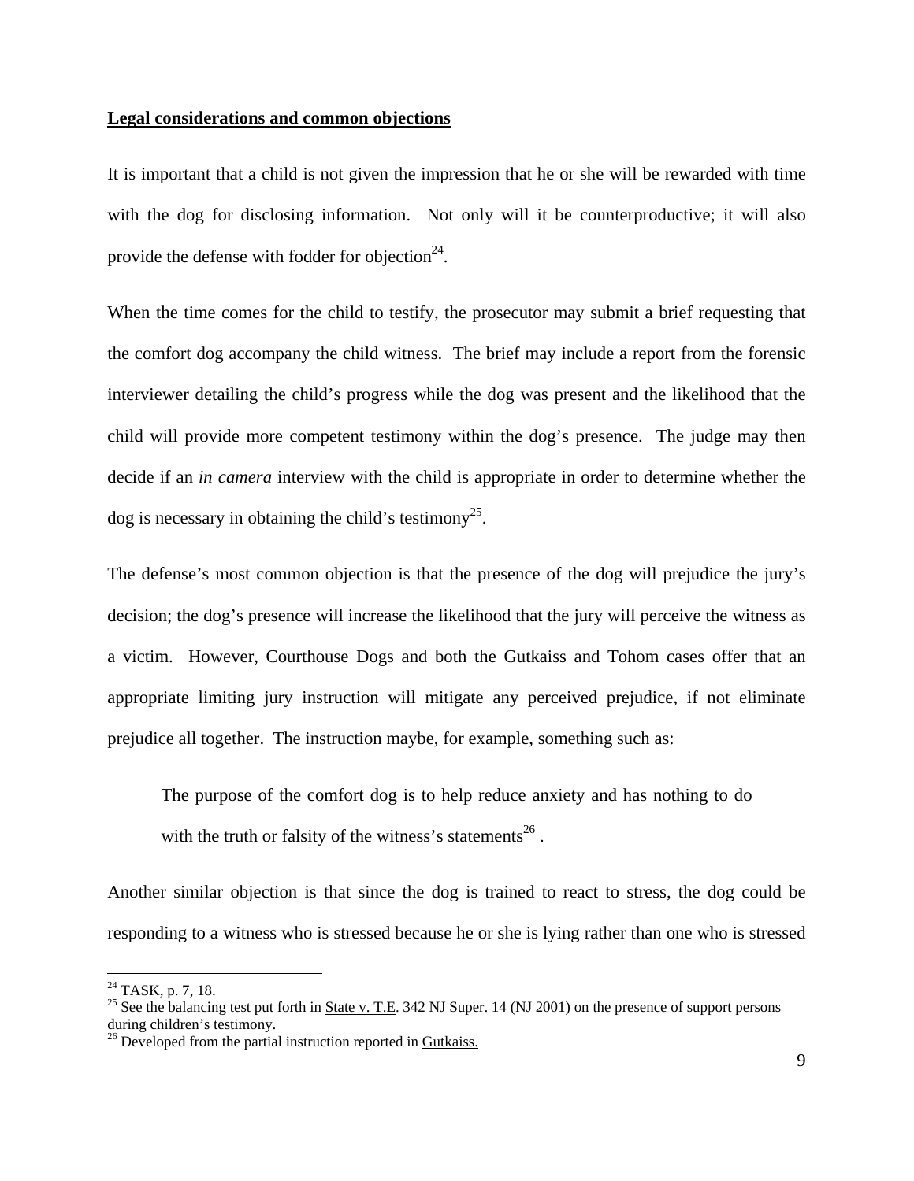**Legal considerations and common objections**

It is important that a child is not given the impression that he or she will be rewarded with time with the dog for disclosing information. Not only will it be counterproductive; it will also provide the defense with fodder for objection[24].

When the time comes for the child to testify, the prosecutor may submit a brief requesting that the comfort dog accompany the child witness. The brief may include a report from the forensic interviewer detailing the child's progress while the dog was present and the likelihood that the child will provide more competent testimony within the dog's presence. The judge may then decide if an *in camera* interview with the child is appropriate in order to determine whether the dog is necessary in obtaining the child's testimony[25].

The defense's most common objection is that the presence of the dog will prejudice the jury's decision; the dog's presence will increase the likelihood that the jury will perceive the witness as a victim. However, Courthouse Dogs and both the Gutkaiss and Tohom cases offer that an appropriate limiting jury instruction will mitigate any perceived prejudice, if not eliminate prejudice all together. The instruction maybe, for example, something such as:

> The purpose of the comfort dog is to help reduce anxiety and has nothing to do with the truth or falsity of the witness's statements[26] .

Another similar objection is that since the dog is trained to react to stress, the dog could be responding to a witness who is stressed because he or she is lying rather than one who is stressed

---

[24] TASK, p. 7, 18.

[25] See the balancing test put forth in State v. T.E. 342 NJ Super. 14 (NJ 2001) on the presence of support persons during children's testimony.

[26] Developed from the partial instruction reported in Gutkaiss.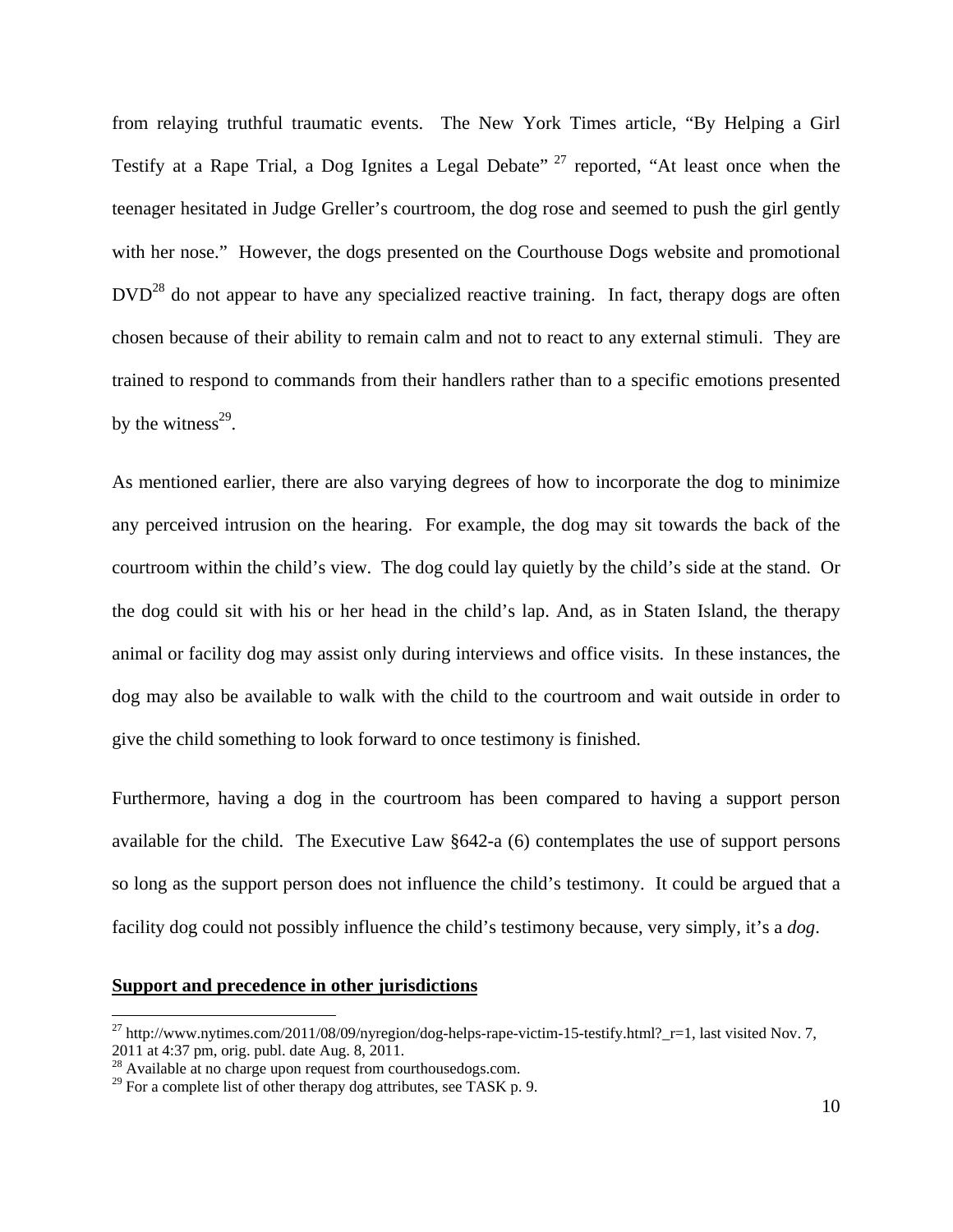from relaying truthful traumatic events. The New York Times article, "By Helping a Girl Testify at a Rape Trial, a Dog Ignites a Legal Debate" [27] reported, "At least once when the teenager hesitated in Judge Greller's courtroom, the dog rose and seemed to push the girl gently with her nose." However, the dogs presented on the Courthouse Dogs website and promotional DVD[28] do not appear to have any specialized reactive training. In fact, therapy dogs are often chosen because of their ability to remain calm and not to react to any external stimuli. They are trained to respond to commands from their handlers rather than to a specific emotions presented by the witness[29].

As mentioned earlier, there are also varying degrees of how to incorporate the dog to minimize any perceived intrusion on the hearing. For example, the dog may sit towards the back of the courtroom within the child's view. The dog could lay quietly by the child's side at the stand. Or the dog could sit with his or her head in the child's lap. And, as in Staten Island, the therapy animal or facility dog may assist only during interviews and office visits. In these instances, the dog may also be available to walk with the child to the courtroom and wait outside in order to give the child something to look forward to once testimony is finished.

Furthermore, having a dog in the courtroom has been compared to having a support person available for the child. The Executive Law §642-a (6) contemplates the use of support persons so long as the support person does not influence the child's testimony. It could be argued that a facility dog could not possibly influence the child's testimony because, very simply, it's a *dog*.

**Support and precedence in other jurisdictions**

---

[27] http://www.nytimes.com/2011/08/09/nyregion/dog-helps-rape-victim-15-testify.html?_r=1, last visited Nov. 7, 2011 at 4:37 pm, orig. publ. date Aug. 8, 2011.

[28] Available at no charge upon request from courthousedogs.com.

[29] For a complete list of other therapy dog attributes, see TASK p. 9.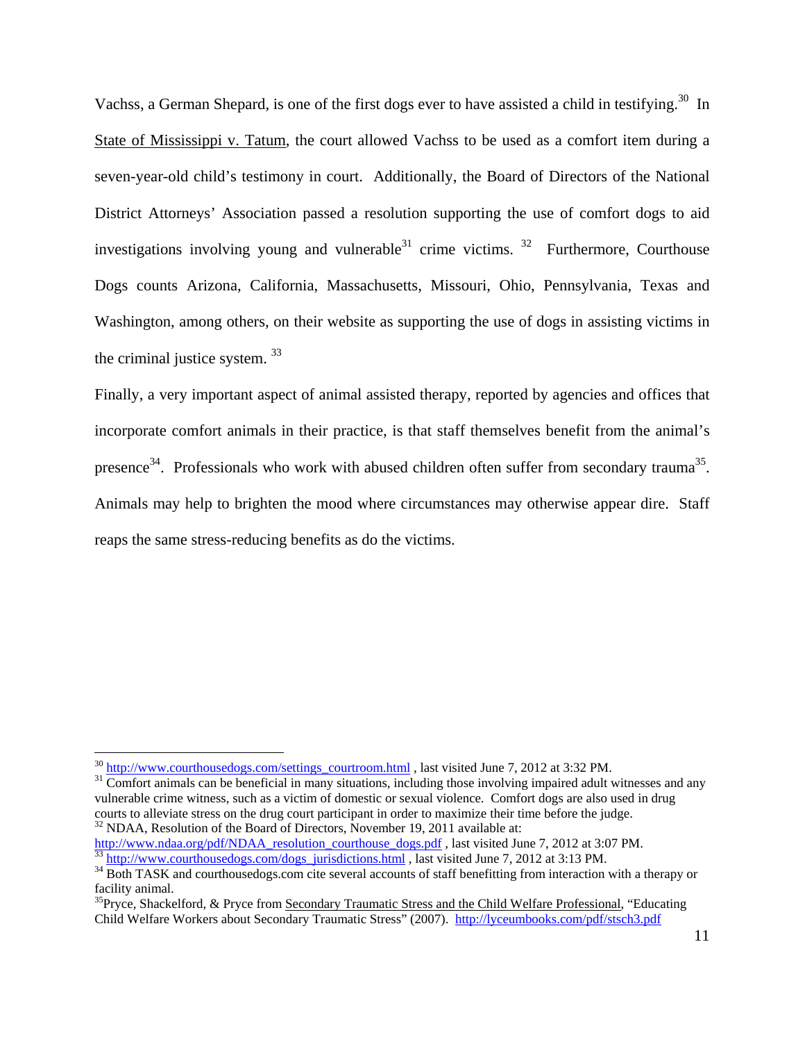Vachss, a German Shepard, is one of the first dogs ever to have assisted a child in testifying.[30] In State of Mississippi v. Tatum, the court allowed Vachss to be used as a comfort item during a seven-year-old child's testimony in court. Additionally, the Board of Directors of the National District Attorneys' Association passed a resolution supporting the use of comfort dogs to aid investigations involving young and vulnerable[31] crime victims. [32] Furthermore, Courthouse Dogs counts Arizona, California, Massachusetts, Missouri, Ohio, Pennsylvania, Texas and Washington, among others, on their website as supporting the use of dogs in assisting victims in the criminal justice system. [33]

Finally, a very important aspect of animal assisted therapy, reported by agencies and offices that incorporate comfort animals in their practice, is that staff themselves benefit from the animal's presence[34]. Professionals who work with abused children often suffer from secondary trauma[35]. Animals may help to brighten the mood where circumstances may otherwise appear dire. Staff reaps the same stress-reducing benefits as do the victims.

---

[30] http://www.courthousedogs.com/settings_courtroom.html , last visited June 7, 2012 at 3:32 PM.

[31] Comfort animals can be beneficial in many situations, including those involving impaired adult witnesses and any vulnerable crime witness, such as a victim of domestic or sexual violence. Comfort dogs are also used in drug courts to alleviate stress on the drug court participant in order to maximize their time before the judge.

[32] NDAA, Resolution of the Board of Directors, November 19, 2011 available at: http://www.ndaa.org/pdf/NDAA_resolution_courthouse_dogs.pdf , last visited June 7, 2012 at 3:07 PM.

[33] http://www.courthousedogs.com/dogs_jurisdictions.html , last visited June 7, 2012 at 3:13 PM.

[34] Both TASK and courthousedogs.com cite several accounts of staff benefitting from interaction with a therapy or facility animal.

[35] Pryce, Shackelford, & Pryce from Secondary Traumatic Stress and the Child Welfare Professional, "Educating Child Welfare Workers about Secondary Traumatic Stress" (2007). http://lyceumbooks.com/pdf/stsch3.pdf